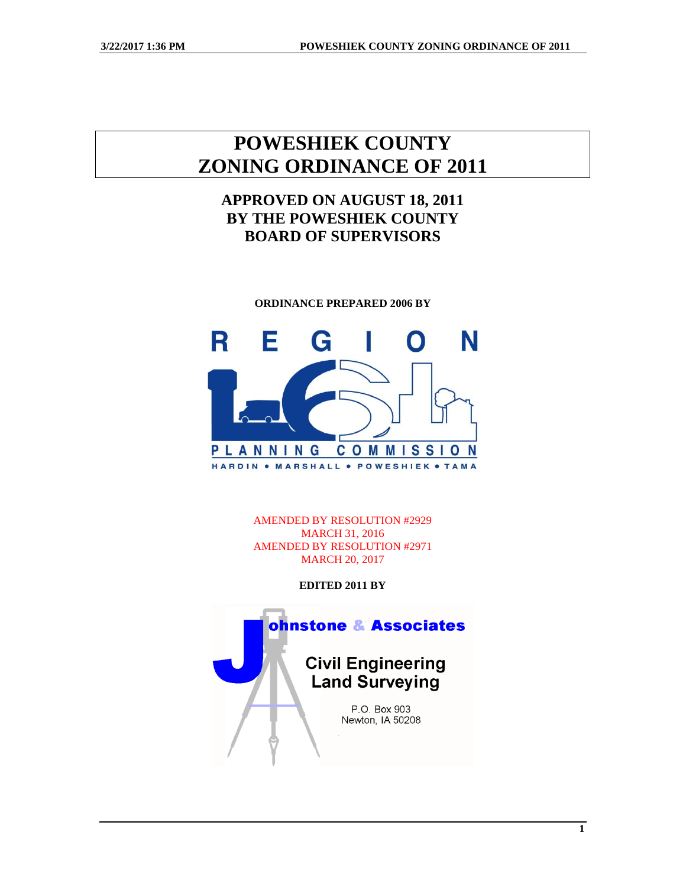# POWESHIEK COUNTY ZONING ORDINANCE OF 2011

## APPROVED ON AUGUST 18, 2011 BY THE POWESHIEK COUNTY BOARD OF SUPERVISORS

**ORDINANCE PREPARED 2006 BY**

REGION 6 PLANNING COMMISSION

HARDIN • MARSHALL • POWESHIEK • TAMA

AMENDED BY RESOLUTION #2929
MARCH 31, 2016
AMENDED BY RESOLUTION #2971
MARCH 20, 2017

**EDITED 2011 BY**

Johnstone & Associates

Civil Engineering
Land Surveying

P.O. Box 903
Newton, IA 50208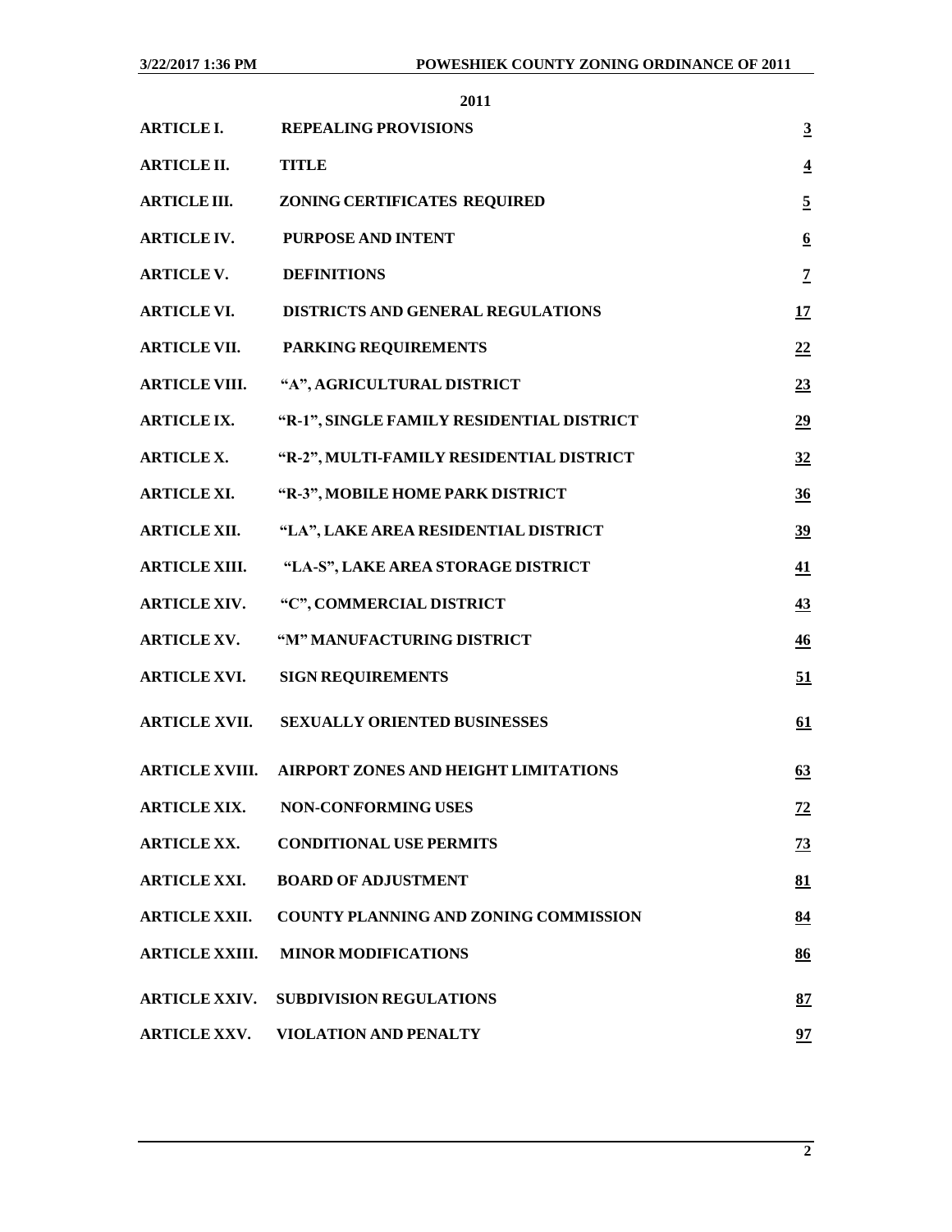**2011**

| | | |
|---|---|---|
| **ARTICLE I.** | **REPEALING PROVISIONS** | **3** |
| **ARTICLE II.** | **TITLE** | **4** |
| **ARTICLE III.** | **ZONING CERTIFICATES REQUIRED** | **5** |
| **ARTICLE IV.** | **PURPOSE AND INTENT** | **6** |
| **ARTICLE V.** | **DEFINITIONS** | **7** |
| **ARTICLE VI.** | **DISTRICTS AND GENERAL REGULATIONS** | **17** |
| **ARTICLE VII.** | **PARKING REQUIREMENTS** | **22** |
| **ARTICLE VIII.** | **"A", AGRICULTURAL DISTRICT** | **23** |
| **ARTICLE IX.** | **"R-1", SINGLE FAMILY RESIDENTIAL DISTRICT** | **29** |
| **ARTICLE X.** | **"R-2", MULTI-FAMILY RESIDENTIAL DISTRICT** | **32** |
| **ARTICLE XI.** | **"R-3", MOBILE HOME PARK DISTRICT** | **36** |
| **ARTICLE XII.** | **"LA", LAKE AREA RESIDENTIAL DISTRICT** | **39** |
| **ARTICLE XIII.** | **"LA-S", LAKE AREA STORAGE DISTRICT** | **41** |
| **ARTICLE XIV.** | **"C", COMMERCIAL DISTRICT** | **43** |
| **ARTICLE XV.** | **"M" MANUFACTURING DISTRICT** | **46** |
| **ARTICLE XVI.** | **SIGN REQUIREMENTS** | **51** |
| **ARTICLE XVII.** | **SEXUALLY ORIENTED BUSINESSES** | **61** |
| **ARTICLE XVIII.** | **AIRPORT ZONES AND HEIGHT LIMITATIONS** | **63** |
| **ARTICLE XIX.** | **NON-CONFORMING USES** | **72** |
| **ARTICLE XX.** | **CONDITIONAL USE PERMITS** | **73** |
| **ARTICLE XXI.** | **BOARD OF ADJUSTMENT** | **81** |
| **ARTICLE XXII.** | **COUNTY PLANNING AND ZONING COMMISSION** | **84** |
| **ARTICLE XXIII.** | **MINOR MODIFICATIONS** | **86** |
| **ARTICLE XXIV.** | **SUBDIVISION REGULATIONS** | **87** |
| **ARTICLE XXV.** | **VIOLATION AND PENALTY** | **97** |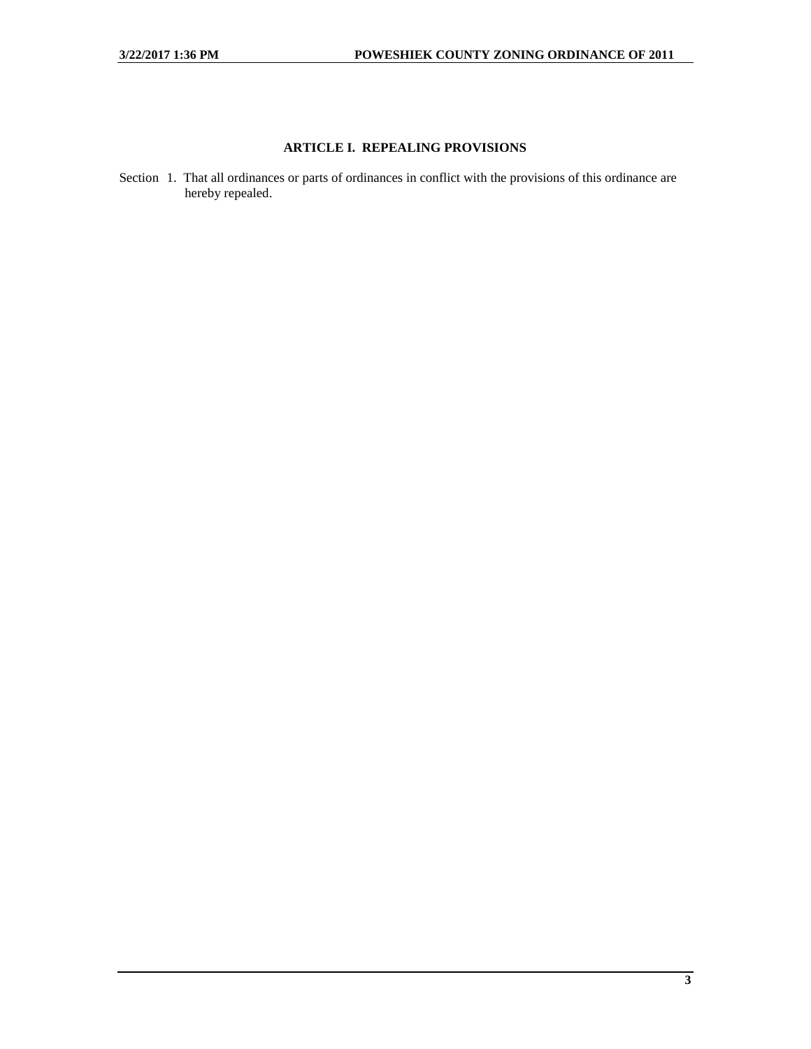## ARTICLE I. REPEALING PROVISIONS

Section 1. That all ordinances or parts of ordinances in conflict with the provisions of this ordinance are hereby repealed.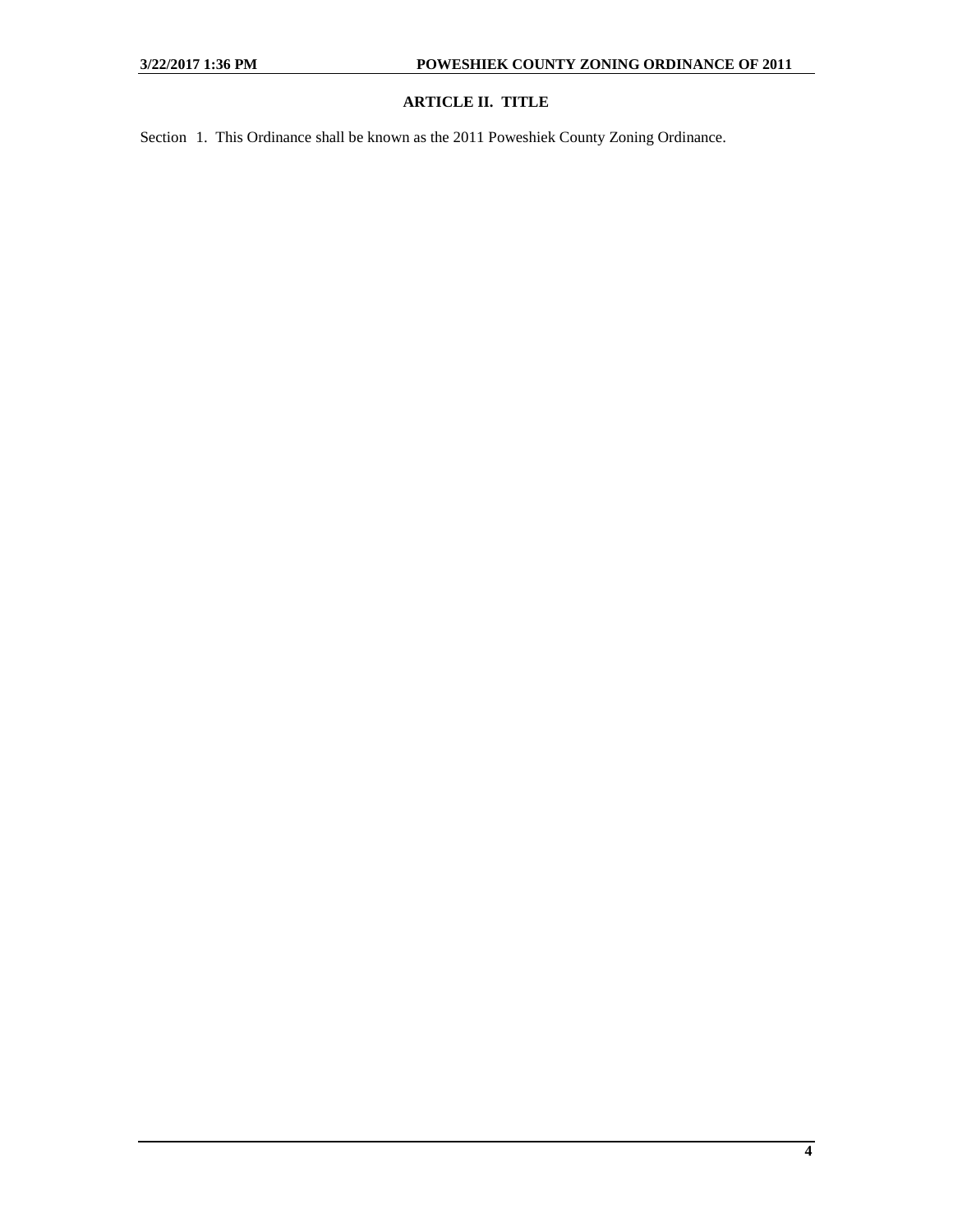## ARTICLE II. TITLE

Section 1. This Ordinance shall be known as the 2011 Poweshiek County Zoning Ordinance.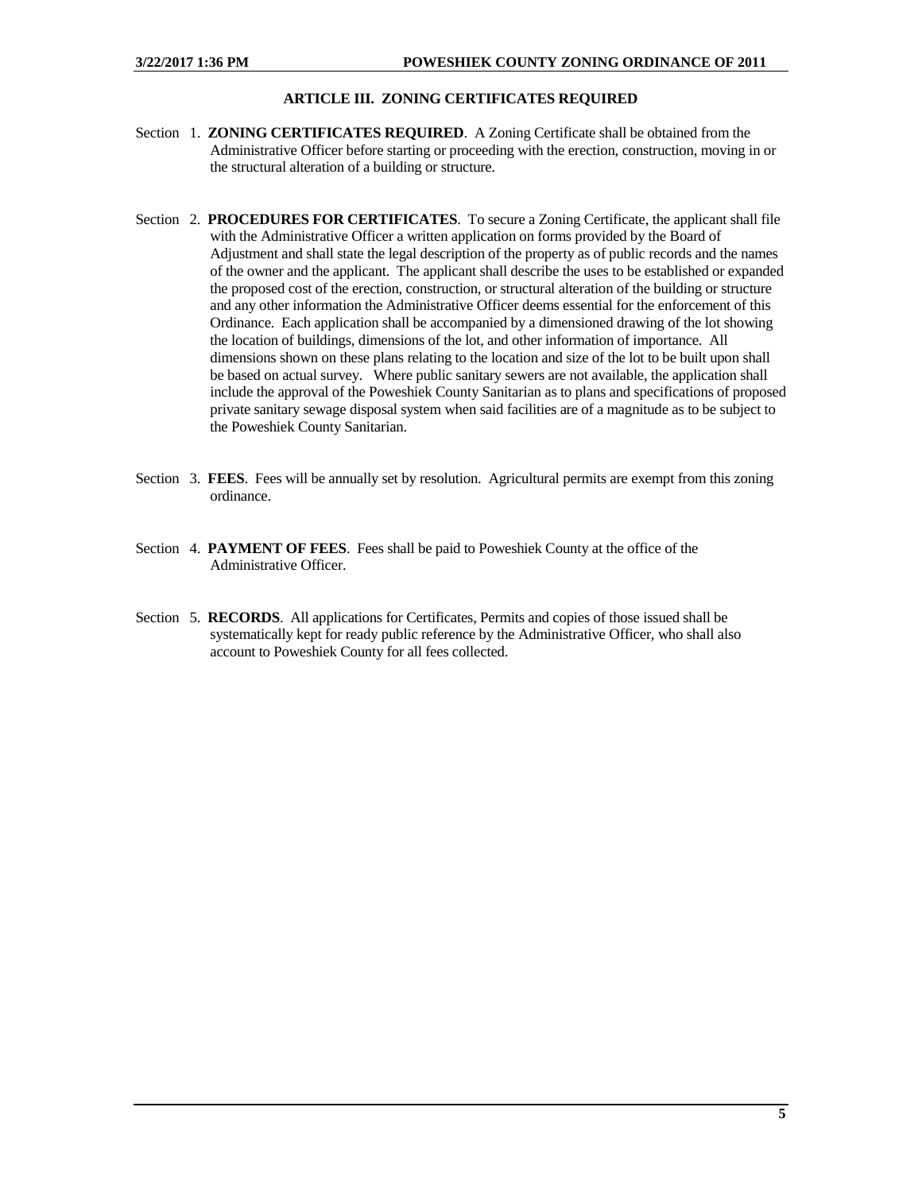## ARTICLE III. ZONING CERTIFICATES REQUIRED

Section 1. **ZONING CERTIFICATES REQUIRED**. A Zoning Certificate shall be obtained from the Administrative Officer before starting or proceeding with the erection, construction, moving in or the structural alteration of a building or structure.

Section 2. **PROCEDURES FOR CERTIFICATES**. To secure a Zoning Certificate, the applicant shall file with the Administrative Officer a written application on forms provided by the Board of Adjustment and shall state the legal description of the property as of public records and the names of the owner and the applicant. The applicant shall describe the uses to be established or expanded the proposed cost of the erection, construction, or structural alteration of the building or structure and any other information the Administrative Officer deems essential for the enforcement of this Ordinance. Each application shall be accompanied by a dimensioned drawing of the lot showing the location of buildings, dimensions of the lot, and other information of importance. All dimensions shown on these plans relating to the location and size of the lot to be built upon shall be based on actual survey. Where public sanitary sewers are not available, the application shall include the approval of the Poweshiek County Sanitarian as to plans and specifications of proposed private sanitary sewage disposal system when said facilities are of a magnitude as to be subject to the Poweshiek County Sanitarian.

Section 3. **FEES**. Fees will be annually set by resolution. Agricultural permits are exempt from this zoning ordinance.

Section 4. **PAYMENT OF FEES**. Fees shall be paid to Poweshiek County at the office of the Administrative Officer.

Section 5. **RECORDS**. All applications for Certificates, Permits and copies of those issued shall be systematically kept for ready public reference by the Administrative Officer, who shall also account to Poweshiek County for all fees collected.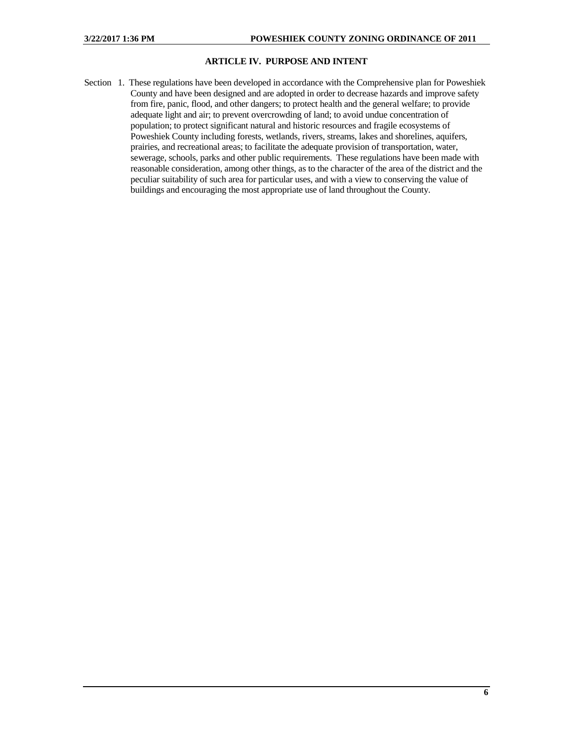## ARTICLE IV. PURPOSE AND INTENT

Section 1. These regulations have been developed in accordance with the Comprehensive plan for Poweshiek County and have been designed and are adopted in order to decrease hazards and improve safety from fire, panic, flood, and other dangers; to protect health and the general welfare; to provide adequate light and air; to prevent overcrowding of land; to avoid undue concentration of population; to protect significant natural and historic resources and fragile ecosystems of Poweshiek County including forests, wetlands, rivers, streams, lakes and shorelines, aquifers, prairies, and recreational areas; to facilitate the adequate provision of transportation, water, sewerage, schools, parks and other public requirements. These regulations have been made with reasonable consideration, among other things, as to the character of the area of the district and the peculiar suitability of such area for particular uses, and with a view to conserving the value of buildings and encouraging the most appropriate use of land throughout the County.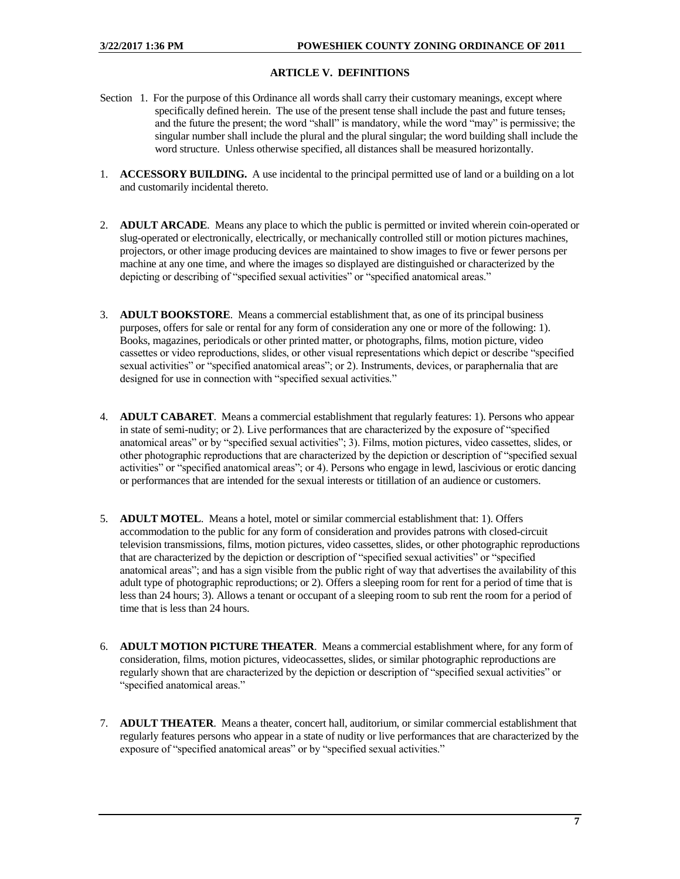## ARTICLE V. DEFINITIONS

Section 1. For the purpose of this Ordinance all words shall carry their customary meanings, except where specifically defined herein. The use of the present tense shall include the past and future tenses, and the future the present; the word "shall" is mandatory, while the word "may" is permissive; the singular number shall include the plural and the plural singular; the word building shall include the word structure. Unless otherwise specified, all distances shall be measured horizontally.

1. **ACCESSORY BUILDING.** A use incidental to the principal permitted use of land or a building on a lot and customarily incidental thereto.

2. **ADULT ARCADE**. Means any place to which the public is permitted or invited wherein coin-operated or slug-operated or electronically, electrically, or mechanically controlled still or motion pictures machines, projectors, or other image producing devices are maintained to show images to five or fewer persons per machine at any one time, and where the images so displayed are distinguished or characterized by the depicting or describing of "specified sexual activities" or "specified anatomical areas."

3. **ADULT BOOKSTORE**. Means a commercial establishment that, as one of its principal business purposes, offers for sale or rental for any form of consideration any one or more of the following: 1). Books, magazines, periodicals or other printed matter, or photographs, films, motion picture, video cassettes or video reproductions, slides, or other visual representations which depict or describe "specified sexual activities" or "specified anatomical areas"; or 2). Instruments, devices, or paraphernalia that are designed for use in connection with "specified sexual activities."

4. **ADULT CABARET**. Means a commercial establishment that regularly features: 1). Persons who appear in state of semi-nudity; or 2). Live performances that are characterized by the exposure of "specified anatomical areas" or by "specified sexual activities"; 3). Films, motion pictures, video cassettes, slides, or other photographic reproductions that are characterized by the depiction or description of "specified sexual activities" or "specified anatomical areas"; or 4). Persons who engage in lewd, lascivious or erotic dancing or performances that are intended for the sexual interests or titillation of an audience or customers.

5. **ADULT MOTEL**. Means a hotel, motel or similar commercial establishment that: 1). Offers accommodation to the public for any form of consideration and provides patrons with closed-circuit television transmissions, films, motion pictures, video cassettes, slides, or other photographic reproductions that are characterized by the depiction or description of "specified sexual activities" or "specified anatomical areas"; and has a sign visible from the public right of way that advertises the availability of this adult type of photographic reproductions; or 2). Offers a sleeping room for rent for a period of time that is less than 24 hours; 3). Allows a tenant or occupant of a sleeping room to sub rent the room for a period of time that is less than 24 hours.

6. **ADULT MOTION PICTURE THEATER**. Means a commercial establishment where, for any form of consideration, films, motion pictures, videocassettes, slides, or similar photographic reproductions are regularly shown that are characterized by the depiction or description of "specified sexual activities" or "specified anatomical areas."

7. **ADULT THEATER**. Means a theater, concert hall, auditorium, or similar commercial establishment that regularly features persons who appear in a state of nudity or live performances that are characterized by the exposure of "specified anatomical areas" or by "specified sexual activities."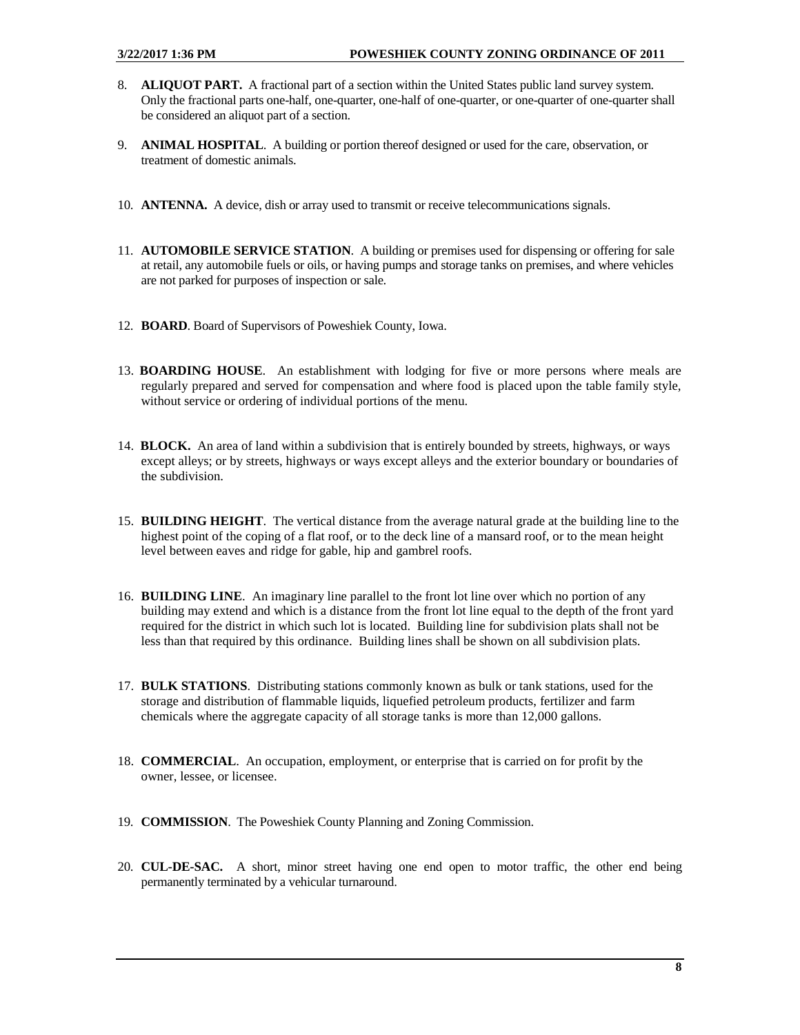8. **ALIQUOT PART.** A fractional part of a section within the United States public land survey system. Only the fractional parts one-half, one-quarter, one-half of one-quarter, or one-quarter of one-quarter shall be considered an aliquot part of a section.

9. **ANIMAL HOSPITAL**. A building or portion thereof designed or used for the care, observation, or treatment of domestic animals.

10. **ANTENNA.** A device, dish or array used to transmit or receive telecommunications signals.

11. **AUTOMOBILE SERVICE STATION**. A building or premises used for dispensing or offering for sale at retail, any automobile fuels or oils, or having pumps and storage tanks on premises, and where vehicles are not parked for purposes of inspection or sale.

12. **BOARD**. Board of Supervisors of Poweshiek County, Iowa.

13. **BOARDING HOUSE**. An establishment with lodging for five or more persons where meals are regularly prepared and served for compensation and where food is placed upon the table family style, without service or ordering of individual portions of the menu.

14. **BLOCK.** An area of land within a subdivision that is entirely bounded by streets, highways, or ways except alleys; or by streets, highways or ways except alleys and the exterior boundary or boundaries of the subdivision.

15. **BUILDING HEIGHT**. The vertical distance from the average natural grade at the building line to the highest point of the coping of a flat roof, or to the deck line of a mansard roof, or to the mean height level between eaves and ridge for gable, hip and gambrel roofs.

16. **BUILDING LINE**. An imaginary line parallel to the front lot line over which no portion of any building may extend and which is a distance from the front lot line equal to the depth of the front yard required for the district in which such lot is located. Building line for subdivision plats shall not be less than that required by this ordinance. Building lines shall be shown on all subdivision plats.

17. **BULK STATIONS**. Distributing stations commonly known as bulk or tank stations, used for the storage and distribution of flammable liquids, liquefied petroleum products, fertilizer and farm chemicals where the aggregate capacity of all storage tanks is more than 12,000 gallons.

18. **COMMERCIAL**. An occupation, employment, or enterprise that is carried on for profit by the owner, lessee, or licensee.

19. **COMMISSION**. The Poweshiek County Planning and Zoning Commission.

20. **CUL-DE-SAC.** A short, minor street having one end open to motor traffic, the other end being permanently terminated by a vehicular turnaround.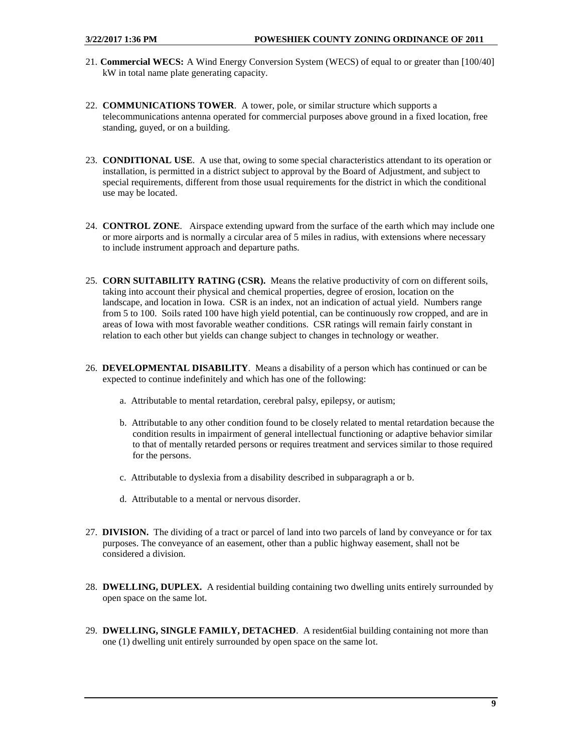21. **Commercial WECS:** A Wind Energy Conversion System (WECS) of equal to or greater than [100/40] kW in total name plate generating capacity.

22. **COMMUNICATIONS TOWER**. A tower, pole, or similar structure which supports a telecommunications antenna operated for commercial purposes above ground in a fixed location, free standing, guyed, or on a building.

23. **CONDITIONAL USE**. A use that, owing to some special characteristics attendant to its operation or installation, is permitted in a district subject to approval by the Board of Adjustment, and subject to special requirements, different from those usual requirements for the district in which the conditional use may be located.

24. **CONTROL ZONE**. Airspace extending upward from the surface of the earth which may include one or more airports and is normally a circular area of 5 miles in radius, with extensions where necessary to include instrument approach and departure paths.

25. **CORN SUITABILITY RATING (CSR).** Means the relative productivity of corn on different soils, taking into account their physical and chemical properties, degree of erosion, location on the landscape, and location in Iowa. CSR is an index, not an indication of actual yield. Numbers range from 5 to 100. Soils rated 100 have high yield potential, can be continuously row cropped, and are in areas of Iowa with most favorable weather conditions. CSR ratings will remain fairly constant in relation to each other but yields can change subject to changes in technology or weather.

26. **DEVELOPMENTAL DISABILITY**. Means a disability of a person which has continued or can be expected to continue indefinitely and which has one of the following:

    a. Attributable to mental retardation, cerebral palsy, epilepsy, or autism;

    b. Attributable to any other condition found to be closely related to mental retardation because the condition results in impairment of general intellectual functioning or adaptive behavior similar to that of mentally retarded persons or requires treatment and services similar to those required for the persons.

    c. Attributable to dyslexia from a disability described in subparagraph a or b.

    d. Attributable to a mental or nervous disorder.

27. **DIVISION.** The dividing of a tract or parcel of land into two parcels of land by conveyance or for tax purposes. The conveyance of an easement, other than a public highway easement, shall not be considered a division.

28. **DWELLING, DUPLEX.** A residential building containing two dwelling units entirely surrounded by open space on the same lot.

29. **DWELLING, SINGLE FAMILY, DETACHED**. A resident6ial building containing not more than one (1) dwelling unit entirely surrounded by open space on the same lot.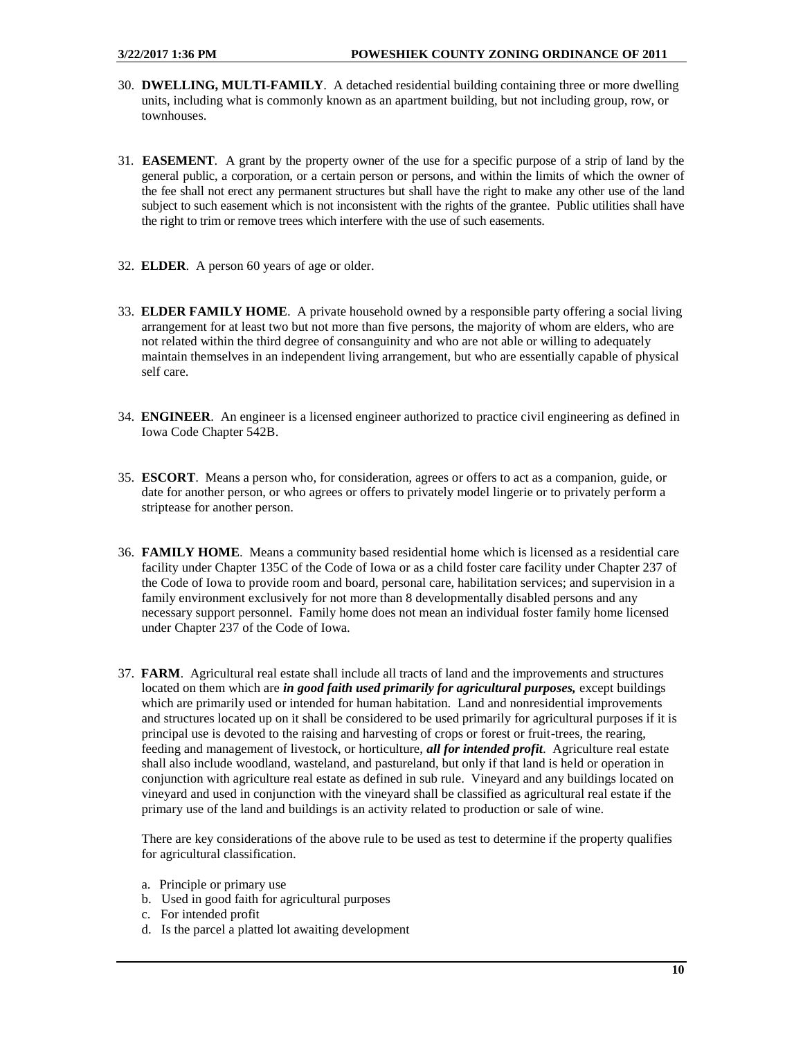30. **DWELLING, MULTI-FAMILY**. A detached residential building containing three or more dwelling units, including what is commonly known as an apartment building, but not including group, row, or townhouses.

31. **EASEMENT**. A grant by the property owner of the use for a specific purpose of a strip of land by the general public, a corporation, or a certain person or persons, and within the limits of which the owner of the fee shall not erect any permanent structures but shall have the right to make any other use of the land subject to such easement which is not inconsistent with the rights of the grantee. Public utilities shall have the right to trim or remove trees which interfere with the use of such easements.

32. **ELDER**. A person 60 years of age or older.

33. **ELDER FAMILY HOME**. A private household owned by a responsible party offering a social living arrangement for at least two but not more than five persons, the majority of whom are elders, who are not related within the third degree of consanguinity and who are not able or willing to adequately maintain themselves in an independent living arrangement, but who are essentially capable of physical self care.

34. **ENGINEER**. An engineer is a licensed engineer authorized to practice civil engineering as defined in Iowa Code Chapter 542B.

35. **ESCORT**. Means a person who, for consideration, agrees or offers to act as a companion, guide, or date for another person, or who agrees or offers to privately model lingerie or to privately perform a striptease for another person.

36. **FAMILY HOME**. Means a community based residential home which is licensed as a residential care facility under Chapter 135C of the Code of Iowa or as a child foster care facility under Chapter 237 of the Code of Iowa to provide room and board, personal care, habilitation services; and supervision in a family environment exclusively for not more than 8 developmentally disabled persons and any necessary support personnel. Family home does not mean an individual foster family home licensed under Chapter 237 of the Code of Iowa.

37. **FARM**. Agricultural real estate shall include all tracts of land and the improvements and structures located on them which are ***in good faith used primarily for agricultural purposes,*** except buildings which are primarily used or intended for human habitation. Land and nonresidential improvements and structures located up on it shall be considered to be used primarily for agricultural purposes if it is principal use is devoted to the raising and harvesting of crops or forest or fruit-trees, the rearing, feeding and management of livestock, or horticulture, ***all for intended profit***. Agriculture real estate shall also include woodland, wasteland, and pastureland, but only if that land is held or operation in conjunction with agriculture real estate as defined in sub rule. Vineyard and any buildings located on vineyard and used in conjunction with the vineyard shall be classified as agricultural real estate if the primary use of the land and buildings is an activity related to production or sale of wine.

    There are key considerations of the above rule to be used as test to determine if the property qualifies for agricultural classification.

    a. Principle or primary use
    b. Used in good faith for agricultural purposes
    c. For intended profit
    d. Is the parcel a platted lot awaiting development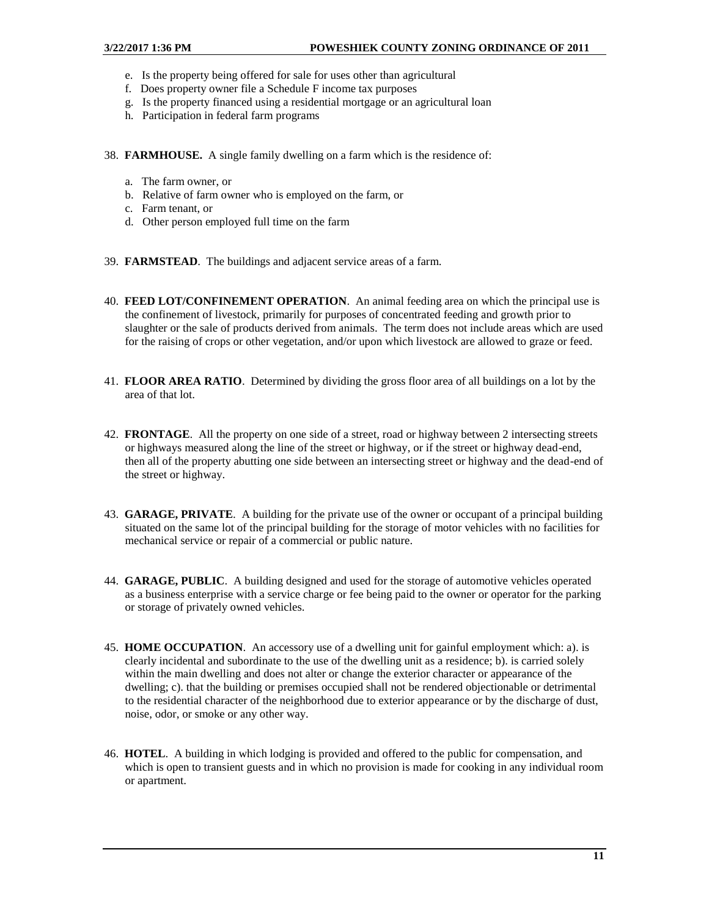e. Is the property being offered for sale for uses other than agricultural
f. Does property owner file a Schedule F income tax purposes
g. Is the property financed using a residential mortgage or an agricultural loan
h. Participation in federal farm programs

38. **FARMHOUSE.** A single family dwelling on a farm which is the residence of:

    a. The farm owner, or
    b. Relative of farm owner who is employed on the farm, or
    c. Farm tenant, or
    d. Other person employed full time on the farm

39. **FARMSTEAD**. The buildings and adjacent service areas of a farm.

40. **FEED LOT/CONFINEMENT OPERATION**. An animal feeding area on which the principal use is the confinement of livestock, primarily for purposes of concentrated feeding and growth prior to slaughter or the sale of products derived from animals. The term does not include areas which are used for the raising of crops or other vegetation, and/or upon which livestock are allowed to graze or feed.

41. **FLOOR AREA RATIO**. Determined by dividing the gross floor area of all buildings on a lot by the area of that lot.

42. **FRONTAGE**. All the property on one side of a street, road or highway between 2 intersecting streets or highways measured along the line of the street or highway, or if the street or highway dead-end, then all of the property abutting one side between an intersecting street or highway and the dead-end of the street or highway.

43. **GARAGE, PRIVATE**. A building for the private use of the owner or occupant of a principal building situated on the same lot of the principal building for the storage of motor vehicles with no facilities for mechanical service or repair of a commercial or public nature.

44. **GARAGE, PUBLIC**. A building designed and used for the storage of automotive vehicles operated as a business enterprise with a service charge or fee being paid to the owner or operator for the parking or storage of privately owned vehicles.

45. **HOME OCCUPATION**. An accessory use of a dwelling unit for gainful employment which: a). is clearly incidental and subordinate to the use of the dwelling unit as a residence; b). is carried solely within the main dwelling and does not alter or change the exterior character or appearance of the dwelling; c). that the building or premises occupied shall not be rendered objectionable or detrimental to the residential character of the neighborhood due to exterior appearance or by the discharge of dust, noise, odor, or smoke or any other way.

46. **HOTEL**. A building in which lodging is provided and offered to the public for compensation, and which is open to transient guests and in which no provision is made for cooking in any individual room or apartment.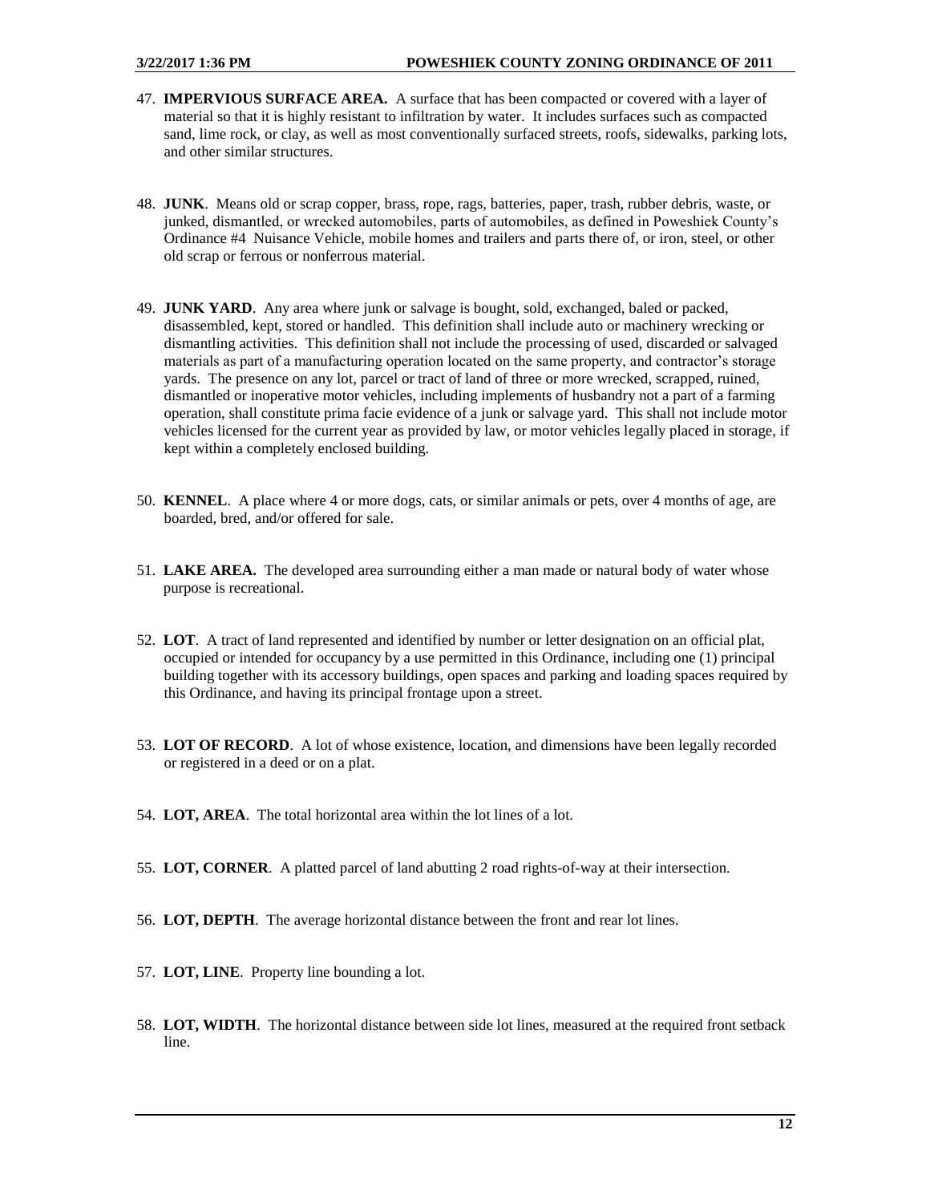47. **IMPERVIOUS SURFACE AREA.** A surface that has been compacted or covered with a layer of material so that it is highly resistant to infiltration by water. It includes surfaces such as compacted sand, lime rock, or clay, as well as most conventionally surfaced streets, roofs, sidewalks, parking lots, and other similar structures.

48. **JUNK**. Means old or scrap copper, brass, rope, rags, batteries, paper, trash, rubber debris, waste, or junked, dismantled, or wrecked automobiles, parts of automobiles, as defined in Poweshiek County's Ordinance #4 Nuisance Vehicle, mobile homes and trailers and parts there of, or iron, steel, or other old scrap or ferrous or nonferrous material.

49. **JUNK YARD**. Any area where junk or salvage is bought, sold, exchanged, baled or packed, disassembled, kept, stored or handled. This definition shall include auto or machinery wrecking or dismantling activities. This definition shall not include the processing of used, discarded or salvaged materials as part of a manufacturing operation located on the same property, and contractor's storage yards. The presence on any lot, parcel or tract of land of three or more wrecked, scrapped, ruined, dismantled or inoperative motor vehicles, including implements of husbandry not a part of a farming operation, shall constitute prima facie evidence of a junk or salvage yard. This shall not include motor vehicles licensed for the current year as provided by law, or motor vehicles legally placed in storage, if kept within a completely enclosed building.

50. **KENNEL**. A place where 4 or more dogs, cats, or similar animals or pets, over 4 months of age, are boarded, bred, and/or offered for sale.

51. **LAKE AREA.** The developed area surrounding either a man made or natural body of water whose purpose is recreational.

52. **LOT**. A tract of land represented and identified by number or letter designation on an official plat, occupied or intended for occupancy by a use permitted in this Ordinance, including one (1) principal building together with its accessory buildings, open spaces and parking and loading spaces required by this Ordinance, and having its principal frontage upon a street.

53. **LOT OF RECORD**. A lot of whose existence, location, and dimensions have been legally recorded or registered in a deed or on a plat.

54. **LOT, AREA**. The total horizontal area within the lot lines of a lot.

55. **LOT, CORNER**. A platted parcel of land abutting 2 road rights-of-way at their intersection.

56. **LOT, DEPTH**. The average horizontal distance between the front and rear lot lines.

57. **LOT, LINE**. Property line bounding a lot.

58. **LOT, WIDTH**. The horizontal distance between side lot lines, measured at the required front setback line.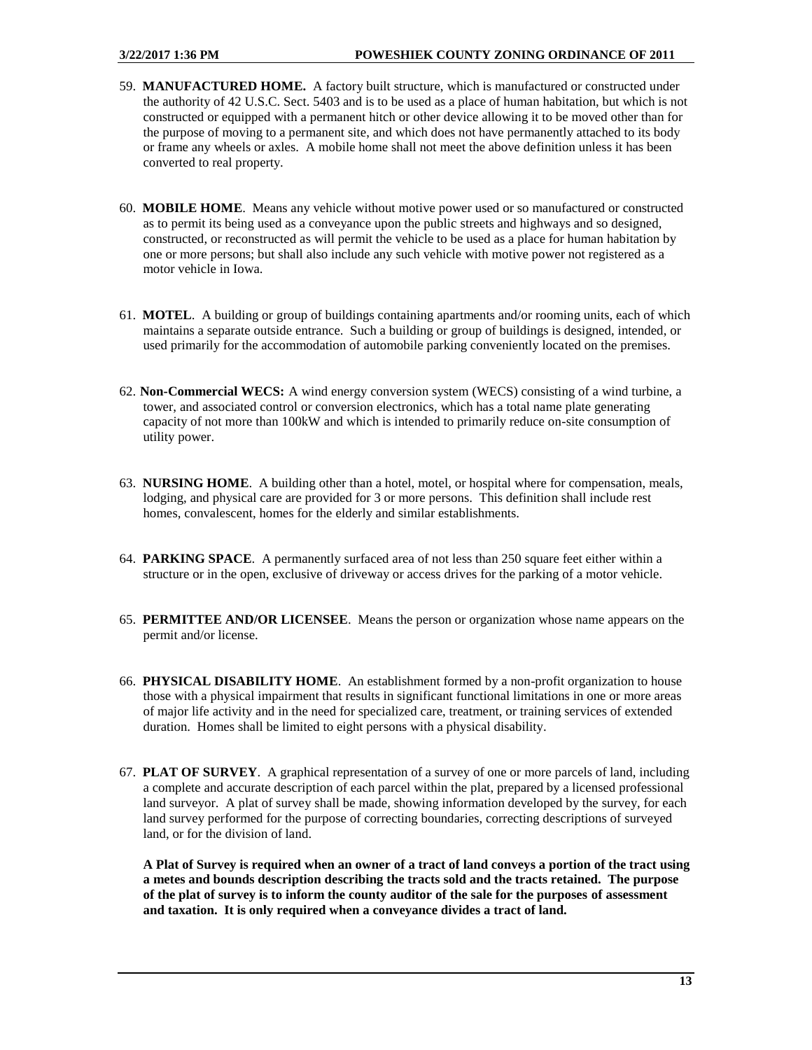59. **MANUFACTURED HOME.** A factory built structure, which is manufactured or constructed under the authority of 42 U.S.C. Sect. 5403 and is to be used as a place of human habitation, but which is not constructed or equipped with a permanent hitch or other device allowing it to be moved other than for the purpose of moving to a permanent site, and which does not have permanently attached to its body or frame any wheels or axles. A mobile home shall not meet the above definition unless it has been converted to real property.

60. **MOBILE HOME**. Means any vehicle without motive power used or so manufactured or constructed as to permit its being used as a conveyance upon the public streets and highways and so designed, constructed, or reconstructed as will permit the vehicle to be used as a place for human habitation by one or more persons; but shall also include any such vehicle with motive power not registered as a motor vehicle in Iowa.

61. **MOTEL**. A building or group of buildings containing apartments and/or rooming units, each of which maintains a separate outside entrance. Such a building or group of buildings is designed, intended, or used primarily for the accommodation of automobile parking conveniently located on the premises.

62. **Non-Commercial WECS:** A wind energy conversion system (WECS) consisting of a wind turbine, a tower, and associated control or conversion electronics, which has a total name plate generating capacity of not more than 100kW and which is intended to primarily reduce on-site consumption of utility power.

63. **NURSING HOME**. A building other than a hotel, motel, or hospital where for compensation, meals, lodging, and physical care are provided for 3 or more persons. This definition shall include rest homes, convalescent, homes for the elderly and similar establishments.

64. **PARKING SPACE**. A permanently surfaced area of not less than 250 square feet either within a structure or in the open, exclusive of driveway or access drives for the parking of a motor vehicle.

65. **PERMITTEE AND/OR LICENSEE**. Means the person or organization whose name appears on the permit and/or license.

66. **PHYSICAL DISABILITY HOME**. An establishment formed by a non-profit organization to house those with a physical impairment that results in significant functional limitations in one or more areas of major life activity and in the need for specialized care, treatment, or training services of extended duration. Homes shall be limited to eight persons with a physical disability.

67. **PLAT OF SURVEY**. A graphical representation of a survey of one or more parcels of land, including a complete and accurate description of each parcel within the plat, prepared by a licensed professional land surveyor. A plat of survey shall be made, showing information developed by the survey, for each land survey performed for the purpose of correcting boundaries, correcting descriptions of surveyed land, or for the division of land.

    **A Plat of Survey is required when an owner of a tract of land conveys a portion of the tract using a metes and bounds description describing the tracts sold and the tracts retained. The purpose of the plat of survey is to inform the county auditor of the sale for the purposes of assessment and taxation. It is only required when a conveyance divides a tract of land.**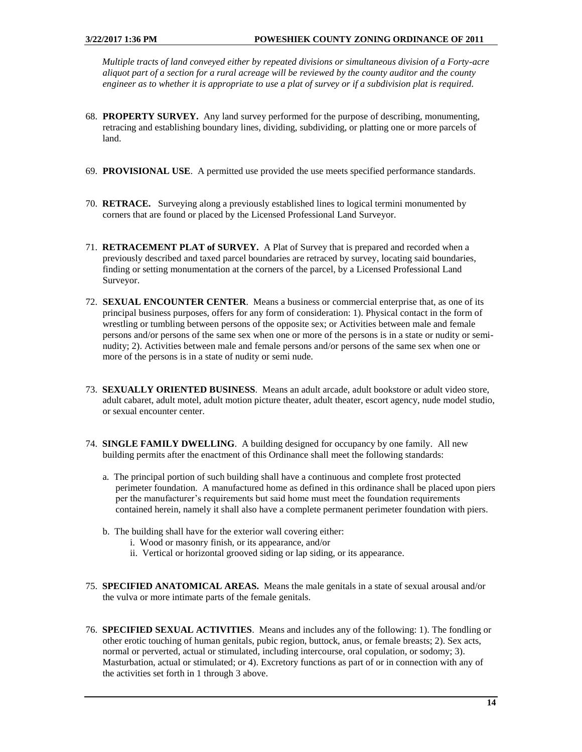*Multiple tracts of land conveyed either by repeated divisions or simultaneous division of a Forty-acre aliquot part of a section for a rural acreage will be reviewed by the county auditor and the county engineer as to whether it is appropriate to use a plat of survey or if a subdivision plat is required.*

68. **PROPERTY SURVEY.** Any land survey performed for the purpose of describing, monumenting, retracing and establishing boundary lines, dividing, subdividing, or platting one or more parcels of land.

69. **PROVISIONAL USE**. A permitted use provided the use meets specified performance standards.

70. **RETRACE.** Surveying along a previously established lines to logical termini monumented by corners that are found or placed by the Licensed Professional Land Surveyor.

71. **RETRACEMENT PLAT of SURVEY.** A Plat of Survey that is prepared and recorded when a previously described and taxed parcel boundaries are retraced by survey, locating said boundaries, finding or setting monumentation at the corners of the parcel, by a Licensed Professional Land Surveyor.

72. **SEXUAL ENCOUNTER CENTER**. Means a business or commercial enterprise that, as one of its principal business purposes, offers for any form of consideration: 1). Physical contact in the form of wrestling or tumbling between persons of the opposite sex; or Activities between male and female persons and/or persons of the same sex when one or more of the persons is in a state or nudity or semi-nudity; 2). Activities between male and female persons and/or persons of the same sex when one or more of the persons is in a state of nudity or semi nude.

73. **SEXUALLY ORIENTED BUSINESS**. Means an adult arcade, adult bookstore or adult video store, adult cabaret, adult motel, adult motion picture theater, adult theater, escort agency, nude model studio, or sexual encounter center.

74. **SINGLE FAMILY DWELLING**. A building designed for occupancy by one family. All new building permits after the enactment of this Ordinance shall meet the following standards:

    a. The principal portion of such building shall have a continuous and complete frost protected perimeter foundation. A manufactured home as defined in this ordinance shall be placed upon piers per the manufacturer's requirements but said home must meet the foundation requirements contained herein, namely it shall also have a complete permanent perimeter foundation with piers.

    b. The building shall have for the exterior wall covering either:
       i. Wood or masonry finish, or its appearance, and/or
       ii. Vertical or horizontal grooved siding or lap siding, or its appearance.

75. **SPECIFIED ANATOMICAL AREAS.** Means the male genitals in a state of sexual arousal and/or the vulva or more intimate parts of the female genitals.

76. **SPECIFIED SEXUAL ACTIVITIES**. Means and includes any of the following: 1). The fondling or other erotic touching of human genitals, pubic region, buttock, anus, or female breasts; 2). Sex acts, normal or perverted, actual or stimulated, including intercourse, oral copulation, or sodomy; 3). Masturbation, actual or stimulated; or 4). Excretory functions as part of or in connection with any of the activities set forth in 1 through 3 above.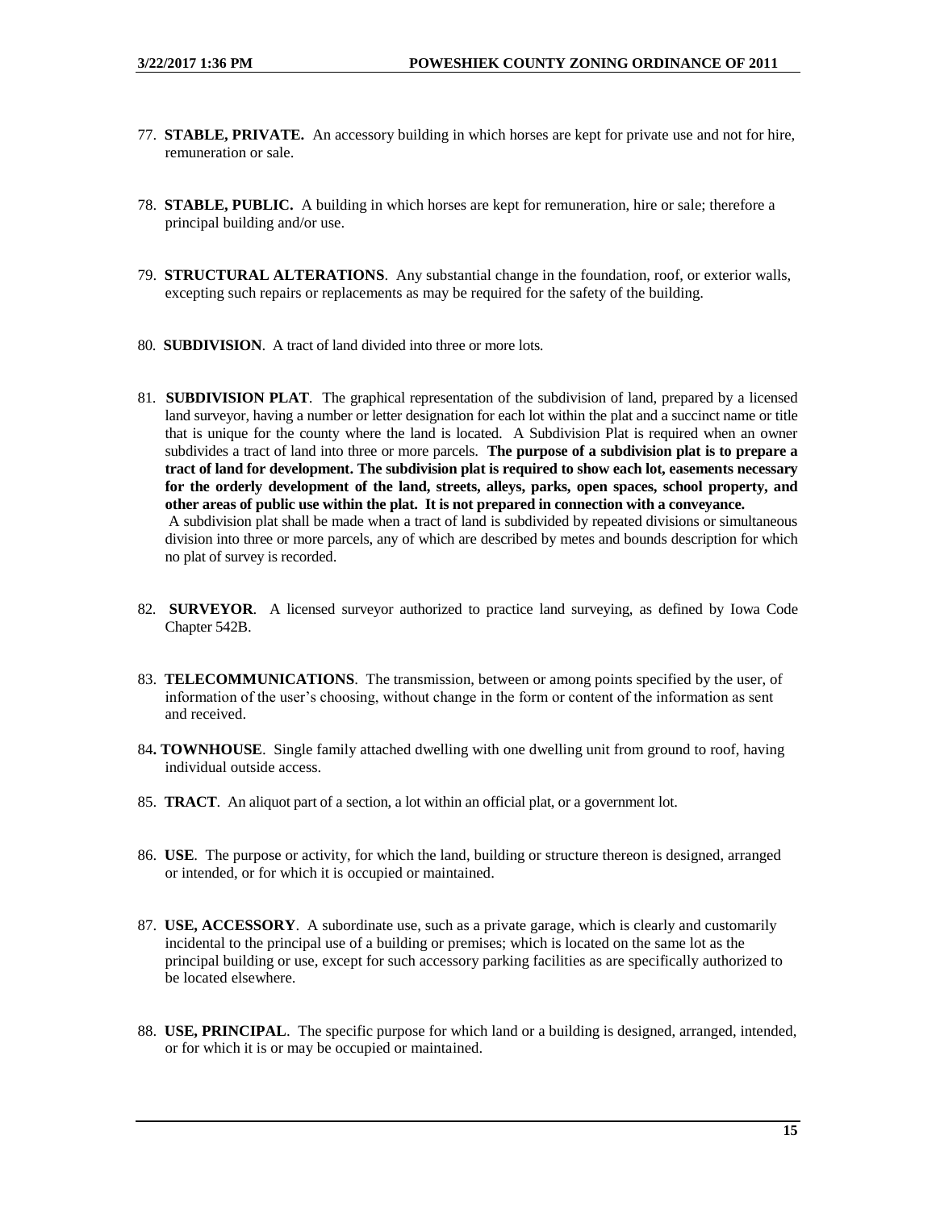77. **STABLE, PRIVATE.** An accessory building in which horses are kept for private use and not for hire, remuneration or sale.

78. **STABLE, PUBLIC.** A building in which horses are kept for remuneration, hire or sale; therefore a principal building and/or use.

79. **STRUCTURAL ALTERATIONS**. Any substantial change in the foundation, roof, or exterior walls, excepting such repairs or replacements as may be required for the safety of the building.

80. **SUBDIVISION**. A tract of land divided into three or more lots.

81. **SUBDIVISION PLAT**. The graphical representation of the subdivision of land, prepared by a licensed land surveyor, having a number or letter designation for each lot within the plat and a succinct name or title that is unique for the county where the land is located. A Subdivision Plat is required when an owner subdivides a tract of land into three or more parcels. **The purpose of a subdivision plat is to prepare a tract of land for development. The subdivision plat is required to show each lot, easements necessary for the orderly development of the land, streets, alleys, parks, open spaces, school property, and other areas of public use within the plat. It is not prepared in connection with a conveyance.**
A subdivision plat shall be made when a tract of land is subdivided by repeated divisions or simultaneous division into three or more parcels, any of which are described by metes and bounds description for which no plat of survey is recorded.

82. **SURVEYOR**. A licensed surveyor authorized to practice land surveying, as defined by Iowa Code Chapter 542B.

83. **TELECOMMUNICATIONS**. The transmission, between or among points specified by the user, of information of the user's choosing, without change in the form or content of the information as sent and received.

84. **TOWNHOUSE**. Single family attached dwelling with one dwelling unit from ground to roof, having individual outside access.

85. **TRACT**. An aliquot part of a section, a lot within an official plat, or a government lot.

86. **USE**. The purpose or activity, for which the land, building or structure thereon is designed, arranged or intended, or for which it is occupied or maintained.

87. **USE, ACCESSORY**. A subordinate use, such as a private garage, which is clearly and customarily incidental to the principal use of a building or premises; which is located on the same lot as the principal building or use, except for such accessory parking facilities as are specifically authorized to be located elsewhere.

88. **USE, PRINCIPAL**. The specific purpose for which land or a building is designed, arranged, intended, or for which it is or may be occupied or maintained.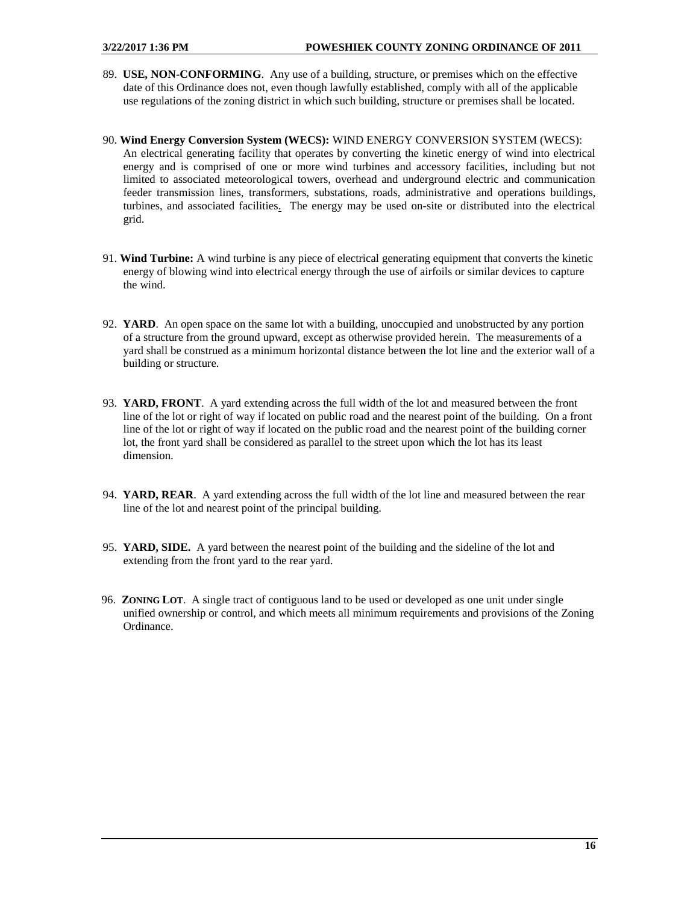89. **USE, NON-CONFORMING**. Any use of a building, structure, or premises which on the effective date of this Ordinance does not, even though lawfully established, comply with all of the applicable use regulations of the zoning district in which such building, structure or premises shall be located.

90. **Wind Energy Conversion System (WECS):** WIND ENERGY CONVERSION SYSTEM (WECS): An electrical generating facility that operates by converting the kinetic energy of wind into electrical energy and is comprised of one or more wind turbines and accessory facilities, including but not limited to associated meteorological towers, overhead and underground electric and communication feeder transmission lines, transformers, substations, roads, administrative and operations buildings, turbines, and associated facilities. The energy may be used on-site or distributed into the electrical grid.

91. **Wind Turbine:** A wind turbine is any piece of electrical generating equipment that converts the kinetic energy of blowing wind into electrical energy through the use of airfoils or similar devices to capture the wind.

92. **YARD**. An open space on the same lot with a building, unoccupied and unobstructed by any portion of a structure from the ground upward, except as otherwise provided herein. The measurements of a yard shall be construed as a minimum horizontal distance between the lot line and the exterior wall of a building or structure.

93. **YARD, FRONT**. A yard extending across the full width of the lot and measured between the front line of the lot or right of way if located on public road and the nearest point of the building. On a front line of the lot or right of way if located on the public road and the nearest point of the building corner lot, the front yard shall be considered as parallel to the street upon which the lot has its least dimension.

94. **YARD, REAR**. A yard extending across the full width of the lot line and measured between the rear line of the lot and nearest point of the principal building.

95. **YARD, SIDE.** A yard between the nearest point of the building and the sideline of the lot and extending from the front yard to the rear yard.

96. **ZONING LOT**. A single tract of contiguous land to be used or developed as one unit under single unified ownership or control, and which meets all minimum requirements and provisions of the Zoning Ordinance.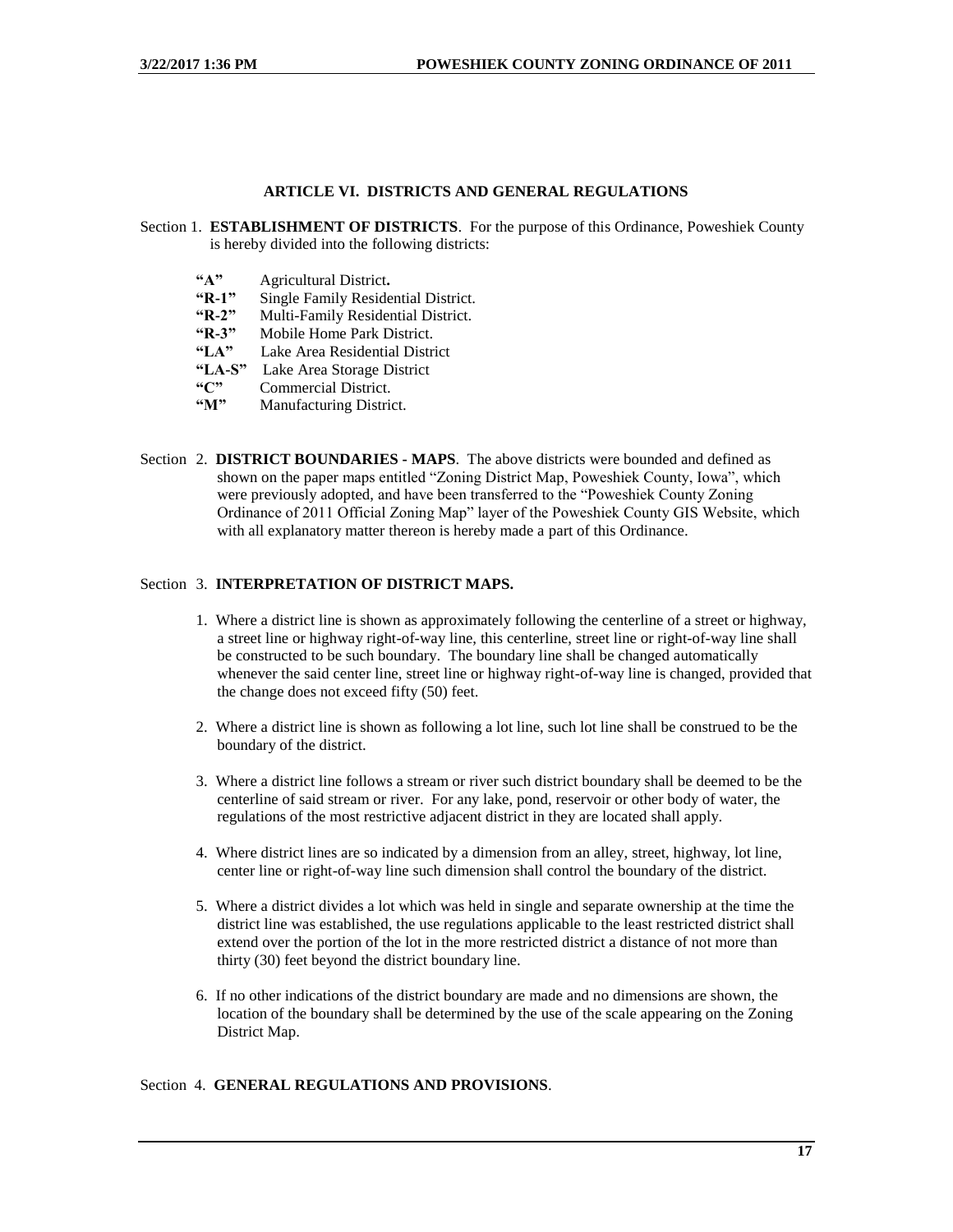## ARTICLE VI. DISTRICTS AND GENERAL REGULATIONS

Section 1. **ESTABLISHMENT OF DISTRICTS**. For the purpose of this Ordinance, Poweshiek County is hereby divided into the following districts:

- **"A"** Agricultural District**.**
- **"R-1"** Single Family Residential District.
- **"R-2"** Multi-Family Residential District.
- **"R-3"** Mobile Home Park District.
- **"LA"** Lake Area Residential District
- **"LA-S"** Lake Area Storage District
- **"C"** Commercial District.
- **"M"** Manufacturing District.

Section 2. **DISTRICT BOUNDARIES - MAPS**. The above districts were bounded and defined as shown on the paper maps entitled "Zoning District Map, Poweshiek County, Iowa", which were previously adopted, and have been transferred to the "Poweshiek County Zoning Ordinance of 2011 Official Zoning Map" layer of the Poweshiek County GIS Website, which with all explanatory matter thereon is hereby made a part of this Ordinance.

Section 3. **INTERPRETATION OF DISTRICT MAPS.**

1. Where a district line is shown as approximately following the centerline of a street or highway, a street line or highway right-of-way line, this centerline, street line or right-of-way line shall be constructed to be such boundary. The boundary line shall be changed automatically whenever the said center line, street line or highway right-of-way line is changed, provided that the change does not exceed fifty (50) feet.
2. Where a district line is shown as following a lot line, such lot line shall be construed to be the boundary of the district.
3. Where a district line follows a stream or river such district boundary shall be deemed to be the centerline of said stream or river. For any lake, pond, reservoir or other body of water, the regulations of the most restrictive adjacent district in they are located shall apply.
4. Where district lines are so indicated by a dimension from an alley, street, highway, lot line, center line or right-of-way line such dimension shall control the boundary of the district.
5. Where a district divides a lot which was held in single and separate ownership at the time the district line was established, the use regulations applicable to the least restricted district shall extend over the portion of the lot in the more restricted district a distance of not more than thirty (30) feet beyond the district boundary line.
6. If no other indications of the district boundary are made and no dimensions are shown, the location of the boundary shall be determined by the use of the scale appearing on the Zoning District Map.

Section 4. **GENERAL REGULATIONS AND PROVISIONS**.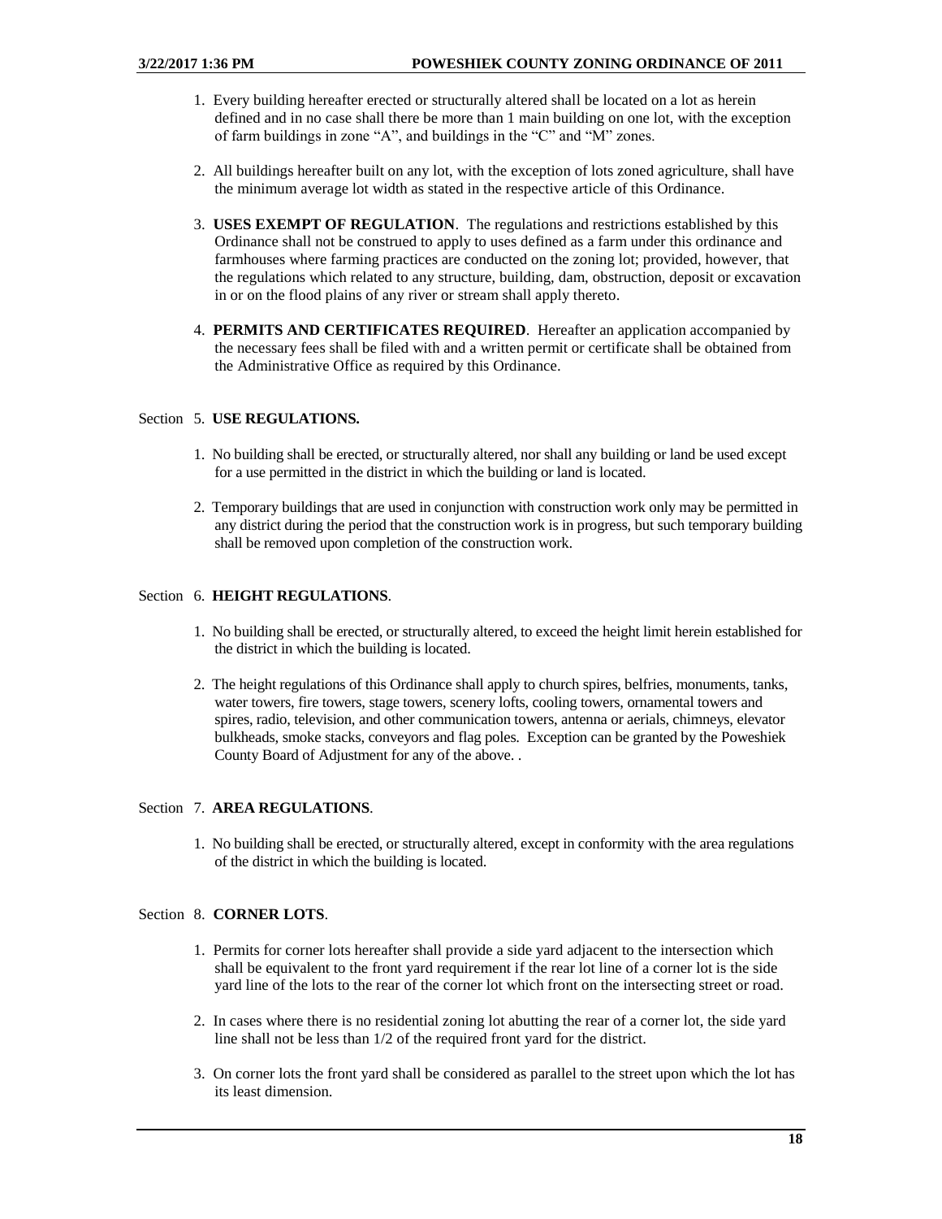1. Every building hereafter erected or structurally altered shall be located on a lot as herein defined and in no case shall there be more than 1 main building on one lot, with the exception of farm buildings in zone "A", and buildings in the "C" and "M" zones.

2. All buildings hereafter built on any lot, with the exception of lots zoned agriculture, shall have the minimum average lot width as stated in the respective article of this Ordinance.

3. **USES EXEMPT OF REGULATION**. The regulations and restrictions established by this Ordinance shall not be construed to apply to uses defined as a farm under this ordinance and farmhouses where farming practices are conducted on the zoning lot; provided, however, that the regulations which related to any structure, building, dam, obstruction, deposit or excavation in or on the flood plains of any river or stream shall apply thereto.

4. **PERMITS AND CERTIFICATES REQUIRED**. Hereafter an application accompanied by the necessary fees shall be filed with and a written permit or certificate shall be obtained from the Administrative Office as required by this Ordinance.

## Section 5. USE REGULATIONS.

1. No building shall be erected, or structurally altered, nor shall any building or land be used except for a use permitted in the district in which the building or land is located.

2. Temporary buildings that are used in conjunction with construction work only may be permitted in any district during the period that the construction work is in progress, but such temporary building shall be removed upon completion of the construction work.

## Section 6. HEIGHT REGULATIONS.

1. No building shall be erected, or structurally altered, to exceed the height limit herein established for the district in which the building is located.

2. The height regulations of this Ordinance shall apply to church spires, belfries, monuments, tanks, water towers, fire towers, stage towers, scenery lofts, cooling towers, ornamental towers and spires, radio, television, and other communication towers, antenna or aerials, chimneys, elevator bulkheads, smoke stacks, conveyors and flag poles. Exception can be granted by the Poweshiek County Board of Adjustment for any of the above. .

## Section 7. AREA REGULATIONS.

1. No building shall be erected, or structurally altered, except in conformity with the area regulations of the district in which the building is located.

## Section 8. CORNER LOTS.

1. Permits for corner lots hereafter shall provide a side yard adjacent to the intersection which shall be equivalent to the front yard requirement if the rear lot line of a corner lot is the side yard line of the lots to the rear of the corner lot which front on the intersecting street or road.

2. In cases where there is no residential zoning lot abutting the rear of a corner lot, the side yard line shall not be less than 1/2 of the required front yard for the district.

3. On corner lots the front yard shall be considered as parallel to the street upon which the lot has its least dimension.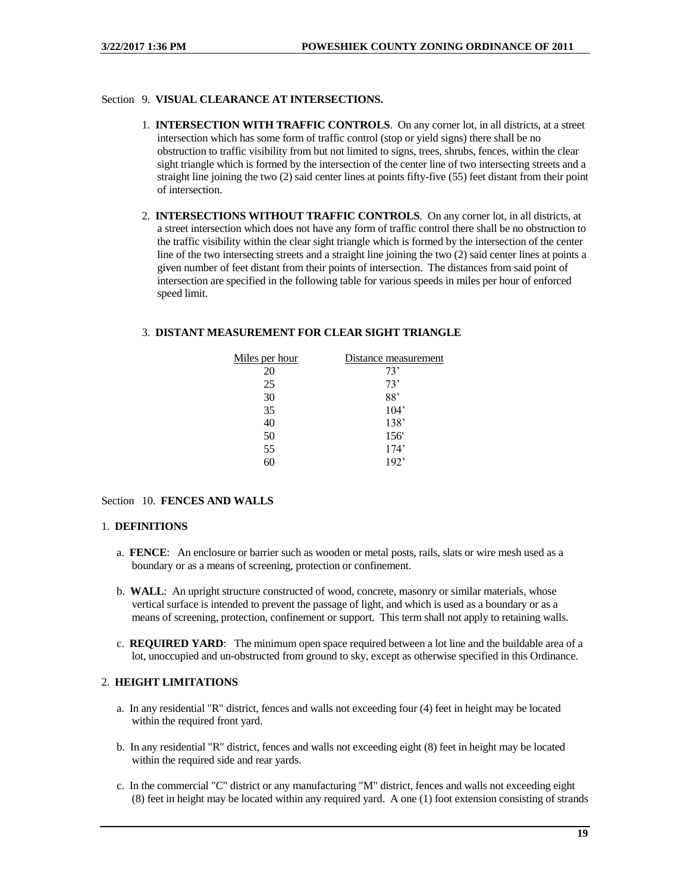## Section 9. **VISUAL CLEARANCE AT INTERSECTIONS.**

1. **INTERSECTION WITH TRAFFIC CONTROLS**. On any corner lot, in all districts, at a street intersection which has some form of traffic control (stop or yield signs) there shall be no obstruction to traffic visibility from but not limited to signs, trees, shrubs, fences, within the clear sight triangle which is formed by the intersection of the center line of two intersecting streets and a straight line joining the two (2) said center lines at points fifty-five (55) feet distant from their point of intersection.

2. **INTERSECTIONS WITHOUT TRAFFIC CONTROLS**. On any corner lot, in all districts, at a street intersection which does not have any form of traffic control there shall be no obstruction to the traffic visibility within the clear sight triangle which is formed by the intersection of the center line of the two intersecting streets and a straight line joining the two (2) said center lines at points a given number of feet distant from their points of intersection. The distances from said point of intersection are specified in the following table for various speeds in miles per hour of enforced speed limit.

3. **DISTANT MEASUREMENT FOR CLEAR SIGHT TRIANGLE**

| Miles per hour | Distance measurement |
|---|---|
| 20 | 73' |
| 25 | 73' |
| 30 | 88' |
| 35 | 104' |
| 40 | 138' |
| 50 | 156' |
| 55 | 174' |
| 60 | 192' |

## Section 10. **FENCES AND WALLS**

### 1. **DEFINITIONS**

a. **FENCE**: An enclosure or barrier such as wooden or metal posts, rails, slats or wire mesh used as a boundary or as a means of screening, protection or confinement.

b. **WALL**: An upright structure constructed of wood, concrete, masonry or similar materials, whose vertical surface is intended to prevent the passage of light, and which is used as a boundary or as a means of screening, protection, confinement or support. This term shall not apply to retaining walls.

c. **REQUIRED YARD**: The minimum open space required between a lot line and the buildable area of a lot, unoccupied and un-obstructed from ground to sky, except as otherwise specified in this Ordinance.

### 2. **HEIGHT LIMITATIONS**

a. In any residential "R" district, fences and walls not exceeding four (4) feet in height may be located within the required front yard.

b. In any residential "R" district, fences and walls not exceeding eight (8) feet in height may be located within the required side and rear yards.

c. In the commercial "C" district or any manufacturing "M" district, fences and walls not exceeding eight (8) feet in height may be located within any required yard. A one (1) foot extension consisting of strands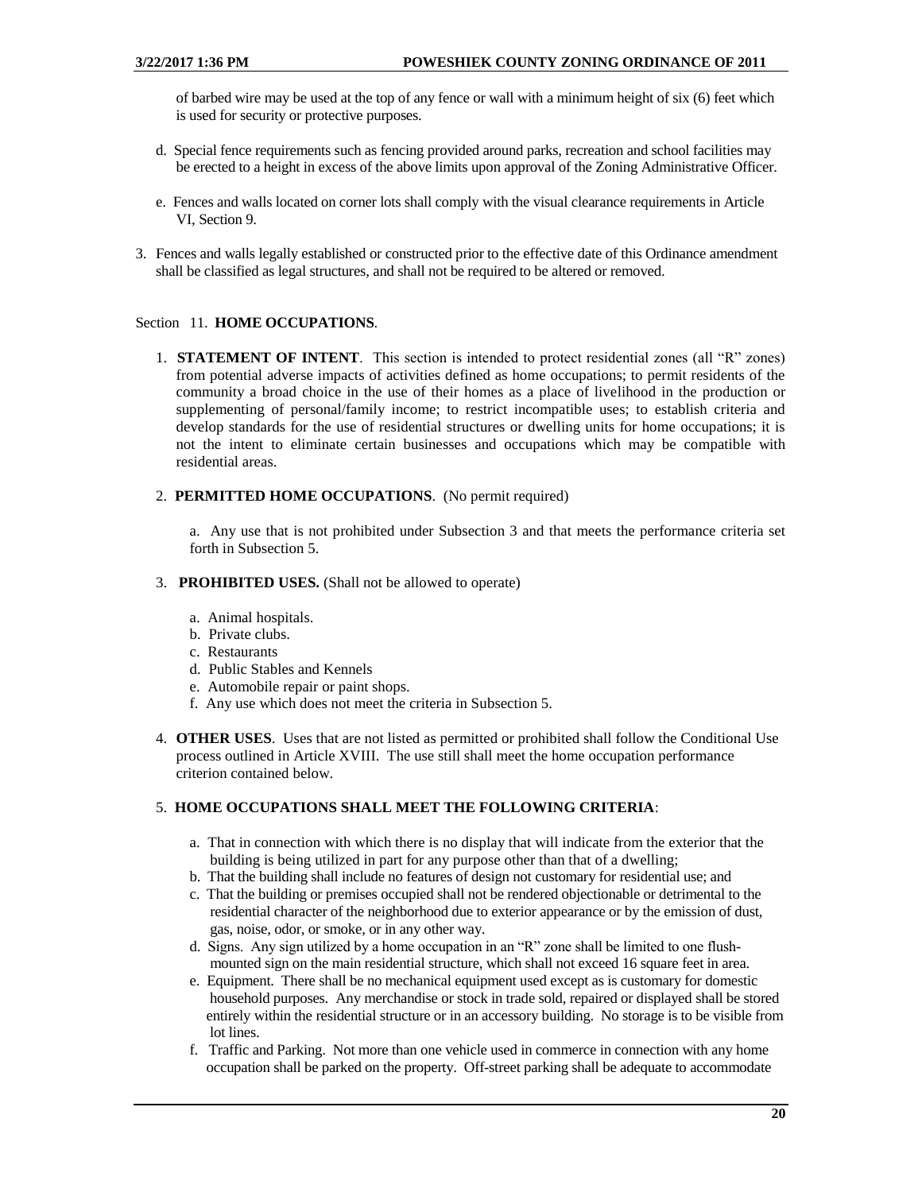of barbed wire may be used at the top of any fence or wall with a minimum height of six (6) feet which is used for security or protective purposes.

d. Special fence requirements such as fencing provided around parks, recreation and school facilities may be erected to a height in excess of the above limits upon approval of the Zoning Administrative Officer.

e. Fences and walls located on corner lots shall comply with the visual clearance requirements in Article VI, Section 9.

3. Fences and walls legally established or constructed prior to the effective date of this Ordinance amendment shall be classified as legal structures, and shall not be required to be altered or removed.

Section 11. **HOME OCCUPATIONS**.

1. **STATEMENT OF INTENT**. This section is intended to protect residential zones (all "R" zones) from potential adverse impacts of activities defined as home occupations; to permit residents of the community a broad choice in the use of their homes as a place of livelihood in the production or supplementing of personal/family income; to restrict incompatible uses; to establish criteria and develop standards for the use of residential structures or dwelling units for home occupations; it is not the intent to eliminate certain businesses and occupations which may be compatible with residential areas.

2. **PERMITTED HOME OCCUPATIONS**. (No permit required)

   a. Any use that is not prohibited under Subsection 3 and that meets the performance criteria set forth in Subsection 5.

3. **PROHIBITED USES.** (Shall not be allowed to operate)

   a. Animal hospitals.
   b. Private clubs.
   c. Restaurants
   d. Public Stables and Kennels
   e. Automobile repair or paint shops.
   f. Any use which does not meet the criteria in Subsection 5.

4. **OTHER USES**. Uses that are not listed as permitted or prohibited shall follow the Conditional Use process outlined in Article XVIII. The use still shall meet the home occupation performance criterion contained below.

5. **HOME OCCUPATIONS SHALL MEET THE FOLLOWING CRITERIA**:

   a. That in connection with which there is no display that will indicate from the exterior that the building is being utilized in part for any purpose other than that of a dwelling;
   b. That the building shall include no features of design not customary for residential use; and
   c. That the building or premises occupied shall not be rendered objectionable or detrimental to the residential character of the neighborhood due to exterior appearance or by the emission of dust, gas, noise, odor, or smoke, or in any other way.
   d. Signs. Any sign utilized by a home occupation in an "R" zone shall be limited to one flush-mounted sign on the main residential structure, which shall not exceed 16 square feet in area.
   e. Equipment. There shall be no mechanical equipment used except as is customary for domestic household purposes. Any merchandise or stock in trade sold, repaired or displayed shall be stored entirely within the residential structure or in an accessory building. No storage is to be visible from lot lines.
   f. Traffic and Parking. Not more than one vehicle used in commerce in connection with any home occupation shall be parked on the property. Off-street parking shall be adequate to accommodate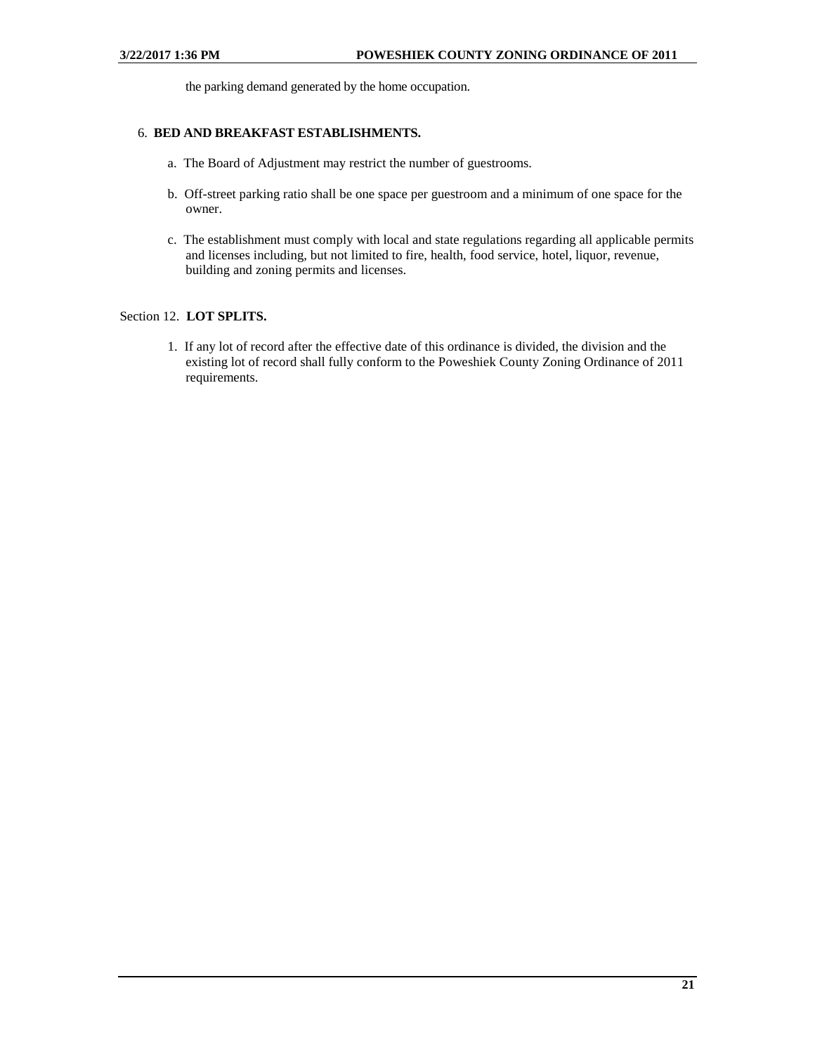the parking demand generated by the home occupation.

6. **BED AND BREAKFAST ESTABLISHMENTS.**

   a. The Board of Adjustment may restrict the number of guestrooms.

   b. Off-street parking ratio shall be one space per guestroom and a minimum of one space for the owner.

   c. The establishment must comply with local and state regulations regarding all applicable permits and licenses including, but not limited to fire, health, food service, hotel, liquor, revenue, building and zoning permits and licenses.

Section 12. **LOT SPLITS.**

1. If any lot of record after the effective date of this ordinance is divided, the division and the existing lot of record shall fully conform to the Poweshiek County Zoning Ordinance of 2011 requirements.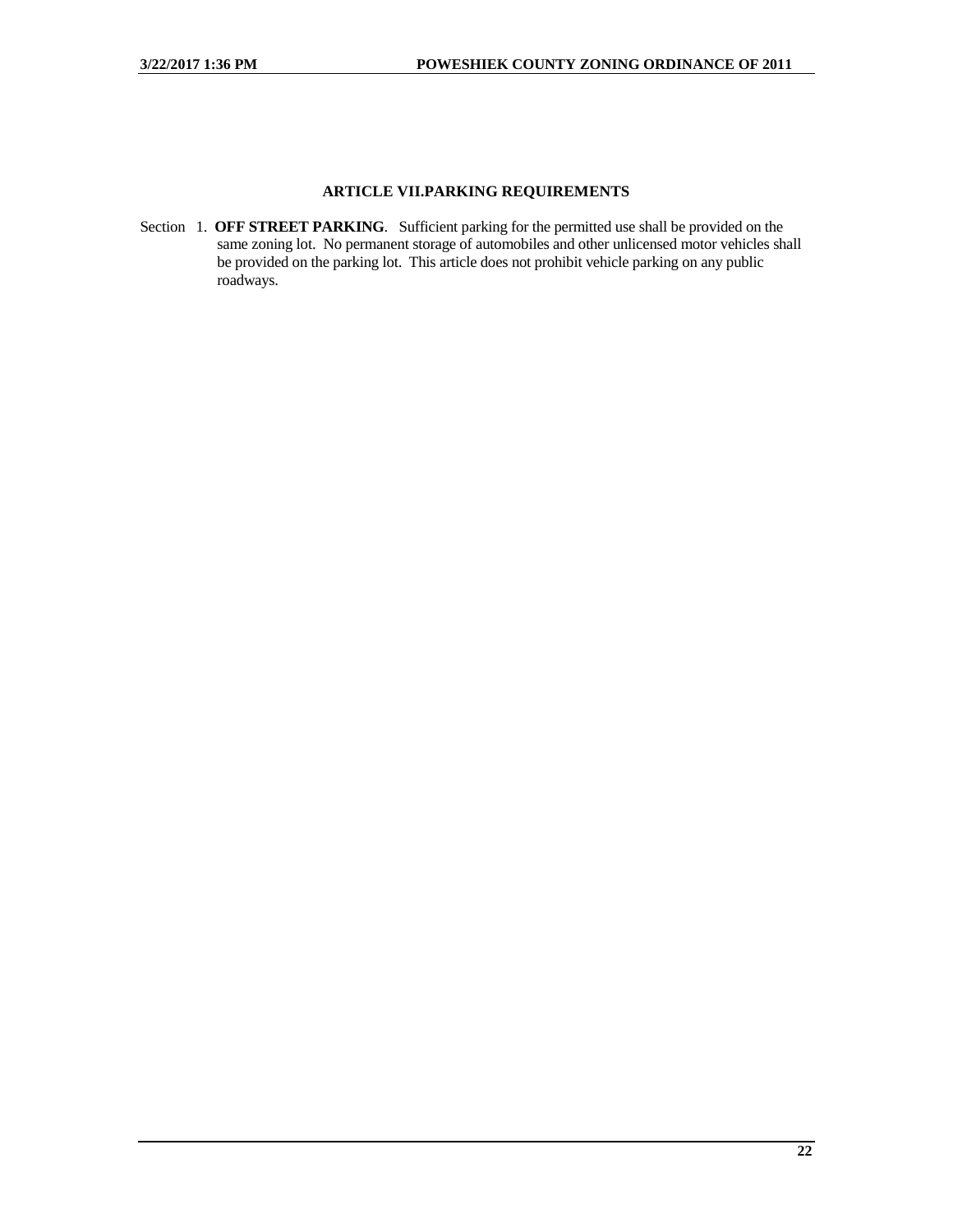## ARTICLE VII.PARKING REQUIREMENTS

Section 1. **OFF STREET PARKING**. Sufficient parking for the permitted use shall be provided on the same zoning lot. No permanent storage of automobiles and other unlicensed motor vehicles shall be provided on the parking lot. This article does not prohibit vehicle parking on any public roadways.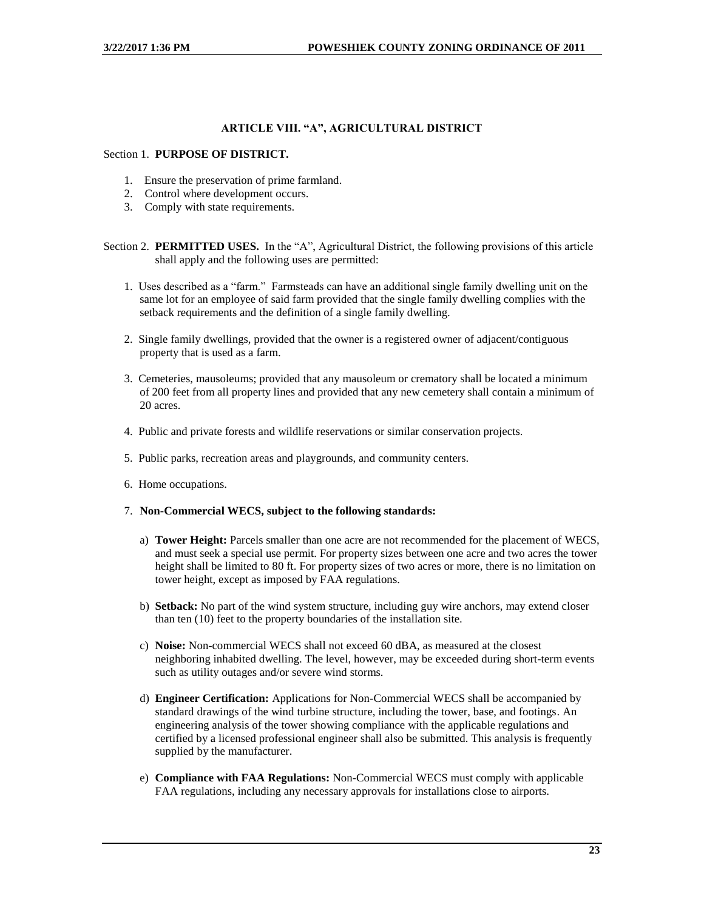## ARTICLE VIII. "A", AGRICULTURAL DISTRICT

Section 1. **PURPOSE OF DISTRICT.**

1. Ensure the preservation of prime farmland.
2. Control where development occurs.
3. Comply with state requirements.

Section 2. **PERMITTED USES.** In the "A", Agricultural District, the following provisions of this article shall apply and the following uses are permitted:

1. Uses described as a "farm." Farmsteads can have an additional single family dwelling unit on the same lot for an employee of said farm provided that the single family dwelling complies with the setback requirements and the definition of a single family dwelling.

2. Single family dwellings, provided that the owner is a registered owner of adjacent/contiguous property that is used as a farm.

3. Cemeteries, mausoleums; provided that any mausoleum or crematory shall be located a minimum of 200 feet from all property lines and provided that any new cemetery shall contain a minimum of 20 acres.

4. Public and private forests and wildlife reservations or similar conservation projects.

5. Public parks, recreation areas and playgrounds, and community centers.

6. Home occupations.

7. **Non-Commercial WECS, subject to the following standards:**

   a) **Tower Height:** Parcels smaller than one acre are not recommended for the placement of WECS, and must seek a special use permit. For property sizes between one acre and two acres the tower height shall be limited to 80 ft. For property sizes of two acres or more, there is no limitation on tower height, except as imposed by FAA regulations.

   b) **Setback:** No part of the wind system structure, including guy wire anchors, may extend closer than ten (10) feet to the property boundaries of the installation site.

   c) **Noise:** Non-commercial WECS shall not exceed 60 dBA, as measured at the closest neighboring inhabited dwelling. The level, however, may be exceeded during short-term events such as utility outages and/or severe wind storms.

   d) **Engineer Certification:** Applications for Non-Commercial WECS shall be accompanied by standard drawings of the wind turbine structure, including the tower, base, and footings. An engineering analysis of the tower showing compliance with the applicable regulations and certified by a licensed professional engineer shall also be submitted. This analysis is frequently supplied by the manufacturer.

   e) **Compliance with FAA Regulations:** Non-Commercial WECS must comply with applicable FAA regulations, including any necessary approvals for installations close to airports.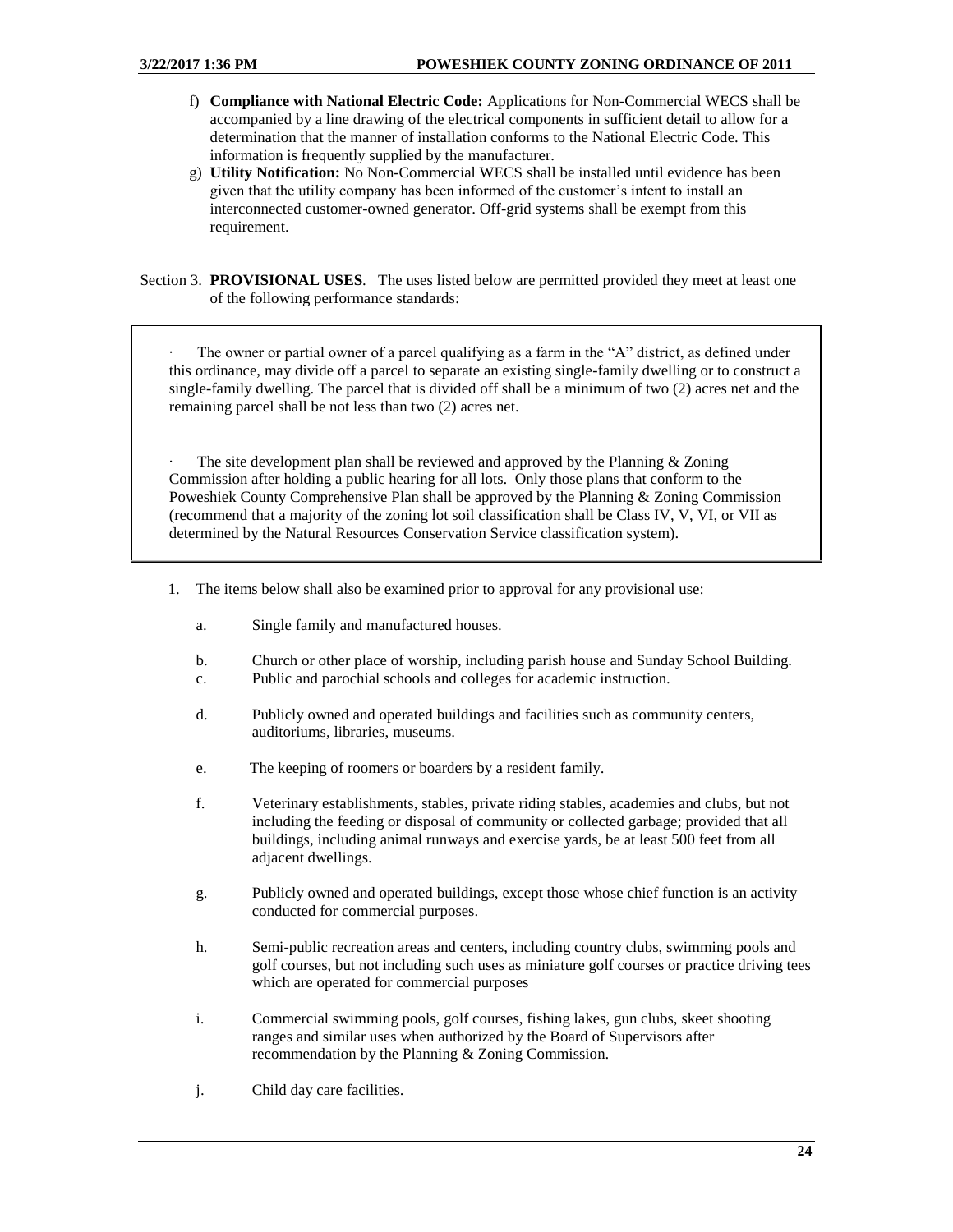f) **Compliance with National Electric Code:** Applications for Non-Commercial WECS shall be accompanied by a line drawing of the electrical components in sufficient detail to allow for a determination that the manner of installation conforms to the National Electric Code. This information is frequently supplied by the manufacturer.

g) **Utility Notification:** No Non-Commercial WECS shall be installed until evidence has been given that the utility company has been informed of the customer's intent to install an interconnected customer-owned generator. Off-grid systems shall be exempt from this requirement.

Section 3. **PROVISIONAL USES**. The uses listed below are permitted provided they meet at least one of the following performance standards:

- The owner or partial owner of a parcel qualifying as a farm in the "A" district, as defined under this ordinance, may divide off a parcel to separate an existing single-family dwelling or to construct a single-family dwelling. The parcel that is divided off shall be a minimum of two (2) acres net and the remaining parcel shall be not less than two (2) acres net.

- The site development plan shall be reviewed and approved by the Planning & Zoning Commission after holding a public hearing for all lots. Only those plans that conform to the Poweshiek County Comprehensive Plan shall be approved by the Planning & Zoning Commission (recommend that a majority of the zoning lot soil classification shall be Class IV, V, VI, or VII as determined by the Natural Resources Conservation Service classification system).

1. The items below shall also be examined prior to approval for any provisional use:

   a. Single family and manufactured houses.

   b. Church or other place of worship, including parish house and Sunday School Building.

   c. Public and parochial schools and colleges for academic instruction.

   d. Publicly owned and operated buildings and facilities such as community centers, auditoriums, libraries, museums.

   e. The keeping of roomers or boarders by a resident family.

   f. Veterinary establishments, stables, private riding stables, academies and clubs, but not including the feeding or disposal of community or collected garbage; provided that all buildings, including animal runways and exercise yards, be at least 500 feet from all adjacent dwellings.

   g. Publicly owned and operated buildings, except those whose chief function is an activity conducted for commercial purposes.

   h. Semi-public recreation areas and centers, including country clubs, swimming pools and golf courses, but not including such uses as miniature golf courses or practice driving tees which are operated for commercial purposes

   i. Commercial swimming pools, golf courses, fishing lakes, gun clubs, skeet shooting ranges and similar uses when authorized by the Board of Supervisors after recommendation by the Planning & Zoning Commission.

   j. Child day care facilities.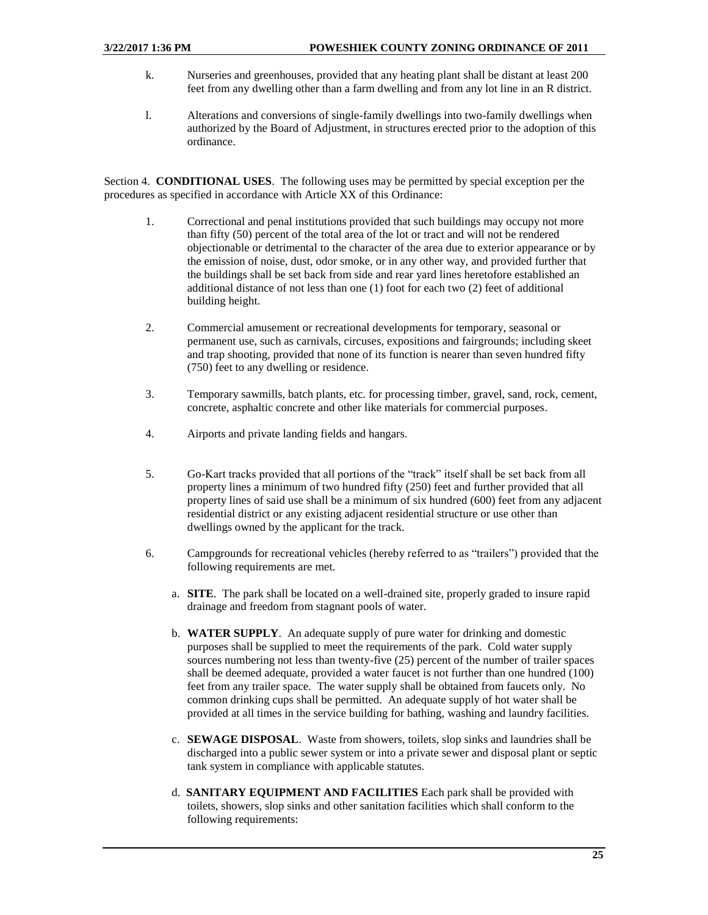k. Nurseries and greenhouses, provided that any heating plant shall be distant at least 200 feet from any dwelling other than a farm dwelling and from any lot line in an R district.

l. Alterations and conversions of single-family dwellings into two-family dwellings when authorized by the Board of Adjustment, in structures erected prior to the adoption of this ordinance.

Section 4. **CONDITIONAL USES**. The following uses may be permitted by special exception per the procedures as specified in accordance with Article XX of this Ordinance:

1. Correctional and penal institutions provided that such buildings may occupy not more than fifty (50) percent of the total area of the lot or tract and will not be rendered objectionable or detrimental to the character of the area due to exterior appearance or by the emission of noise, dust, odor smoke, or in any other way, and provided further that the buildings shall be set back from side and rear yard lines heretofore established an additional distance of not less than one (1) foot for each two (2) feet of additional building height.

2. Commercial amusement or recreational developments for temporary, seasonal or permanent use, such as carnivals, circuses, expositions and fairgrounds; including skeet and trap shooting, provided that none of its function is nearer than seven hundred fifty (750) feet to any dwelling or residence.

3. Temporary sawmills, batch plants, etc. for processing timber, gravel, sand, rock, cement, concrete, asphaltic concrete and other like materials for commercial purposes.

4. Airports and private landing fields and hangars.

5. Go-Kart tracks provided that all portions of the "track" itself shall be set back from all property lines a minimum of two hundred fifty (250) feet and further provided that all property lines of said use shall be a minimum of six hundred (600) feet from any adjacent residential district or any existing adjacent residential structure or use other than dwellings owned by the applicant for the track.

6. Campgrounds for recreational vehicles (hereby referred to as "trailers") provided that the following requirements are met.

   a. **SITE**. The park shall be located on a well-drained site, properly graded to insure rapid drainage and freedom from stagnant pools of water.

   b. **WATER SUPPLY**. An adequate supply of pure water for drinking and domestic purposes shall be supplied to meet the requirements of the park. Cold water supply sources numbering not less than twenty-five (25) percent of the number of trailer spaces shall be deemed adequate, provided a water faucet is not further than one hundred (100) feet from any trailer space. The water supply shall be obtained from faucets only. No common drinking cups shall be permitted. An adequate supply of hot water shall be provided at all times in the service building for bathing, washing and laundry facilities.

   c. **SEWAGE DISPOSAL**. Waste from showers, toilets, slop sinks and laundries shall be discharged into a public sewer system or into a private sewer and disposal plant or septic tank system in compliance with applicable statutes.

   d. **SANITARY EQUIPMENT AND FACILITIES** Each park shall be provided with toilets, showers, slop sinks and other sanitation facilities which shall conform to the following requirements: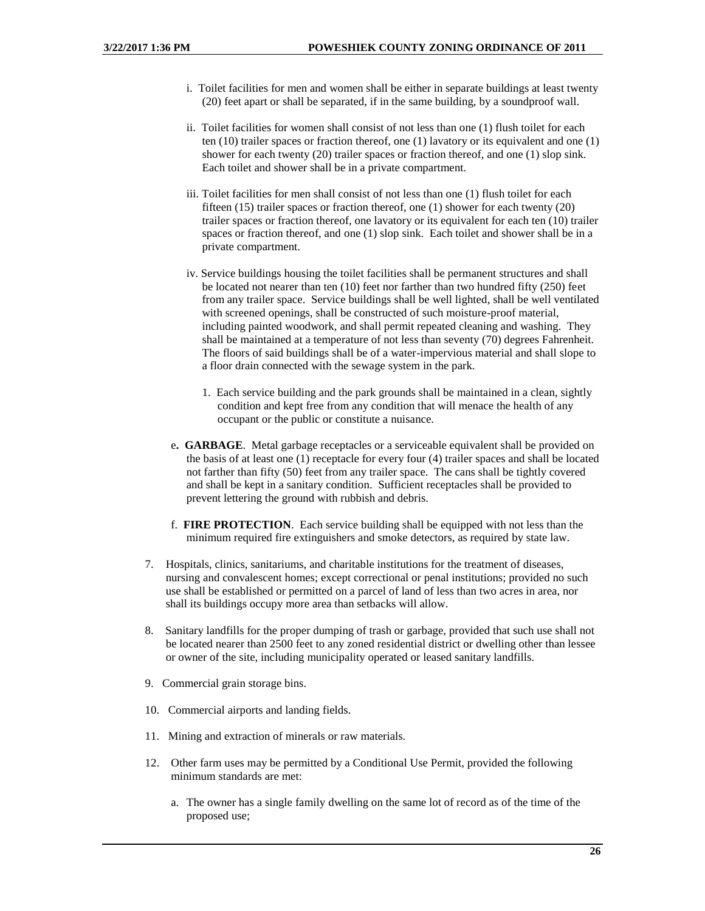i. Toilet facilities for men and women shall be either in separate buildings at least twenty (20) feet apart or shall be separated, if in the same building, by a soundproof wall.

ii. Toilet facilities for women shall consist of not less than one (1) flush toilet for each ten (10) trailer spaces or fraction thereof, one (1) lavatory or its equivalent and one (1) shower for each twenty (20) trailer spaces or fraction thereof, and one (1) slop sink. Each toilet and shower shall be in a private compartment.

iii. Toilet facilities for men shall consist of not less than one (1) flush toilet for each fifteen (15) trailer spaces or fraction thereof, one (1) shower for each twenty (20) trailer spaces or fraction thereof, one lavatory or its equivalent for each ten (10) trailer spaces or fraction thereof, and one (1) slop sink. Each toilet and shower shall be in a private compartment.

iv. Service buildings housing the toilet facilities shall be permanent structures and shall be located not nearer than ten (10) feet nor farther than two hundred fifty (250) feet from any trailer space. Service buildings shall be well lighted, shall be well ventilated with screened openings, shall be constructed of such moisture-proof material, including painted woodwork, and shall permit repeated cleaning and washing. They shall be maintained at a temperature of not less than seventy (70) degrees Fahrenheit. The floors of said buildings shall be of a water-impervious material and shall slope to a floor drain connected with the sewage system in the park.

1. Each service building and the park grounds shall be maintained in a clean, sightly condition and kept free from any condition that will menace the health of any occupant or the public or constitute a nuisance.

e. **GARBAGE**. Metal garbage receptacles or a serviceable equivalent shall be provided on the basis of at least one (1) receptacle for every four (4) trailer spaces and shall be located not farther than fifty (50) feet from any trailer space. The cans shall be tightly covered and shall be kept in a sanitary condition. Sufficient receptacles shall be provided to prevent lettering the ground with rubbish and debris.

f. **FIRE PROTECTION**. Each service building shall be equipped with not less than the minimum required fire extinguishers and smoke detectors, as required by state law.

7. Hospitals, clinics, sanitariums, and charitable institutions for the treatment of diseases, nursing and convalescent homes; except correctional or penal institutions; provided no such use shall be established or permitted on a parcel of land of less than two acres in area, nor shall its buildings occupy more area than setbacks will allow.

8. Sanitary landfills for the proper dumping of trash or garbage, provided that such use shall not be located nearer than 2500 feet to any zoned residential district or dwelling other than lessee or owner of the site, including municipality operated or leased sanitary landfills.

9. Commercial grain storage bins.

10. Commercial airports and landing fields.

11. Mining and extraction of minerals or raw materials.

12. Other farm uses may be permitted by a Conditional Use Permit, provided the following minimum standards are met:

    a. The owner has a single family dwelling on the same lot of record as of the time of the proposed use;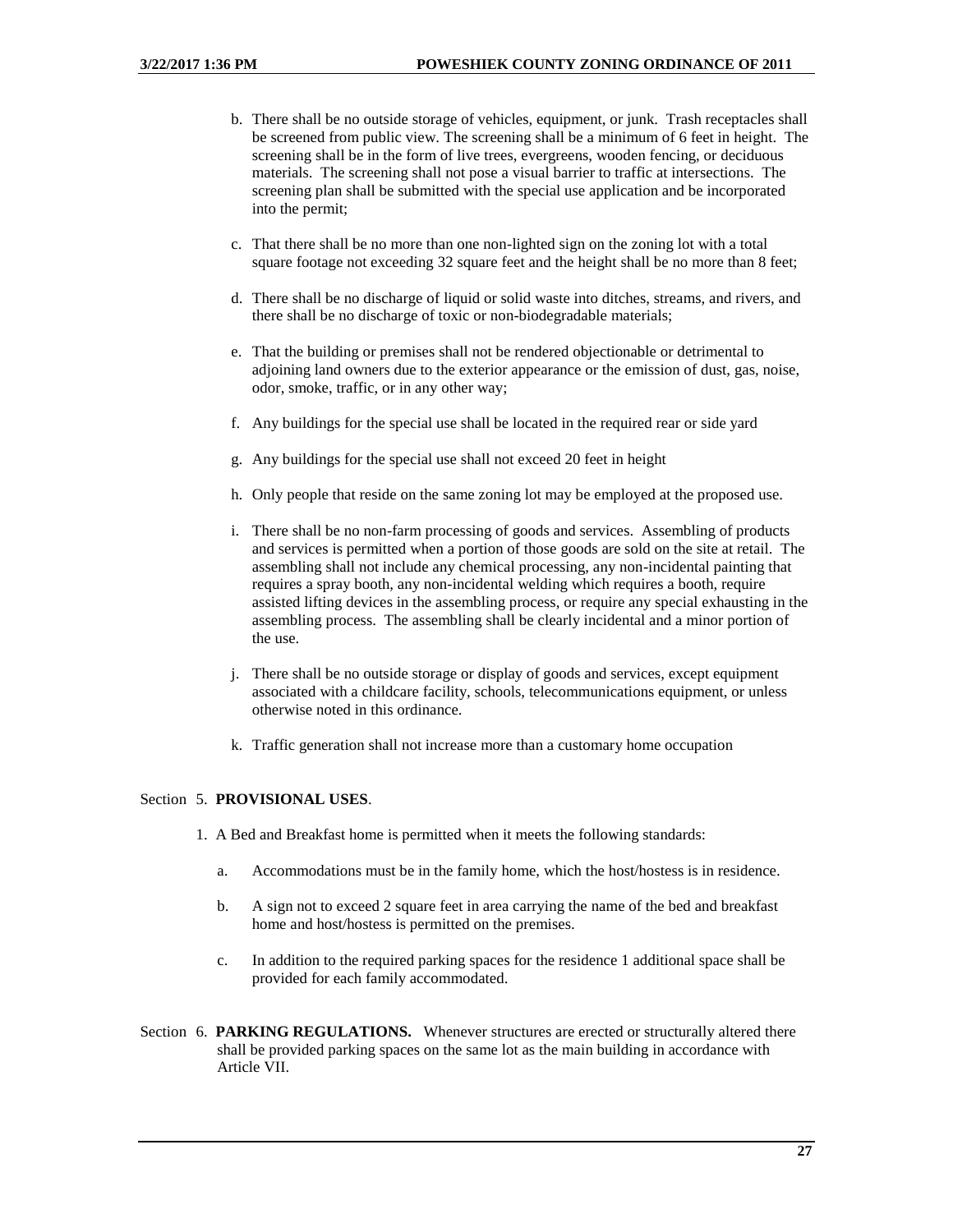b. There shall be no outside storage of vehicles, equipment, or junk. Trash receptacles shall be screened from public view. The screening shall be a minimum of 6 feet in height. The screening shall be in the form of live trees, evergreens, wooden fencing, or deciduous materials. The screening shall not pose a visual barrier to traffic at intersections. The screening plan shall be submitted with the special use application and be incorporated into the permit;

c. That there shall be no more than one non-lighted sign on the zoning lot with a total square footage not exceeding 32 square feet and the height shall be no more than 8 feet;

d. There shall be no discharge of liquid or solid waste into ditches, streams, and rivers, and there shall be no discharge of toxic or non-biodegradable materials;

e. That the building or premises shall not be rendered objectionable or detrimental to adjoining land owners due to the exterior appearance or the emission of dust, gas, noise, odor, smoke, traffic, or in any other way;

f. Any buildings for the special use shall be located in the required rear or side yard

g. Any buildings for the special use shall not exceed 20 feet in height

h. Only people that reside on the same zoning lot may be employed at the proposed use.

i. There shall be no non-farm processing of goods and services. Assembling of products and services is permitted when a portion of those goods are sold on the site at retail. The assembling shall not include any chemical processing, any non-incidental painting that requires a spray booth, any non-incidental welding which requires a booth, require assisted lifting devices in the assembling process, or require any special exhausting in the assembling process. The assembling shall be clearly incidental and a minor portion of the use.

j. There shall be no outside storage or display of goods and services, except equipment associated with a childcare facility, schools, telecommunications equipment, or unless otherwise noted in this ordinance.

k. Traffic generation shall not increase more than a customary home occupation

Section 5. **PROVISIONAL USES**.

1. A Bed and Breakfast home is permitted when it meets the following standards:

   a. Accommodations must be in the family home, which the host/hostess is in residence.

   b. A sign not to exceed 2 square feet in area carrying the name of the bed and breakfast home and host/hostess is permitted on the premises.

   c. In addition to the required parking spaces for the residence 1 additional space shall be provided for each family accommodated.

Section 6. **PARKING REGULATIONS.** Whenever structures are erected or structurally altered there shall be provided parking spaces on the same lot as the main building in accordance with Article VII.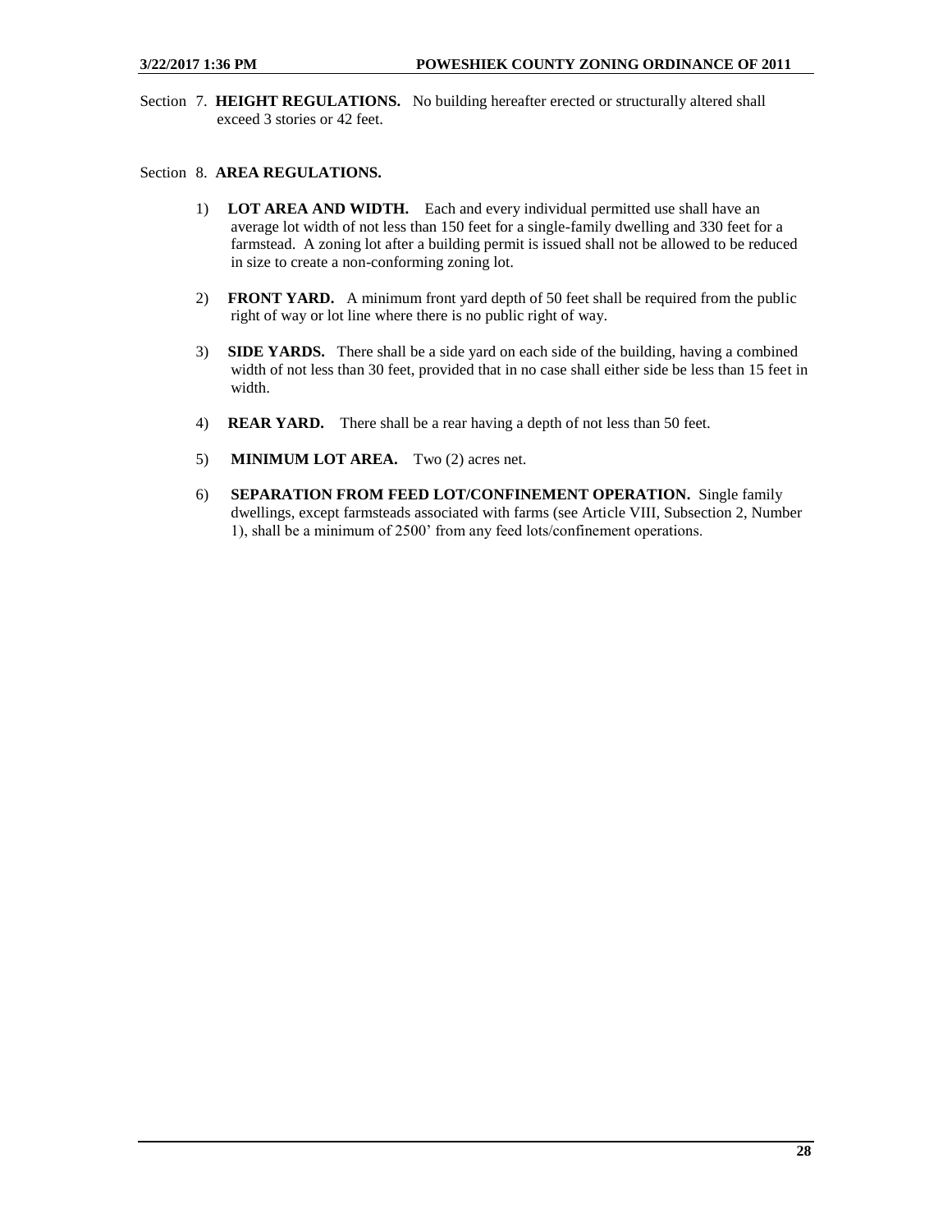Section 7. **HEIGHT REGULATIONS.** No building hereafter erected or structurally altered shall exceed 3 stories or 42 feet.

Section 8. **AREA REGULATIONS.**

1) **LOT AREA AND WIDTH.** Each and every individual permitted use shall have an average lot width of not less than 150 feet for a single-family dwelling and 330 feet for a farmstead. A zoning lot after a building permit is issued shall not be allowed to be reduced in size to create a non-conforming zoning lot.

2) **FRONT YARD.** A minimum front yard depth of 50 feet shall be required from the public right of way or lot line where there is no public right of way.

3) **SIDE YARDS.** There shall be a side yard on each side of the building, having a combined width of not less than 30 feet, provided that in no case shall either side be less than 15 feet in width.

4) **REAR YARD.** There shall be a rear having a depth of not less than 50 feet.

5) **MINIMUM LOT AREA.** Two (2) acres net.

6) **SEPARATION FROM FEED LOT/CONFINEMENT OPERATION.** Single family dwellings, except farmsteads associated with farms (see Article VIII, Subsection 2, Number 1), shall be a minimum of 2500' from any feed lots/confinement operations.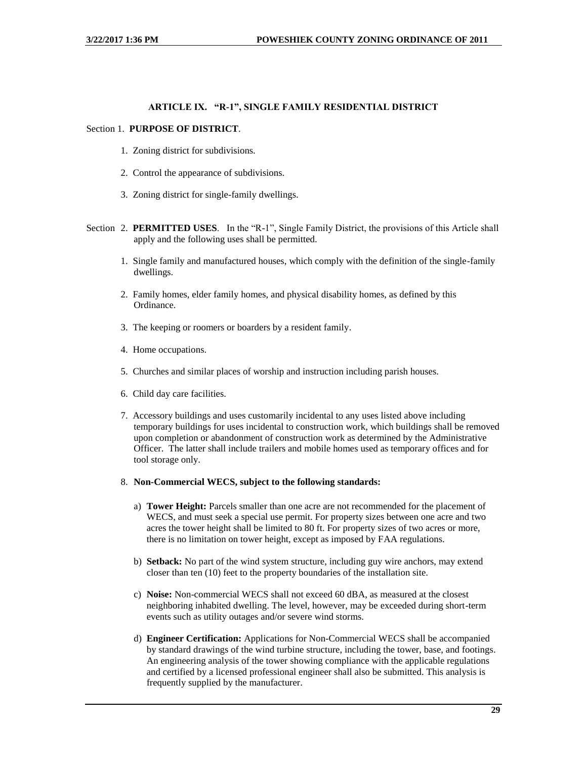## ARTICLE IX. "R-1", SINGLE FAMILY RESIDENTIAL DISTRICT

Section 1. **PURPOSE OF DISTRICT**.

1. Zoning district for subdivisions.
2. Control the appearance of subdivisions.
3. Zoning district for single-family dwellings.

Section 2. **PERMITTED USES**. In the "R-1", Single Family District, the provisions of this Article shall apply and the following uses shall be permitted.

1. Single family and manufactured houses, which comply with the definition of the single-family dwellings.
2. Family homes, elder family homes, and physical disability homes, as defined by this Ordinance.
3. The keeping or roomers or boarders by a resident family.
4. Home occupations.
5. Churches and similar places of worship and instruction including parish houses.
6. Child day care facilities.
7. Accessory buildings and uses customarily incidental to any uses listed above including temporary buildings for uses incidental to construction work, which buildings shall be removed upon completion or abandonment of construction work as determined by the Administrative Officer. The latter shall include trailers and mobile homes used as temporary offices and for tool storage only.
8. **Non-Commercial WECS, subject to the following standards:**

   a) **Tower Height:** Parcels smaller than one acre are not recommended for the placement of WECS, and must seek a special use permit. For property sizes between one acre and two acres the tower height shall be limited to 80 ft. For property sizes of two acres or more, there is no limitation on tower height, except as imposed by FAA regulations.

   b) **Setback:** No part of the wind system structure, including guy wire anchors, may extend closer than ten (10) feet to the property boundaries of the installation site.

   c) **Noise:** Non-commercial WECS shall not exceed 60 dBA, as measured at the closest neighboring inhabited dwelling. The level, however, may be exceeded during short-term events such as utility outages and/or severe wind storms.

   d) **Engineer Certification:** Applications for Non-Commercial WECS shall be accompanied by standard drawings of the wind turbine structure, including the tower, base, and footings. An engineering analysis of the tower showing compliance with the applicable regulations and certified by a licensed professional engineer shall also be submitted. This analysis is frequently supplied by the manufacturer.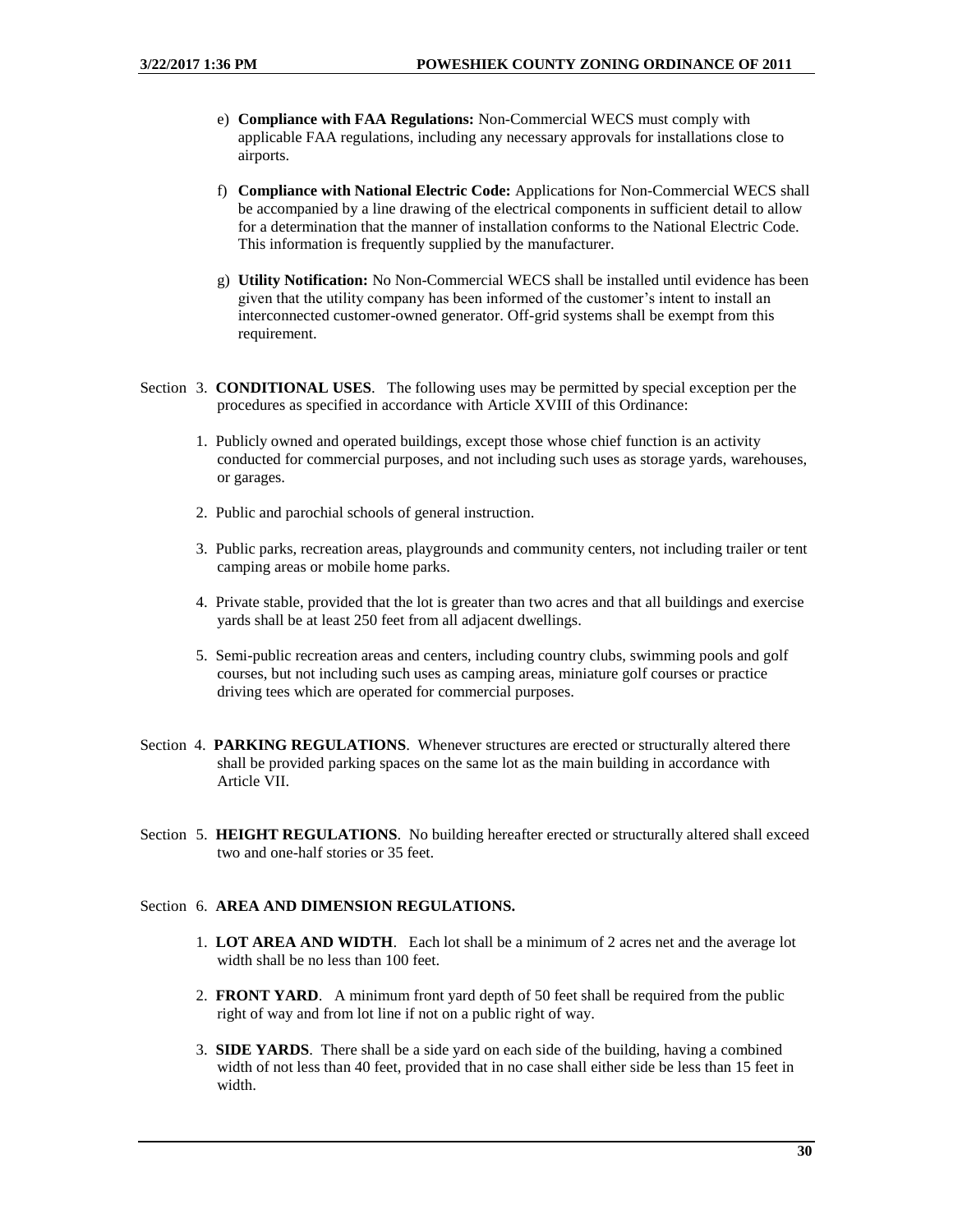e) **Compliance with FAA Regulations:** Non-Commercial WECS must comply with applicable FAA regulations, including any necessary approvals for installations close to airports.

f) **Compliance with National Electric Code:** Applications for Non-Commercial WECS shall be accompanied by a line drawing of the electrical components in sufficient detail to allow for a determination that the manner of installation conforms to the National Electric Code. This information is frequently supplied by the manufacturer.

g) **Utility Notification:** No Non-Commercial WECS shall be installed until evidence has been given that the utility company has been informed of the customer's intent to install an interconnected customer-owned generator. Off-grid systems shall be exempt from this requirement.

Section 3. **CONDITIONAL USES**. The following uses may be permitted by special exception per the procedures as specified in accordance with Article XVIII of this Ordinance:

1. Publicly owned and operated buildings, except those whose chief function is an activity conducted for commercial purposes, and not including such uses as storage yards, warehouses, or garages.
2. Public and parochial schools of general instruction.
3. Public parks, recreation areas, playgrounds and community centers, not including trailer or tent camping areas or mobile home parks.
4. Private stable, provided that the lot is greater than two acres and that all buildings and exercise yards shall be at least 250 feet from all adjacent dwellings.
5. Semi-public recreation areas and centers, including country clubs, swimming pools and golf courses, but not including such uses as camping areas, miniature golf courses or practice driving tees which are operated for commercial purposes.

Section 4. **PARKING REGULATIONS**. Whenever structures are erected or structurally altered there shall be provided parking spaces on the same lot as the main building in accordance with Article VII.

Section 5. **HEIGHT REGULATIONS**. No building hereafter erected or structurally altered shall exceed two and one-half stories or 35 feet.

Section 6. **AREA AND DIMENSION REGULATIONS.**

1. **LOT AREA AND WIDTH**. Each lot shall be a minimum of 2 acres net and the average lot width shall be no less than 100 feet.
2. **FRONT YARD**. A minimum front yard depth of 50 feet shall be required from the public right of way and from lot line if not on a public right of way.
3. **SIDE YARDS**. There shall be a side yard on each side of the building, having a combined width of not less than 40 feet, provided that in no case shall either side be less than 15 feet in width.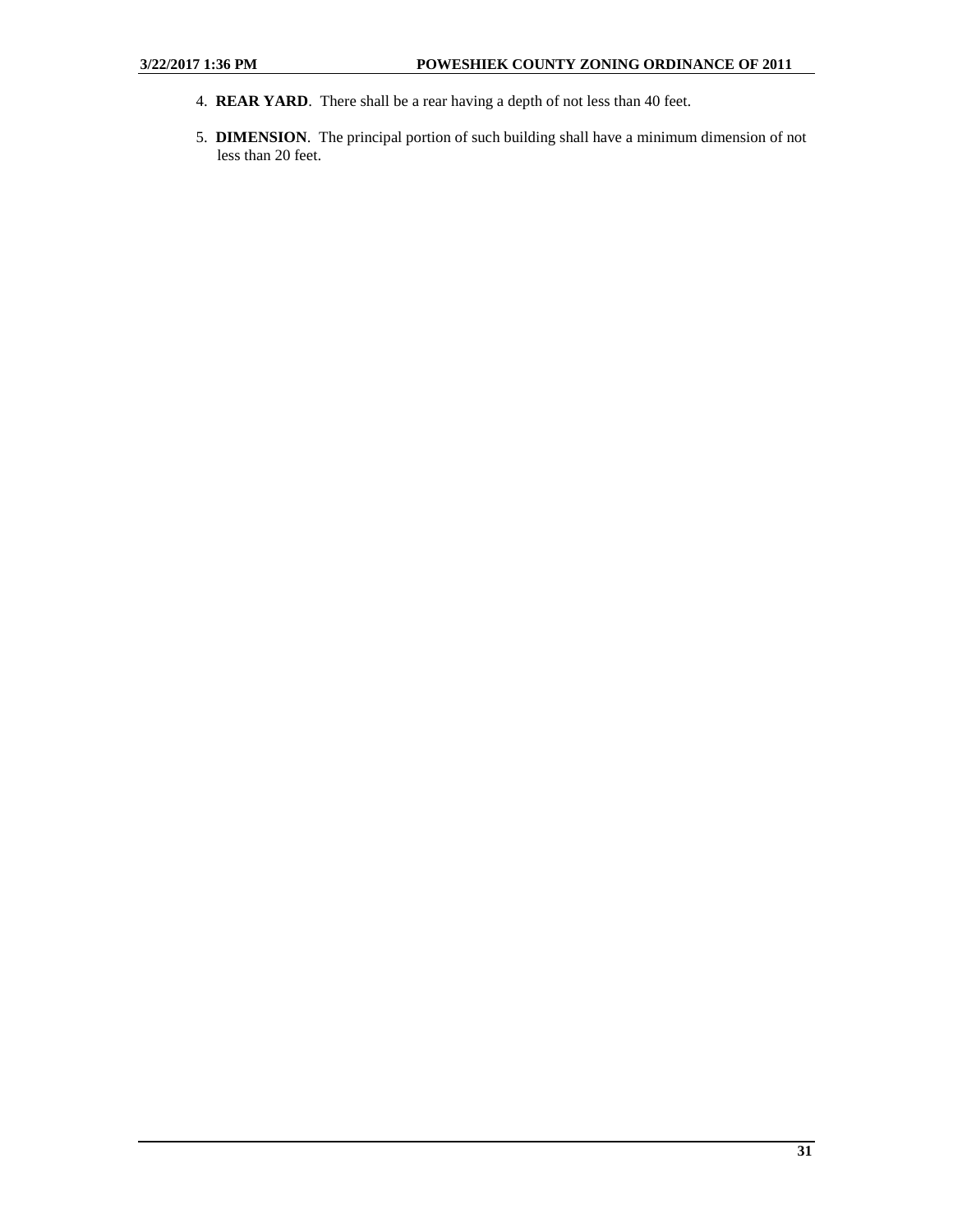4. **REAR YARD**. There shall be a rear having a depth of not less than 40 feet.

5. **DIMENSION**. The principal portion of such building shall have a minimum dimension of not less than 20 feet.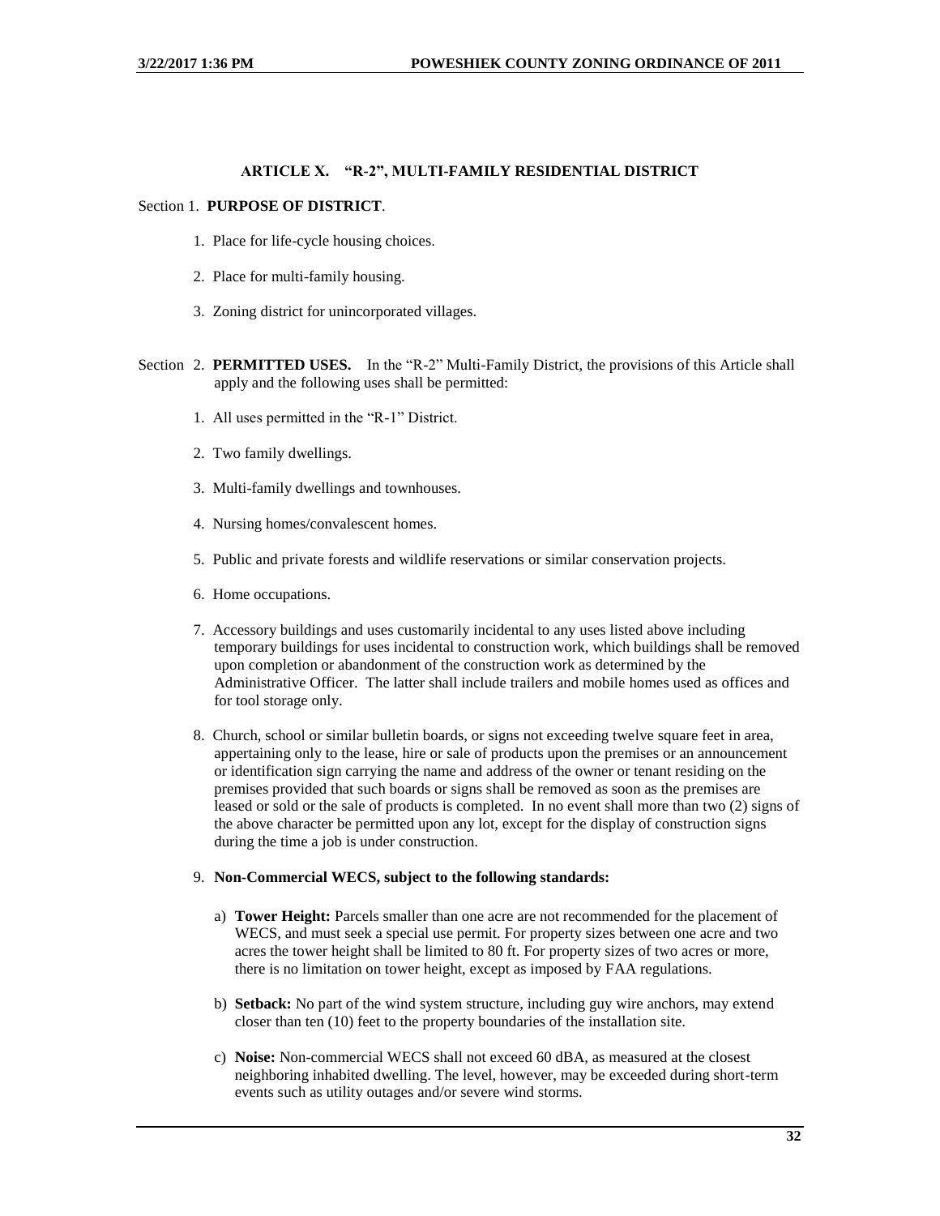## ARTICLE X. "R-2", MULTI-FAMILY RESIDENTIAL DISTRICT

Section 1. **PURPOSE OF DISTRICT**.

1. Place for life-cycle housing choices.
2. Place for multi-family housing.
3. Zoning district for unincorporated villages.

Section 2. **PERMITTED USES.** In the "R-2" Multi-Family District, the provisions of this Article shall apply and the following uses shall be permitted:

1. All uses permitted in the "R-1" District.
2. Two family dwellings.
3. Multi-family dwellings and townhouses.
4. Nursing homes/convalescent homes.
5. Public and private forests and wildlife reservations or similar conservation projects.
6. Home occupations.
7. Accessory buildings and uses customarily incidental to any uses listed above including temporary buildings for uses incidental to construction work, which buildings shall be removed upon completion or abandonment of the construction work as determined by the Administrative Officer. The latter shall include trailers and mobile homes used as offices and for tool storage only.
8. Church, school or similar bulletin boards, or signs not exceeding twelve square feet in area, appertaining only to the lease, hire or sale of products upon the premises or an announcement or identification sign carrying the name and address of the owner or tenant residing on the premises provided that such boards or signs shall be removed as soon as the premises are leased or sold or the sale of products is completed. In no event shall more than two (2) signs of the above character be permitted upon any lot, except for the display of construction signs during the time a job is under construction.
9. **Non-Commercial WECS, subject to the following standards:**

   a) **Tower Height:** Parcels smaller than one acre are not recommended for the placement of WECS, and must seek a special use permit. For property sizes between one acre and two acres the tower height shall be limited to 80 ft. For property sizes of two acres or more, there is no limitation on tower height, except as imposed by FAA regulations.

   b) **Setback:** No part of the wind system structure, including guy wire anchors, may extend closer than ten (10) feet to the property boundaries of the installation site.

   c) **Noise:** Non-commercial WECS shall not exceed 60 dBA, as measured at the closest neighboring inhabited dwelling. The level, however, may be exceeded during short-term events such as utility outages and/or severe wind storms.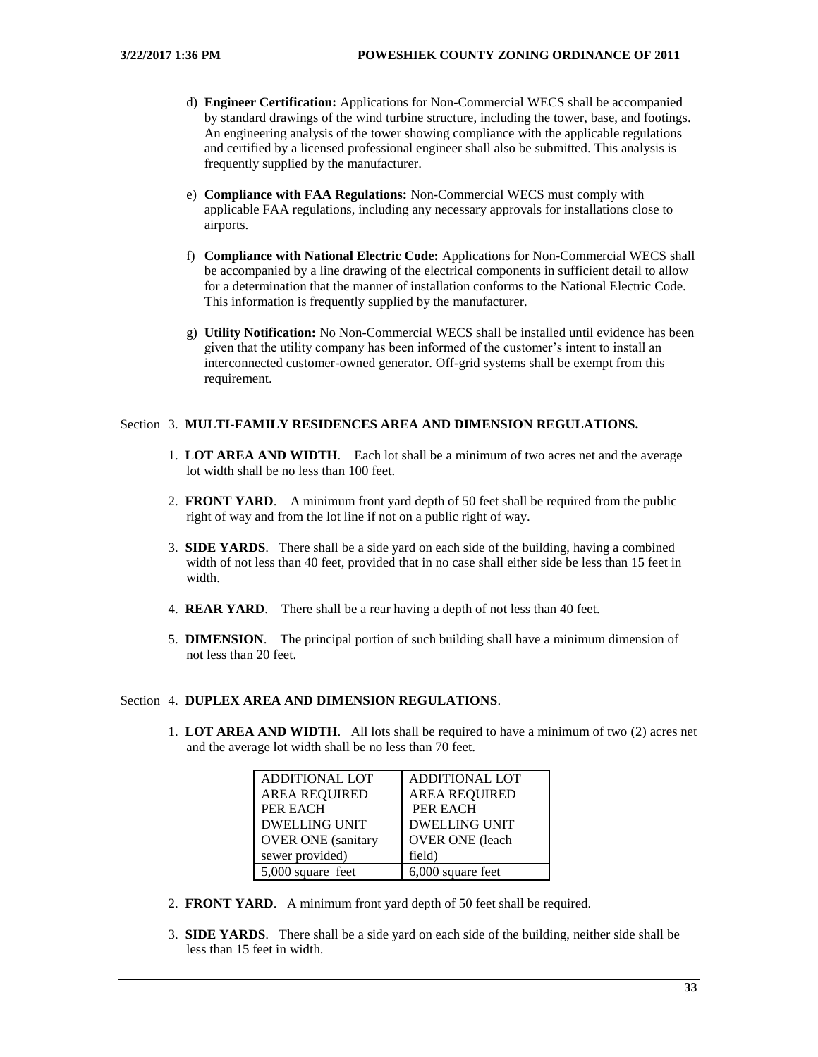d) **Engineer Certification:** Applications for Non-Commercial WECS shall be accompanied by standard drawings of the wind turbine structure, including the tower, base, and footings. An engineering analysis of the tower showing compliance with the applicable regulations and certified by a licensed professional engineer shall also be submitted. This analysis is frequently supplied by the manufacturer.

e) **Compliance with FAA Regulations:** Non-Commercial WECS must comply with applicable FAA regulations, including any necessary approvals for installations close to airports.

f) **Compliance with National Electric Code:** Applications for Non-Commercial WECS shall be accompanied by a line drawing of the electrical components in sufficient detail to allow for a determination that the manner of installation conforms to the National Electric Code. This information is frequently supplied by the manufacturer.

g) **Utility Notification:** No Non-Commercial WECS shall be installed until evidence has been given that the utility company has been informed of the customer's intent to install an interconnected customer-owned generator. Off-grid systems shall be exempt from this requirement.

## Section 3. MULTI-FAMILY RESIDENCES AREA AND DIMENSION REGULATIONS.

1. **LOT AREA AND WIDTH**. Each lot shall be a minimum of two acres net and the average lot width shall be no less than 100 feet.

2. **FRONT YARD**. A minimum front yard depth of 50 feet shall be required from the public right of way and from the lot line if not on a public right of way.

3. **SIDE YARDS**. There shall be a side yard on each side of the building, having a combined width of not less than 40 feet, provided that in no case shall either side be less than 15 feet in width.

4. **REAR YARD**. There shall be a rear having a depth of not less than 40 feet.

5. **DIMENSION**. The principal portion of such building shall have a minimum dimension of not less than 20 feet.

## Section 4. DUPLEX AREA AND DIMENSION REGULATIONS.

1. **LOT AREA AND WIDTH**. All lots shall be required to have a minimum of two (2) acres net and the average lot width shall be no less than 70 feet.

| ADDITIONAL LOT AREA REQUIRED PER EACH DWELLING UNIT OVER ONE (sanitary sewer provided) | ADDITIONAL LOT AREA REQUIRED PER EACH DWELLING UNIT OVER ONE (leach field) |
|---|---|
| 5,000 square feet | 6,000 square feet |

2. **FRONT YARD**. A minimum front yard depth of 50 feet shall be required.

3. **SIDE YARDS**. There shall be a side yard on each side of the building, neither side shall be less than 15 feet in width.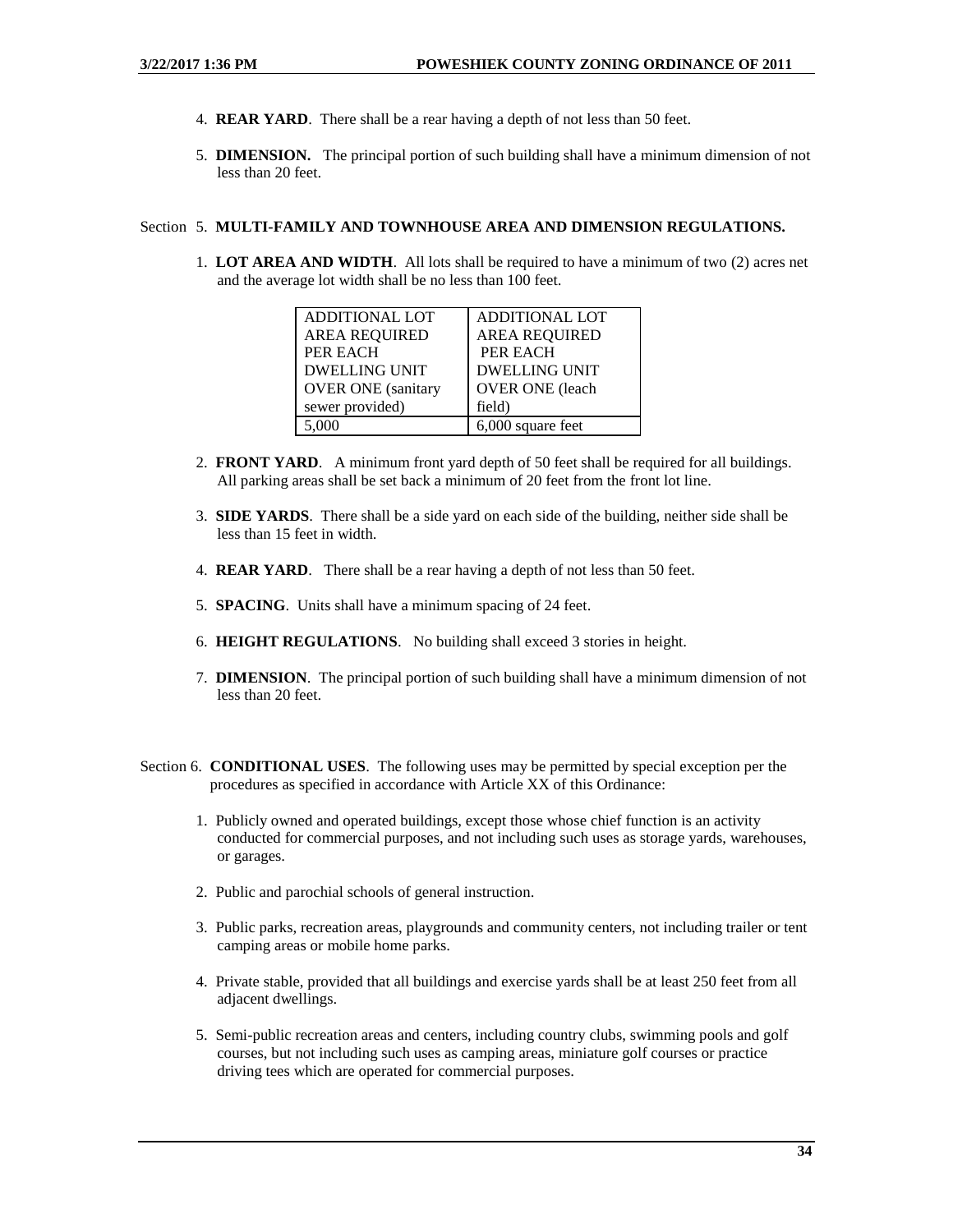4. **REAR YARD**. There shall be a rear having a depth of not less than 50 feet.

5. **DIMENSION.** The principal portion of such building shall have a minimum dimension of not less than 20 feet.

Section 5. **MULTI-FAMILY AND TOWNHOUSE AREA AND DIMENSION REGULATIONS.**

1. **LOT AREA AND WIDTH**. All lots shall be required to have a minimum of two (2) acres net and the average lot width shall be no less than 100 feet.

| ADDITIONAL LOT AREA REQUIRED PER EACH DWELLING UNIT OVER ONE (sanitary sewer provided) | ADDITIONAL LOT AREA REQUIRED PER EACH DWELLING UNIT OVER ONE (leach field) |
|---|---|
| 5,000 | 6,000 square feet |

2. **FRONT YARD**. A minimum front yard depth of 50 feet shall be required for all buildings. All parking areas shall be set back a minimum of 20 feet from the front lot line.

3. **SIDE YARDS**. There shall be a side yard on each side of the building, neither side shall be less than 15 feet in width.

4. **REAR YARD**. There shall be a rear having a depth of not less than 50 feet.

5. **SPACING**. Units shall have a minimum spacing of 24 feet.

6. **HEIGHT REGULATIONS**. No building shall exceed 3 stories in height.

7. **DIMENSION**. The principal portion of such building shall have a minimum dimension of not less than 20 feet.

Section 6. **CONDITIONAL USES**. The following uses may be permitted by special exception per the procedures as specified in accordance with Article XX of this Ordinance:

1. Publicly owned and operated buildings, except those whose chief function is an activity conducted for commercial purposes, and not including such uses as storage yards, warehouses, or garages.

2. Public and parochial schools of general instruction.

3. Public parks, recreation areas, playgrounds and community centers, not including trailer or tent camping areas or mobile home parks.

4. Private stable, provided that all buildings and exercise yards shall be at least 250 feet from all adjacent dwellings.

5. Semi-public recreation areas and centers, including country clubs, swimming pools and golf courses, but not including such uses as camping areas, miniature golf courses or practice driving tees which are operated for commercial purposes.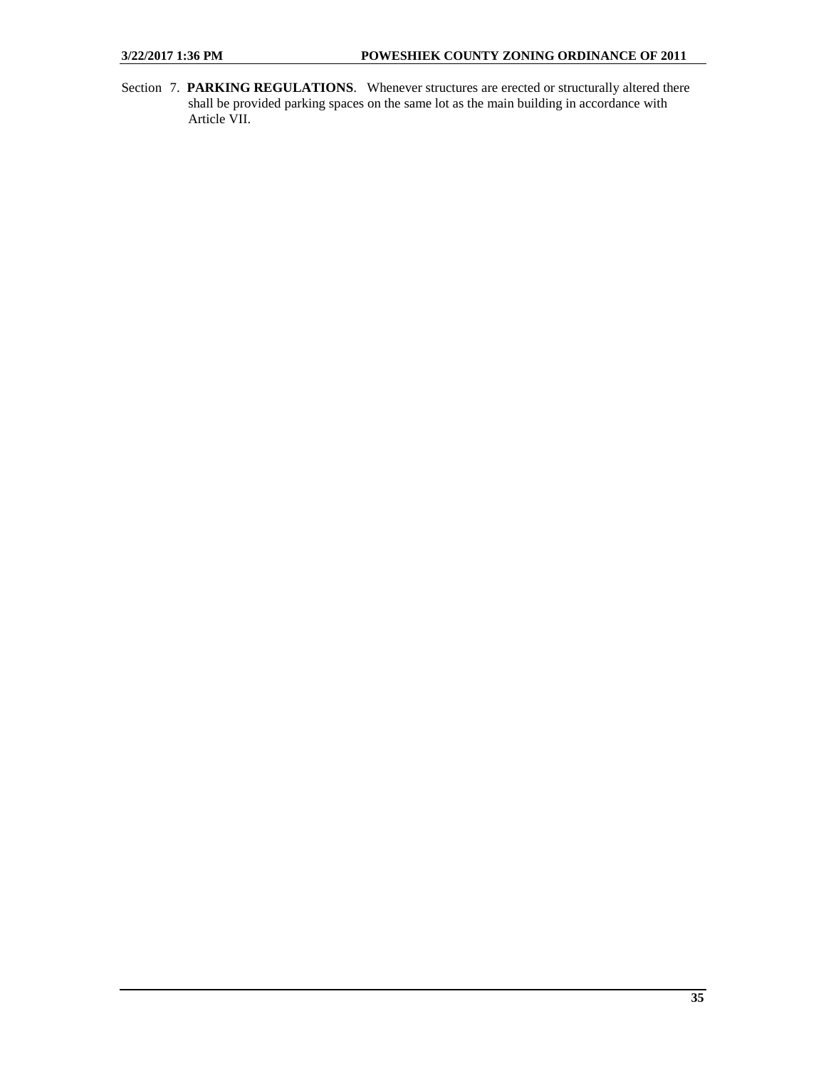Section 7. **PARKING REGULATIONS**. Whenever structures are erected or structurally altered there shall be provided parking spaces on the same lot as the main building in accordance with Article VII.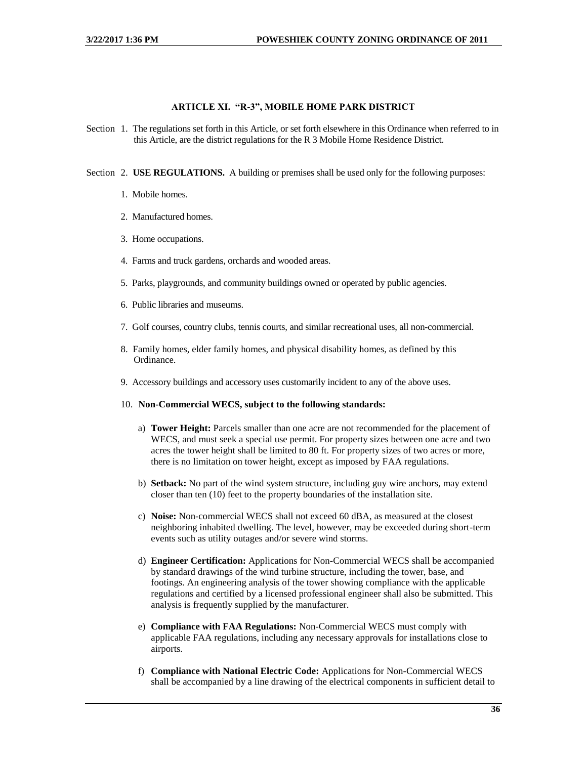## ARTICLE XI. "R-3", MOBILE HOME PARK DISTRICT

Section 1. The regulations set forth in this Article, or set forth elsewhere in this Ordinance when referred to in this Article, are the district regulations for the R 3 Mobile Home Residence District.

Section 2. **USE REGULATIONS.** A building or premises shall be used only for the following purposes:

1. Mobile homes.
2. Manufactured homes.
3. Home occupations.
4. Farms and truck gardens, orchards and wooded areas.
5. Parks, playgrounds, and community buildings owned or operated by public agencies.
6. Public libraries and museums.
7. Golf courses, country clubs, tennis courts, and similar recreational uses, all non-commercial.
8. Family homes, elder family homes, and physical disability homes, as defined by this Ordinance.
9. Accessory buildings and accessory uses customarily incident to any of the above uses.
10. **Non-Commercial WECS, subject to the following standards:**

    a) **Tower Height:** Parcels smaller than one acre are not recommended for the placement of WECS, and must seek a special use permit. For property sizes between one acre and two acres the tower height shall be limited to 80 ft. For property sizes of two acres or more, there is no limitation on tower height, except as imposed by FAA regulations.

    b) **Setback:** No part of the wind system structure, including guy wire anchors, may extend closer than ten (10) feet to the property boundaries of the installation site.

    c) **Noise:** Non-commercial WECS shall not exceed 60 dBA, as measured at the closest neighboring inhabited dwelling. The level, however, may be exceeded during short-term events such as utility outages and/or severe wind storms.

    d) **Engineer Certification:** Applications for Non-Commercial WECS shall be accompanied by standard drawings of the wind turbine structure, including the tower, base, and footings. An engineering analysis of the tower showing compliance with the applicable regulations and certified by a licensed professional engineer shall also be submitted. This analysis is frequently supplied by the manufacturer.

    e) **Compliance with FAA Regulations:** Non-Commercial WECS must comply with applicable FAA regulations, including any necessary approvals for installations close to airports.

    f) **Compliance with National Electric Code:** Applications for Non-Commercial WECS shall be accompanied by a line drawing of the electrical components in sufficient detail to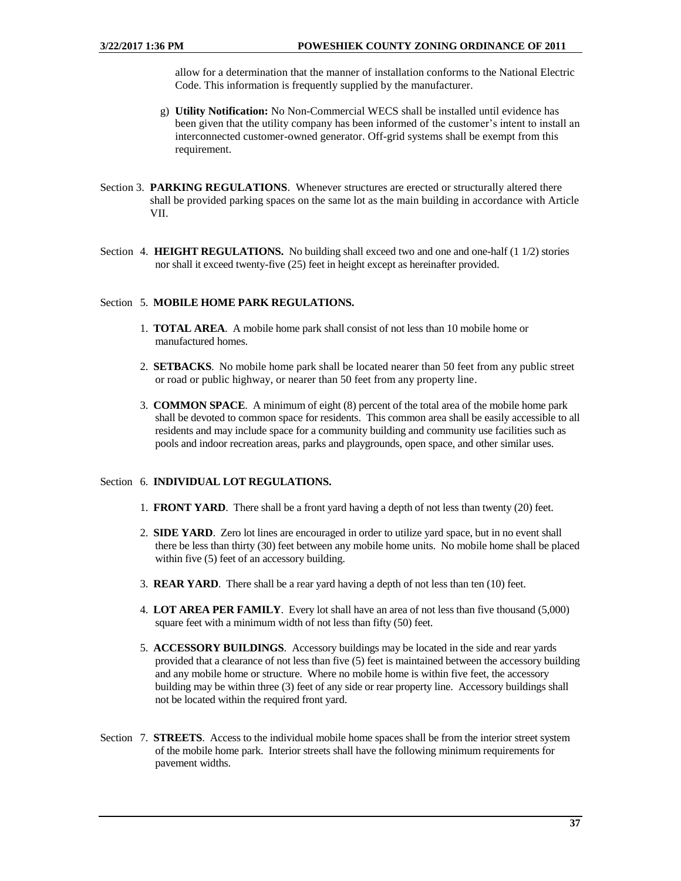allow for a determination that the manner of installation conforms to the National Electric Code. This information is frequently supplied by the manufacturer.

g) **Utility Notification:** No Non-Commercial WECS shall be installed until evidence has been given that the utility company has been informed of the customer's intent to install an interconnected customer-owned generator. Off-grid systems shall be exempt from this requirement.

Section 3. **PARKING REGULATIONS**. Whenever structures are erected or structurally altered there shall be provided parking spaces on the same lot as the main building in accordance with Article VII.

Section 4. **HEIGHT REGULATIONS.** No building shall exceed two and one and one-half (1 1/2) stories nor shall it exceed twenty-five (25) feet in height except as hereinafter provided.

Section 5. **MOBILE HOME PARK REGULATIONS.**

1. **TOTAL AREA**. A mobile home park shall consist of not less than 10 mobile home or manufactured homes.

2. **SETBACKS**. No mobile home park shall be located nearer than 50 feet from any public street or road or public highway, or nearer than 50 feet from any property line.

3. **COMMON SPACE**. A minimum of eight (8) percent of the total area of the mobile home park shall be devoted to common space for residents. This common area shall be easily accessible to all residents and may include space for a community building and community use facilities such as pools and indoor recreation areas, parks and playgrounds, open space, and other similar uses.

Section 6. **INDIVIDUAL LOT REGULATIONS.**

1. **FRONT YARD**. There shall be a front yard having a depth of not less than twenty (20) feet.

2. **SIDE YARD**. Zero lot lines are encouraged in order to utilize yard space, but in no event shall there be less than thirty (30) feet between any mobile home units. No mobile home shall be placed within five (5) feet of an accessory building.

3. **REAR YARD**. There shall be a rear yard having a depth of not less than ten (10) feet.

4. **LOT AREA PER FAMILY**. Every lot shall have an area of not less than five thousand (5,000) square feet with a minimum width of not less than fifty (50) feet.

5. **ACCESSORY BUILDINGS**. Accessory buildings may be located in the side and rear yards provided that a clearance of not less than five (5) feet is maintained between the accessory building and any mobile home or structure. Where no mobile home is within five feet, the accessory building may be within three (3) feet of any side or rear property line. Accessory buildings shall not be located within the required front yard.

Section 7. **STREETS**. Access to the individual mobile home spaces shall be from the interior street system of the mobile home park. Interior streets shall have the following minimum requirements for pavement widths.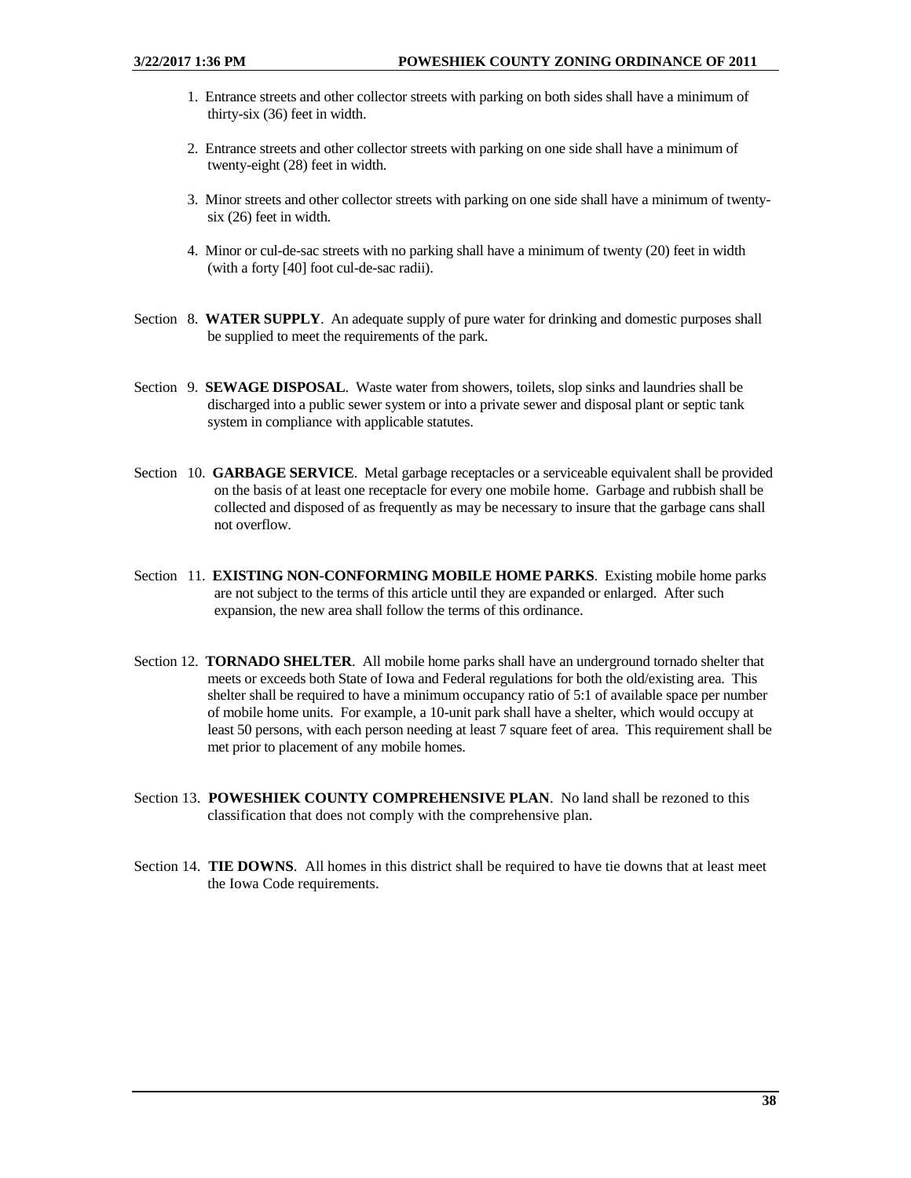1. Entrance streets and other collector streets with parking on both sides shall have a minimum of thirty-six (36) feet in width.

2. Entrance streets and other collector streets with parking on one side shall have a minimum of twenty-eight (28) feet in width.

3. Minor streets and other collector streets with parking on one side shall have a minimum of twenty-six (26) feet in width.

4. Minor or cul-de-sac streets with no parking shall have a minimum of twenty (20) feet in width (with a forty [40] foot cul-de-sac radii).

Section 8. **WATER SUPPLY**. An adequate supply of pure water for drinking and domestic purposes shall be supplied to meet the requirements of the park.

Section 9. **SEWAGE DISPOSAL**. Waste water from showers, toilets, slop sinks and laundries shall be discharged into a public sewer system or into a private sewer and disposal plant or septic tank system in compliance with applicable statutes.

Section 10. **GARBAGE SERVICE**. Metal garbage receptacles or a serviceable equivalent shall be provided on the basis of at least one receptacle for every one mobile home. Garbage and rubbish shall be collected and disposed of as frequently as may be necessary to insure that the garbage cans shall not overflow.

Section 11. **EXISTING NON-CONFORMING MOBILE HOME PARKS**. Existing mobile home parks are not subject to the terms of this article until they are expanded or enlarged. After such expansion, the new area shall follow the terms of this ordinance.

Section 12. **TORNADO SHELTER**. All mobile home parks shall have an underground tornado shelter that meets or exceeds both State of Iowa and Federal regulations for both the old/existing area. This shelter shall be required to have a minimum occupancy ratio of 5:1 of available space per number of mobile home units. For example, a 10-unit park shall have a shelter, which would occupy at least 50 persons, with each person needing at least 7 square feet of area. This requirement shall be met prior to placement of any mobile homes.

Section 13. **POWESHIEK COUNTY COMPREHENSIVE PLAN**. No land shall be rezoned to this classification that does not comply with the comprehensive plan.

Section 14. **TIE DOWNS**. All homes in this district shall be required to have tie downs that at least meet the Iowa Code requirements.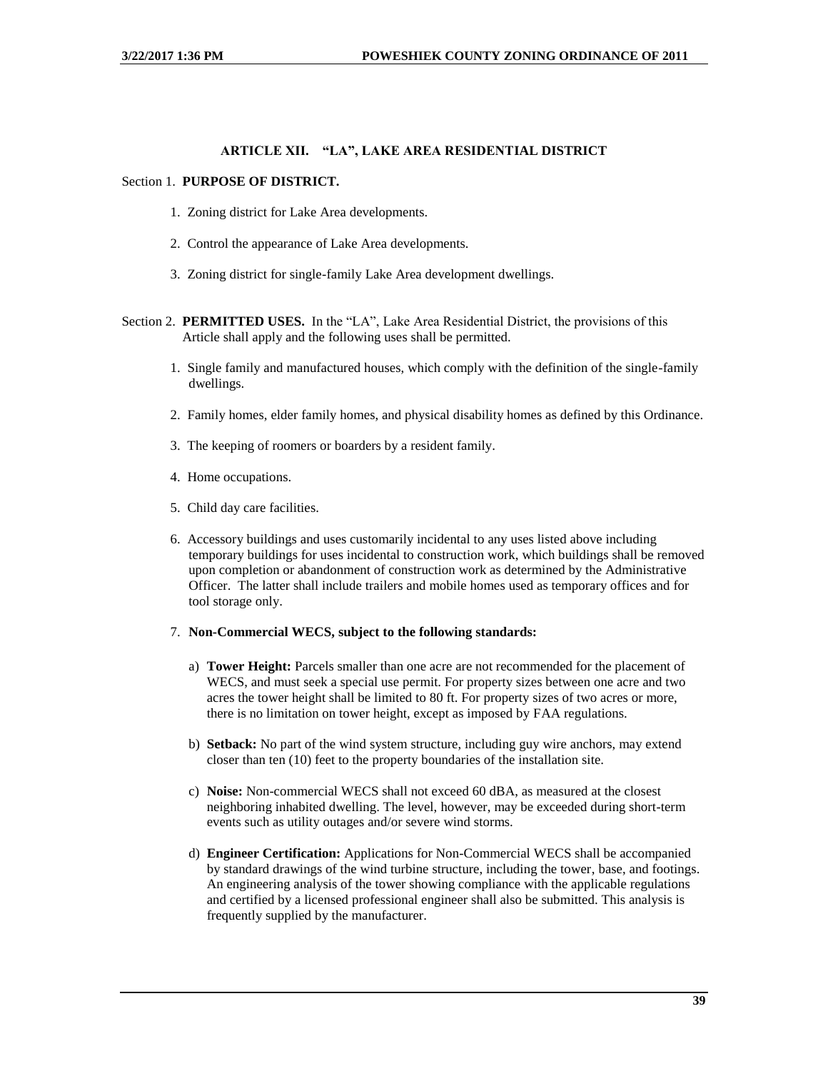## ARTICLE XII. "LA", LAKE AREA RESIDENTIAL DISTRICT

Section 1. **PURPOSE OF DISTRICT.**

1. Zoning district for Lake Area developments.
2. Control the appearance of Lake Area developments.
3. Zoning district for single-family Lake Area development dwellings.

Section 2. **PERMITTED USES.** In the "LA", Lake Area Residential District, the provisions of this Article shall apply and the following uses shall be permitted.

1. Single family and manufactured houses, which comply with the definition of the single-family dwellings.
2. Family homes, elder family homes, and physical disability homes as defined by this Ordinance.
3. The keeping of roomers or boarders by a resident family.
4. Home occupations.
5. Child day care facilities.
6. Accessory buildings and uses customarily incidental to any uses listed above including temporary buildings for uses incidental to construction work, which buildings shall be removed upon completion or abandonment of construction work as determined by the Administrative Officer. The latter shall include trailers and mobile homes used as temporary offices and for tool storage only.
7. **Non-Commercial WECS, subject to the following standards:**
   a) **Tower Height:** Parcels smaller than one acre are not recommended for the placement of WECS, and must seek a special use permit. For property sizes between one acre and two acres the tower height shall be limited to 80 ft. For property sizes of two acres or more, there is no limitation on tower height, except as imposed by FAA regulations.
   b) **Setback:** No part of the wind system structure, including guy wire anchors, may extend closer than ten (10) feet to the property boundaries of the installation site.
   c) **Noise:** Non-commercial WECS shall not exceed 60 dBA, as measured at the closest neighboring inhabited dwelling. The level, however, may be exceeded during short-term events such as utility outages and/or severe wind storms.
   d) **Engineer Certification:** Applications for Non-Commercial WECS shall be accompanied by standard drawings of the wind turbine structure, including the tower, base, and footings. An engineering analysis of the tower showing compliance with the applicable regulations and certified by a licensed professional engineer shall also be submitted. This analysis is frequently supplied by the manufacturer.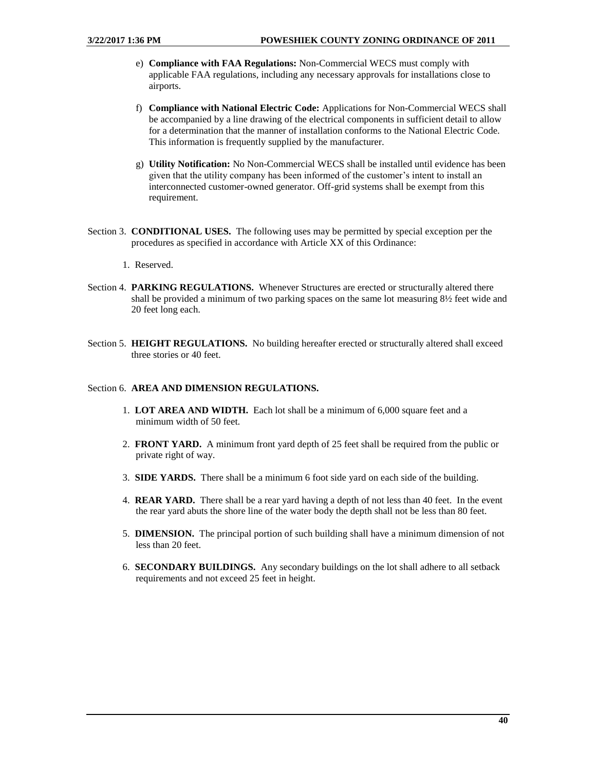e) **Compliance with FAA Regulations:** Non-Commercial WECS must comply with applicable FAA regulations, including any necessary approvals for installations close to airports.

f) **Compliance with National Electric Code:** Applications for Non-Commercial WECS shall be accompanied by a line drawing of the electrical components in sufficient detail to allow for a determination that the manner of installation conforms to the National Electric Code. This information is frequently supplied by the manufacturer.

g) **Utility Notification:** No Non-Commercial WECS shall be installed until evidence has been given that the utility company has been informed of the customer's intent to install an interconnected customer-owned generator. Off-grid systems shall be exempt from this requirement.

Section 3. **CONDITIONAL USES.** The following uses may be permitted by special exception per the procedures as specified in accordance with Article XX of this Ordinance:

1. Reserved.

Section 4. **PARKING REGULATIONS.** Whenever Structures are erected or structurally altered there shall be provided a minimum of two parking spaces on the same lot measuring 8½ feet wide and 20 feet long each.

Section 5. **HEIGHT REGULATIONS.** No building hereafter erected or structurally altered shall exceed three stories or 40 feet.

Section 6. **AREA AND DIMENSION REGULATIONS.**

1. **LOT AREA AND WIDTH.** Each lot shall be a minimum of 6,000 square feet and a minimum width of 50 feet.
2. **FRONT YARD.** A minimum front yard depth of 25 feet shall be required from the public or private right of way.
3. **SIDE YARDS.** There shall be a minimum 6 foot side yard on each side of the building.
4. **REAR YARD.** There shall be a rear yard having a depth of not less than 40 feet. In the event the rear yard abuts the shore line of the water body the depth shall not be less than 80 feet.
5. **DIMENSION.** The principal portion of such building shall have a minimum dimension of not less than 20 feet.
6. **SECONDARY BUILDINGS.** Any secondary buildings on the lot shall adhere to all setback requirements and not exceed 25 feet in height.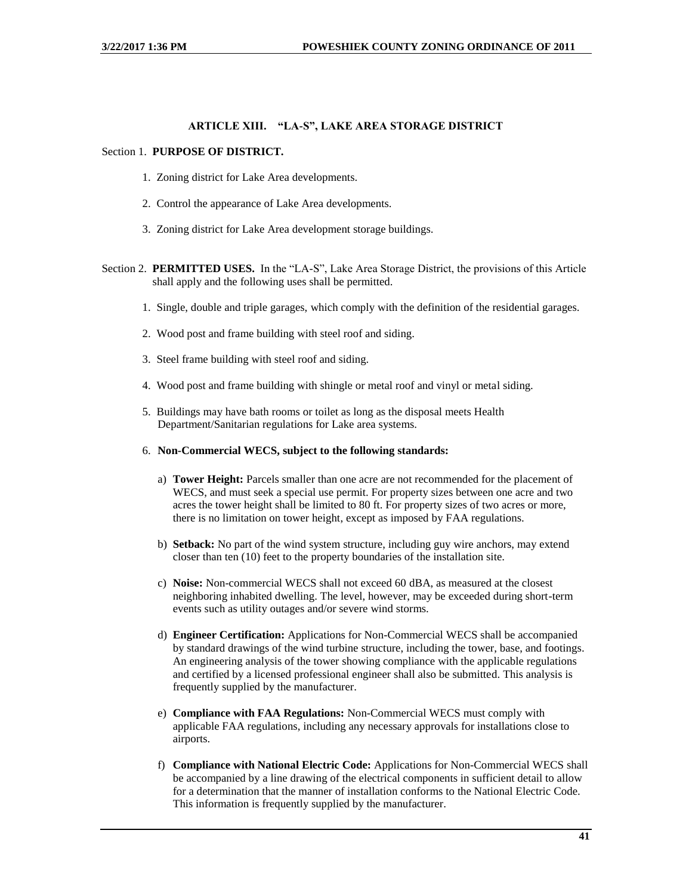## ARTICLE XIII. "LA-S", LAKE AREA STORAGE DISTRICT

Section 1. **PURPOSE OF DISTRICT.**

1. Zoning district for Lake Area developments.
2. Control the appearance of Lake Area developments.
3. Zoning district for Lake Area development storage buildings.

Section 2. **PERMITTED USES.** In the "LA-S", Lake Area Storage District, the provisions of this Article shall apply and the following uses shall be permitted.

1. Single, double and triple garages, which comply with the definition of the residential garages.
2. Wood post and frame building with steel roof and siding.
3. Steel frame building with steel roof and siding.
4. Wood post and frame building with shingle or metal roof and vinyl or metal siding.
5. Buildings may have bath rooms or toilet as long as the disposal meets Health Department/Sanitarian regulations for Lake area systems.
6. **Non-Commercial WECS, subject to the following standards:**

   a) **Tower Height:** Parcels smaller than one acre are not recommended for the placement of WECS, and must seek a special use permit. For property sizes between one acre and two acres the tower height shall be limited to 80 ft. For property sizes of two acres or more, there is no limitation on tower height, except as imposed by FAA regulations.

   b) **Setback:** No part of the wind system structure, including guy wire anchors, may extend closer than ten (10) feet to the property boundaries of the installation site.

   c) **Noise:** Non-commercial WECS shall not exceed 60 dBA, as measured at the closest neighboring inhabited dwelling. The level, however, may be exceeded during short-term events such as utility outages and/or severe wind storms.

   d) **Engineer Certification:** Applications for Non-Commercial WECS shall be accompanied by standard drawings of the wind turbine structure, including the tower, base, and footings. An engineering analysis of the tower showing compliance with the applicable regulations and certified by a licensed professional engineer shall also be submitted. This analysis is frequently supplied by the manufacturer.

   e) **Compliance with FAA Regulations:** Non-Commercial WECS must comply with applicable FAA regulations, including any necessary approvals for installations close to airports.

   f) **Compliance with National Electric Code:** Applications for Non-Commercial WECS shall be accompanied by a line drawing of the electrical components in sufficient detail to allow for a determination that the manner of installation conforms to the National Electric Code. This information is frequently supplied by the manufacturer.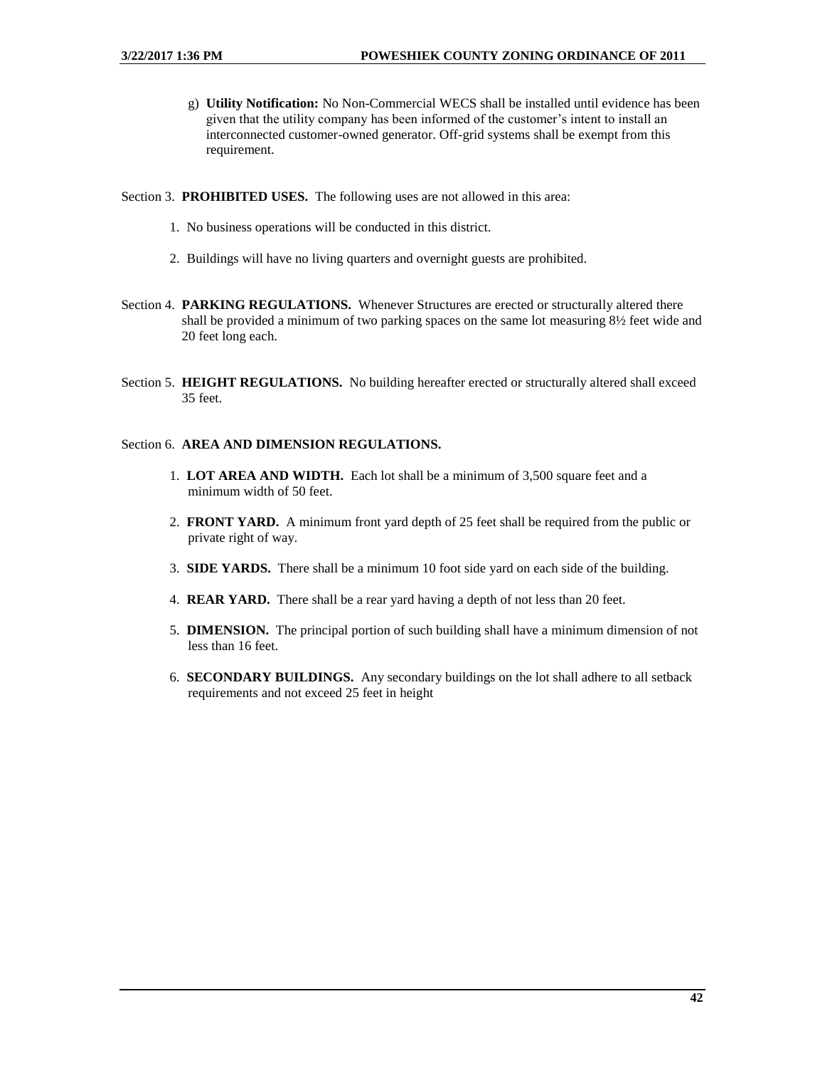g) **Utility Notification:** No Non-Commercial WECS shall be installed until evidence has been given that the utility company has been informed of the customer's intent to install an interconnected customer-owned generator. Off-grid systems shall be exempt from this requirement.

Section 3. **PROHIBITED USES.** The following uses are not allowed in this area:

1. No business operations will be conducted in this district.

2. Buildings will have no living quarters and overnight guests are prohibited.

Section 4. **PARKING REGULATIONS.** Whenever Structures are erected or structurally altered there shall be provided a minimum of two parking spaces on the same lot measuring 8½ feet wide and 20 feet long each.

Section 5. **HEIGHT REGULATIONS.** No building hereafter erected or structurally altered shall exceed 35 feet.

Section 6. **AREA AND DIMENSION REGULATIONS.**

1. **LOT AREA AND WIDTH.** Each lot shall be a minimum of 3,500 square feet and a minimum width of 50 feet.

2. **FRONT YARD.** A minimum front yard depth of 25 feet shall be required from the public or private right of way.

3. **SIDE YARDS.** There shall be a minimum 10 foot side yard on each side of the building.

4. **REAR YARD.** There shall be a rear yard having a depth of not less than 20 feet.

5. **DIMENSION.** The principal portion of such building shall have a minimum dimension of not less than 16 feet.

6. **SECONDARY BUILDINGS.** Any secondary buildings on the lot shall adhere to all setback requirements and not exceed 25 feet in height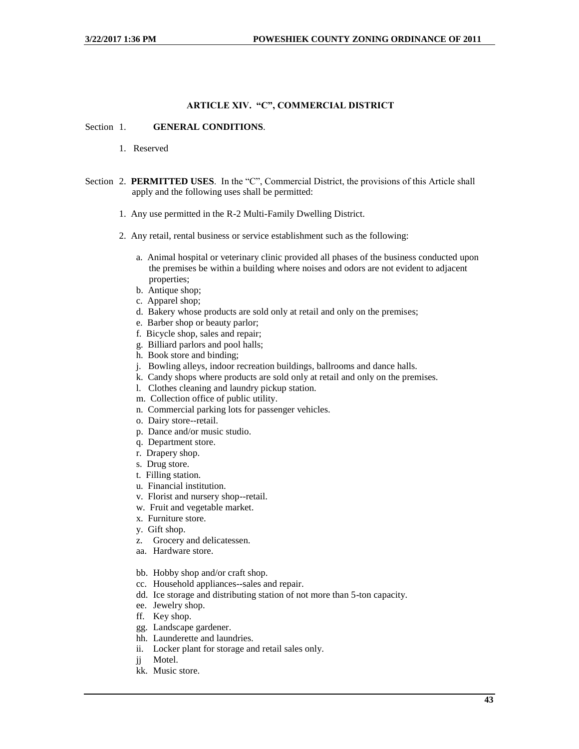## ARTICLE XIV. "C", COMMERCIAL DISTRICT

Section 1. **GENERAL CONDITIONS**.

1. Reserved

Section 2. **PERMITTED USES**. In the "C", Commercial District, the provisions of this Article shall apply and the following uses shall be permitted:

1. Any use permitted in the R-2 Multi-Family Dwelling District.

2. Any retail, rental business or service establishment such as the following:

   a. Animal hospital or veterinary clinic provided all phases of the business conducted upon the premises be within a building where noises and odors are not evident to adjacent properties;
   b. Antique shop;
   c. Apparel shop;
   d. Bakery whose products are sold only at retail and only on the premises;
   e. Barber shop or beauty parlor;
   f. Bicycle shop, sales and repair;
   g. Billiard parlors and pool halls;
   h. Book store and binding;
   j. Bowling alleys, indoor recreation buildings, ballrooms and dance halls.
   k. Candy shops where products are sold only at retail and only on the premises.
   l. Clothes cleaning and laundry pickup station.
   m. Collection office of public utility.
   n. Commercial parking lots for passenger vehicles.
   o. Dairy store--retail.
   p. Dance and/or music studio.
   q. Department store.
   r. Drapery shop.
   s. Drug store.
   t. Filling station.
   u. Financial institution.
   v. Florist and nursery shop--retail.
   w. Fruit and vegetable market.
   x. Furniture store.
   y. Gift shop.
   z. Grocery and delicatessen.
   aa. Hardware store.

   bb. Hobby shop and/or craft shop.
   cc. Household appliances--sales and repair.
   dd. Ice storage and distributing station of not more than 5-ton capacity.
   ee. Jewelry shop.
   ff. Key shop.
   gg. Landscape gardener.
   hh. Launderette and laundries.
   ii. Locker plant for storage and retail sales only.
   jj Motel.
   kk. Music store.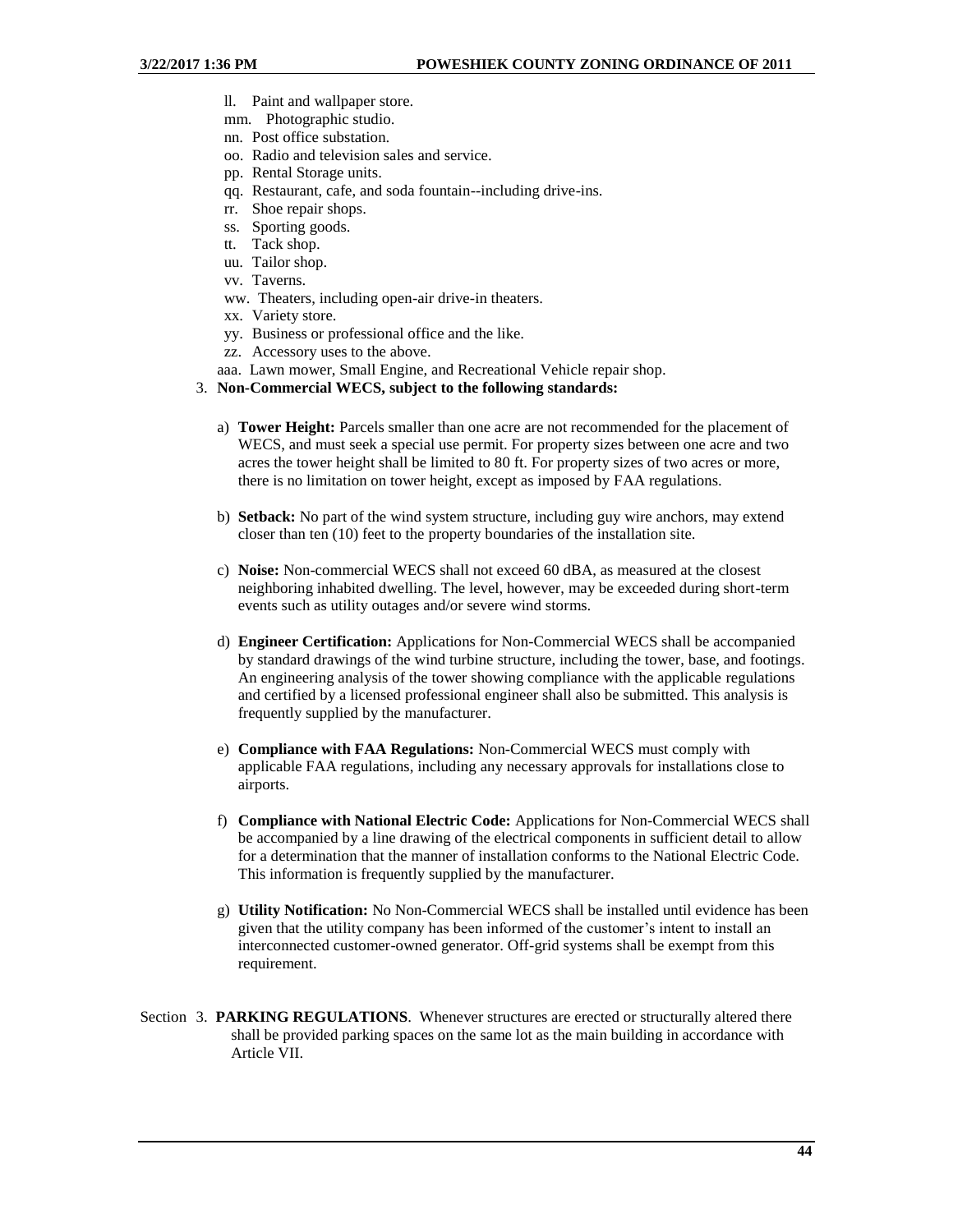ll. Paint and wallpaper store.
mm. Photographic studio.
nn. Post office substation.
oo. Radio and television sales and service.
pp. Rental Storage units.
qq. Restaurant, cafe, and soda fountain--including drive-ins.
rr. Shoe repair shops.
ss. Sporting goods.
tt. Tack shop.
uu. Tailor shop.
vv. Taverns.
ww. Theaters, including open-air drive-in theaters.
xx. Variety store.
yy. Business or professional office and the like.
zz. Accessory uses to the above.
aaa. Lawn mower, Small Engine, and Recreational Vehicle repair shop.

3. **Non-Commercial WECS, subject to the following standards:**

   a) **Tower Height:** Parcels smaller than one acre are not recommended for the placement of WECS, and must seek a special use permit. For property sizes between one acre and two acres the tower height shall be limited to 80 ft. For property sizes of two acres or more, there is no limitation on tower height, except as imposed by FAA regulations.

   b) **Setback:** No part of the wind system structure, including guy wire anchors, may extend closer than ten (10) feet to the property boundaries of the installation site.

   c) **Noise:** Non-commercial WECS shall not exceed 60 dBA, as measured at the closest neighboring inhabited dwelling. The level, however, may be exceeded during short-term events such as utility outages and/or severe wind storms.

   d) **Engineer Certification:** Applications for Non-Commercial WECS shall be accompanied by standard drawings of the wind turbine structure, including the tower, base, and footings. An engineering analysis of the tower showing compliance with the applicable regulations and certified by a licensed professional engineer shall also be submitted. This analysis is frequently supplied by the manufacturer.

   e) **Compliance with FAA Regulations:** Non-Commercial WECS must comply with applicable FAA regulations, including any necessary approvals for installations close to airports.

   f) **Compliance with National Electric Code:** Applications for Non-Commercial WECS shall be accompanied by a line drawing of the electrical components in sufficient detail to allow for a determination that the manner of installation conforms to the National Electric Code. This information is frequently supplied by the manufacturer.

   g) **Utility Notification:** No Non-Commercial WECS shall be installed until evidence has been given that the utility company has been informed of the customer's intent to install an interconnected customer-owned generator. Off-grid systems shall be exempt from this requirement.

Section 3. **PARKING REGULATIONS**. Whenever structures are erected or structurally altered there shall be provided parking spaces on the same lot as the main building in accordance with Article VII.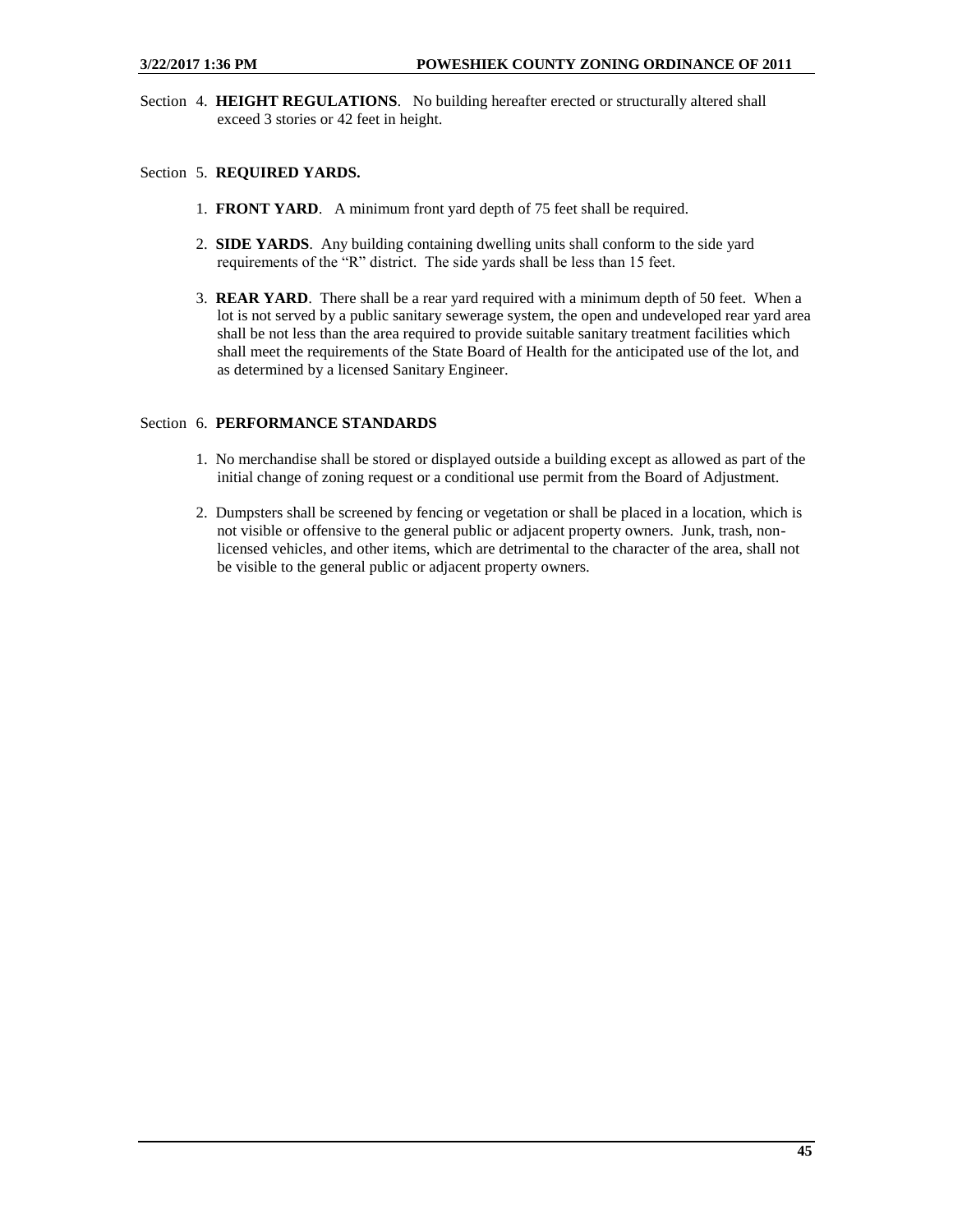Section 4. **HEIGHT REGULATIONS**. No building hereafter erected or structurally altered shall exceed 3 stories or 42 feet in height.

Section 5. **REQUIRED YARDS.**

1. **FRONT YARD**. A minimum front yard depth of 75 feet shall be required.
2. **SIDE YARDS**. Any building containing dwelling units shall conform to the side yard requirements of the "R" district. The side yards shall be less than 15 feet.
3. **REAR YARD**. There shall be a rear yard required with a minimum depth of 50 feet. When a lot is not served by a public sanitary sewerage system, the open and undeveloped rear yard area shall be not less than the area required to provide suitable sanitary treatment facilities which shall meet the requirements of the State Board of Health for the anticipated use of the lot, and as determined by a licensed Sanitary Engineer.

Section 6. **PERFORMANCE STANDARDS**

1. No merchandise shall be stored or displayed outside a building except as allowed as part of the initial change of zoning request or a conditional use permit from the Board of Adjustment.
2. Dumpsters shall be screened by fencing or vegetation or shall be placed in a location, which is not visible or offensive to the general public or adjacent property owners. Junk, trash, non-licensed vehicles, and other items, which are detrimental to the character of the area, shall not be visible to the general public or adjacent property owners.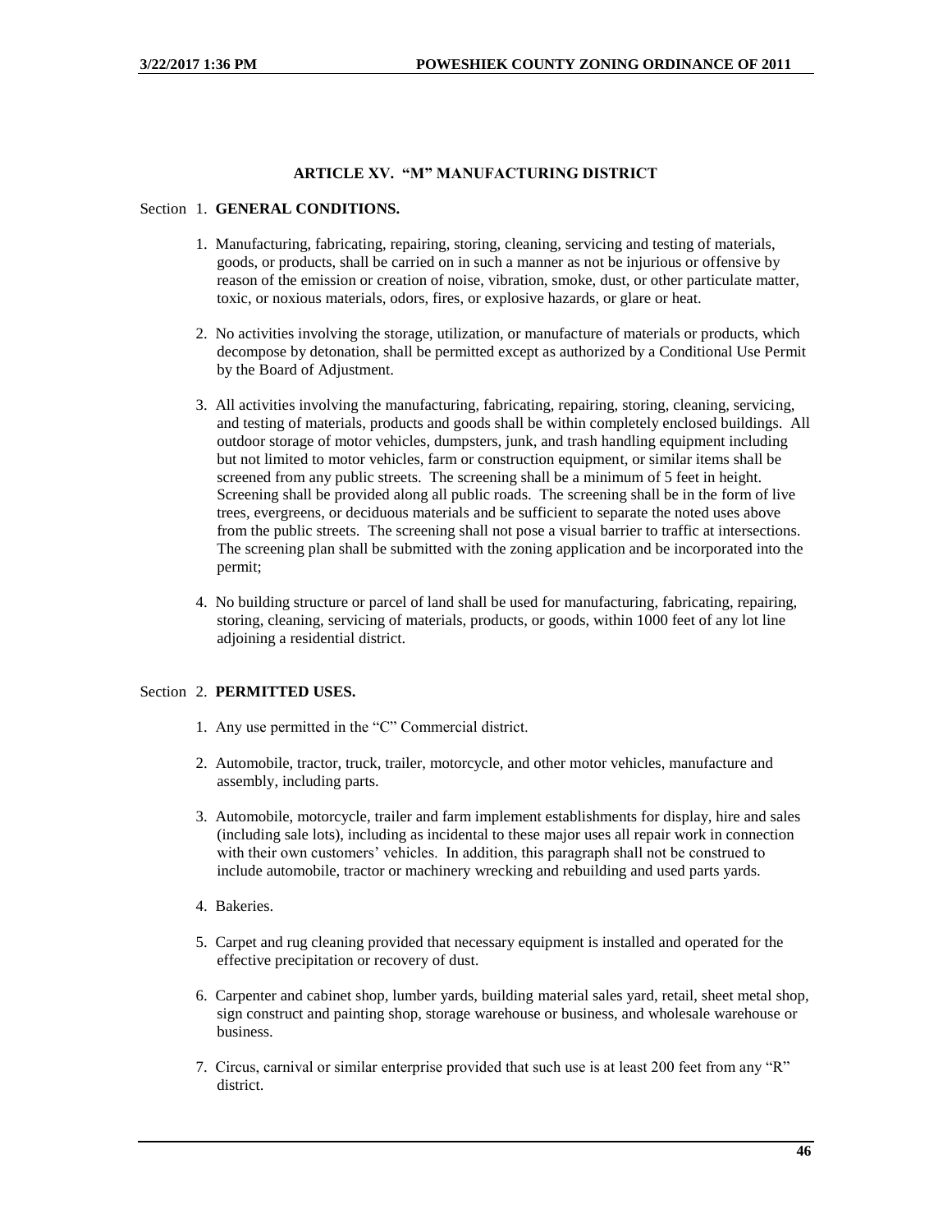## ARTICLE XV. "M" MANUFACTURING DISTRICT

Section 1. **GENERAL CONDITIONS.**

1. Manufacturing, fabricating, repairing, storing, cleaning, servicing and testing of materials, goods, or products, shall be carried on in such a manner as not be injurious or offensive by reason of the emission or creation of noise, vibration, smoke, dust, or other particulate matter, toxic, or noxious materials, odors, fires, or explosive hazards, or glare or heat.

2. No activities involving the storage, utilization, or manufacture of materials or products, which decompose by detonation, shall be permitted except as authorized by a Conditional Use Permit by the Board of Adjustment.

3. All activities involving the manufacturing, fabricating, repairing, storing, cleaning, servicing, and testing of materials, products and goods shall be within completely enclosed buildings. All outdoor storage of motor vehicles, dumpsters, junk, and trash handling equipment including but not limited to motor vehicles, farm or construction equipment, or similar items shall be screened from any public streets. The screening shall be a minimum of 5 feet in height. Screening shall be provided along all public roads. The screening shall be in the form of live trees, evergreens, or deciduous materials and be sufficient to separate the noted uses above from the public streets. The screening shall not pose a visual barrier to traffic at intersections. The screening plan shall be submitted with the zoning application and be incorporated into the permit;

4. No building structure or parcel of land shall be used for manufacturing, fabricating, repairing, storing, cleaning, servicing of materials, products, or goods, within 1000 feet of any lot line adjoining a residential district.

Section 2. **PERMITTED USES.**

1. Any use permitted in the "C" Commercial district.

2. Automobile, tractor, truck, trailer, motorcycle, and other motor vehicles, manufacture and assembly, including parts.

3. Automobile, motorcycle, trailer and farm implement establishments for display, hire and sales (including sale lots), including as incidental to these major uses all repair work in connection with their own customers' vehicles. In addition, this paragraph shall not be construed to include automobile, tractor or machinery wrecking and rebuilding and used parts yards.

4. Bakeries.

5. Carpet and rug cleaning provided that necessary equipment is installed and operated for the effective precipitation or recovery of dust.

6. Carpenter and cabinet shop, lumber yards, building material sales yard, retail, sheet metal shop, sign construct and painting shop, storage warehouse or business, and wholesale warehouse or business.

7. Circus, carnival or similar enterprise provided that such use is at least 200 feet from any "R" district.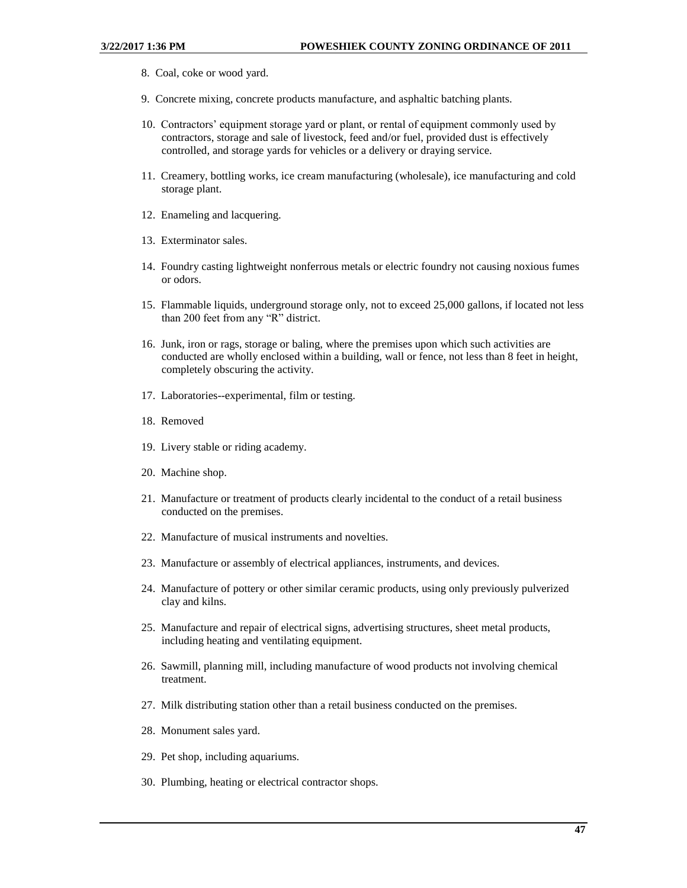8. Coal, coke or wood yard.

9. Concrete mixing, concrete products manufacture, and asphaltic batching plants.

10. Contractors' equipment storage yard or plant, or rental of equipment commonly used by contractors, storage and sale of livestock, feed and/or fuel, provided dust is effectively controlled, and storage yards for vehicles or a delivery or draying service.

11. Creamery, bottling works, ice cream manufacturing (wholesale), ice manufacturing and cold storage plant.

12. Enameling and lacquering.

13. Exterminator sales.

14. Foundry casting lightweight nonferrous metals or electric foundry not causing noxious fumes or odors.

15. Flammable liquids, underground storage only, not to exceed 25,000 gallons, if located not less than 200 feet from any "R" district.

16. Junk, iron or rags, storage or baling, where the premises upon which such activities are conducted are wholly enclosed within a building, wall or fence, not less than 8 feet in height, completely obscuring the activity.

17. Laboratories--experimental, film or testing.

18. Removed

19. Livery stable or riding academy.

20. Machine shop.

21. Manufacture or treatment of products clearly incidental to the conduct of a retail business conducted on the premises.

22. Manufacture of musical instruments and novelties.

23. Manufacture or assembly of electrical appliances, instruments, and devices.

24. Manufacture of pottery or other similar ceramic products, using only previously pulverized clay and kilns.

25. Manufacture and repair of electrical signs, advertising structures, sheet metal products, including heating and ventilating equipment.

26. Sawmill, planning mill, including manufacture of wood products not involving chemical treatment.

27. Milk distributing station other than a retail business conducted on the premises.

28. Monument sales yard.

29. Pet shop, including aquariums.

30. Plumbing, heating or electrical contractor shops.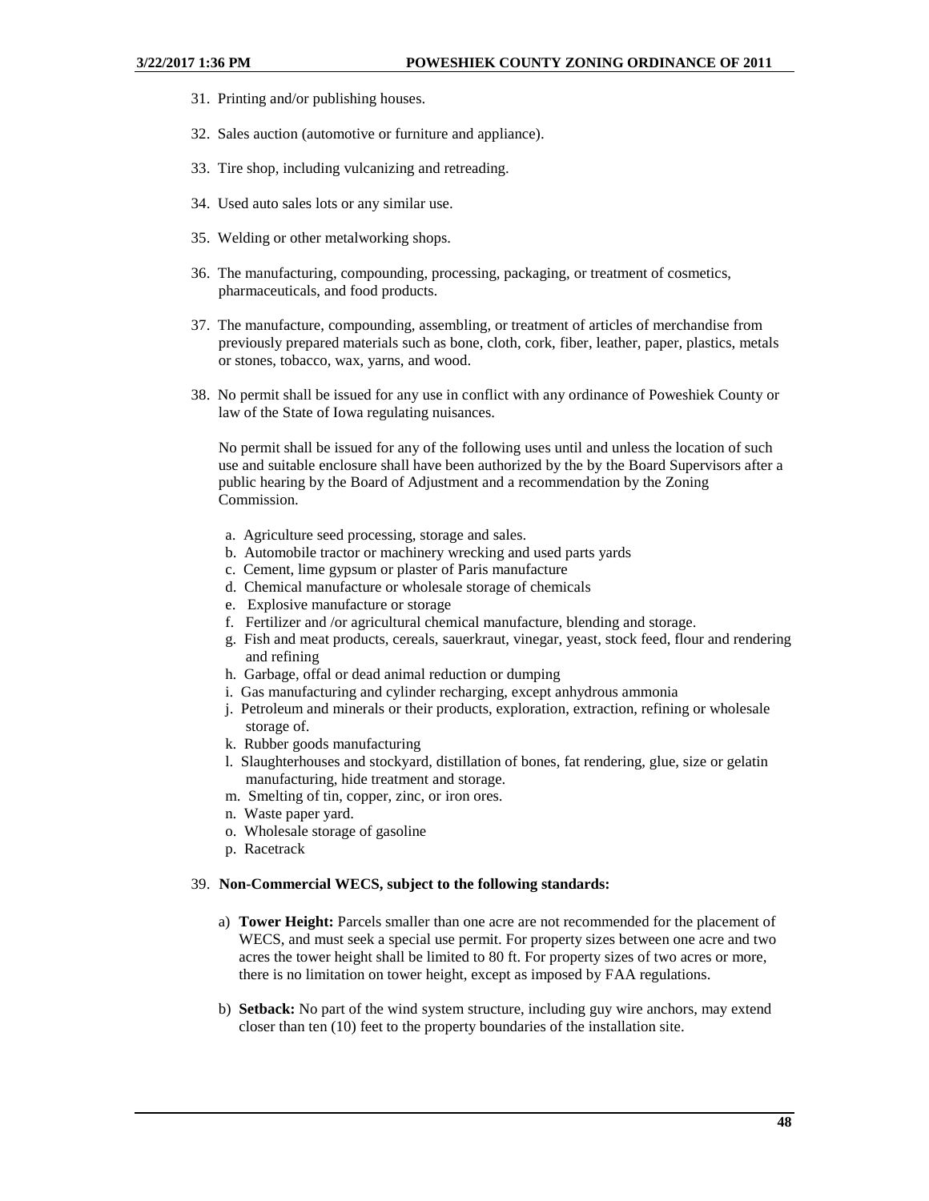31. Printing and/or publishing houses.

32. Sales auction (automotive or furniture and appliance).

33. Tire shop, including vulcanizing and retreading.

34. Used auto sales lots or any similar use.

35. Welding or other metalworking shops.

36. The manufacturing, compounding, processing, packaging, or treatment of cosmetics, pharmaceuticals, and food products.

37. The manufacture, compounding, assembling, or treatment of articles of merchandise from previously prepared materials such as bone, cloth, cork, fiber, leather, paper, plastics, metals or stones, tobacco, wax, yarns, and wood.

38. No permit shall be issued for any use in conflict with any ordinance of Poweshiek County or law of the State of Iowa regulating nuisances.

    No permit shall be issued for any of the following uses until and unless the location of such use and suitable enclosure shall have been authorized by the by the Board Supervisors after a public hearing by the Board of Adjustment and a recommendation by the Zoning Commission.

    a. Agriculture seed processing, storage and sales.
    b. Automobile tractor or machinery wrecking and used parts yards
    c. Cement, lime gypsum or plaster of Paris manufacture
    d. Chemical manufacture or wholesale storage of chemicals
    e. Explosive manufacture or storage
    f. Fertilizer and /or agricultural chemical manufacture, blending and storage.
    g. Fish and meat products, cereals, sauerkraut, vinegar, yeast, stock feed, flour and rendering and refining
    h. Garbage, offal or dead animal reduction or dumping
    i. Gas manufacturing and cylinder recharging, except anhydrous ammonia
    j. Petroleum and minerals or their products, exploration, extraction, refining or wholesale storage of.
    k. Rubber goods manufacturing
    l. Slaughterhouses and stockyard, distillation of bones, fat rendering, glue, size or gelatin manufacturing, hide treatment and storage.
    m. Smelting of tin, copper, zinc, or iron ores.
    n. Waste paper yard.
    o. Wholesale storage of gasoline
    p. Racetrack

39. **Non-Commercial WECS, subject to the following standards:**

    a) **Tower Height:** Parcels smaller than one acre are not recommended for the placement of WECS, and must seek a special use permit. For property sizes between one acre and two acres the tower height shall be limited to 80 ft. For property sizes of two acres or more, there is no limitation on tower height, except as imposed by FAA regulations.

    b) **Setback:** No part of the wind system structure, including guy wire anchors, may extend closer than ten (10) feet to the property boundaries of the installation site.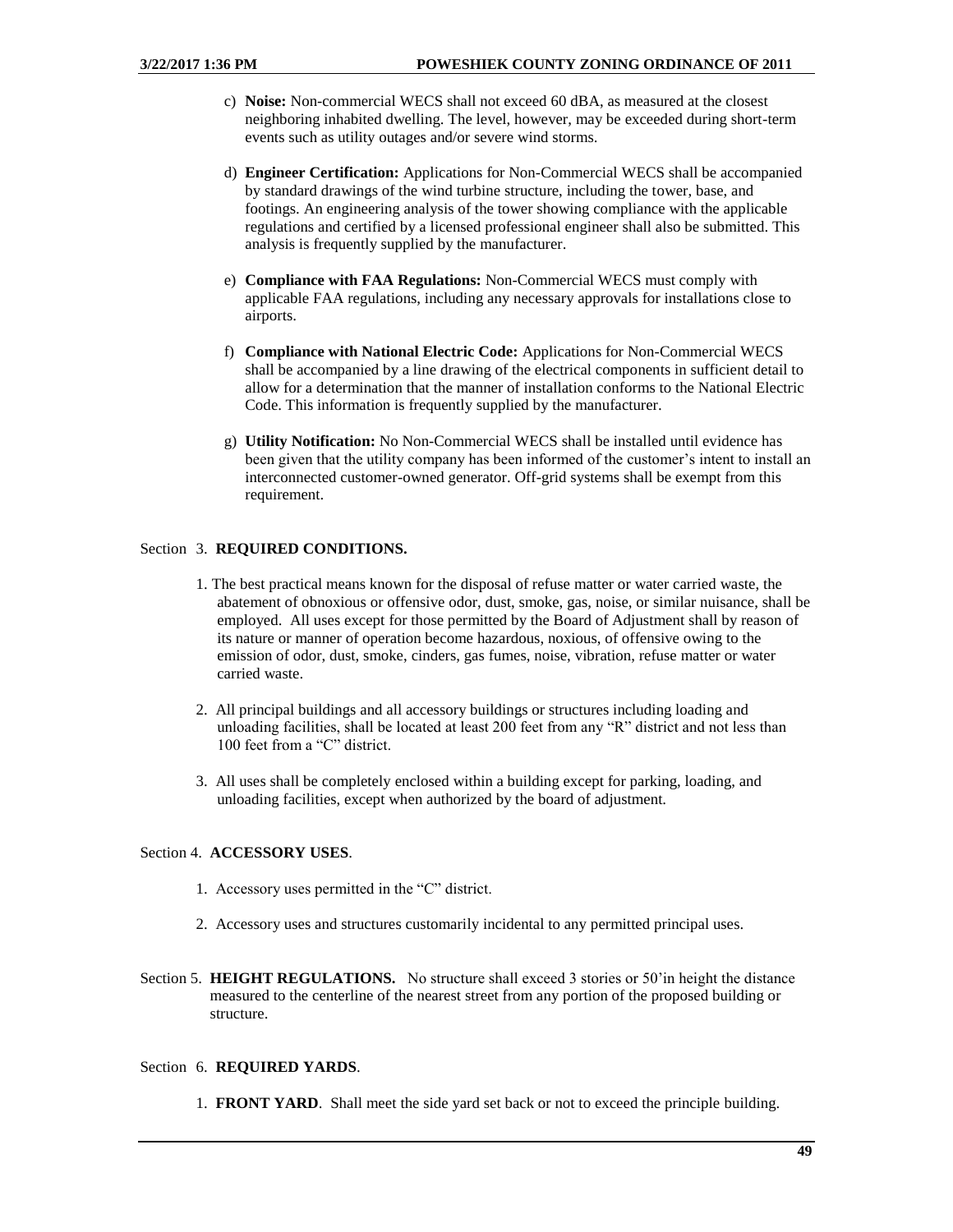c) **Noise:** Non-commercial WECS shall not exceed 60 dBA, as measured at the closest neighboring inhabited dwelling. The level, however, may be exceeded during short-term events such as utility outages and/or severe wind storms.

d) **Engineer Certification:** Applications for Non-Commercial WECS shall be accompanied by standard drawings of the wind turbine structure, including the tower, base, and footings. An engineering analysis of the tower showing compliance with the applicable regulations and certified by a licensed professional engineer shall also be submitted. This analysis is frequently supplied by the manufacturer.

e) **Compliance with FAA Regulations:** Non-Commercial WECS must comply with applicable FAA regulations, including any necessary approvals for installations close to airports.

f) **Compliance with National Electric Code:** Applications for Non-Commercial WECS shall be accompanied by a line drawing of the electrical components in sufficient detail to allow for a determination that the manner of installation conforms to the National Electric Code. This information is frequently supplied by the manufacturer.

g) **Utility Notification:** No Non-Commercial WECS shall be installed until evidence has been given that the utility company has been informed of the customer's intent to install an interconnected customer-owned generator. Off-grid systems shall be exempt from this requirement.

Section 3. **REQUIRED CONDITIONS.**

1. The best practical means known for the disposal of refuse matter or water carried waste, the abatement of obnoxious or offensive odor, dust, smoke, gas, noise, or similar nuisance, shall be employed. All uses except for those permitted by the Board of Adjustment shall by reason of its nature or manner of operation become hazardous, noxious, of offensive owing to the emission of odor, dust, smoke, cinders, gas fumes, noise, vibration, refuse matter or water carried waste.

2. All principal buildings and all accessory buildings or structures including loading and unloading facilities, shall be located at least 200 feet from any "R" district and not less than 100 feet from a "C" district.

3. All uses shall be completely enclosed within a building except for parking, loading, and unloading facilities, except when authorized by the board of adjustment.

Section 4. **ACCESSORY USES**.

1. Accessory uses permitted in the "C" district.

2. Accessory uses and structures customarily incidental to any permitted principal uses.

Section 5. **HEIGHT REGULATIONS.** No structure shall exceed 3 stories or 50'in height the distance measured to the centerline of the nearest street from any portion of the proposed building or structure.

Section 6. **REQUIRED YARDS**.

1. **FRONT YARD**. Shall meet the side yard set back or not to exceed the principle building.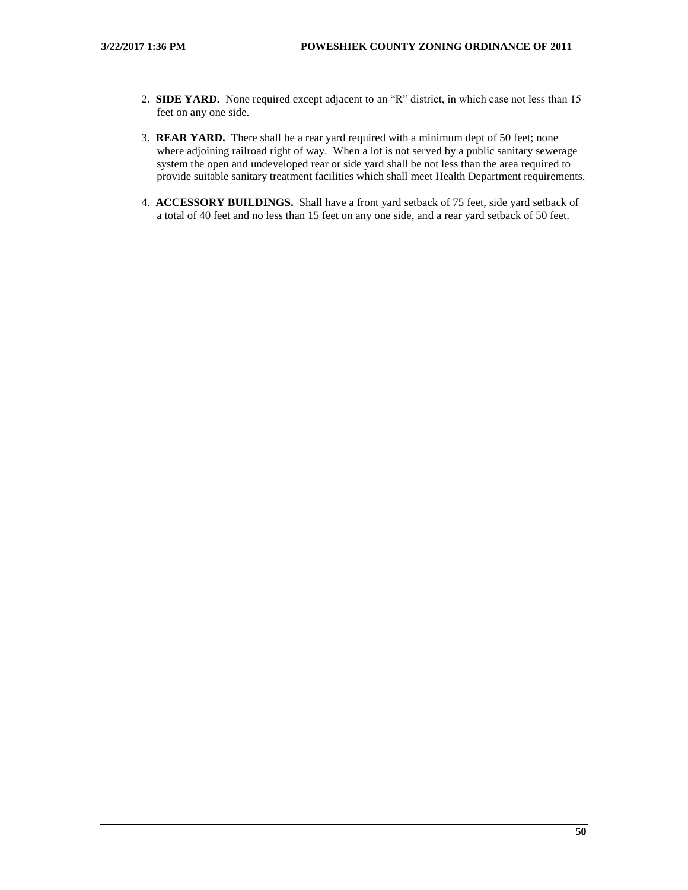2. **SIDE YARD.** None required except adjacent to an "R" district, in which case not less than 15 feet on any one side.

3. **REAR YARD.** There shall be a rear yard required with a minimum dept of 50 feet; none where adjoining railroad right of way. When a lot is not served by a public sanitary sewerage system the open and undeveloped rear or side yard shall be not less than the area required to provide suitable sanitary treatment facilities which shall meet Health Department requirements.

4. **ACCESSORY BUILDINGS.** Shall have a front yard setback of 75 feet, side yard setback of a total of 40 feet and no less than 15 feet on any one side, and a rear yard setback of 50 feet.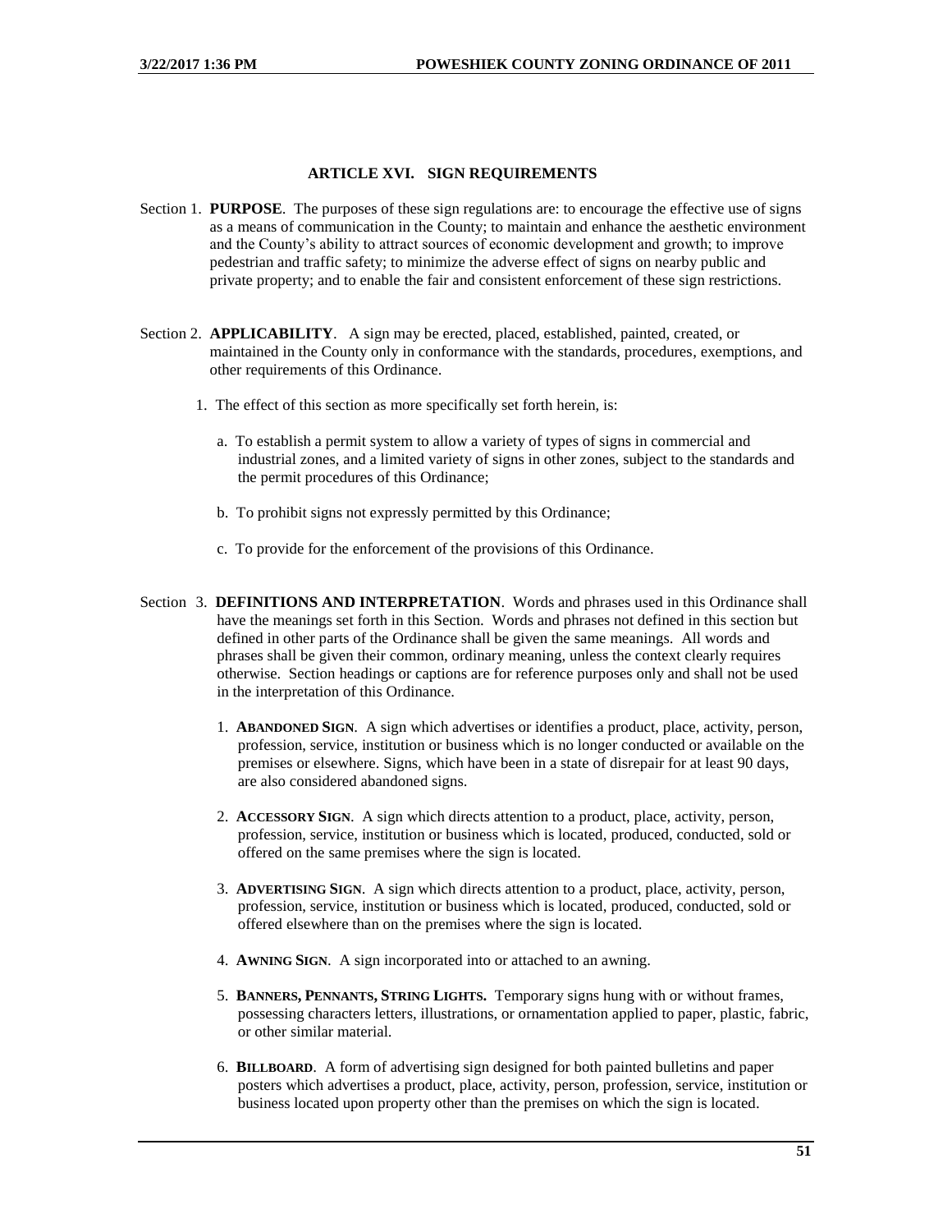## ARTICLE XVI. SIGN REQUIREMENTS

Section 1. **PURPOSE**. The purposes of these sign regulations are: to encourage the effective use of signs as a means of communication in the County; to maintain and enhance the aesthetic environment and the County's ability to attract sources of economic development and growth; to improve pedestrian and traffic safety; to minimize the adverse effect of signs on nearby public and private property; and to enable the fair and consistent enforcement of these sign restrictions.

Section 2. **APPLICABILITY**. A sign may be erected, placed, established, painted, created, or maintained in the County only in conformance with the standards, procedures, exemptions, and other requirements of this Ordinance.

1. The effect of this section as more specifically set forth herein, is:

   a. To establish a permit system to allow a variety of types of signs in commercial and industrial zones, and a limited variety of signs in other zones, subject to the standards and the permit procedures of this Ordinance;

   b. To prohibit signs not expressly permitted by this Ordinance;

   c. To provide for the enforcement of the provisions of this Ordinance.

Section 3. **DEFINITIONS AND INTERPRETATION**. Words and phrases used in this Ordinance shall have the meanings set forth in this Section. Words and phrases not defined in this section but defined in other parts of the Ordinance shall be given the same meanings. All words and phrases shall be given their common, ordinary meaning, unless the context clearly requires otherwise. Section headings or captions are for reference purposes only and shall not be used in the interpretation of this Ordinance.

1. **ABANDONED SIGN**. A sign which advertises or identifies a product, place, activity, person, profession, service, institution or business which is no longer conducted or available on the premises or elsewhere. Signs, which have been in a state of disrepair for at least 90 days, are also considered abandoned signs.

2. **ACCESSORY SIGN**. A sign which directs attention to a product, place, activity, person, profession, service, institution or business which is located, produced, conducted, sold or offered on the same premises where the sign is located.

3. **ADVERTISING SIGN**. A sign which directs attention to a product, place, activity, person, profession, service, institution or business which is located, produced, conducted, sold or offered elsewhere than on the premises where the sign is located.

4. **AWNING SIGN**. A sign incorporated into or attached to an awning.

5. **BANNERS, PENNANTS, STRING LIGHTS.** Temporary signs hung with or without frames, possessing characters letters, illustrations, or ornamentation applied to paper, plastic, fabric, or other similar material.

6. **BILLBOARD**. A form of advertising sign designed for both painted bulletins and paper posters which advertises a product, place, activity, person, profession, service, institution or business located upon property other than the premises on which the sign is located.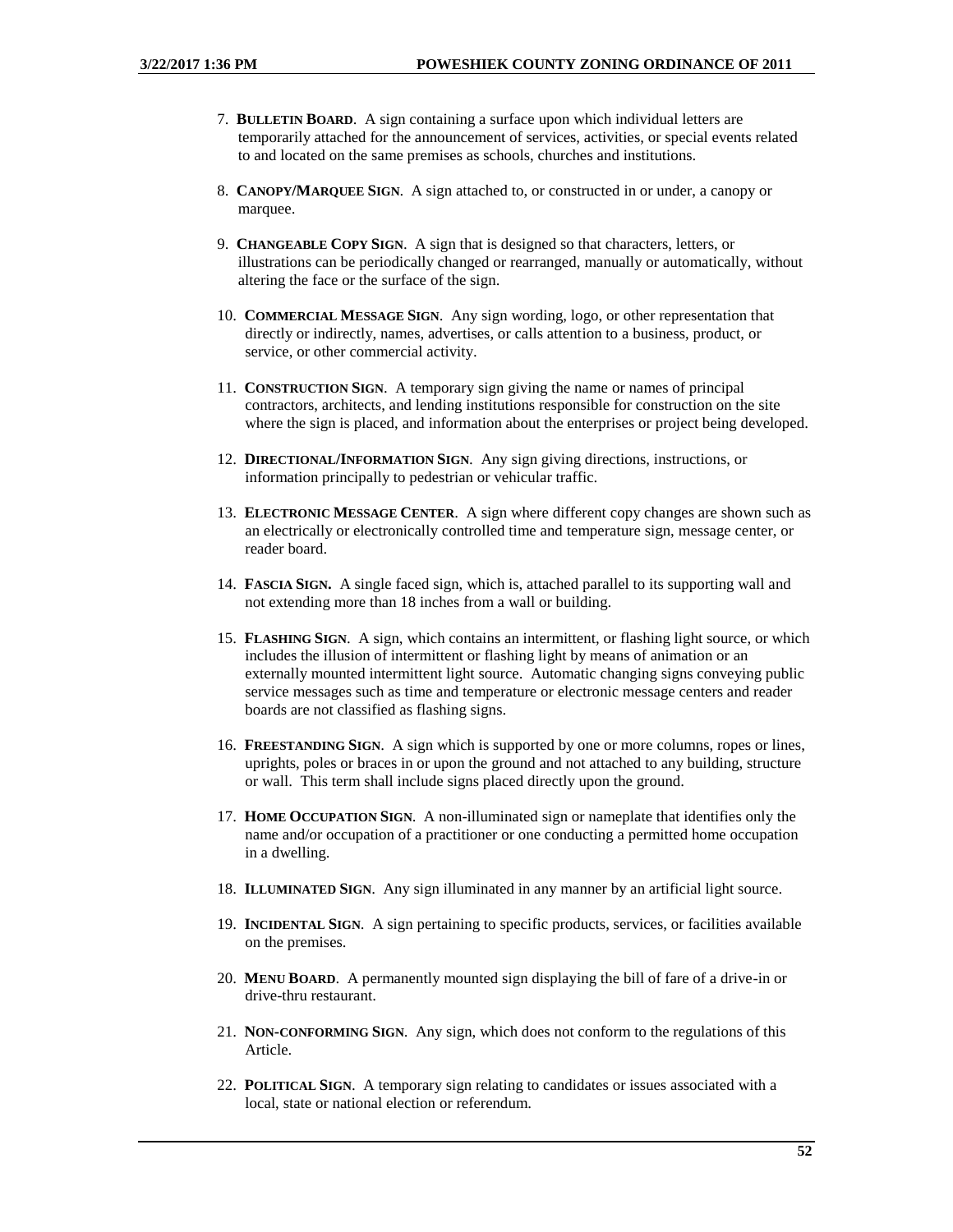7. **Bulletin Board**. A sign containing a surface upon which individual letters are temporarily attached for the announcement of services, activities, or special events related to and located on the same premises as schools, churches and institutions.

8. **Canopy/Marquee Sign**. A sign attached to, or constructed in or under, a canopy or marquee.

9. **Changeable Copy Sign**. A sign that is designed so that characters, letters, or illustrations can be periodically changed or rearranged, manually or automatically, without altering the face or the surface of the sign.

10. **Commercial Message Sign**. Any sign wording, logo, or other representation that directly or indirectly, names, advertises, or calls attention to a business, product, or service, or other commercial activity.

11. **Construction Sign**. A temporary sign giving the name or names of principal contractors, architects, and lending institutions responsible for construction on the site where the sign is placed, and information about the enterprises or project being developed.

12. **Directional/Information Sign**. Any sign giving directions, instructions, or information principally to pedestrian or vehicular traffic.

13. **Electronic Message Center**. A sign where different copy changes are shown such as an electrically or electronically controlled time and temperature sign, message center, or reader board.

14. **Fascia Sign.** A single faced sign, which is, attached parallel to its supporting wall and not extending more than 18 inches from a wall or building.

15. **Flashing Sign**. A sign, which contains an intermittent, or flashing light source, or which includes the illusion of intermittent or flashing light by means of animation or an externally mounted intermittent light source. Automatic changing signs conveying public service messages such as time and temperature or electronic message centers and reader boards are not classified as flashing signs.

16. **Freestanding Sign**. A sign which is supported by one or more columns, ropes or lines, uprights, poles or braces in or upon the ground and not attached to any building, structure or wall. This term shall include signs placed directly upon the ground.

17. **Home Occupation Sign**. A non-illuminated sign or nameplate that identifies only the name and/or occupation of a practitioner or one conducting a permitted home occupation in a dwelling.

18. **Illuminated Sign**. Any sign illuminated in any manner by an artificial light source.

19. **Incidental Sign**. A sign pertaining to specific products, services, or facilities available on the premises.

20. **Menu Board**. A permanently mounted sign displaying the bill of fare of a drive-in or drive-thru restaurant.

21. **Non-conforming Sign**. Any sign, which does not conform to the regulations of this Article.

22. **Political Sign**. A temporary sign relating to candidates or issues associated with a local, state or national election or referendum.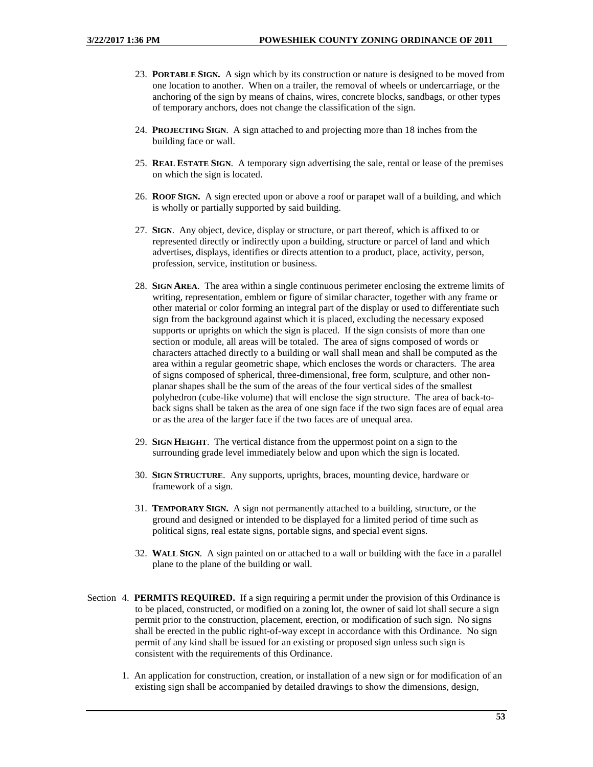23. **Portable Sign.** A sign which by its construction or nature is designed to be moved from one location to another. When on a trailer, the removal of wheels or undercarriage, or the anchoring of the sign by means of chains, wires, concrete blocks, sandbags, or other types of temporary anchors, does not change the classification of the sign.

24. **Projecting Sign**. A sign attached to and projecting more than 18 inches from the building face or wall.

25. **Real Estate Sign**. A temporary sign advertising the sale, rental or lease of the premises on which the sign is located.

26. **Roof Sign.** A sign erected upon or above a roof or parapet wall of a building, and which is wholly or partially supported by said building.

27. **Sign**. Any object, device, display or structure, or part thereof, which is affixed to or represented directly or indirectly upon a building, structure or parcel of land and which advertises, displays, identifies or directs attention to a product, place, activity, person, profession, service, institution or business.

28. **Sign Area**. The area within a single continuous perimeter enclosing the extreme limits of writing, representation, emblem or figure of similar character, together with any frame or other material or color forming an integral part of the display or used to differentiate such sign from the background against which it is placed, excluding the necessary exposed supports or uprights on which the sign is placed. If the sign consists of more than one section or module, all areas will be totaled. The area of signs composed of words or characters attached directly to a building or wall shall mean and shall be computed as the area within a regular geometric shape, which encloses the words or characters. The area of signs composed of spherical, three-dimensional, free form, sculpture, and other non-planar shapes shall be the sum of the areas of the four vertical sides of the smallest polyhedron (cube-like volume) that will enclose the sign structure. The area of back-to-back signs shall be taken as the area of one sign face if the two sign faces are of equal area or as the area of the larger face if the two faces are of unequal area.

29. **Sign Height**. The vertical distance from the uppermost point on a sign to the surrounding grade level immediately below and upon which the sign is located.

30. **Sign Structure**. Any supports, uprights, braces, mounting device, hardware or framework of a sign.

31. **Temporary Sign.** A sign not permanently attached to a building, structure, or the ground and designed or intended to be displayed for a limited period of time such as political signs, real estate signs, portable signs, and special event signs.

32. **Wall Sign**. A sign painted on or attached to a wall or building with the face in a parallel plane to the plane of the building or wall.

Section 4. **PERMITS REQUIRED.** If a sign requiring a permit under the provision of this Ordinance is to be placed, constructed, or modified on a zoning lot, the owner of said lot shall secure a sign permit prior to the construction, placement, erection, or modification of such sign. No signs shall be erected in the public right-of-way except in accordance with this Ordinance. No sign permit of any kind shall be issued for an existing or proposed sign unless such sign is consistent with the requirements of this Ordinance.

1. An application for construction, creation, or installation of a new sign or for modification of an existing sign shall be accompanied by detailed drawings to show the dimensions, design,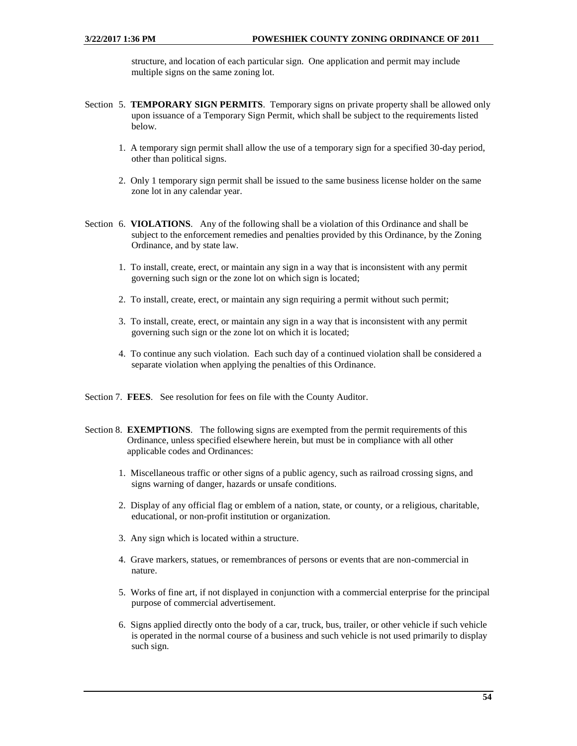structure, and location of each particular sign. One application and permit may include multiple signs on the same zoning lot.

Section 5. **TEMPORARY SIGN PERMITS**. Temporary signs on private property shall be allowed only upon issuance of a Temporary Sign Permit, which shall be subject to the requirements listed below.

1. A temporary sign permit shall allow the use of a temporary sign for a specified 30-day period, other than political signs.

2. Only 1 temporary sign permit shall be issued to the same business license holder on the same zone lot in any calendar year.

Section 6. **VIOLATIONS**. Any of the following shall be a violation of this Ordinance and shall be subject to the enforcement remedies and penalties provided by this Ordinance, by the Zoning Ordinance, and by state law.

1. To install, create, erect, or maintain any sign in a way that is inconsistent with any permit governing such sign or the zone lot on which sign is located;

2. To install, create, erect, or maintain any sign requiring a permit without such permit;

3. To install, create, erect, or maintain any sign in a way that is inconsistent with any permit governing such sign or the zone lot on which it is located;

4. To continue any such violation. Each such day of a continued violation shall be considered a separate violation when applying the penalties of this Ordinance.

Section 7. **FEES**. See resolution for fees on file with the County Auditor.

Section 8. **EXEMPTIONS**. The following signs are exempted from the permit requirements of this Ordinance, unless specified elsewhere herein, but must be in compliance with all other applicable codes and Ordinances:

1. Miscellaneous traffic or other signs of a public agency, such as railroad crossing signs, and signs warning of danger, hazards or unsafe conditions.

2. Display of any official flag or emblem of a nation, state, or county, or a religious, charitable, educational, or non-profit institution or organization.

3. Any sign which is located within a structure.

4. Grave markers, statues, or remembrances of persons or events that are non-commercial in nature.

5. Works of fine art, if not displayed in conjunction with a commercial enterprise for the principal purpose of commercial advertisement.

6. Signs applied directly onto the body of a car, truck, bus, trailer, or other vehicle if such vehicle is operated in the normal course of a business and such vehicle is not used primarily to display such sign.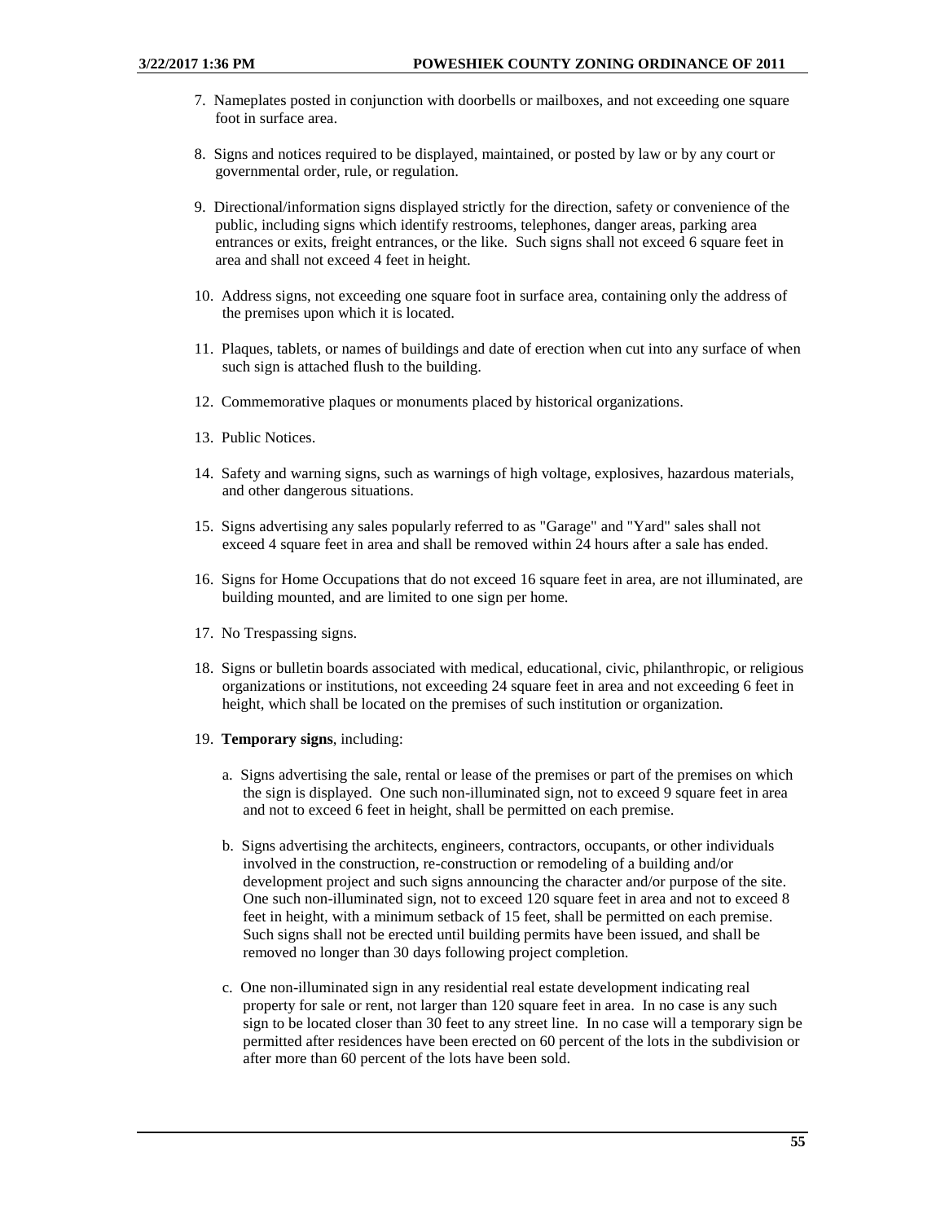7. Nameplates posted in conjunction with doorbells or mailboxes, and not exceeding one square foot in surface area.

8. Signs and notices required to be displayed, maintained, or posted by law or by any court or governmental order, rule, or regulation.

9. Directional/information signs displayed strictly for the direction, safety or convenience of the public, including signs which identify restrooms, telephones, danger areas, parking area entrances or exits, freight entrances, or the like. Such signs shall not exceed 6 square feet in area and shall not exceed 4 feet in height.

10. Address signs, not exceeding one square foot in surface area, containing only the address of the premises upon which it is located.

11. Plaques, tablets, or names of buildings and date of erection when cut into any surface of when such sign is attached flush to the building.

12. Commemorative plaques or monuments placed by historical organizations.

13. Public Notices.

14. Safety and warning signs, such as warnings of high voltage, explosives, hazardous materials, and other dangerous situations.

15. Signs advertising any sales popularly referred to as "Garage" and "Yard" sales shall not exceed 4 square feet in area and shall be removed within 24 hours after a sale has ended.

16. Signs for Home Occupations that do not exceed 16 square feet in area, are not illuminated, are building mounted, and are limited to one sign per home.

17. No Trespassing signs.

18. Signs or bulletin boards associated with medical, educational, civic, philanthropic, or religious organizations or institutions, not exceeding 24 square feet in area and not exceeding 6 feet in height, which shall be located on the premises of such institution or organization.

19. **Temporary signs**, including:

    a. Signs advertising the sale, rental or lease of the premises or part of the premises on which the sign is displayed. One such non-illuminated sign, not to exceed 9 square feet in area and not to exceed 6 feet in height, shall be permitted on each premise.

    b. Signs advertising the architects, engineers, contractors, occupants, or other individuals involved in the construction, re-construction or remodeling of a building and/or development project and such signs announcing the character and/or purpose of the site. One such non-illuminated sign, not to exceed 120 square feet in area and not to exceed 8 feet in height, with a minimum setback of 15 feet, shall be permitted on each premise. Such signs shall not be erected until building permits have been issued, and shall be removed no longer than 30 days following project completion.

    c. One non-illuminated sign in any residential real estate development indicating real property for sale or rent, not larger than 120 square feet in area. In no case is any such sign to be located closer than 30 feet to any street line. In no case will a temporary sign be permitted after residences have been erected on 60 percent of the lots in the subdivision or after more than 60 percent of the lots have been sold.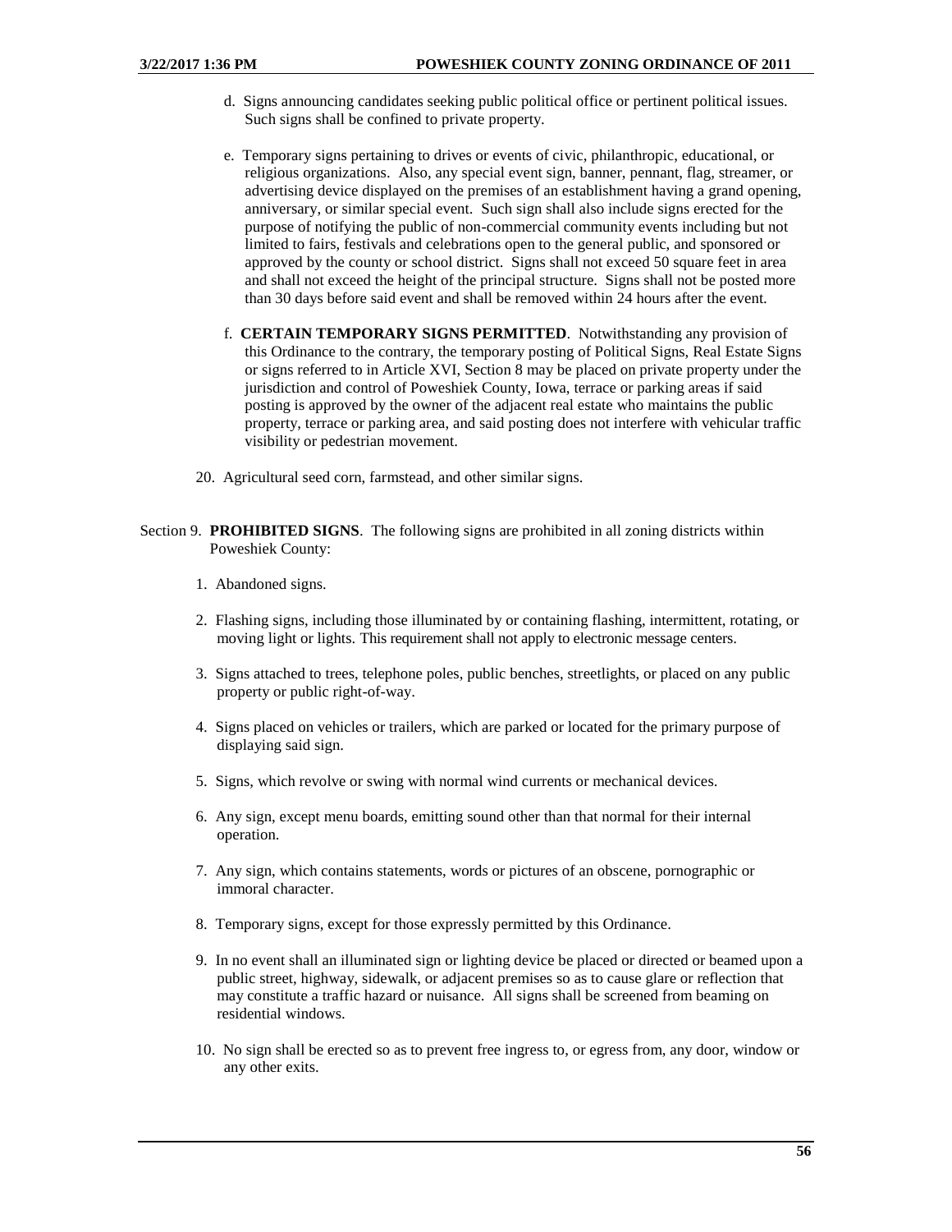d. Signs announcing candidates seeking public political office or pertinent political issues. Such signs shall be confined to private property.

e. Temporary signs pertaining to drives or events of civic, philanthropic, educational, or religious organizations. Also, any special event sign, banner, pennant, flag, streamer, or advertising device displayed on the premises of an establishment having a grand opening, anniversary, or similar special event. Such sign shall also include signs erected for the purpose of notifying the public of non-commercial community events including but not limited to fairs, festivals and celebrations open to the general public, and sponsored or approved by the county or school district. Signs shall not exceed 50 square feet in area and shall not exceed the height of the principal structure. Signs shall not be posted more than 30 days before said event and shall be removed within 24 hours after the event.

f. **CERTAIN TEMPORARY SIGNS PERMITTED**. Notwithstanding any provision of this Ordinance to the contrary, the temporary posting of Political Signs, Real Estate Signs or signs referred to in Article XVI, Section 8 may be placed on private property under the jurisdiction and control of Poweshiek County, Iowa, terrace or parking areas if said posting is approved by the owner of the adjacent real estate who maintains the public property, terrace or parking area, and said posting does not interfere with vehicular traffic visibility or pedestrian movement.

20. Agricultural seed corn, farmstead, and other similar signs.

Section 9. **PROHIBITED SIGNS**. The following signs are prohibited in all zoning districts within Poweshiek County:

1. Abandoned signs.

2. Flashing signs, including those illuminated by or containing flashing, intermittent, rotating, or moving light or lights. This requirement shall not apply to electronic message centers.

3. Signs attached to trees, telephone poles, public benches, streetlights, or placed on any public property or public right-of-way.

4. Signs placed on vehicles or trailers, which are parked or located for the primary purpose of displaying said sign.

5. Signs, which revolve or swing with normal wind currents or mechanical devices.

6. Any sign, except menu boards, emitting sound other than that normal for their internal operation.

7. Any sign, which contains statements, words or pictures of an obscene, pornographic or immoral character.

8. Temporary signs, except for those expressly permitted by this Ordinance.

9. In no event shall an illuminated sign or lighting device be placed or directed or beamed upon a public street, highway, sidewalk, or adjacent premises so as to cause glare or reflection that may constitute a traffic hazard or nuisance. All signs shall be screened from beaming on residential windows.

10. No sign shall be erected so as to prevent free ingress to, or egress from, any door, window or any other exits.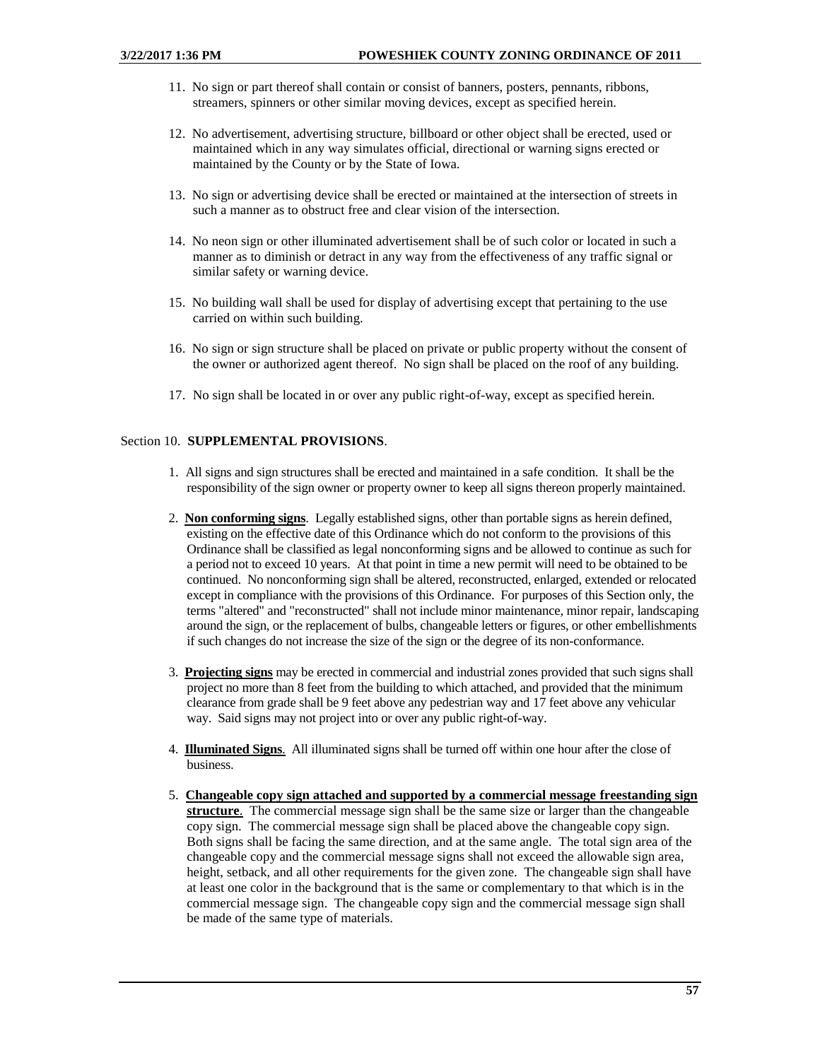11. No sign or part thereof shall contain or consist of banners, posters, pennants, ribbons, streamers, spinners or other similar moving devices, except as specified herein.

12. No advertisement, advertising structure, billboard or other object shall be erected, used or maintained which in any way simulates official, directional or warning signs erected or maintained by the County or by the State of Iowa.

13. No sign or advertising device shall be erected or maintained at the intersection of streets in such a manner as to obstruct free and clear vision of the intersection.

14. No neon sign or other illuminated advertisement shall be of such color or located in such a manner as to diminish or detract in any way from the effectiveness of any traffic signal or similar safety or warning device.

15. No building wall shall be used for display of advertising except that pertaining to the use carried on within such building.

16. No sign or sign structure shall be placed on private or public property without the consent of the owner or authorized agent thereof. No sign shall be placed on the roof of any building.

17. No sign shall be located in or over any public right-of-way, except as specified herein.

Section 10. **SUPPLEMENTAL PROVISIONS**.

1. All signs and sign structures shall be erected and maintained in a safe condition. It shall be the responsibility of the sign owner or property owner to keep all signs thereon properly maintained.

2. **Non conforming signs**. Legally established signs, other than portable signs as herein defined, existing on the effective date of this Ordinance which do not conform to the provisions of this Ordinance shall be classified as legal nonconforming signs and be allowed to continue as such for a period not to exceed 10 years. At that point in time a new permit will need to be obtained to be continued. No nonconforming sign shall be altered, reconstructed, enlarged, extended or relocated except in compliance with the provisions of this Ordinance. For purposes of this Section only, the terms "altered" and "reconstructed" shall not include minor maintenance, minor repair, landscaping around the sign, or the replacement of bulbs, changeable letters or figures, or other embellishments if such changes do not increase the size of the sign or the degree of its non-conformance.

3. **Projecting signs** may be erected in commercial and industrial zones provided that such signs shall project no more than 8 feet from the building to which attached, and provided that the minimum clearance from grade shall be 9 feet above any pedestrian way and 17 feet above any vehicular way. Said signs may not project into or over any public right-of-way.

4. **Illuminated Signs**. All illuminated signs shall be turned off within one hour after the close of business.

5. **Changeable copy sign attached and supported by a commercial message freestanding sign structure**. The commercial message sign shall be the same size or larger than the changeable copy sign. The commercial message sign shall be placed above the changeable copy sign. Both signs shall be facing the same direction, and at the same angle. The total sign area of the changeable copy and the commercial message signs shall not exceed the allowable sign area, height, setback, and all other requirements for the given zone. The changeable sign shall have at least one color in the background that is the same or complementary to that which is in the commercial message sign. The changeable copy sign and the commercial message sign shall be made of the same type of materials.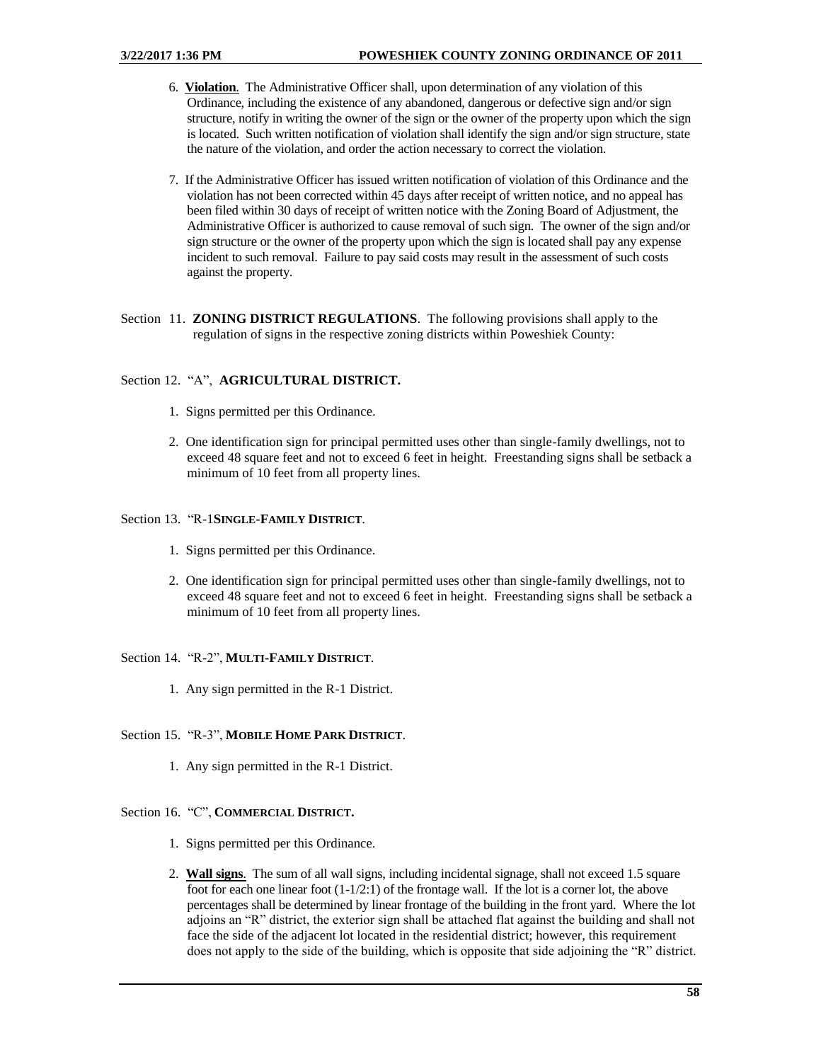6. **Violation**. The Administrative Officer shall, upon determination of any violation of this Ordinance, including the existence of any abandoned, dangerous or defective sign and/or sign structure, notify in writing the owner of the sign or the owner of the property upon which the sign is located. Such written notification of violation shall identify the sign and/or sign structure, state the nature of the violation, and order the action necessary to correct the violation.

7. If the Administrative Officer has issued written notification of violation of this Ordinance and the violation has not been corrected within 45 days after receipt of written notice, and no appeal has been filed within 30 days of receipt of written notice with the Zoning Board of Adjustment, the Administrative Officer is authorized to cause removal of such sign. The owner of the sign and/or sign structure or the owner of the property upon which the sign is located shall pay any expense incident to such removal. Failure to pay said costs may result in the assessment of such costs against the property.

Section 11. **ZONING DISTRICT REGULATIONS**. The following provisions shall apply to the regulation of signs in the respective zoning districts within Poweshiek County:

Section 12. "A", **AGRICULTURAL DISTRICT.**

1. Signs permitted per this Ordinance.

2. One identification sign for principal permitted uses other than single-family dwellings, not to exceed 48 square feet and not to exceed 6 feet in height. Freestanding signs shall be setback a minimum of 10 feet from all property lines.

Section 13. "R-1**SINGLE-FAMILY DISTRICT**.

1. Signs permitted per this Ordinance.

2. One identification sign for principal permitted uses other than single-family dwellings, not to exceed 48 square feet and not to exceed 6 feet in height. Freestanding signs shall be setback a minimum of 10 feet from all property lines.

Section 14. "R-2", **MULTI-FAMILY DISTRICT**.

1. Any sign permitted in the R-1 District.

Section 15. "R-3", **MOBILE HOME PARK DISTRICT**.

1. Any sign permitted in the R-1 District.

Section 16. "C", **COMMERCIAL DISTRICT.**

1. Signs permitted per this Ordinance.

2. **Wall signs**. The sum of all wall signs, including incidental signage, shall not exceed 1.5 square foot for each one linear foot (1-1/2:1) of the frontage wall. If the lot is a corner lot, the above percentages shall be determined by linear frontage of the building in the front yard. Where the lot adjoins an "R" district, the exterior sign shall be attached flat against the building and shall not face the side of the adjacent lot located in the residential district; however, this requirement does not apply to the side of the building, which is opposite that side adjoining the "R" district.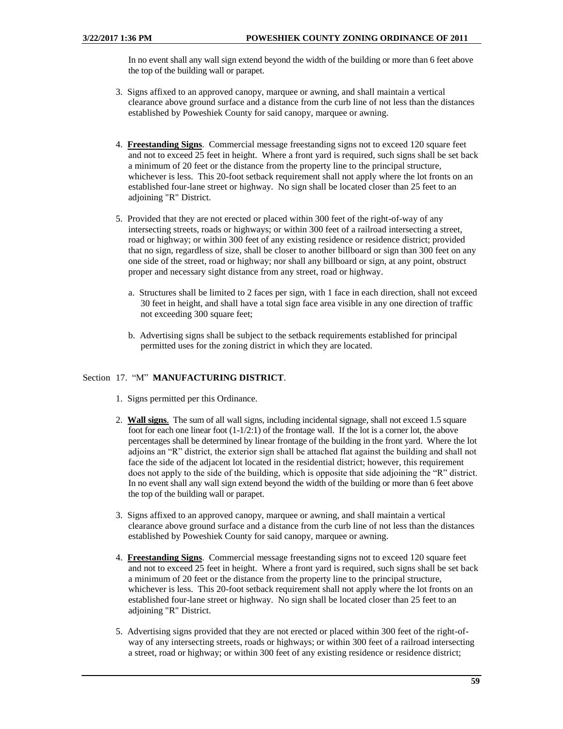In no event shall any wall sign extend beyond the width of the building or more than 6 feet above the top of the building wall or parapet.

3. Signs affixed to an approved canopy, marquee or awning, and shall maintain a vertical clearance above ground surface and a distance from the curb line of not less than the distances established by Poweshiek County for said canopy, marquee or awning.

4. **Freestanding Signs**. Commercial message freestanding signs not to exceed 120 square feet and not to exceed 25 feet in height. Where a front yard is required, such signs shall be set back a minimum of 20 feet or the distance from the property line to the principal structure, whichever is less. This 20-foot setback requirement shall not apply where the lot fronts on an established four-lane street or highway. No sign shall be located closer than 25 feet to an adjoining "R" District.

5. Provided that they are not erected or placed within 300 feet of the right-of-way of any intersecting streets, roads or highways; or within 300 feet of a railroad intersecting a street, road or highway; or within 300 feet of any existing residence or residence district; provided that no sign, regardless of size, shall be closer to another billboard or sign than 300 feet on any one side of the street, road or highway; nor shall any billboard or sign, at any point, obstruct proper and necessary sight distance from any street, road or highway.

   a. Structures shall be limited to 2 faces per sign, with 1 face in each direction, shall not exceed 30 feet in height, and shall have a total sign face area visible in any one direction of traffic not exceeding 300 square feet;

   b. Advertising signs shall be subject to the setback requirements established for principal permitted uses for the zoning district in which they are located.

Section 17. "M" **MANUFACTURING DISTRICT**.

1. Signs permitted per this Ordinance.

2. **Wall signs**. The sum of all wall signs, including incidental signage, shall not exceed 1.5 square foot for each one linear foot (1-1/2:1) of the frontage wall. If the lot is a corner lot, the above percentages shall be determined by linear frontage of the building in the front yard. Where the lot adjoins an "R" district, the exterior sign shall be attached flat against the building and shall not face the side of the adjacent lot located in the residential district; however, this requirement does not apply to the side of the building, which is opposite that side adjoining the "R" district. In no event shall any wall sign extend beyond the width of the building or more than 6 feet above the top of the building wall or parapet.

3. Signs affixed to an approved canopy, marquee or awning, and shall maintain a vertical clearance above ground surface and a distance from the curb line of not less than the distances established by Poweshiek County for said canopy, marquee or awning.

4. **Freestanding Signs**. Commercial message freestanding signs not to exceed 120 square feet and not to exceed 25 feet in height. Where a front yard is required, such signs shall be set back a minimum of 20 feet or the distance from the property line to the principal structure, whichever is less. This 20-foot setback requirement shall not apply where the lot fronts on an established four-lane street or highway. No sign shall be located closer than 25 feet to an adjoining "R" District.

5. Advertising signs provided that they are not erected or placed within 300 feet of the right-of-way of any intersecting streets, roads or highways; or within 300 feet of a railroad intersecting a street, road or highway; or within 300 feet of any existing residence or residence district;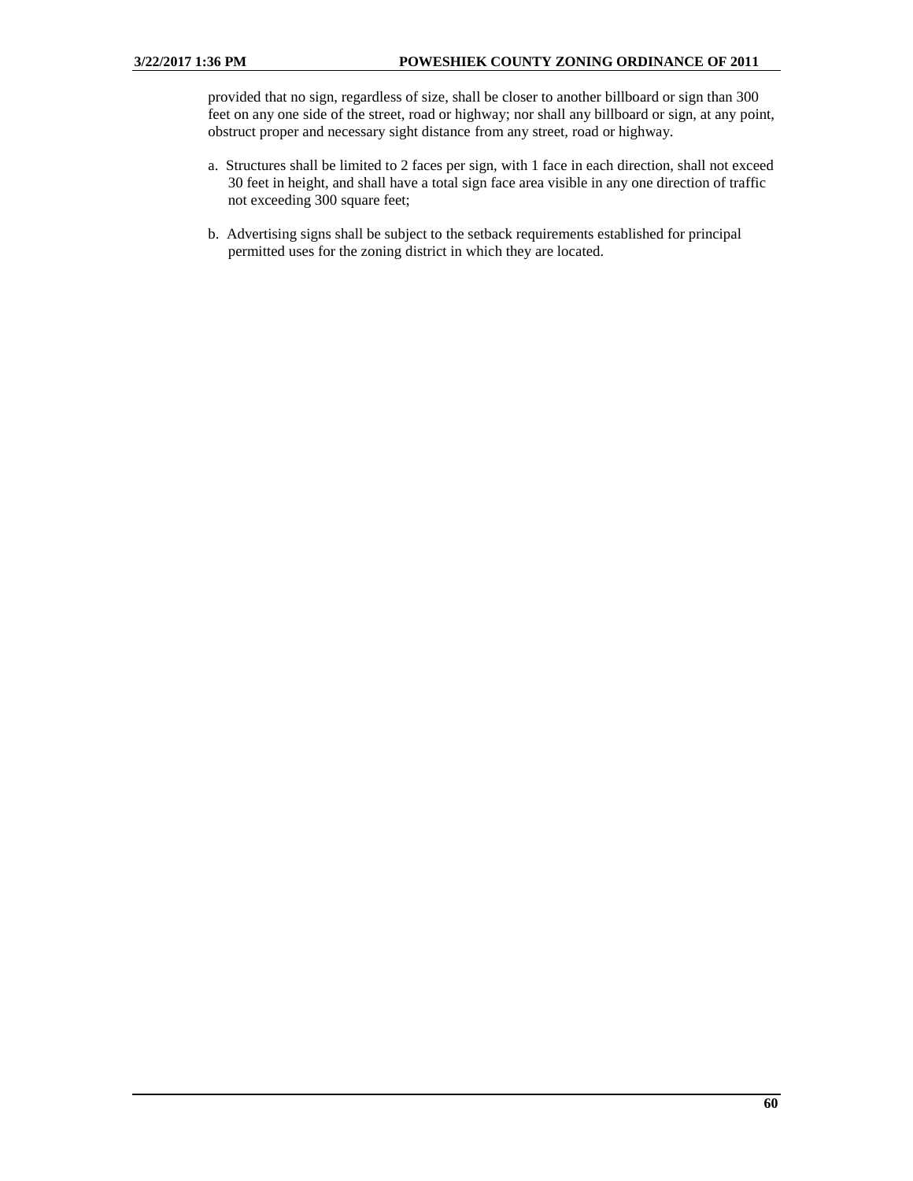provided that no sign, regardless of size, shall be closer to another billboard or sign than 300 feet on any one side of the street, road or highway; nor shall any billboard or sign, at any point, obstruct proper and necessary sight distance from any street, road or highway.

a. Structures shall be limited to 2 faces per sign, with 1 face in each direction, shall not exceed 30 feet in height, and shall have a total sign face area visible in any one direction of traffic not exceeding 300 square feet;

b. Advertising signs shall be subject to the setback requirements established for principal permitted uses for the zoning district in which they are located.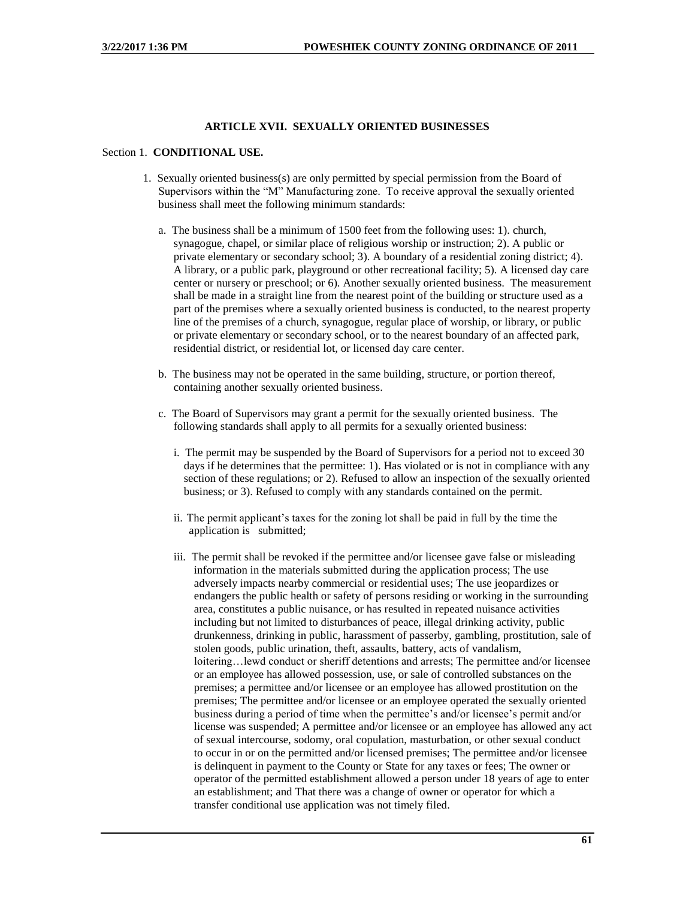## ARTICLE XVII. SEXUALLY ORIENTED BUSINESSES

Section 1. **CONDITIONAL USE.**

1. Sexually oriented business(s) are only permitted by special permission from the Board of Supervisors within the "M" Manufacturing zone. To receive approval the sexually oriented business shall meet the following minimum standards:

   a. The business shall be a minimum of 1500 feet from the following uses: 1). church, synagogue, chapel, or similar place of religious worship or instruction; 2). A public or private elementary or secondary school; 3). A boundary of a residential zoning district; 4). A library, or a public park, playground or other recreational facility; 5). A licensed day care center or nursery or preschool; or 6). Another sexually oriented business. The measurement shall be made in a straight line from the nearest point of the building or structure used as a part of the premises where a sexually oriented business is conducted, to the nearest property line of the premises of a church, synagogue, regular place of worship, or library, or public or private elementary or secondary school, or to the nearest boundary of an affected park, residential district, or residential lot, or licensed day care center.

   b. The business may not be operated in the same building, structure, or portion thereof, containing another sexually oriented business.

   c. The Board of Supervisors may grant a permit for the sexually oriented business. The following standards shall apply to all permits for a sexually oriented business:

      i. The permit may be suspended by the Board of Supervisors for a period not to exceed 30 days if he determines that the permittee: 1). Has violated or is not in compliance with any section of these regulations; or 2). Refused to allow an inspection of the sexually oriented business; or 3). Refused to comply with any standards contained on the permit.

      ii. The permit applicant's taxes for the zoning lot shall be paid in full by the time the application is submitted;

      iii. The permit shall be revoked if the permittee and/or licensee gave false or misleading information in the materials submitted during the application process; The use adversely impacts nearby commercial or residential uses; The use jeopardizes or endangers the public health or safety of persons residing or working in the surrounding area, constitutes a public nuisance, or has resulted in repeated nuisance activities including but not limited to disturbances of peace, illegal drinking activity, public drunkenness, drinking in public, harassment of passerby, gambling, prostitution, sale of stolen goods, public urination, theft, assaults, battery, acts of vandalism, loitering…lewd conduct or sheriff detentions and arrests; The permittee and/or licensee or an employee has allowed possession, use, or sale of controlled substances on the premises; a permittee and/or licensee or an employee has allowed prostitution on the premises; The permittee and/or licensee or an employee operated the sexually oriented business during a period of time when the permittee's and/or licensee's permit and/or license was suspended; A permittee and/or licensee or an employee has allowed any act of sexual intercourse, sodomy, oral copulation, masturbation, or other sexual conduct to occur in or on the permitted and/or licensed premises; The permittee and/or licensee is delinquent in payment to the County or State for any taxes or fees; The owner or operator of the permitted establishment allowed a person under 18 years of age to enter an establishment; and That there was a change of owner or operator for which a transfer conditional use application was not timely filed.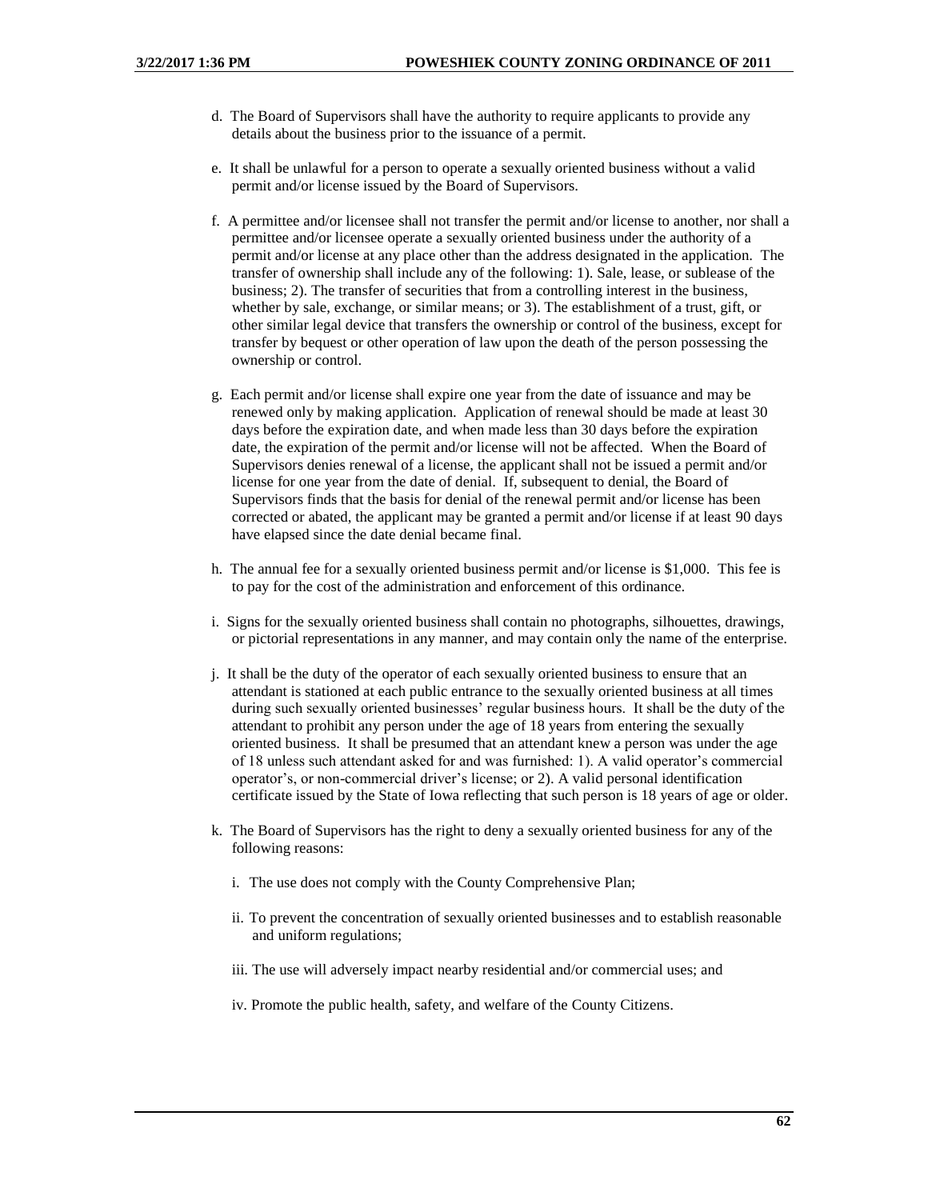d. The Board of Supervisors shall have the authority to require applicants to provide any details about the business prior to the issuance of a permit.

e. It shall be unlawful for a person to operate a sexually oriented business without a valid permit and/or license issued by the Board of Supervisors.

f. A permittee and/or licensee shall not transfer the permit and/or license to another, nor shall a permittee and/or licensee operate a sexually oriented business under the authority of a permit and/or license at any place other than the address designated in the application. The transfer of ownership shall include any of the following: 1). Sale, lease, or sublease of the business; 2). The transfer of securities that from a controlling interest in the business, whether by sale, exchange, or similar means; or 3). The establishment of a trust, gift, or other similar legal device that transfers the ownership or control of the business, except for transfer by bequest or other operation of law upon the death of the person possessing the ownership or control.

g. Each permit and/or license shall expire one year from the date of issuance and may be renewed only by making application. Application of renewal should be made at least 30 days before the expiration date, and when made less than 30 days before the expiration date, the expiration of the permit and/or license will not be affected. When the Board of Supervisors denies renewal of a license, the applicant shall not be issued a permit and/or license for one year from the date of denial. If, subsequent to denial, the Board of Supervisors finds that the basis for denial of the renewal permit and/or license has been corrected or abated, the applicant may be granted a permit and/or license if at least 90 days have elapsed since the date denial became final.

h. The annual fee for a sexually oriented business permit and/or license is $1,000. This fee is to pay for the cost of the administration and enforcement of this ordinance.

i. Signs for the sexually oriented business shall contain no photographs, silhouettes, drawings, or pictorial representations in any manner, and may contain only the name of the enterprise.

j. It shall be the duty of the operator of each sexually oriented business to ensure that an attendant is stationed at each public entrance to the sexually oriented business at all times during such sexually oriented businesses' regular business hours. It shall be the duty of the attendant to prohibit any person under the age of 18 years from entering the sexually oriented business. It shall be presumed that an attendant knew a person was under the age of 18 unless such attendant asked for and was furnished: 1). A valid operator's commercial operator's, or non-commercial driver's license; or 2). A valid personal identification certificate issued by the State of Iowa reflecting that such person is 18 years of age or older.

k. The Board of Supervisors has the right to deny a sexually oriented business for any of the following reasons:

   i. The use does not comply with the County Comprehensive Plan;

   ii. To prevent the concentration of sexually oriented businesses and to establish reasonable and uniform regulations;

   iii. The use will adversely impact nearby residential and/or commercial uses; and

   iv. Promote the public health, safety, and welfare of the County Citizens.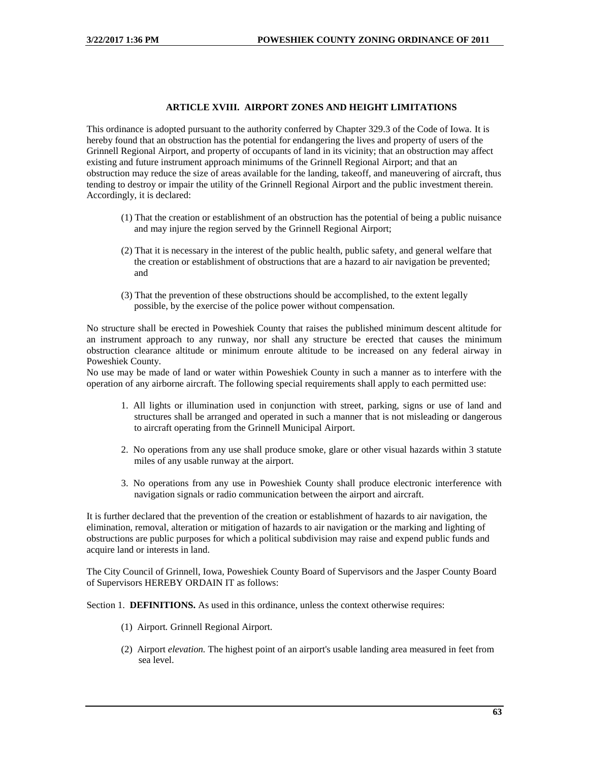## ARTICLE XVIII. AIRPORT ZONES AND HEIGHT LIMITATIONS

This ordinance is adopted pursuant to the authority conferred by Chapter 329.3 of the Code of Iowa. It is hereby found that an obstruction has the potential for endangering the lives and property of users of the Grinnell Regional Airport, and property of occupants of land in its vicinity; that an obstruction may affect existing and future instrument approach minimums of the Grinnell Regional Airport; and that an obstruction may reduce the size of areas available for the landing, takeoff, and maneuvering of aircraft, thus tending to destroy or impair the utility of the Grinnell Regional Airport and the public investment therein. Accordingly, it is declared:

(1) That the creation or establishment of an obstruction has the potential of being a public nuisance and may injure the region served by the Grinnell Regional Airport;

(2) That it is necessary in the interest of the public health, public safety, and general welfare that the creation or establishment of obstructions that are a hazard to air navigation be prevented; and

(3) That the prevention of these obstructions should be accomplished, to the extent legally possible, by the exercise of the police power without compensation.

No structure shall be erected in Poweshiek County that raises the published minimum descent altitude for an instrument approach to any runway, nor shall any structure be erected that causes the minimum obstruction clearance altitude or minimum enroute altitude to be increased on any federal airway in Poweshiek County.
No use may be made of land or water within Poweshiek County in such a manner as to interfere with the operation of any airborne aircraft. The following special requirements shall apply to each permitted use:

1. All lights or illumination used in conjunction with street, parking, signs or use of land and structures shall be arranged and operated in such a manner that is not misleading or dangerous to aircraft operating from the Grinnell Municipal Airport.

2. No operations from any use shall produce smoke, glare or other visual hazards within 3 statute miles of any usable runway at the airport.

3. No operations from any use in Poweshiek County shall produce electronic interference with navigation signals or radio communication between the airport and aircraft.

It is further declared that the prevention of the creation or establishment of hazards to air navigation, the elimination, removal, alteration or mitigation of hazards to air navigation or the marking and lighting of obstructions are public purposes for which a political subdivision may raise and expend public funds and acquire land or interests in land.

The City Council of Grinnell, Iowa, Poweshiek County Board of Supervisors and the Jasper County Board of Supervisors HEREBY ORDAIN IT as follows:

Section 1. **DEFINITIONS.** As used in this ordinance, unless the context otherwise requires:

(1) Airport*.* Grinnell Regional Airport.

(2) Airport *elevation.* The highest point of an airport's usable landing area measured in feet from sea level.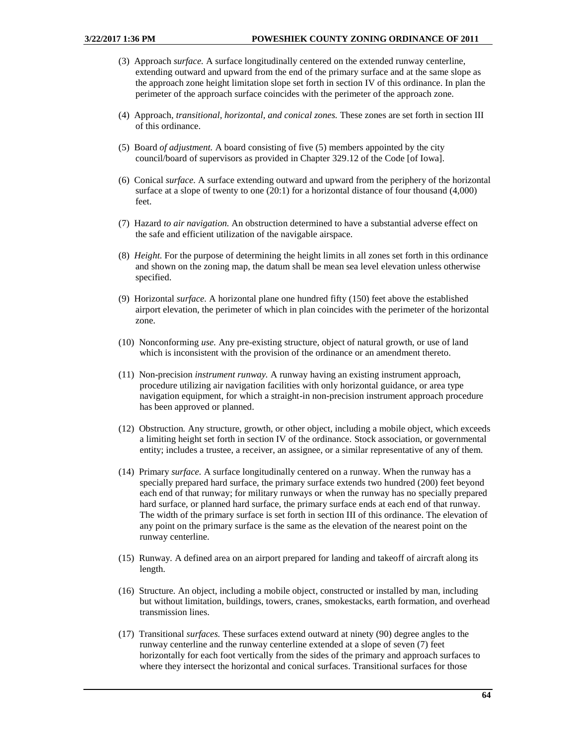(3) Approach *surface.* A surface longitudinally centered on the extended runway centerline, extending outward and upward from the end of the primary surface and at the same slope as the approach zone height limitation slope set forth in section IV of this ordinance. In plan the perimeter of the approach surface coincides with the perimeter of the approach zone.

(4) Approach, *transitional, horizontal, and conical zones.* These zones are set forth in section III of this ordinance.

(5) Board *of adjustment.* A board consisting of five (5) members appointed by the city council/board of supervisors as provided in Chapter 329.12 of the Code [of Iowa].

(6) Conical *surface.* A surface extending outward and upward from the periphery of the horizontal surface at a slope of twenty to one (20:1) for a horizontal distance of four thousand (4,000) feet.

(7) Hazard *to air navigation.* An obstruction determined to have a substantial adverse effect on the safe and efficient utilization of the navigable airspace.

(8) *Height.* For the purpose of determining the height limits in all zones set forth in this ordinance and shown on the zoning map, the datum shall be mean sea level elevation unless otherwise specified.

(9) Horizontal *surface.* A horizontal plane one hundred fifty (150) feet above the established airport elevation, the perimeter of which in plan coincides with the perimeter of the horizontal zone.

(10) Nonconforming *use.* Any pre-existing structure, object of natural growth, or use of land which is inconsistent with the provision of the ordinance or an amendment thereto.

(11) Non-precision *instrument runway.* A runway having an existing instrument approach, procedure utilizing air navigation facilities with only horizontal guidance, or area type navigation equipment, for which a straight-in non-precision instrument approach procedure has been approved or planned.

(12) Obstruction*.* Any structure, growth, or other object, including a mobile object, which exceeds a limiting height set forth in section IV of the ordinance. Stock association, or governmental entity; includes a trustee, a receiver, an assignee, or a similar representative of any of them.

(14) Primary *surface.* A surface longitudinally centered on a runway. When the runway has a specially prepared hard surface, the primary surface extends two hundred (200) feet beyond each end of that runway; for military runways or when the runway has no specially prepared hard surface, or planned hard surface, the primary surface ends at each end of that runway. The width of the primary surface is set forth in section III of this ordinance. The elevation of any point on the primary surface is the same as the elevation of the nearest point on the runway centerline.

(15) Runway*.* A defined area on an airport prepared for landing and takeoff of aircraft along its length.

(16) Structure*.* An object, including a mobile object, constructed or installed by man, including but without limitation, buildings, towers, cranes, smokestacks, earth formation, and overhead transmission lines.

(17) Transitional *surfaces.* These surfaces extend outward at ninety (90) degree angles to the runway centerline and the runway centerline extended at a slope of seven (7) feet horizontally for each foot vertically from the sides of the primary and approach surfaces to where they intersect the horizontal and conical surfaces. Transitional surfaces for those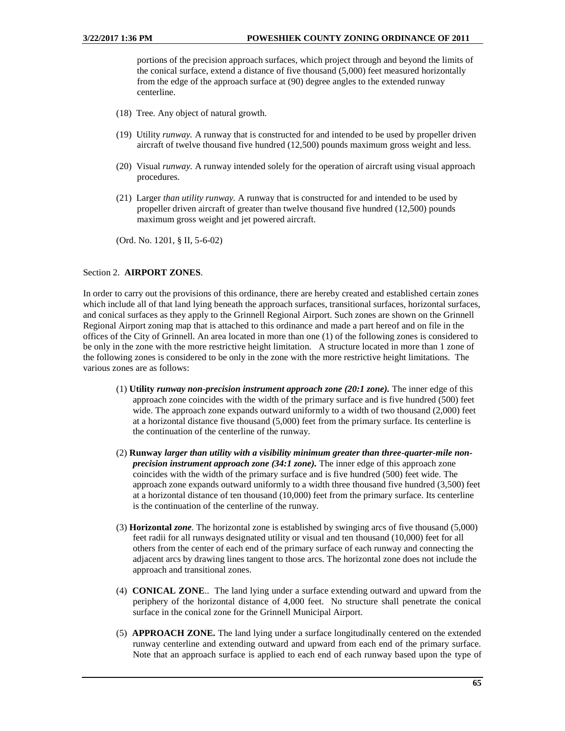portions of the precision approach surfaces, which project through and beyond the limits of the conical surface, extend a distance of five thousand (5,000) feet measured horizontally from the edge of the approach surface at (90) degree angles to the extended runway centerline.

(18) Tree. Any object of natural growth.

(19) Utility *runway.* A runway that is constructed for and intended to be used by propeller driven aircraft of twelve thousand five hundred (12,500) pounds maximum gross weight and less.

(20) Visual *runway.* A runway intended solely for the operation of aircraft using visual approach procedures.

(21) Larger *than utility runway.* A runway that is constructed for and intended to be used by propeller driven aircraft of greater than twelve thousand five hundred (12,500) pounds maximum gross weight and jet powered aircraft.

(Ord. No. 1201, § II, 5-6-02)

Section 2. **AIRPORT ZONES**.

In order to carry out the provisions of this ordinance, there are hereby created and established certain zones which include all of that land lying beneath the approach surfaces, transitional surfaces, horizontal surfaces, and conical surfaces as they apply to the Grinnell Regional Airport. Such zones are shown on the Grinnell Regional Airport zoning map that is attached to this ordinance and made a part hereof and on file in the offices of the City of Grinnell. An area located in more than one (1) of the following zones is considered to be only in the zone with the more restrictive height limitation. A structure located in more than 1 zone of the following zones is considered to be only in the zone with the more restrictive height limitations. The various zones are as follows:

(1) **Utility** ***runway non-precision instrument approach zone (20:1 zone).*** The inner edge of this approach zone coincides with the width of the primary surface and is five hundred (500) feet wide. The approach zone expands outward uniformly to a width of two thousand (2,000) feet at a horizontal distance five thousand (5,000) feet from the primary surface. Its centerline is the continuation of the centerline of the runway.

(2) **Runway** ***larger than utility with a visibility minimum greater than three-quarter-mile non-precision instrument approach zone (34:1 zone).*** The inner edge of this approach zone coincides with the width of the primary surface and is five hundred (500) feet wide. The approach zone expands outward uniformly to a width three thousand five hundred (3,500) feet at a horizontal distance of ten thousand (10,000) feet from the primary surface. Its centerline is the continuation of the centerline of the runway.

(3) **Horizontal** ***zone***. The horizontal zone is established by swinging arcs of five thousand (5,000) feet radii for all runways designated utility or visual and ten thousand (10,000) feet for all others from the center of each end of the primary surface of each runway and connecting the adjacent arcs by drawing lines tangent to those arcs. The horizontal zone does not include the approach and transitional zones.

(4) **CONICAL ZONE**.. The land lying under a surface extending outward and upward from the periphery of the horizontal distance of 4,000 feet. No structure shall penetrate the conical surface in the conical zone for the Grinnell Municipal Airport.

(5) **APPROACH ZONE.** The land lying under a surface longitudinally centered on the extended runway centerline and extending outward and upward from each end of the primary surface. Note that an approach surface is applied to each end of each runway based upon the type of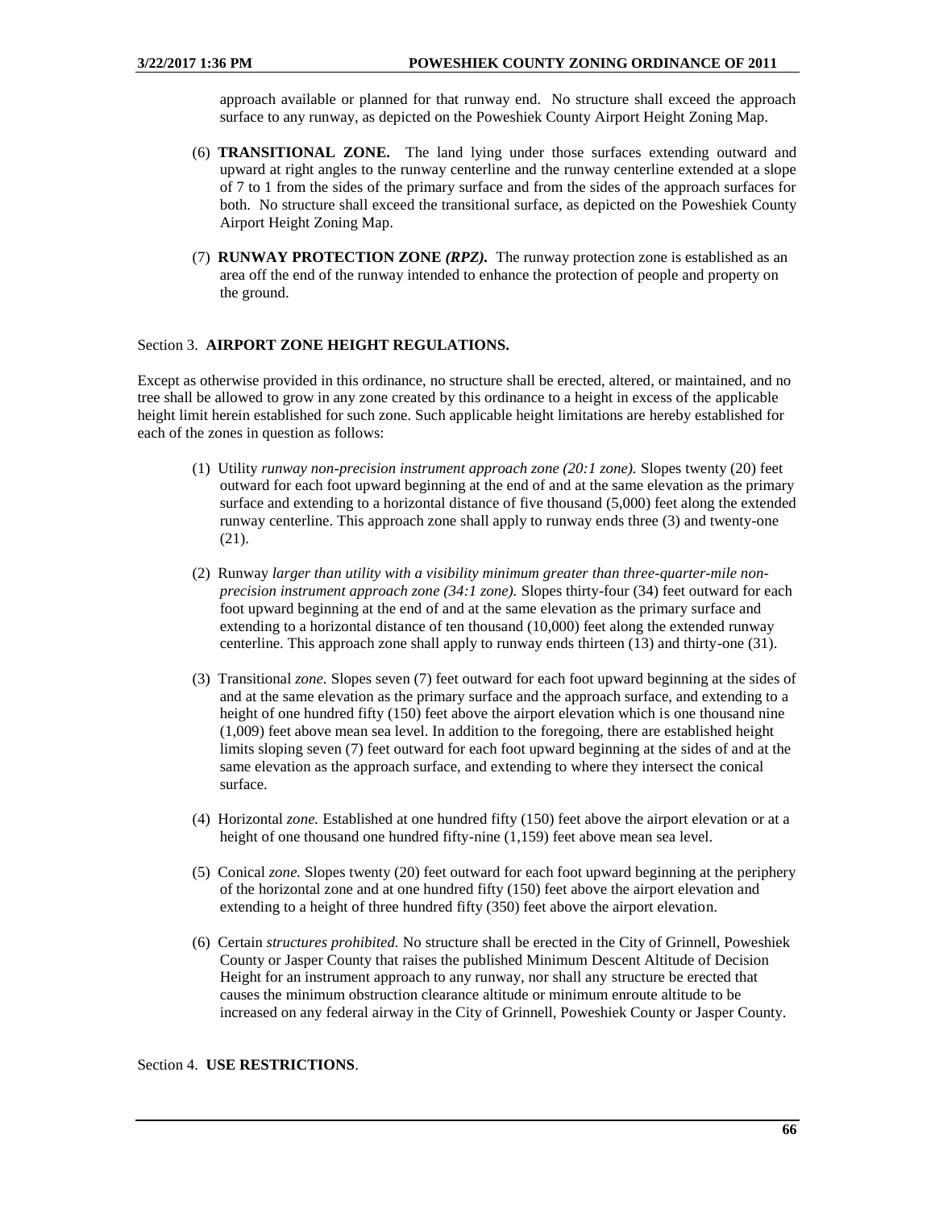approach available or planned for that runway end. No structure shall exceed the approach surface to any runway, as depicted on the Poweshiek County Airport Height Zoning Map.

(6) **TRANSITIONAL ZONE.** The land lying under those surfaces extending outward and upward at right angles to the runway centerline and the runway centerline extended at a slope of 7 to 1 from the sides of the primary surface and from the sides of the approach surfaces for both. No structure shall exceed the transitional surface, as depicted on the Poweshiek County Airport Height Zoning Map.

(7) **RUNWAY PROTECTION ZONE *(RPZ).*** The runway protection zone is established as an area off the end of the runway intended to enhance the protection of people and property on the ground.

Section 3. **AIRPORT ZONE HEIGHT REGULATIONS.**

Except as otherwise provided in this ordinance, no structure shall be erected, altered, or maintained, and no tree shall be allowed to grow in any zone created by this ordinance to a height in excess of the applicable height limit herein established for such zone. Such applicable height limitations are hereby established for each of the zones in question as follows:

(1) Utility *runway non-precision instrument approach zone (20:1 zone).* Slopes twenty (20) feet outward for each foot upward beginning at the end of and at the same elevation as the primary surface and extending to a horizontal distance of five thousand (5,000) feet along the extended runway centerline. This approach zone shall apply to runway ends three (3) and twenty-one (21).

(2) Runway *larger than utility with a visibility minimum greater than three-quarter-mile non-precision instrument approach zone (34:1 zone).* Slopes thirty-four (34) feet outward for each foot upward beginning at the end of and at the same elevation as the primary surface and extending to a horizontal distance of ten thousand (10,000) feet along the extended runway centerline. This approach zone shall apply to runway ends thirteen (13) and thirty-one (31).

(3) Transitional *zone.* Slopes seven (7) feet outward for each foot upward beginning at the sides of and at the same elevation as the primary surface and the approach surface, and extending to a height of one hundred fifty (150) feet above the airport elevation which is one thousand nine (1,009) feet above mean sea level. In addition to the foregoing, there are established height limits sloping seven (7) feet outward for each foot upward beginning at the sides of and at the same elevation as the approach surface, and extending to where they intersect the conical surface.

(4) Horizontal *zone.* Established at one hundred fifty (150) feet above the airport elevation or at a height of one thousand one hundred fifty-nine (1,159) feet above mean sea level.

(5) Conical *zone.* Slopes twenty (20) feet outward for each foot upward beginning at the periphery of the horizontal zone and at one hundred fifty (150) feet above the airport elevation and extending to a height of three hundred fifty (350) feet above the airport elevation.

(6) Certain *structures prohibited.* No structure shall be erected in the City of Grinnell, Poweshiek County or Jasper County that raises the published Minimum Descent Altitude of Decision Height for an instrument approach to any runway, nor shall any structure be erected that causes the minimum obstruction clearance altitude or minimum enroute altitude to be increased on any federal airway in the City of Grinnell, Poweshiek County or Jasper County.

Section 4. **USE RESTRICTIONS**.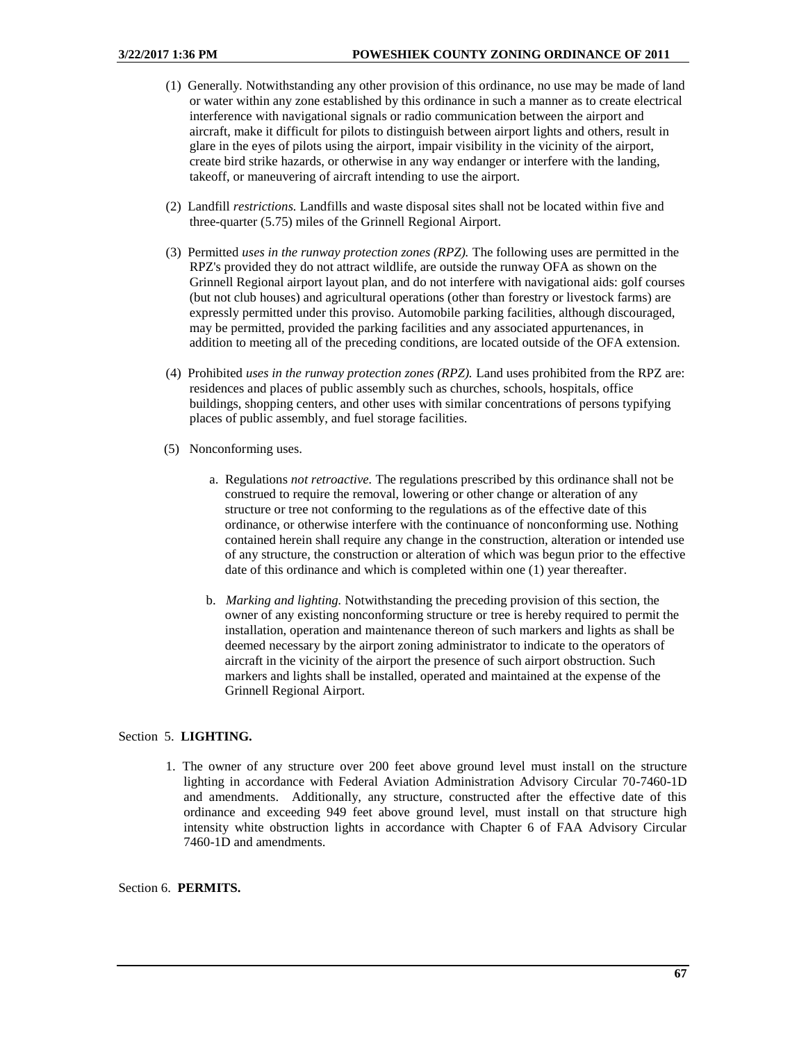(1) Generally. Notwithstanding any other provision of this ordinance, no use may be made of land or water within any zone established by this ordinance in such a manner as to create electrical interference with navigational signals or radio communication between the airport and aircraft, make it difficult for pilots to distinguish between airport lights and others, result in glare in the eyes of pilots using the airport, impair visibility in the vicinity of the airport, create bird strike hazards, or otherwise in any way endanger or interfere with the landing, takeoff, or maneuvering of aircraft intending to use the airport.

(2) Landfill *restrictions.* Landfills and waste disposal sites shall not be located within five and three-quarter (5.75) miles of the Grinnell Regional Airport.

(3) Permitted *uses in the runway protection zones (RPZ).* The following uses are permitted in the RPZ's provided they do not attract wildlife, are outside the runway OFA as shown on the Grinnell Regional airport layout plan, and do not interfere with navigational aids: golf courses (but not club houses) and agricultural operations (other than forestry or livestock farms) are expressly permitted under this proviso. Automobile parking facilities, although discouraged, may be permitted, provided the parking facilities and any associated appurtenances, in addition to meeting all of the preceding conditions, are located outside of the OFA extension.

(4) Prohibited *uses in the runway protection zones (RPZ).* Land uses prohibited from the RPZ are: residences and places of public assembly such as churches, schools, hospitals, office buildings, shopping centers, and other uses with similar concentrations of persons typifying places of public assembly, and fuel storage facilities.

(5) Nonconforming uses.

a. Regulations *not retroactive.* The regulations prescribed by this ordinance shall not be construed to require the removal, lowering or other change or alteration of any structure or tree not conforming to the regulations as of the effective date of this ordinance, or otherwise interfere with the continuance of nonconforming use. Nothing contained herein shall require any change in the construction, alteration or intended use of any structure, the construction or alteration of which was begun prior to the effective date of this ordinance and which is completed within one (1) year thereafter.

b. *Marking and lighting.* Notwithstanding the preceding provision of this section, the owner of any existing nonconforming structure or tree is hereby required to permit the installation, operation and maintenance thereon of such markers and lights as shall be deemed necessary by the airport zoning administrator to indicate to the operators of aircraft in the vicinity of the airport the presence of such airport obstruction. Such markers and lights shall be installed, operated and maintained at the expense of the Grinnell Regional Airport.

## Section 5. **LIGHTING.**

1. The owner of any structure over 200 feet above ground level must install on the structure lighting in accordance with Federal Aviation Administration Advisory Circular 70-7460-1D and amendments. Additionally, any structure, constructed after the effective date of this ordinance and exceeding 949 feet above ground level, must install on that structure high intensity white obstruction lights in accordance with Chapter 6 of FAA Advisory Circular 7460-1D and amendments.

## Section 6. **PERMITS.**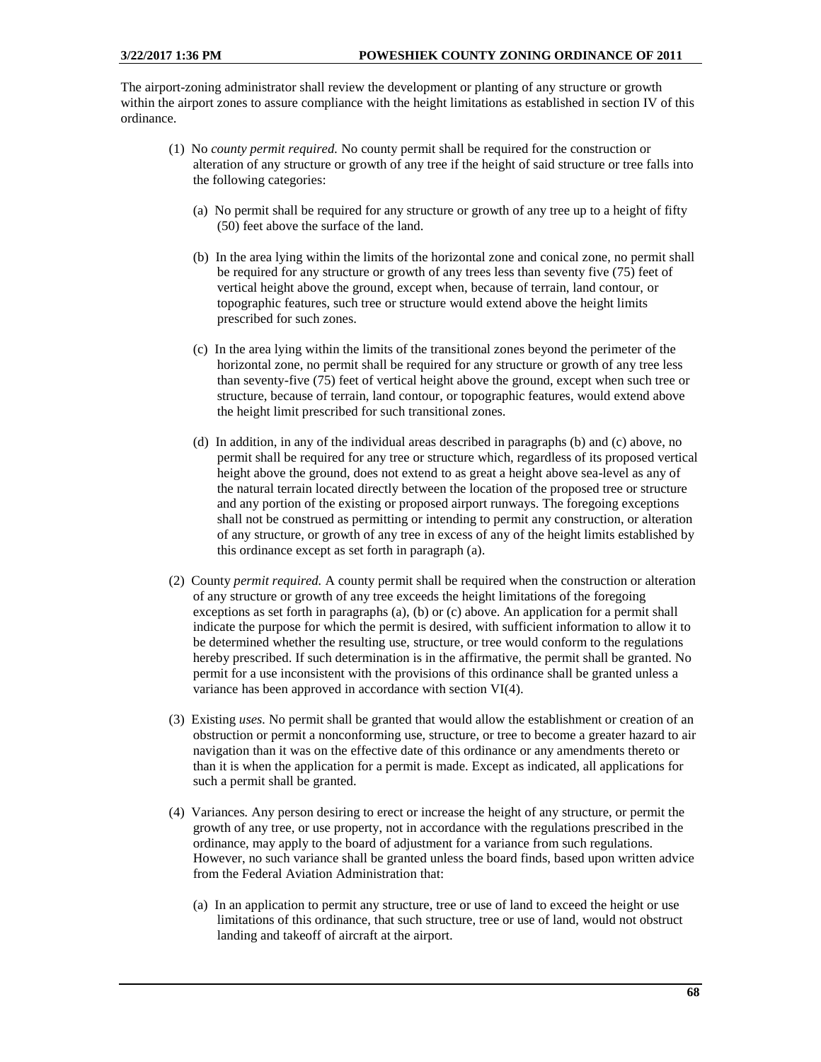The airport-zoning administrator shall review the development or planting of any structure or growth within the airport zones to assure compliance with the height limitations as established in section IV of this ordinance.

(1) No *county permit required.* No county permit shall be required for the construction or alteration of any structure or growth of any tree if the height of said structure or tree falls into the following categories:

(a) No permit shall be required for any structure or growth of any tree up to a height of fifty (50) feet above the surface of the land.

(b) In the area lying within the limits of the horizontal zone and conical zone, no permit shall be required for any structure or growth of any trees less than seventy five (75) feet of vertical height above the ground, except when, because of terrain, land contour, or topographic features, such tree or structure would extend above the height limits prescribed for such zones.

(c) In the area lying within the limits of the transitional zones beyond the perimeter of the horizontal zone, no permit shall be required for any structure or growth of any tree less than seventy-five (75) feet of vertical height above the ground, except when such tree or structure, because of terrain, land contour, or topographic features, would extend above the height limit prescribed for such transitional zones.

(d) In addition, in any of the individual areas described in paragraphs (b) and (c) above, no permit shall be required for any tree or structure which, regardless of its proposed vertical height above the ground, does not extend to as great a height above sea-level as any of the natural terrain located directly between the location of the proposed tree or structure and any portion of the existing or proposed airport runways. The foregoing exceptions shall not be construed as permitting or intending to permit any construction, or alteration of any structure, or growth of any tree in excess of any of the height limits established by this ordinance except as set forth in paragraph (a).

(2) County *permit required.* A county permit shall be required when the construction or alteration of any structure or growth of any tree exceeds the height limitations of the foregoing exceptions as set forth in paragraphs (a), (b) or (c) above. An application for a permit shall indicate the purpose for which the permit is desired, with sufficient information to allow it to be determined whether the resulting use, structure, or tree would conform to the regulations hereby prescribed. If such determination is in the affirmative, the permit shall be granted. No permit for a use inconsistent with the provisions of this ordinance shall be granted unless a variance has been approved in accordance with section VI(4).

(3) Existing *uses.* No permit shall be granted that would allow the establishment or creation of an obstruction or permit a nonconforming use, structure, or tree to become a greater hazard to air navigation than it was on the effective date of this ordinance or any amendments thereto or than it is when the application for a permit is made. Except as indicated, all applications for such a permit shall be granted.

(4) Variances*.* Any person desiring to erect or increase the height of any structure, or permit the growth of any tree, or use property, not in accordance with the regulations prescribed in the ordinance, may apply to the board of adjustment for a variance from such regulations. However, no such variance shall be granted unless the board finds, based upon written advice from the Federal Aviation Administration that:

(a) In an application to permit any structure, tree or use of land to exceed the height or use limitations of this ordinance, that such structure, tree or use of land, would not obstruct landing and takeoff of aircraft at the airport.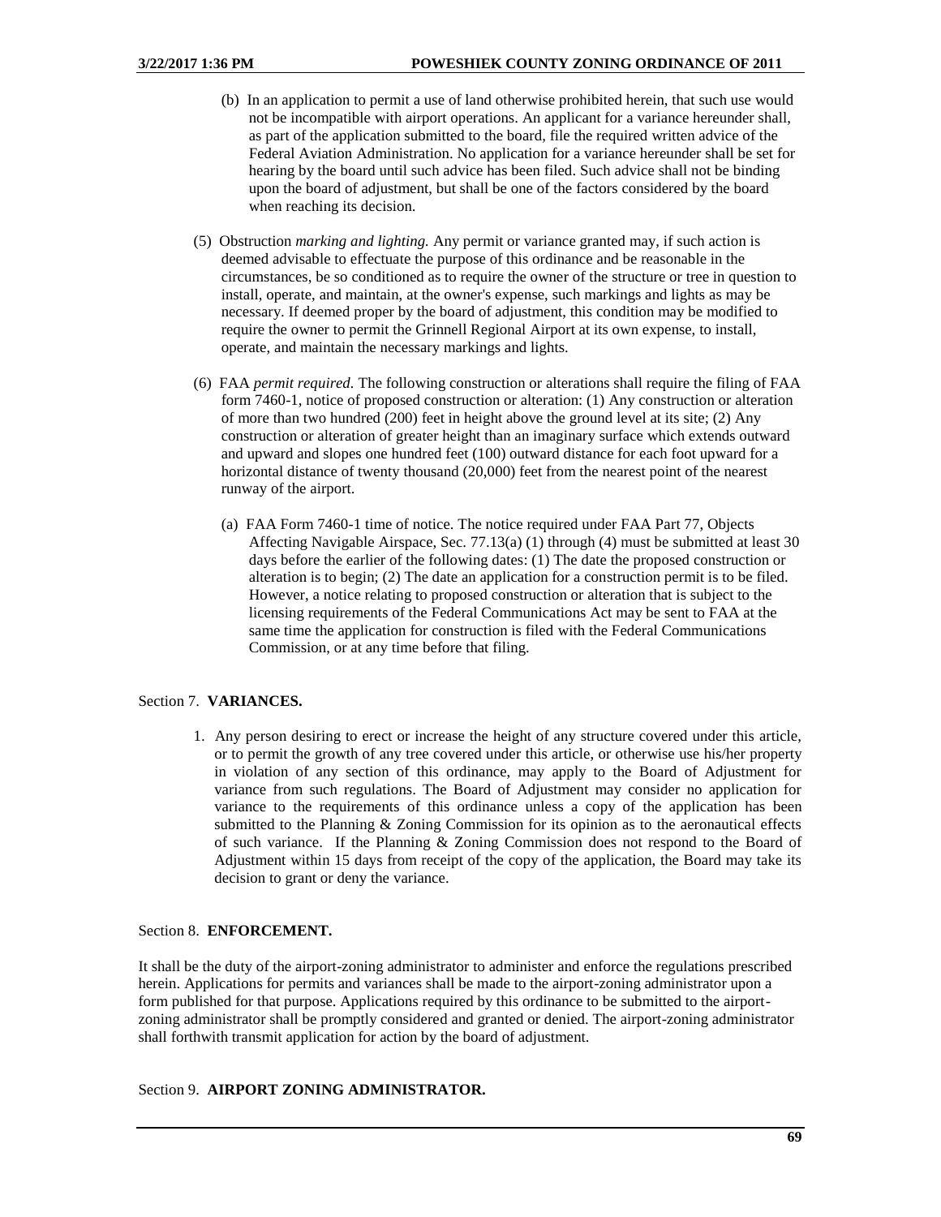(b) In an application to permit a use of land otherwise prohibited herein, that such use would not be incompatible with airport operations. An applicant for a variance hereunder shall, as part of the application submitted to the board, file the required written advice of the Federal Aviation Administration. No application for a variance hereunder shall be set for hearing by the board until such advice has been filed. Such advice shall not be binding upon the board of adjustment, but shall be one of the factors considered by the board when reaching its decision.

(5) Obstruction *marking and lighting.* Any permit or variance granted may, if such action is deemed advisable to effectuate the purpose of this ordinance and be reasonable in the circumstances, be so conditioned as to require the owner of the structure or tree in question to install, operate, and maintain, at the owner's expense, such markings and lights as may be necessary. If deemed proper by the board of adjustment, this condition may be modified to require the owner to permit the Grinnell Regional Airport at its own expense, to install, operate, and maintain the necessary markings and lights.

(6) FAA *permit required.* The following construction or alterations shall require the filing of FAA form 7460-1, notice of proposed construction or alteration: (1) Any construction or alteration of more than two hundred (200) feet in height above the ground level at its site; (2) Any construction or alteration of greater height than an imaginary surface which extends outward and upward and slopes one hundred feet (100) outward distance for each foot upward for a horizontal distance of twenty thousand (20,000) feet from the nearest point of the nearest runway of the airport.

(a) FAA Form 7460-1 time of notice. The notice required under FAA Part 77, Objects Affecting Navigable Airspace, Sec. 77.13(a) (1) through (4) must be submitted at least 30 days before the earlier of the following dates: (1) The date the proposed construction or alteration is to begin; (2) The date an application for a construction permit is to be filed. However, a notice relating to proposed construction or alteration that is subject to the licensing requirements of the Federal Communications Act may be sent to FAA at the same time the application for construction is filed with the Federal Communications Commission, or at any time before that filing.

## Section 7. **VARIANCES.**

1. Any person desiring to erect or increase the height of any structure covered under this article, or to permit the growth of any tree covered under this article, or otherwise use his/her property in violation of any section of this ordinance, may apply to the Board of Adjustment for variance from such regulations. The Board of Adjustment may consider no application for variance to the requirements of this ordinance unless a copy of the application has been submitted to the Planning & Zoning Commission for its opinion as to the aeronautical effects of such variance. If the Planning & Zoning Commission does not respond to the Board of Adjustment within 15 days from receipt of the copy of the application, the Board may take its decision to grant or deny the variance.

## Section 8. **ENFORCEMENT.**

It shall be the duty of the airport-zoning administrator to administer and enforce the regulations prescribed herein. Applications for permits and variances shall be made to the airport-zoning administrator upon a form published for that purpose. Applications required by this ordinance to be submitted to the airport-zoning administrator shall be promptly considered and granted or denied. The airport-zoning administrator shall forthwith transmit application for action by the board of adjustment.

## Section 9. **AIRPORT ZONING ADMINISTRATOR.**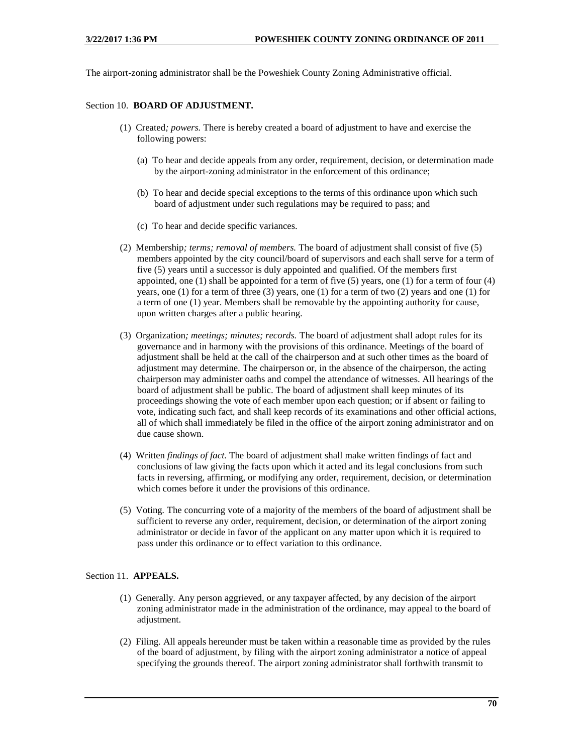The airport-zoning administrator shall be the Poweshiek County Zoning Administrative official.

Section 10. **BOARD OF ADJUSTMENT.**

(1) Created*; powers.* There is hereby created a board of adjustment to have and exercise the following powers:

(a) To hear and decide appeals from any order, requirement, decision, or determination made by the airport-zoning administrator in the enforcement of this ordinance;

(b) To hear and decide special exceptions to the terms of this ordinance upon which such board of adjustment under such regulations may be required to pass; and

(c) To hear and decide specific variances.

(2) Membership*; terms; removal of members.* The board of adjustment shall consist of five (5) members appointed by the city council/board of supervisors and each shall serve for a term of five (5) years until a successor is duly appointed and qualified. Of the members first appointed, one (1) shall be appointed for a term of five (5) years, one (1) for a term of four (4) years, one (1) for a term of three (3) years, one (1) for a term of two (2) years and one (1) for a term of one (1) year. Members shall be removable by the appointing authority for cause, upon written charges after a public hearing.

(3) Organization*; meetings; minutes; records.* The board of adjustment shall adopt rules for its governance and in harmony with the provisions of this ordinance. Meetings of the board of adjustment shall be held at the call of the chairperson and at such other times as the board of adjustment may determine. The chairperson or, in the absence of the chairperson, the acting chairperson may administer oaths and compel the attendance of witnesses. All hearings of the board of adjustment shall be public. The board of adjustment shall keep minutes of its proceedings showing the vote of each member upon each question; or if absent or failing to vote, indicating such fact, and shall keep records of its examinations and other official actions, all of which shall immediately be filed in the office of the airport zoning administrator and on due cause shown.

(4) Written *findings of fact.* The board of adjustment shall make written findings of fact and conclusions of law giving the facts upon which it acted and its legal conclusions from such facts in reversing, affirming, or modifying any order, requirement, decision, or determination which comes before it under the provisions of this ordinance.

(5) Voting. The concurring vote of a majority of the members of the board of adjustment shall be sufficient to reverse any order, requirement, decision, or determination of the airport zoning administrator or decide in favor of the applicant on any matter upon which it is required to pass under this ordinance or to effect variation to this ordinance.

Section 11. **APPEALS.**

(1) Generally. Any person aggrieved, or any taxpayer affected, by any decision of the airport zoning administrator made in the administration of the ordinance, may appeal to the board of adjustment.

(2) Filing. All appeals hereunder must be taken within a reasonable time as provided by the rules of the board of adjustment, by filing with the airport zoning administrator a notice of appeal specifying the grounds thereof. The airport zoning administrator shall forthwith transmit to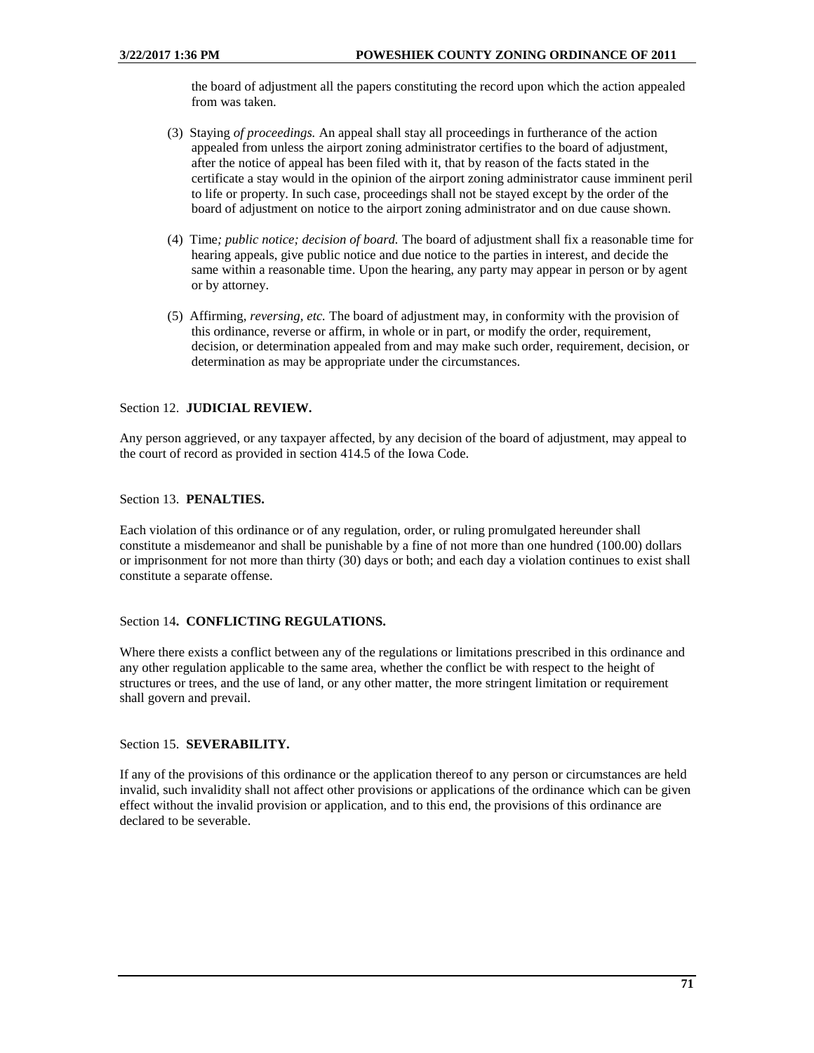the board of adjustment all the papers constituting the record upon which the action appealed from was taken.

(3) Staying *of proceedings.* An appeal shall stay all proceedings in furtherance of the action appealed from unless the airport zoning administrator certifies to the board of adjustment, after the notice of appeal has been filed with it, that by reason of the facts stated in the certificate a stay would in the opinion of the airport zoning administrator cause imminent peril to life or property. In such case, proceedings shall not be stayed except by the order of the board of adjustment on notice to the airport zoning administrator and on due cause shown.

(4) Time*; public notice; decision of board.* The board of adjustment shall fix a reasonable time for hearing appeals, give public notice and due notice to the parties in interest, and decide the same within a reasonable time. Upon the hearing, any party may appear in person or by agent or by attorney.

(5) Affirming, *reversing, etc.* The board of adjustment may, in conformity with the provision of this ordinance, reverse or affirm, in whole or in part, or modify the order, requirement, decision, or determination appealed from and may make such order, requirement, decision, or determination as may be appropriate under the circumstances.

Section 12. **JUDICIAL REVIEW.**

Any person aggrieved, or any taxpayer affected, by any decision of the board of adjustment, may appeal to the court of record as provided in section 414.5 of the Iowa Code.

Section 13. **PENALTIES.**

Each violation of this ordinance or of any regulation, order, or ruling promulgated hereunder shall constitute a misdemeanor and shall be punishable by a fine of not more than one hundred (100.00) dollars or imprisonment for not more than thirty (30) days or both; and each day a violation continues to exist shall constitute a separate offense.

Section 14**. CONFLICTING REGULATIONS.**

Where there exists a conflict between any of the regulations or limitations prescribed in this ordinance and any other regulation applicable to the same area, whether the conflict be with respect to the height of structures or trees, and the use of land, or any other matter, the more stringent limitation or requirement shall govern and prevail.

Section 15. **SEVERABILITY.**

If any of the provisions of this ordinance or the application thereof to any person or circumstances are held invalid, such invalidity shall not affect other provisions or applications of the ordinance which can be given effect without the invalid provision or application, and to this end, the provisions of this ordinance are declared to be severable.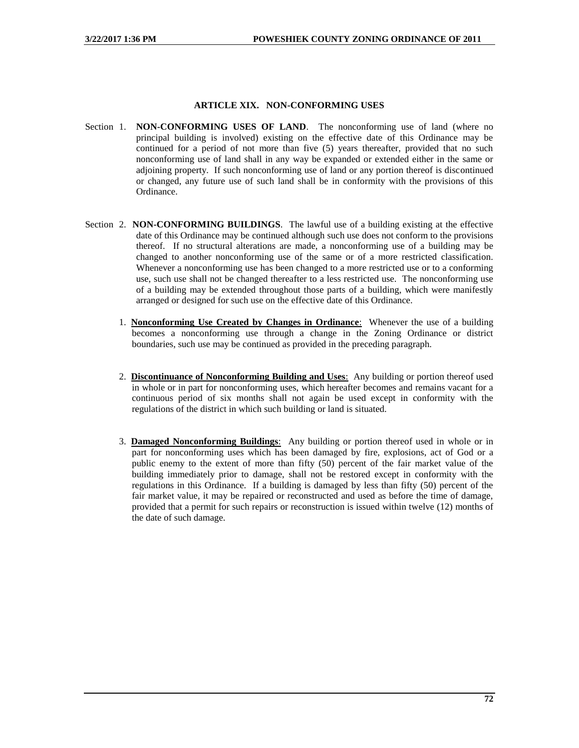## ARTICLE XIX. NON-CONFORMING USES

Section 1. **NON-CONFORMING USES OF LAND**. The nonconforming use of land (where no principal building is involved) existing on the effective date of this Ordinance may be continued for a period of not more than five (5) years thereafter, provided that no such nonconforming use of land shall in any way be expanded or extended either in the same or adjoining property. If such nonconforming use of land or any portion thereof is discontinued or changed, any future use of such land shall be in conformity with the provisions of this Ordinance.

Section 2. **NON-CONFORMING BUILDINGS**. The lawful use of a building existing at the effective date of this Ordinance may be continued although such use does not conform to the provisions thereof. If no structural alterations are made, a nonconforming use of a building may be changed to another nonconforming use of the same or of a more restricted classification. Whenever a nonconforming use has been changed to a more restricted use or to a conforming use, such use shall not be changed thereafter to a less restricted use. The nonconforming use of a building may be extended throughout those parts of a building, which were manifestly arranged or designed for such use on the effective date of this Ordinance.

1. **Nonconforming Use Created by Changes in Ordinance**: Whenever the use of a building becomes a nonconforming use through a change in the Zoning Ordinance or district boundaries, such use may be continued as provided in the preceding paragraph.

2. **Discontinuance of Nonconforming Building and Uses**: Any building or portion thereof used in whole or in part for nonconforming uses, which hereafter becomes and remains vacant for a continuous period of six months shall not again be used except in conformity with the regulations of the district in which such building or land is situated.

3. **Damaged Nonconforming Buildings**: Any building or portion thereof used in whole or in part for nonconforming uses which has been damaged by fire, explosions, act of God or a public enemy to the extent of more than fifty (50) percent of the fair market value of the building immediately prior to damage, shall not be restored except in conformity with the regulations in this Ordinance. If a building is damaged by less than fifty (50) percent of the fair market value, it may be repaired or reconstructed and used as before the time of damage, provided that a permit for such repairs or reconstruction is issued within twelve (12) months of the date of such damage.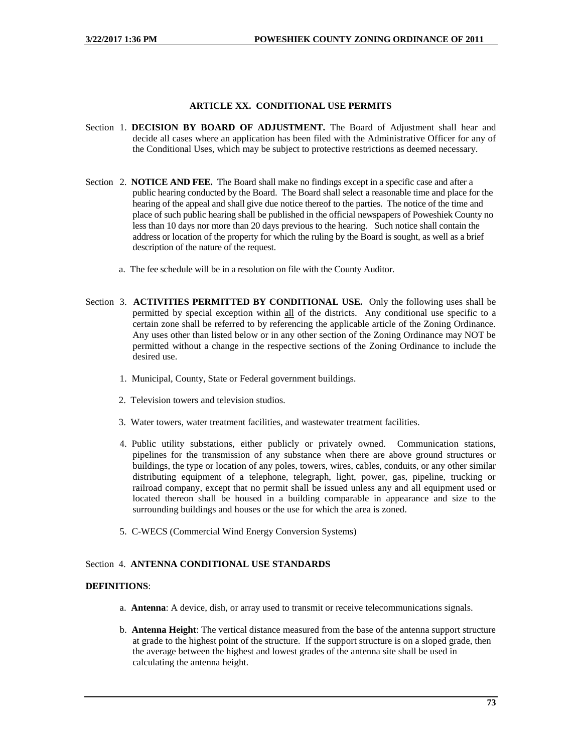## ARTICLE XX. CONDITIONAL USE PERMITS

Section 1. **DECISION BY BOARD OF ADJUSTMENT.** The Board of Adjustment shall hear and decide all cases where an application has been filed with the Administrative Officer for any of the Conditional Uses, which may be subject to protective restrictions as deemed necessary.

Section 2. **NOTICE AND FEE.** The Board shall make no findings except in a specific case and after a public hearing conducted by the Board. The Board shall select a reasonable time and place for the hearing of the appeal and shall give due notice thereof to the parties. The notice of the time and place of such public hearing shall be published in the official newspapers of Poweshiek County no less than 10 days nor more than 20 days previous to the hearing. Such notice shall contain the address or location of the property for which the ruling by the Board is sought, as well as a brief description of the nature of the request.

a. The fee schedule will be in a resolution on file with the County Auditor.

Section 3. **ACTIVITIES PERMITTED BY CONDITIONAL USE.** Only the following uses shall be permitted by special exception within all of the districts. Any conditional use specific to a certain zone shall be referred to by referencing the applicable article of the Zoning Ordinance. Any uses other than listed below or in any other section of the Zoning Ordinance may NOT be permitted without a change in the respective sections of the Zoning Ordinance to include the desired use.

1. Municipal, County, State or Federal government buildings.
2. Television towers and television studios.
3. Water towers, water treatment facilities, and wastewater treatment facilities.
4. Public utility substations, either publicly or privately owned. Communication stations, pipelines for the transmission of any substance when there are above ground structures or buildings, the type or location of any poles, towers, wires, cables, conduits, or any other similar distributing equipment of a telephone, telegraph, light, power, gas, pipeline, trucking or railroad company, except that no permit shall be issued unless any and all equipment used or located thereon shall be housed in a building comparable in appearance and size to the surrounding buildings and houses or the use for which the area is zoned.
5. C-WECS (Commercial Wind Energy Conversion Systems)

Section 4. **ANTENNA CONDITIONAL USE STANDARDS**

**DEFINITIONS**:

a. **Antenna**: A device, dish, or array used to transmit or receive telecommunications signals.

b. **Antenna Height**: The vertical distance measured from the base of the antenna support structure at grade to the highest point of the structure. If the support structure is on a sloped grade, then the average between the highest and lowest grades of the antenna site shall be used in calculating the antenna height.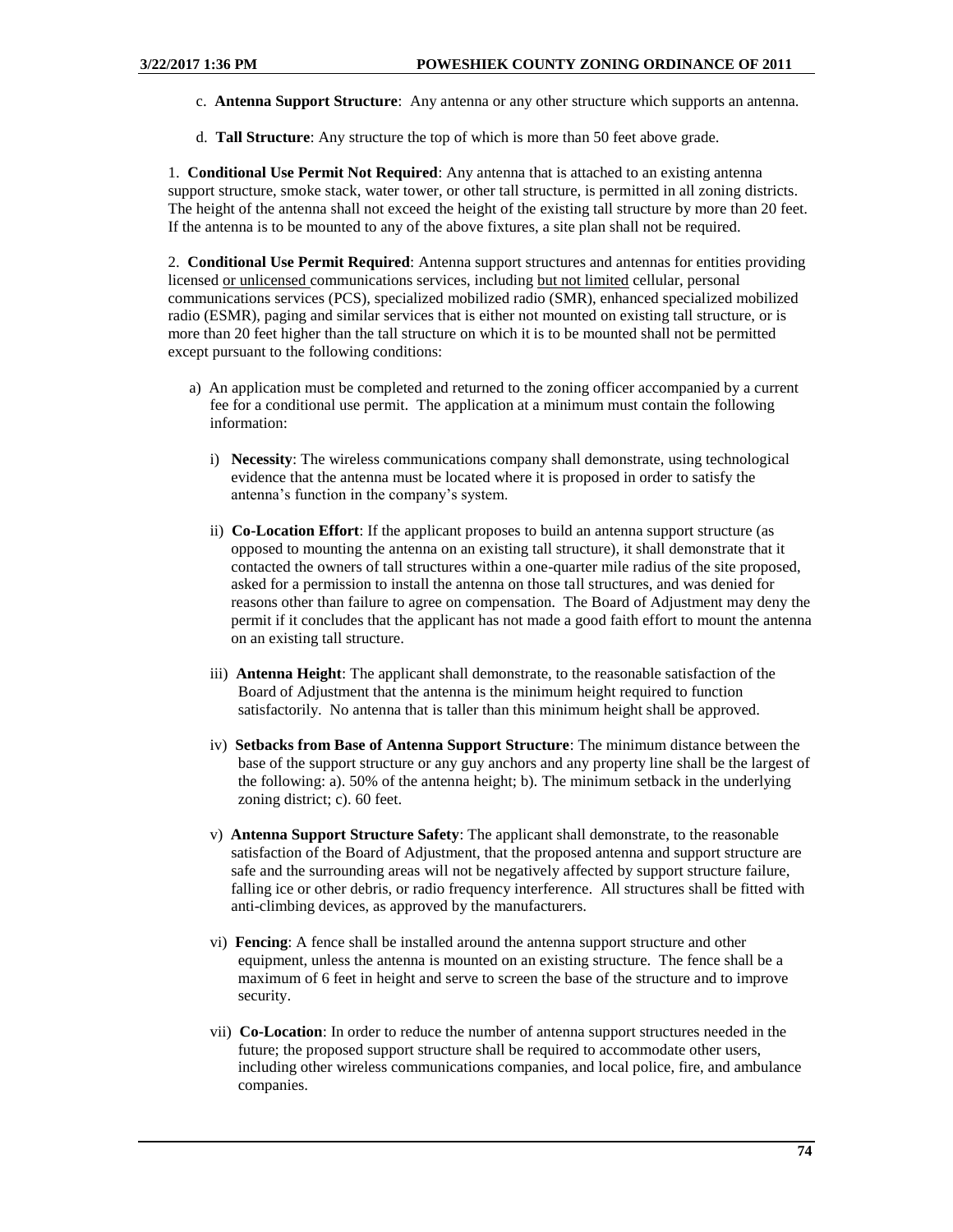c. **Antenna Support Structure**: Any antenna or any other structure which supports an antenna.

d. **Tall Structure**: Any structure the top of which is more than 50 feet above grade.

1. **Conditional Use Permit Not Required**: Any antenna that is attached to an existing antenna support structure, smoke stack, water tower, or other tall structure, is permitted in all zoning districts. The height of the antenna shall not exceed the height of the existing tall structure by more than 20 feet. If the antenna is to be mounted to any of the above fixtures, a site plan shall not be required.

2. **Conditional Use Permit Required**: Antenna support structures and antennas for entities providing licensed <u>or unlicensed</u> communications services, including <u>but not limited</u> cellular, personal communications services (PCS), specialized mobilized radio (SMR), enhanced specialized mobilized radio (ESMR), paging and similar services that is either not mounted on existing tall structure, or is more than 20 feet higher than the tall structure on which it is to be mounted shall not be permitted except pursuant to the following conditions:

a) An application must be completed and returned to the zoning officer accompanied by a current fee for a conditional use permit. The application at a minimum must contain the following information:

i) **Necessity**: The wireless communications company shall demonstrate, using technological evidence that the antenna must be located where it is proposed in order to satisfy the antenna's function in the company's system.

ii) **Co-Location Effort**: If the applicant proposes to build an antenna support structure (as opposed to mounting the antenna on an existing tall structure), it shall demonstrate that it contacted the owners of tall structures within a one-quarter mile radius of the site proposed, asked for a permission to install the antenna on those tall structures, and was denied for reasons other than failure to agree on compensation. The Board of Adjustment may deny the permit if it concludes that the applicant has not made a good faith effort to mount the antenna on an existing tall structure.

iii) **Antenna Height**: The applicant shall demonstrate, to the reasonable satisfaction of the Board of Adjustment that the antenna is the minimum height required to function satisfactorily. No antenna that is taller than this minimum height shall be approved.

iv) **Setbacks from Base of Antenna Support Structure**: The minimum distance between the base of the support structure or any guy anchors and any property line shall be the largest of the following: a). 50% of the antenna height; b). The minimum setback in the underlying zoning district; c). 60 feet.

v) **Antenna Support Structure Safety**: The applicant shall demonstrate, to the reasonable satisfaction of the Board of Adjustment, that the proposed antenna and support structure are safe and the surrounding areas will not be negatively affected by support structure failure, falling ice or other debris, or radio frequency interference. All structures shall be fitted with anti-climbing devices, as approved by the manufacturers.

vi) **Fencing**: A fence shall be installed around the antenna support structure and other equipment, unless the antenna is mounted on an existing structure. The fence shall be a maximum of 6 feet in height and serve to screen the base of the structure and to improve security.

vii) **Co-Location**: In order to reduce the number of antenna support structures needed in the future; the proposed support structure shall be required to accommodate other users, including other wireless communications companies, and local police, fire, and ambulance companies.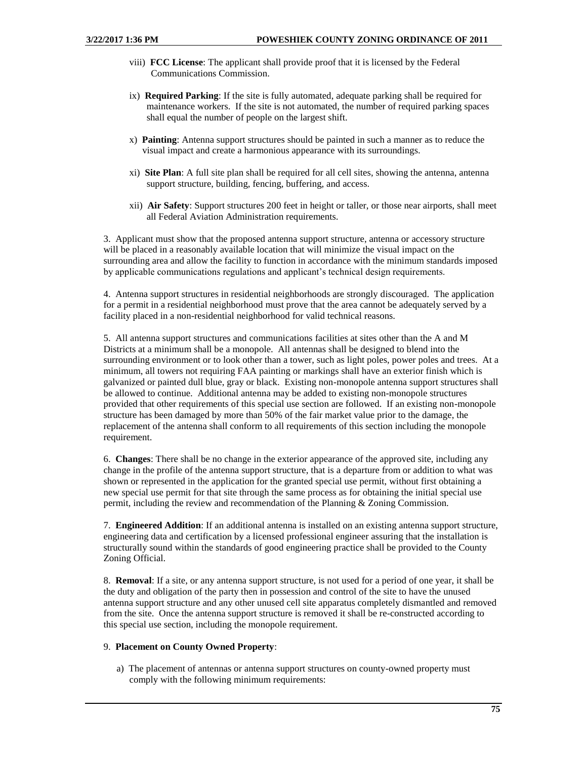viii) **FCC License**: The applicant shall provide proof that it is licensed by the Federal Communications Commission.

ix) **Required Parking**: If the site is fully automated, adequate parking shall be required for maintenance workers. If the site is not automated, the number of required parking spaces shall equal the number of people on the largest shift.

x) **Painting**: Antenna support structures should be painted in such a manner as to reduce the visual impact and create a harmonious appearance with its surroundings.

xi) **Site Plan**: A full site plan shall be required for all cell sites, showing the antenna, antenna support structure, building, fencing, buffering, and access.

xii) **Air Safety**: Support structures 200 feet in height or taller, or those near airports, shall meet all Federal Aviation Administration requirements.

3. Applicant must show that the proposed antenna support structure, antenna or accessory structure will be placed in a reasonably available location that will minimize the visual impact on the surrounding area and allow the facility to function in accordance with the minimum standards imposed by applicable communications regulations and applicant's technical design requirements.

4. Antenna support structures in residential neighborhoods are strongly discouraged. The application for a permit in a residential neighborhood must prove that the area cannot be adequately served by a facility placed in a non-residential neighborhood for valid technical reasons.

5. All antenna support structures and communications facilities at sites other than the A and M Districts at a minimum shall be a monopole. All antennas shall be designed to blend into the surrounding environment or to look other than a tower, such as light poles, power poles and trees. At a minimum, all towers not requiring FAA painting or markings shall have an exterior finish which is galvanized or painted dull blue, gray or black. Existing non-monopole antenna support structures shall be allowed to continue. Additional antenna may be added to existing non-monopole structures provided that other requirements of this special use section are followed. If an existing non-monopole structure has been damaged by more than 50% of the fair market value prior to the damage, the replacement of the antenna shall conform to all requirements of this section including the monopole requirement.

6. **Changes**: There shall be no change in the exterior appearance of the approved site, including any change in the profile of the antenna support structure, that is a departure from or addition to what was shown or represented in the application for the granted special use permit, without first obtaining a new special use permit for that site through the same process as for obtaining the initial special use permit, including the review and recommendation of the Planning & Zoning Commission.

7. **Engineered Addition**: If an additional antenna is installed on an existing antenna support structure, engineering data and certification by a licensed professional engineer assuring that the installation is structurally sound within the standards of good engineering practice shall be provided to the County Zoning Official.

8. **Removal**: If a site, or any antenna support structure, is not used for a period of one year, it shall be the duty and obligation of the party then in possession and control of the site to have the unused antenna support structure and any other unused cell site apparatus completely dismantled and removed from the site. Once the antenna support structure is removed it shall be re-constructed according to this special use section, including the monopole requirement.

9. **Placement on County Owned Property**:

a) The placement of antennas or antenna support structures on county-owned property must comply with the following minimum requirements: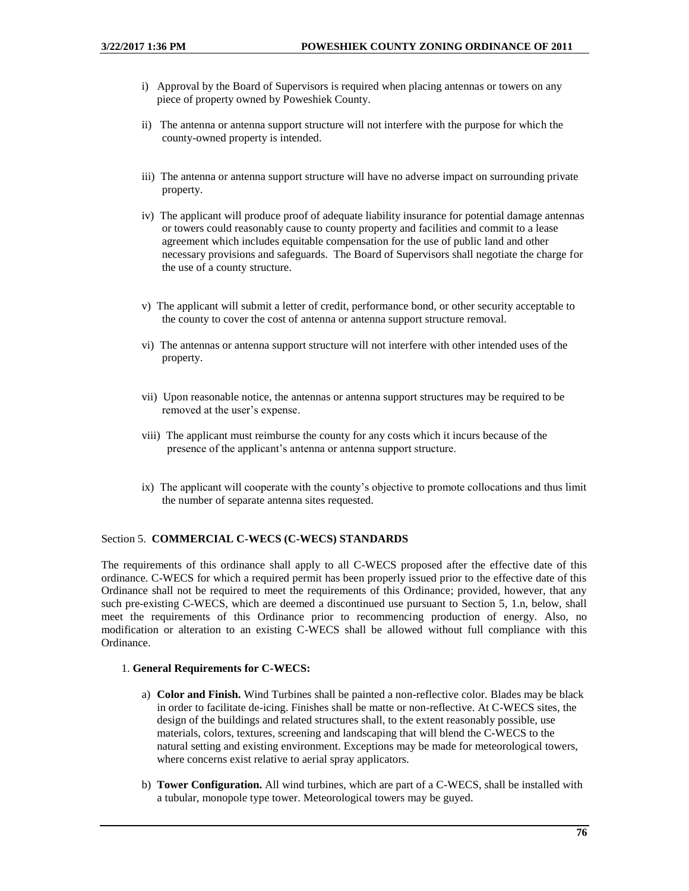i) Approval by the Board of Supervisors is required when placing antennas or towers on any piece of property owned by Poweshiek County.

ii) The antenna or antenna support structure will not interfere with the purpose for which the county-owned property is intended.

iii) The antenna or antenna support structure will have no adverse impact on surrounding private property.

iv) The applicant will produce proof of adequate liability insurance for potential damage antennas or towers could reasonably cause to county property and facilities and commit to a lease agreement which includes equitable compensation for the use of public land and other necessary provisions and safeguards. The Board of Supervisors shall negotiate the charge for the use of a county structure.

v) The applicant will submit a letter of credit, performance bond, or other security acceptable to the county to cover the cost of antenna or antenna support structure removal.

vi) The antennas or antenna support structure will not interfere with other intended uses of the property.

vii) Upon reasonable notice, the antennas or antenna support structures may be required to be removed at the user's expense.

viii) The applicant must reimburse the county for any costs which it incurs because of the presence of the applicant's antenna or antenna support structure.

ix) The applicant will cooperate with the county's objective to promote collocations and thus limit the number of separate antenna sites requested.

## Section 5. **COMMERCIAL C-WECS (C-WECS) STANDARDS**

The requirements of this ordinance shall apply to all C-WECS proposed after the effective date of this ordinance. C-WECS for which a required permit has been properly issued prior to the effective date of this Ordinance shall not be required to meet the requirements of this Ordinance; provided, however, that any such pre-existing C-WECS, which are deemed a discontinued use pursuant to Section 5, 1.n, below, shall meet the requirements of this Ordinance prior to recommencing production of energy. Also, no modification or alteration to an existing C-WECS shall be allowed without full compliance with this Ordinance.

1. **General Requirements for C-WECS:**

   a) **Color and Finish.** Wind Turbines shall be painted a non-reflective color. Blades may be black in order to facilitate de-icing. Finishes shall be matte or non-reflective. At C-WECS sites, the design of the buildings and related structures shall, to the extent reasonably possible, use materials, colors, textures, screening and landscaping that will blend the C-WECS to the natural setting and existing environment. Exceptions may be made for meteorological towers, where concerns exist relative to aerial spray applicators.

   b) **Tower Configuration.** All wind turbines, which are part of a C-WECS, shall be installed with a tubular, monopole type tower. Meteorological towers may be guyed.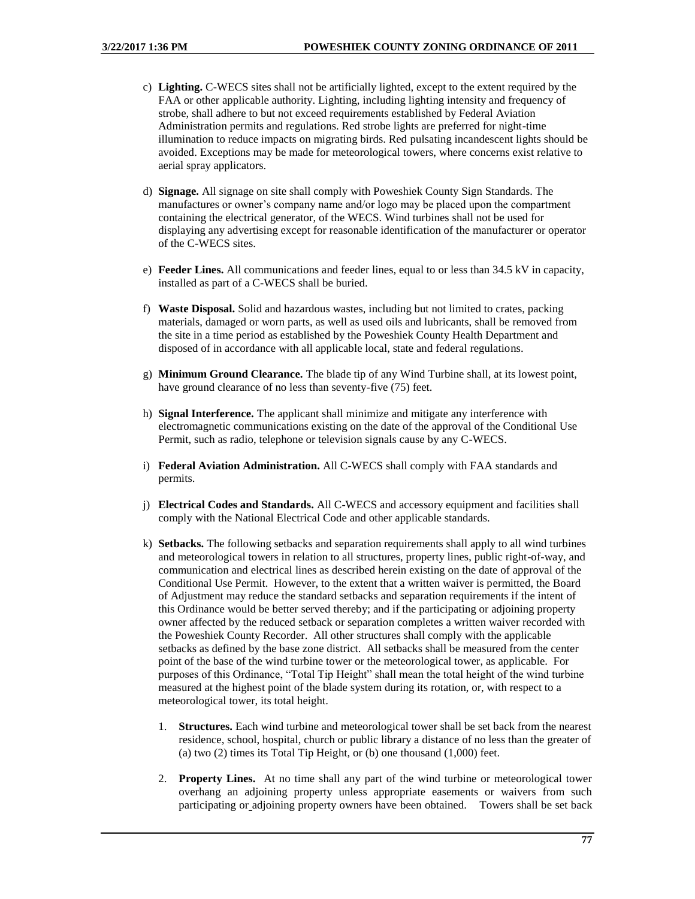c) **Lighting.** C-WECS sites shall not be artificially lighted, except to the extent required by the FAA or other applicable authority. Lighting, including lighting intensity and frequency of strobe, shall adhere to but not exceed requirements established by Federal Aviation Administration permits and regulations. Red strobe lights are preferred for night-time illumination to reduce impacts on migrating birds. Red pulsating incandescent lights should be avoided. Exceptions may be made for meteorological towers, where concerns exist relative to aerial spray applicators.

d) **Signage.** All signage on site shall comply with Poweshiek County Sign Standards. The manufactures or owner's company name and/or logo may be placed upon the compartment containing the electrical generator, of the WECS. Wind turbines shall not be used for displaying any advertising except for reasonable identification of the manufacturer or operator of the C-WECS sites.

e) **Feeder Lines.** All communications and feeder lines, equal to or less than 34.5 kV in capacity, installed as part of a C-WECS shall be buried.

f) **Waste Disposal.** Solid and hazardous wastes, including but not limited to crates, packing materials, damaged or worn parts, as well as used oils and lubricants, shall be removed from the site in a time period as established by the Poweshiek County Health Department and disposed of in accordance with all applicable local, state and federal regulations.

g) **Minimum Ground Clearance.** The blade tip of any Wind Turbine shall, at its lowest point, have ground clearance of no less than seventy-five (75) feet.

h) **Signal Interference.** The applicant shall minimize and mitigate any interference with electromagnetic communications existing on the date of the approval of the Conditional Use Permit, such as radio, telephone or television signals cause by any C-WECS.

i) **Federal Aviation Administration.** All C-WECS shall comply with FAA standards and permits.

j) **Electrical Codes and Standards.** All C-WECS and accessory equipment and facilities shall comply with the National Electrical Code and other applicable standards.

k) **Setbacks.** The following setbacks and separation requirements shall apply to all wind turbines and meteorological towers in relation to all structures, property lines, public right-of-way, and communication and electrical lines as described herein existing on the date of approval of the Conditional Use Permit. However, to the extent that a written waiver is permitted, the Board of Adjustment may reduce the standard setbacks and separation requirements if the intent of this Ordinance would be better served thereby; and if the participating or adjoining property owner affected by the reduced setback or separation completes a written waiver recorded with the Poweshiek County Recorder. All other structures shall comply with the applicable setbacks as defined by the base zone district. All setbacks shall be measured from the center point of the base of the wind turbine tower or the meteorological tower, as applicable. For purposes of this Ordinance, "Total Tip Height" shall mean the total height of the wind turbine measured at the highest point of the blade system during its rotation, or, with respect to a meteorological tower, its total height.

   1. **Structures.** Each wind turbine and meteorological tower shall be set back from the nearest residence, school, hospital, church or public library a distance of no less than the greater of (a) two (2) times its Total Tip Height, or (b) one thousand (1,000) feet.

   2. **Property Lines.** At no time shall any part of the wind turbine or meteorological tower overhang an adjoining property unless appropriate easements or waivers from such participating or adjoining property owners have been obtained. Towers shall be set back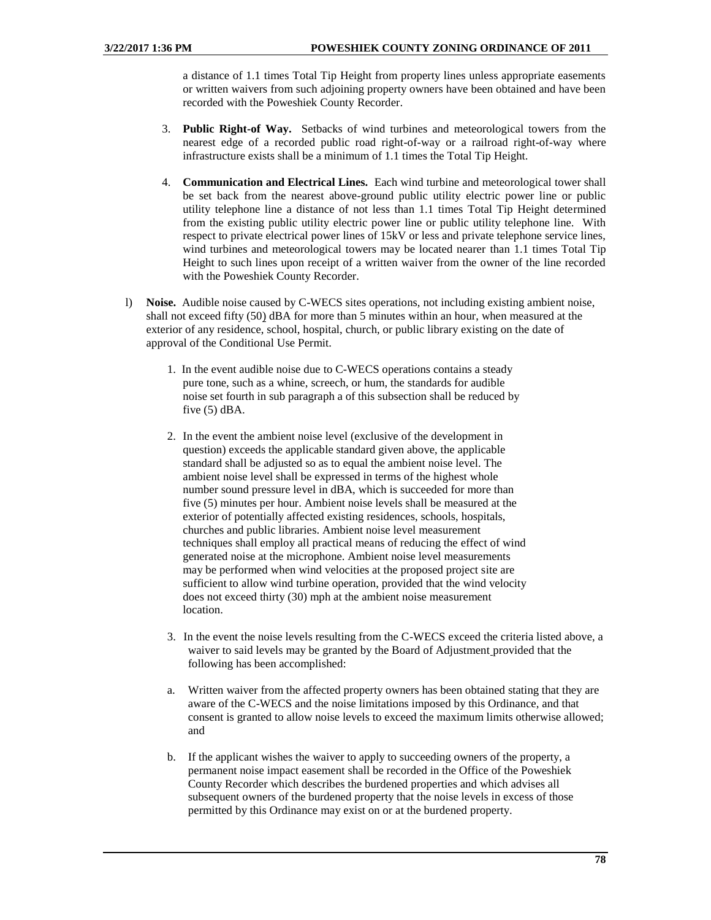a distance of 1.1 times Total Tip Height from property lines unless appropriate easements or written waivers from such adjoining property owners have been obtained and have been recorded with the Poweshiek County Recorder.

3. **Public Right-of Way.** Setbacks of wind turbines and meteorological towers from the nearest edge of a recorded public road right-of-way or a railroad right-of-way where infrastructure exists shall be a minimum of 1.1 times the Total Tip Height.

4. **Communication and Electrical Lines.** Each wind turbine and meteorological tower shall be set back from the nearest above-ground public utility electric power line or public utility telephone line a distance of not less than 1.1 times Total Tip Height determined from the existing public utility electric power line or public utility telephone line. With respect to private electrical power lines of 15kV or less and private telephone service lines, wind turbines and meteorological towers may be located nearer than 1.1 times Total Tip Height to such lines upon receipt of a written waiver from the owner of the line recorded with the Poweshiek County Recorder.

l) **Noise.** Audible noise caused by C-WECS sites operations, not including existing ambient noise, shall not exceed fifty (50) dBA for more than 5 minutes within an hour, when measured at the exterior of any residence, school, hospital, church, or public library existing on the date of approval of the Conditional Use Permit.

1. In the event audible noise due to C-WECS operations contains a steady pure tone, such as a whine, screech, or hum, the standards for audible noise set fourth in sub paragraph a of this subsection shall be reduced by five (5) dBA.

2. In the event the ambient noise level (exclusive of the development in question) exceeds the applicable standard given above, the applicable standard shall be adjusted so as to equal the ambient noise level. The ambient noise level shall be expressed in terms of the highest whole number sound pressure level in dBA, which is succeeded for more than five (5) minutes per hour. Ambient noise levels shall be measured at the exterior of potentially affected existing residences, schools, hospitals, churches and public libraries. Ambient noise level measurement techniques shall employ all practical means of reducing the effect of wind generated noise at the microphone. Ambient noise level measurements may be performed when wind velocities at the proposed project site are sufficient to allow wind turbine operation, provided that the wind velocity does not exceed thirty (30) mph at the ambient noise measurement location.

3. In the event the noise levels resulting from the C-WECS exceed the criteria listed above, a waiver to said levels may be granted by the Board of Adjustment provided that the following has been accomplished:

   a. Written waiver from the affected property owners has been obtained stating that they are aware of the C-WECS and the noise limitations imposed by this Ordinance, and that consent is granted to allow noise levels to exceed the maximum limits otherwise allowed; and

   b. If the applicant wishes the waiver to apply to succeeding owners of the property, a permanent noise impact easement shall be recorded in the Office of the Poweshiek County Recorder which describes the burdened properties and which advises all subsequent owners of the burdened property that the noise levels in excess of those permitted by this Ordinance may exist on or at the burdened property.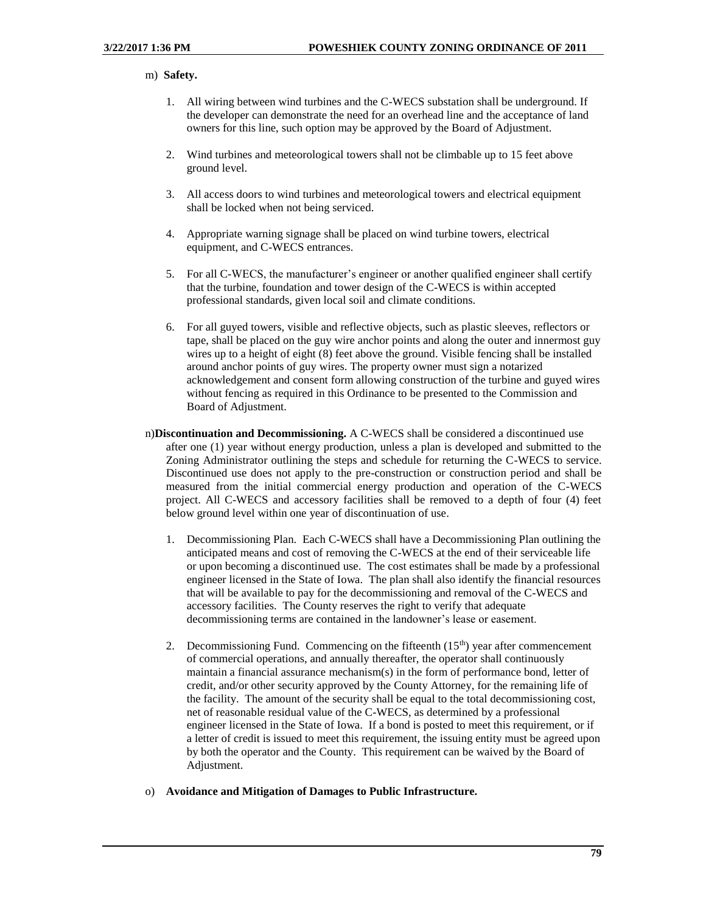m) **Safety.**

1. All wiring between wind turbines and the C-WECS substation shall be underground. If the developer can demonstrate the need for an overhead line and the acceptance of land owners for this line, such option may be approved by the Board of Adjustment.

2. Wind turbines and meteorological towers shall not be climbable up to 15 feet above ground level.

3. All access doors to wind turbines and meteorological towers and electrical equipment shall be locked when not being serviced.

4. Appropriate warning signage shall be placed on wind turbine towers, electrical equipment, and C-WECS entrances.

5. For all C-WECS, the manufacturer's engineer or another qualified engineer shall certify that the turbine, foundation and tower design of the C-WECS is within accepted professional standards, given local soil and climate conditions.

6. For all guyed towers, visible and reflective objects, such as plastic sleeves, reflectors or tape, shall be placed on the guy wire anchor points and along the outer and innermost guy wires up to a height of eight (8) feet above the ground. Visible fencing shall be installed around anchor points of guy wires. The property owner must sign a notarized acknowledgement and consent form allowing construction of the turbine and guyed wires without fencing as required in this Ordinance to be presented to the Commission and Board of Adjustment.

n) **Discontinuation and Decommissioning.** A C-WECS shall be considered a discontinued use after one (1) year without energy production, unless a plan is developed and submitted to the Zoning Administrator outlining the steps and schedule for returning the C-WECS to service. Discontinued use does not apply to the pre-construction or construction period and shall be measured from the initial commercial energy production and operation of the C-WECS project. All C-WECS and accessory facilities shall be removed to a depth of four (4) feet below ground level within one year of discontinuation of use.

1. Decommissioning Plan. Each C-WECS shall have a Decommissioning Plan outlining the anticipated means and cost of removing the C-WECS at the end of their serviceable life or upon becoming a discontinued use. The cost estimates shall be made by a professional engineer licensed in the State of Iowa. The plan shall also identify the financial resources that will be available to pay for the decommissioning and removal of the C-WECS and accessory facilities. The County reserves the right to verify that adequate decommissioning terms are contained in the landowner's lease or easement.

2. Decommissioning Fund. Commencing on the fifteenth (15th) year after commencement of commercial operations, and annually thereafter, the operator shall continuously maintain a financial assurance mechanism(s) in the form of performance bond, letter of credit, and/or other security approved by the County Attorney, for the remaining life of the facility. The amount of the security shall be equal to the total decommissioning cost, net of reasonable residual value of the C-WECS, as determined by a professional engineer licensed in the State of Iowa. If a bond is posted to meet this requirement, or if a letter of credit is issued to meet this requirement, the issuing entity must be agreed upon by both the operator and the County. This requirement can be waived by the Board of Adjustment.

o) **Avoidance and Mitigation of Damages to Public Infrastructure.**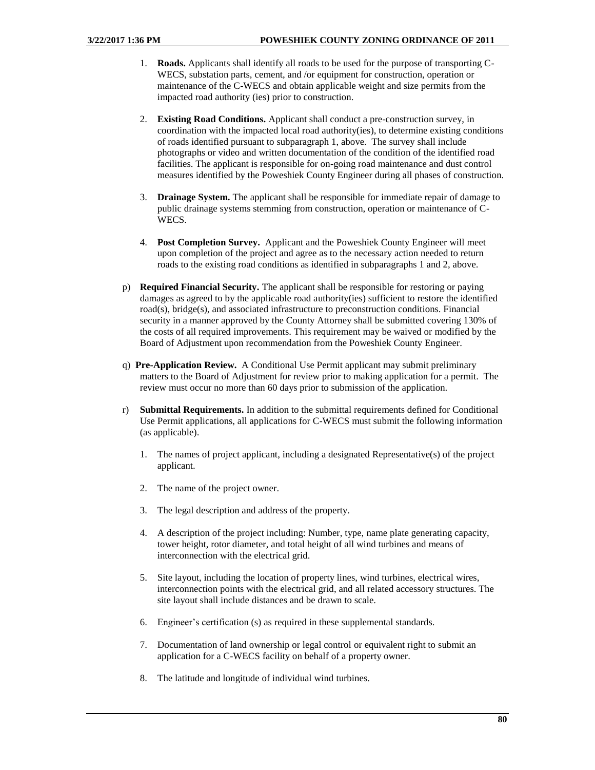1. **Roads.** Applicants shall identify all roads to be used for the purpose of transporting C-WECS, substation parts, cement, and /or equipment for construction, operation or maintenance of the C-WECS and obtain applicable weight and size permits from the impacted road authority (ies) prior to construction.

2. **Existing Road Conditions.** Applicant shall conduct a pre-construction survey, in coordination with the impacted local road authority(ies), to determine existing conditions of roads identified pursuant to subparagraph 1, above. The survey shall include photographs or video and written documentation of the condition of the identified road facilities. The applicant is responsible for on-going road maintenance and dust control measures identified by the Poweshiek County Engineer during all phases of construction.

3. **Drainage System.** The applicant shall be responsible for immediate repair of damage to public drainage systems stemming from construction, operation or maintenance of C-WECS.

4. **Post Completion Survey.** Applicant and the Poweshiek County Engineer will meet upon completion of the project and agree as to the necessary action needed to return roads to the existing road conditions as identified in subparagraphs 1 and 2, above.

p) **Required Financial Security.** The applicant shall be responsible for restoring or paying damages as agreed to by the applicable road authority(ies) sufficient to restore the identified road(s), bridge(s), and associated infrastructure to preconstruction conditions. Financial security in a manner approved by the County Attorney shall be submitted covering 130% of the costs of all required improvements. This requirement may be waived or modified by the Board of Adjustment upon recommendation from the Poweshiek County Engineer.

q) **Pre-Application Review.** A Conditional Use Permit applicant may submit preliminary matters to the Board of Adjustment for review prior to making application for a permit. The review must occur no more than 60 days prior to submission of the application.

r) **Submittal Requirements.** In addition to the submittal requirements defined for Conditional Use Permit applications, all applications for C-WECS must submit the following information (as applicable).

1. The names of project applicant, including a designated Representative(s) of the project applicant.

2. The name of the project owner.

3. The legal description and address of the property.

4. A description of the project including: Number, type, name plate generating capacity, tower height, rotor diameter, and total height of all wind turbines and means of interconnection with the electrical grid.

5. Site layout, including the location of property lines, wind turbines, electrical wires, interconnection points with the electrical grid, and all related accessory structures. The site layout shall include distances and be drawn to scale.

6. Engineer's certification (s) as required in these supplemental standards.

7. Documentation of land ownership or legal control or equivalent right to submit an application for a C-WECS facility on behalf of a property owner.

8. The latitude and longitude of individual wind turbines.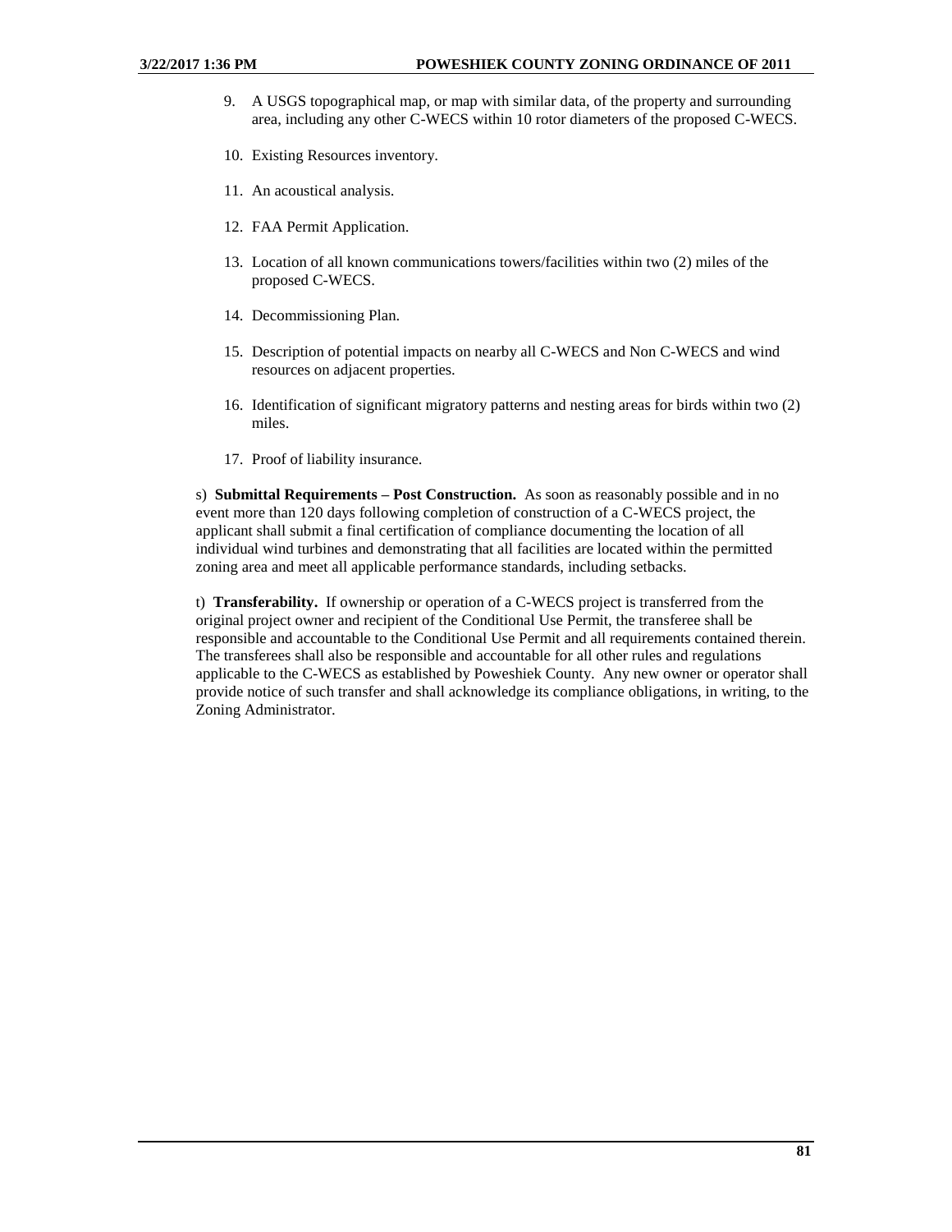9. A USGS topographical map, or map with similar data, of the property and surrounding area, including any other C-WECS within 10 rotor diameters of the proposed C-WECS.

10. Existing Resources inventory.

11. An acoustical analysis.

12. FAA Permit Application.

13. Location of all known communications towers/facilities within two (2) miles of the proposed C-WECS.

14. Decommissioning Plan.

15. Description of potential impacts on nearby all C-WECS and Non C-WECS and wind resources on adjacent properties.

16. Identification of significant migratory patterns and nesting areas for birds within two (2) miles.

17. Proof of liability insurance.

s) **Submittal Requirements – Post Construction.** As soon as reasonably possible and in no event more than 120 days following completion of construction of a C-WECS project, the applicant shall submit a final certification of compliance documenting the location of all individual wind turbines and demonstrating that all facilities are located within the permitted zoning area and meet all applicable performance standards, including setbacks.

t) **Transferability.** If ownership or operation of a C-WECS project is transferred from the original project owner and recipient of the Conditional Use Permit, the transferee shall be responsible and accountable to the Conditional Use Permit and all requirements contained therein. The transferees shall also be responsible and accountable for all other rules and regulations applicable to the C-WECS as established by Poweshiek County. Any new owner or operator shall provide notice of such transfer and shall acknowledge its compliance obligations, in writing, to the Zoning Administrator.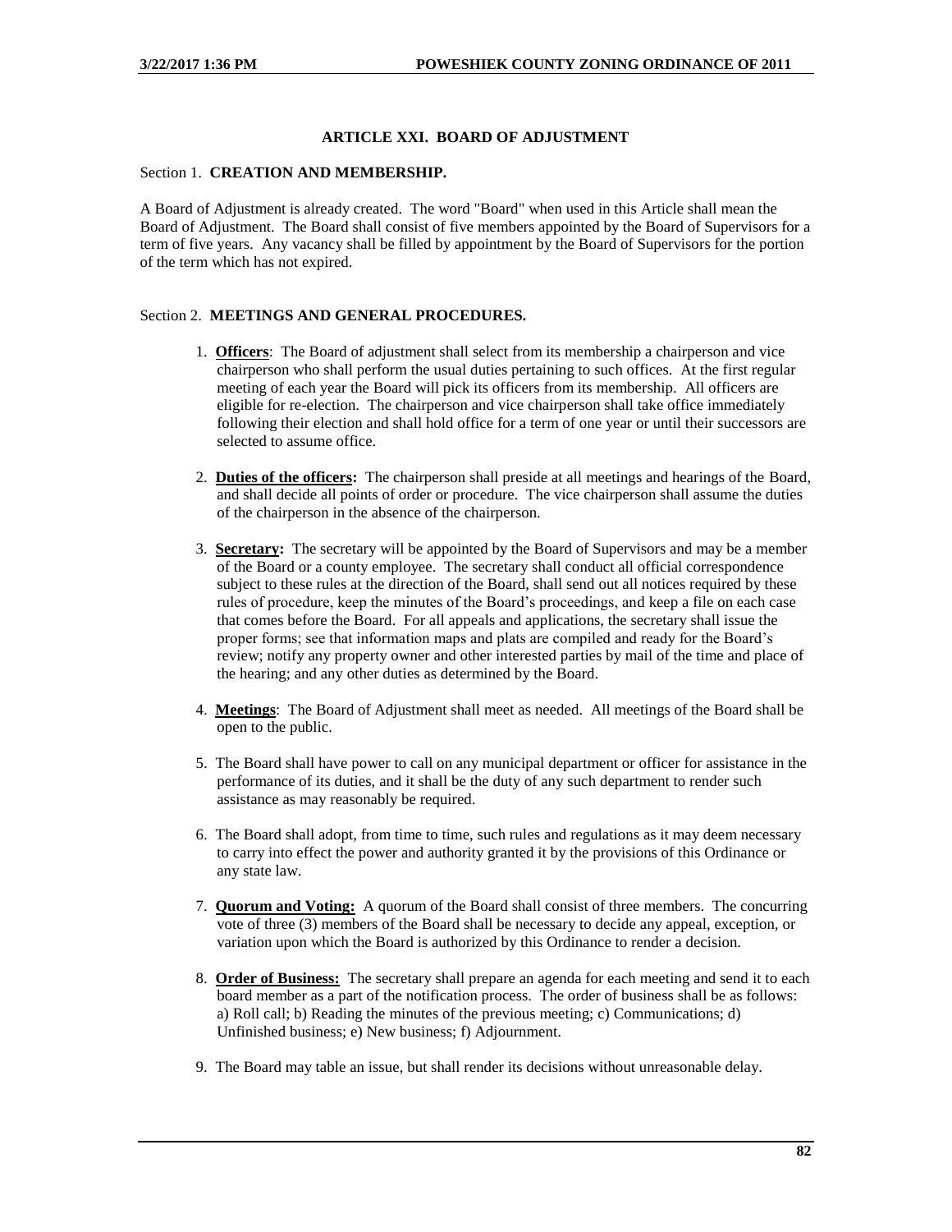# ARTICLE XXI. BOARD OF ADJUSTMENT

## Section 1. CREATION AND MEMBERSHIP.

A Board of Adjustment is already created. The word "Board" when used in this Article shall mean the Board of Adjustment. The Board shall consist of five members appointed by the Board of Supervisors for a term of five years. Any vacancy shall be filled by appointment by the Board of Supervisors for the portion of the term which has not expired.

## Section 2. MEETINGS AND GENERAL PROCEDURES.

1. **Officers**: The Board of adjustment shall select from its membership a chairperson and vice chairperson who shall perform the usual duties pertaining to such offices. At the first regular meeting of each year the Board will pick its officers from its membership. All officers are eligible for re-election. The chairperson and vice chairperson shall take office immediately following their election and shall hold office for a term of one year or until their successors are selected to assume office.

2. **Duties of the officers:** The chairperson shall preside at all meetings and hearings of the Board, and shall decide all points of order or procedure. The vice chairperson shall assume the duties of the chairperson in the absence of the chairperson.

3. **Secretary:** The secretary will be appointed by the Board of Supervisors and may be a member of the Board or a county employee. The secretary shall conduct all official correspondence subject to these rules at the direction of the Board, shall send out all notices required by these rules of procedure, keep the minutes of the Board's proceedings, and keep a file on each case that comes before the Board. For all appeals and applications, the secretary shall issue the proper forms; see that information maps and plats are compiled and ready for the Board's review; notify any property owner and other interested parties by mail of the time and place of the hearing; and any other duties as determined by the Board.

4. **Meetings**: The Board of Adjustment shall meet as needed. All meetings of the Board shall be open to the public.

5. The Board shall have power to call on any municipal department or officer for assistance in the performance of its duties, and it shall be the duty of any such department to render such assistance as may reasonably be required.

6. The Board shall adopt, from time to time, such rules and regulations as it may deem necessary to carry into effect the power and authority granted it by the provisions of this Ordinance or any state law.

7. **Quorum and Voting:** A quorum of the Board shall consist of three members. The concurring vote of three (3) members of the Board shall be necessary to decide any appeal, exception, or variation upon which the Board is authorized by this Ordinance to render a decision.

8. **Order of Business:** The secretary shall prepare an agenda for each meeting and send it to each board member as a part of the notification process. The order of business shall be as follows: a) Roll call; b) Reading the minutes of the previous meeting; c) Communications; d) Unfinished business; e) New business; f) Adjournment.

9. The Board may table an issue, but shall render its decisions without unreasonable delay.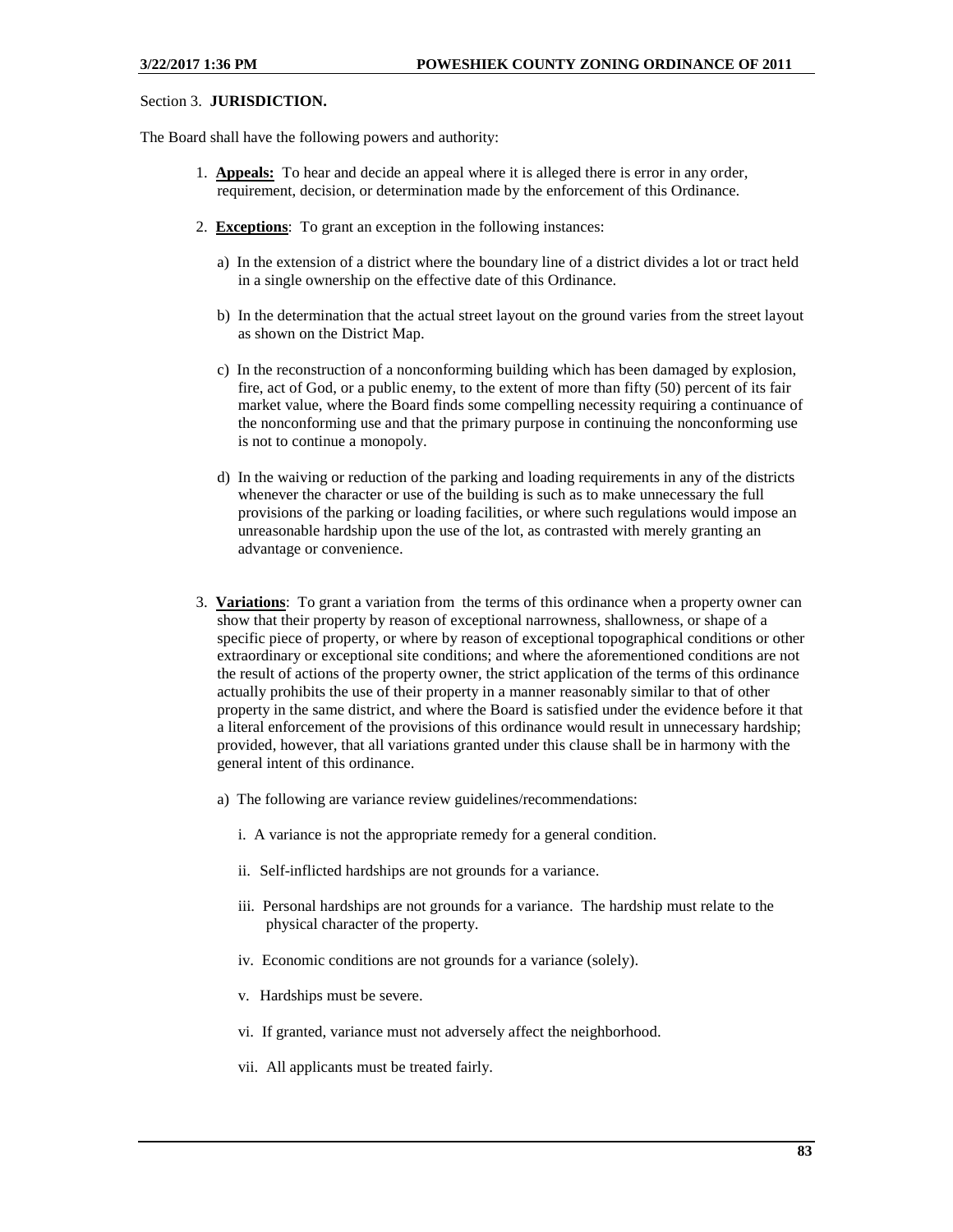Section 3. **JURISDICTION.**

The Board shall have the following powers and authority:

1. **Appeals:** To hear and decide an appeal where it is alleged there is error in any order, requirement, decision, or determination made by the enforcement of this Ordinance.

2. **Exceptions**: To grant an exception in the following instances:

   a) In the extension of a district where the boundary line of a district divides a lot or tract held in a single ownership on the effective date of this Ordinance.

   b) In the determination that the actual street layout on the ground varies from the street layout as shown on the District Map.

   c) In the reconstruction of a nonconforming building which has been damaged by explosion, fire, act of God, or a public enemy, to the extent of more than fifty (50) percent of its fair market value, where the Board finds some compelling necessity requiring a continuance of the nonconforming use and that the primary purpose in continuing the nonconforming use is not to continue a monopoly.

   d) In the waiving or reduction of the parking and loading requirements in any of the districts whenever the character or use of the building is such as to make unnecessary the full provisions of the parking or loading facilities, or where such regulations would impose an unreasonable hardship upon the use of the lot, as contrasted with merely granting an advantage or convenience.

3. **Variations**: To grant a variation from the terms of this ordinance when a property owner can show that their property by reason of exceptional narrowness, shallowness, or shape of a specific piece of property, or where by reason of exceptional topographical conditions or other extraordinary or exceptional site conditions; and where the aforementioned conditions are not the result of actions of the property owner, the strict application of the terms of this ordinance actually prohibits the use of their property in a manner reasonably similar to that of other property in the same district, and where the Board is satisfied under the evidence before it that a literal enforcement of the provisions of this ordinance would result in unnecessary hardship; provided, however, that all variations granted under this clause shall be in harmony with the general intent of this ordinance.

   a) The following are variance review guidelines/recommendations:

      i. A variance is not the appropriate remedy for a general condition.

      ii. Self-inflicted hardships are not grounds for a variance.

      iii. Personal hardships are not grounds for a variance. The hardship must relate to the physical character of the property.

      iv. Economic conditions are not grounds for a variance (solely).

      v. Hardships must be severe.

      vi. If granted, variance must not adversely affect the neighborhood.

      vii. All applicants must be treated fairly.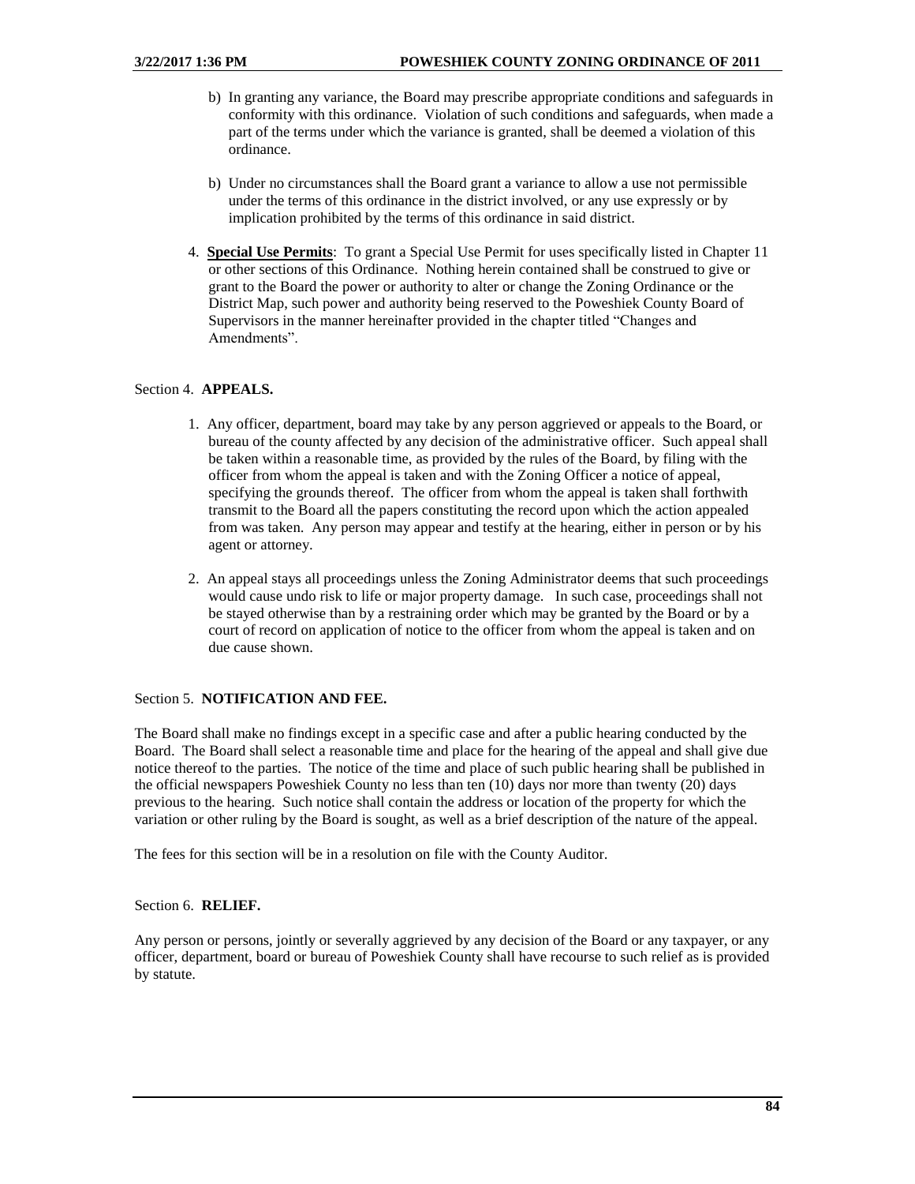b) In granting any variance, the Board may prescribe appropriate conditions and safeguards in conformity with this ordinance. Violation of such conditions and safeguards, when made a part of the terms under which the variance is granted, shall be deemed a violation of this ordinance.

b) Under no circumstances shall the Board grant a variance to allow a use not permissible under the terms of this ordinance in the district involved, or any use expressly or by implication prohibited by the terms of this ordinance in said district.

4. **Special Use Permits**: To grant a Special Use Permit for uses specifically listed in Chapter 11 or other sections of this Ordinance. Nothing herein contained shall be construed to give or grant to the Board the power or authority to alter or change the Zoning Ordinance or the District Map, such power and authority being reserved to the Poweshiek County Board of Supervisors in the manner hereinafter provided in the chapter titled "Changes and Amendments".

Section 4. **APPEALS.**

1. Any officer, department, board may take by any person aggrieved or appeals to the Board, or bureau of the county affected by any decision of the administrative officer. Such appeal shall be taken within a reasonable time, as provided by the rules of the Board, by filing with the officer from whom the appeal is taken and with the Zoning Officer a notice of appeal, specifying the grounds thereof. The officer from whom the appeal is taken shall forthwith transmit to the Board all the papers constituting the record upon which the action appealed from was taken. Any person may appear and testify at the hearing, either in person or by his agent or attorney.

2. An appeal stays all proceedings unless the Zoning Administrator deems that such proceedings would cause undo risk to life or major property damage. In such case, proceedings shall not be stayed otherwise than by a restraining order which may be granted by the Board or by a court of record on application of notice to the officer from whom the appeal is taken and on due cause shown.

Section 5. **NOTIFICATION AND FEE.**

The Board shall make no findings except in a specific case and after a public hearing conducted by the Board. The Board shall select a reasonable time and place for the hearing of the appeal and shall give due notice thereof to the parties. The notice of the time and place of such public hearing shall be published in the official newspapers Poweshiek County no less than ten (10) days nor more than twenty (20) days previous to the hearing. Such notice shall contain the address or location of the property for which the variation or other ruling by the Board is sought, as well as a brief description of the nature of the appeal.

The fees for this section will be in a resolution on file with the County Auditor.

Section 6. **RELIEF.**

Any person or persons, jointly or severally aggrieved by any decision of the Board or any taxpayer, or any officer, department, board or bureau of Poweshiek County shall have recourse to such relief as is provided by statute.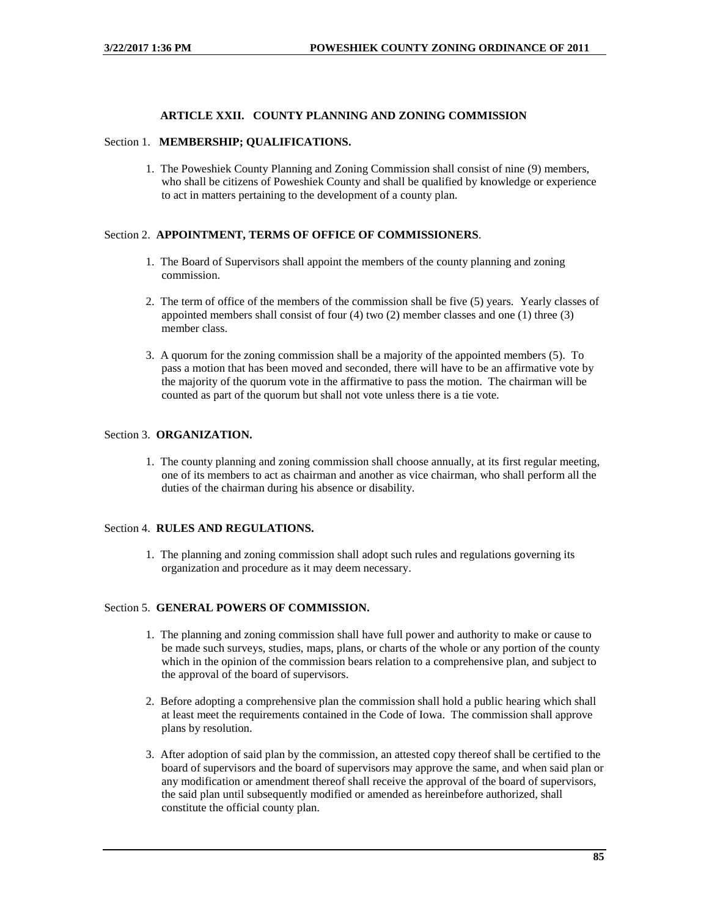## ARTICLE XXII. COUNTY PLANNING AND ZONING COMMISSION

### Section 1. MEMBERSHIP; QUALIFICATIONS.

1. The Poweshiek County Planning and Zoning Commission shall consist of nine (9) members, who shall be citizens of Poweshiek County and shall be qualified by knowledge or experience to act in matters pertaining to the development of a county plan.

### Section 2. APPOINTMENT, TERMS OF OFFICE OF COMMISSIONERS.

1. The Board of Supervisors shall appoint the members of the county planning and zoning commission.
2. The term of office of the members of the commission shall be five (5) years. Yearly classes of appointed members shall consist of four (4) two (2) member classes and one (1) three (3) member class.
3. A quorum for the zoning commission shall be a majority of the appointed members (5). To pass a motion that has been moved and seconded, there will have to be an affirmative vote by the majority of the quorum vote in the affirmative to pass the motion. The chairman will be counted as part of the quorum but shall not vote unless there is a tie vote.

### Section 3. ORGANIZATION.

1. The county planning and zoning commission shall choose annually, at its first regular meeting, one of its members to act as chairman and another as vice chairman, who shall perform all the duties of the chairman during his absence or disability.

### Section 4. RULES AND REGULATIONS.

1. The planning and zoning commission shall adopt such rules and regulations governing its organization and procedure as it may deem necessary.

### Section 5. GENERAL POWERS OF COMMISSION.

1. The planning and zoning commission shall have full power and authority to make or cause to be made such surveys, studies, maps, plans, or charts of the whole or any portion of the county which in the opinion of the commission bears relation to a comprehensive plan, and subject to the approval of the board of supervisors.
2. Before adopting a comprehensive plan the commission shall hold a public hearing which shall at least meet the requirements contained in the Code of Iowa. The commission shall approve plans by resolution.
3. After adoption of said plan by the commission, an attested copy thereof shall be certified to the board of supervisors and the board of supervisors may approve the same, and when said plan or any modification or amendment thereof shall receive the approval of the board of supervisors, the said plan until subsequently modified or amended as hereinbefore authorized, shall constitute the official county plan.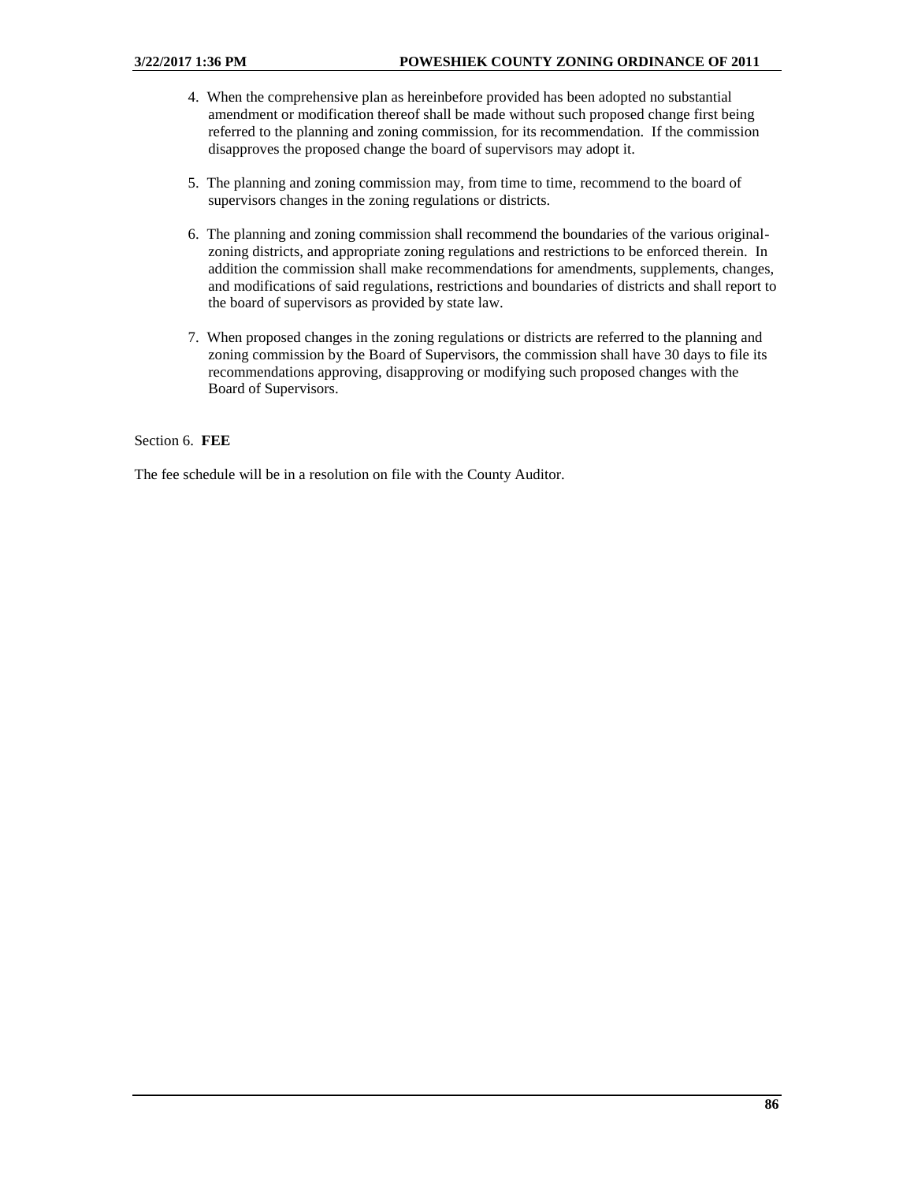4. When the comprehensive plan as hereinbefore provided has been adopted no substantial amendment or modification thereof shall be made without such proposed change first being referred to the planning and zoning commission, for its recommendation. If the commission disapproves the proposed change the board of supervisors may adopt it.

5. The planning and zoning commission may, from time to time, recommend to the board of supervisors changes in the zoning regulations or districts.

6. The planning and zoning commission shall recommend the boundaries of the various original-zoning districts, and appropriate zoning regulations and restrictions to be enforced therein. In addition the commission shall make recommendations for amendments, supplements, changes, and modifications of said regulations, restrictions and boundaries of districts and shall report to the board of supervisors as provided by state law.

7. When proposed changes in the zoning regulations or districts are referred to the planning and zoning commission by the Board of Supervisors, the commission shall have 30 days to file its recommendations approving, disapproving or modifying such proposed changes with the Board of Supervisors.

Section 6. **FEE**

The fee schedule will be in a resolution on file with the County Auditor.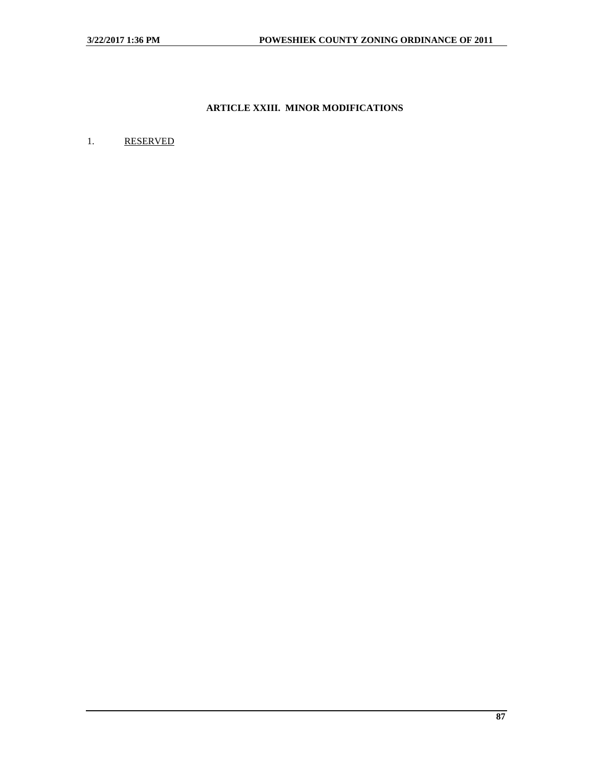## ARTICLE XXIII. MINOR MODIFICATIONS

1. RESERVED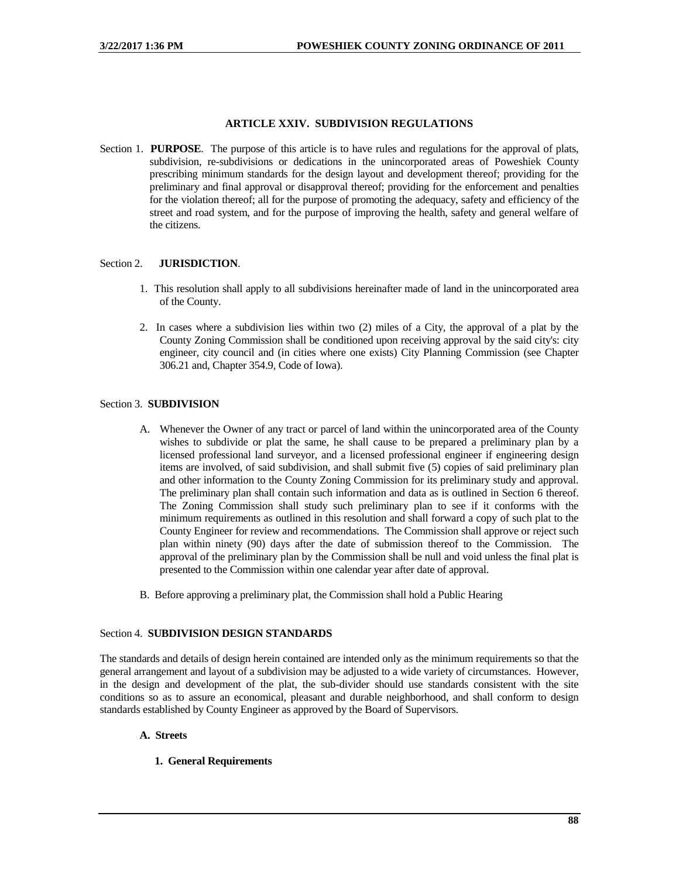## ARTICLE XXIV. SUBDIVISION REGULATIONS

Section 1. **PURPOSE**. The purpose of this article is to have rules and regulations for the approval of plats, subdivision, re-subdivisions or dedications in the unincorporated areas of Poweshiek County prescribing minimum standards for the design layout and development thereof; providing for the preliminary and final approval or disapproval thereof; providing for the enforcement and penalties for the violation thereof; all for the purpose of promoting the adequacy, safety and efficiency of the street and road system, and for the purpose of improving the health, safety and general welfare of the citizens.

Section 2. **JURISDICTION**.

1. This resolution shall apply to all subdivisions hereinafter made of land in the unincorporated area of the County.
2. In cases where a subdivision lies within two (2) miles of a City, the approval of a plat by the County Zoning Commission shall be conditioned upon receiving approval by the said city's: city engineer, city council and (in cities where one exists) City Planning Commission (see Chapter 306.21 and, Chapter 354.9, Code of Iowa).

Section 3. **SUBDIVISION**

A. Whenever the Owner of any tract or parcel of land within the unincorporated area of the County wishes to subdivide or plat the same, he shall cause to be prepared a preliminary plan by a licensed professional land surveyor, and a licensed professional engineer if engineering design items are involved, of said subdivision, and shall submit five (5) copies of said preliminary plan and other information to the County Zoning Commission for its preliminary study and approval. The preliminary plan shall contain such information and data as is outlined in Section 6 thereof. The Zoning Commission shall study such preliminary plan to see if it conforms with the minimum requirements as outlined in this resolution and shall forward a copy of such plat to the County Engineer for review and recommendations. The Commission shall approve or reject such plan within ninety (90) days after the date of submission thereof to the Commission. The approval of the preliminary plan by the Commission shall be null and void unless the final plat is presented to the Commission within one calendar year after date of approval.

B. Before approving a preliminary plat, the Commission shall hold a Public Hearing

Section 4. **SUBDIVISION DESIGN STANDARDS**

The standards and details of design herein contained are intended only as the minimum requirements so that the general arrangement and layout of a subdivision may be adjusted to a wide variety of circumstances. However, in the design and development of the plat, the sub-divider should use standards consistent with the site conditions so as to assure an economical, pleasant and durable neighborhood, and shall conform to design standards established by County Engineer as approved by the Board of Supervisors.

**A. Streets**

**1. General Requirements**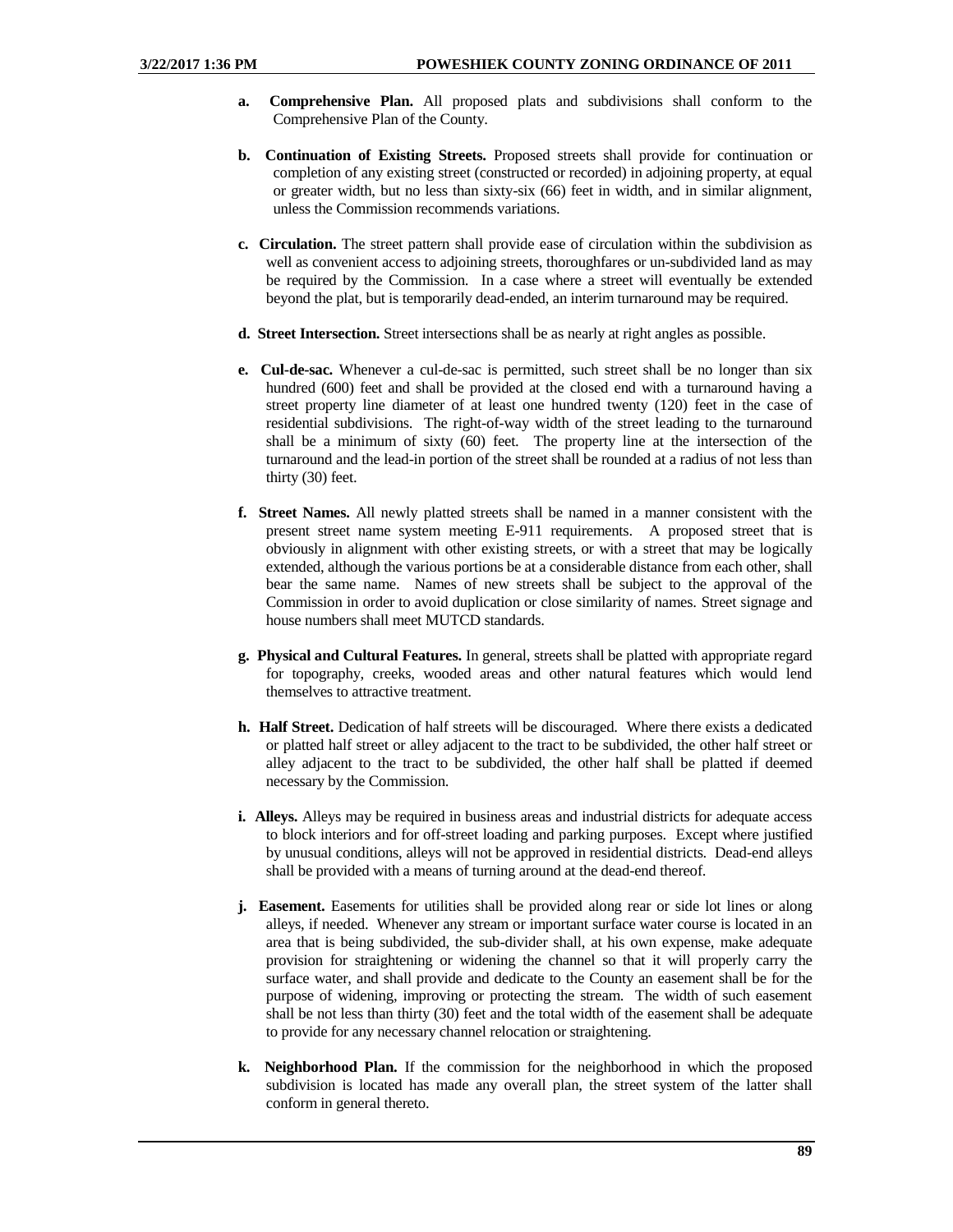- **a. Comprehensive Plan.** All proposed plats and subdivisions shall conform to the Comprehensive Plan of the County.

- **b. Continuation of Existing Streets.** Proposed streets shall provide for continuation or completion of any existing street (constructed or recorded) in adjoining property, at equal or greater width, but no less than sixty-six (66) feet in width, and in similar alignment, unless the Commission recommends variations.

- **c. Circulation.** The street pattern shall provide ease of circulation within the subdivision as well as convenient access to adjoining streets, thoroughfares or un-subdivided land as may be required by the Commission. In a case where a street will eventually be extended beyond the plat, but is temporarily dead-ended, an interim turnaround may be required.

- **d. Street Intersection.** Street intersections shall be as nearly at right angles as possible.

- **e. Cul-de-sac.** Whenever a cul-de-sac is permitted, such street shall be no longer than six hundred (600) feet and shall be provided at the closed end with a turnaround having a street property line diameter of at least one hundred twenty (120) feet in the case of residential subdivisions. The right-of-way width of the street leading to the turnaround shall be a minimum of sixty (60) feet. The property line at the intersection of the turnaround and the lead-in portion of the street shall be rounded at a radius of not less than thirty (30) feet.

- **f. Street Names.** All newly platted streets shall be named in a manner consistent with the present street name system meeting E-911 requirements. A proposed street that is obviously in alignment with other existing streets, or with a street that may be logically extended, although the various portions be at a considerable distance from each other, shall bear the same name. Names of new streets shall be subject to the approval of the Commission in order to avoid duplication or close similarity of names. Street signage and house numbers shall meet MUTCD standards.

- **g. Physical and Cultural Features.** In general, streets shall be platted with appropriate regard for topography, creeks, wooded areas and other natural features which would lend themselves to attractive treatment.

- **h. Half Street.** Dedication of half streets will be discouraged. Where there exists a dedicated or platted half street or alley adjacent to the tract to be subdivided, the other half street or alley adjacent to the tract to be subdivided, the other half shall be platted if deemed necessary by the Commission.

- **i. Alleys.** Alleys may be required in business areas and industrial districts for adequate access to block interiors and for off-street loading and parking purposes. Except where justified by unusual conditions, alleys will not be approved in residential districts. Dead-end alleys shall be provided with a means of turning around at the dead-end thereof.

- **j. Easement.** Easements for utilities shall be provided along rear or side lot lines or along alleys, if needed. Whenever any stream or important surface water course is located in an area that is being subdivided, the sub-divider shall, at his own expense, make adequate provision for straightening or widening the channel so that it will properly carry the surface water, and shall provide and dedicate to the County an easement shall be for the purpose of widening, improving or protecting the stream. The width of such easement shall be not less than thirty (30) feet and the total width of the easement shall be adequate to provide for any necessary channel relocation or straightening.

- **k. Neighborhood Plan.** If the commission for the neighborhood in which the proposed subdivision is located has made any overall plan, the street system of the latter shall conform in general thereto.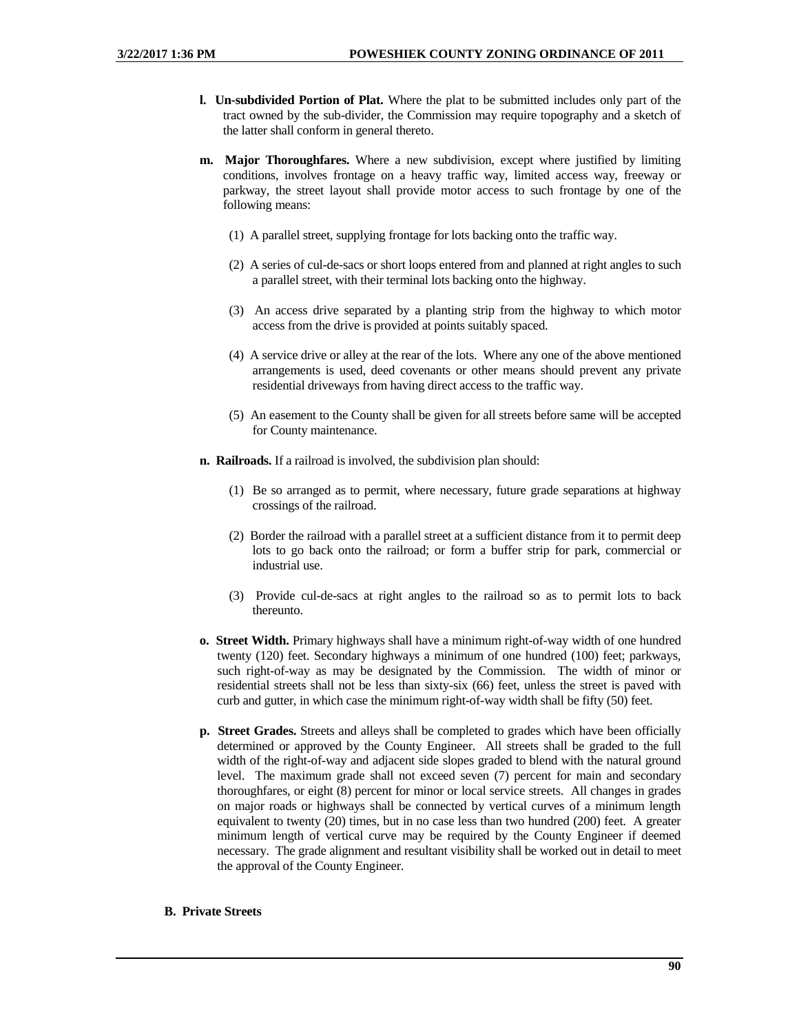**l. Un-subdivided Portion of Plat.** Where the plat to be submitted includes only part of the tract owned by the sub-divider, the Commission may require topography and a sketch of the latter shall conform in general thereto.

**m. Major Thoroughfares.** Where a new subdivision, except where justified by limiting conditions, involves frontage on a heavy traffic way, limited access way, freeway or parkway, the street layout shall provide motor access to such frontage by one of the following means:

(1) A parallel street, supplying frontage for lots backing onto the traffic way.

(2) A series of cul-de-sacs or short loops entered from and planned at right angles to such a parallel street, with their terminal lots backing onto the highway.

(3) An access drive separated by a planting strip from the highway to which motor access from the drive is provided at points suitably spaced.

(4) A service drive or alley at the rear of the lots. Where any one of the above mentioned arrangements is used, deed covenants or other means should prevent any private residential driveways from having direct access to the traffic way.

(5) An easement to the County shall be given for all streets before same will be accepted for County maintenance.

**n. Railroads.** If a railroad is involved, the subdivision plan should:

(1) Be so arranged as to permit, where necessary, future grade separations at highway crossings of the railroad.

(2) Border the railroad with a parallel street at a sufficient distance from it to permit deep lots to go back onto the railroad; or form a buffer strip for park, commercial or industrial use.

(3) Provide cul-de-sacs at right angles to the railroad so as to permit lots to back thereunto.

**o. Street Width.** Primary highways shall have a minimum right-of-way width of one hundred twenty (120) feet. Secondary highways a minimum of one hundred (100) feet; parkways, such right-of-way as may be designated by the Commission. The width of minor or residential streets shall not be less than sixty-six (66) feet, unless the street is paved with curb and gutter, in which case the minimum right-of-way width shall be fifty (50) feet.

**p. Street Grades.** Streets and alleys shall be completed to grades which have been officially determined or approved by the County Engineer. All streets shall be graded to the full width of the right-of-way and adjacent side slopes graded to blend with the natural ground level. The maximum grade shall not exceed seven (7) percent for main and secondary thoroughfares, or eight (8) percent for minor or local service streets. All changes in grades on major roads or highways shall be connected by vertical curves of a minimum length equivalent to twenty (20) times, but in no case less than two hundred (200) feet. A greater minimum length of vertical curve may be required by the County Engineer if deemed necessary. The grade alignment and resultant visibility shall be worked out in detail to meet the approval of the County Engineer.

**B. Private Streets**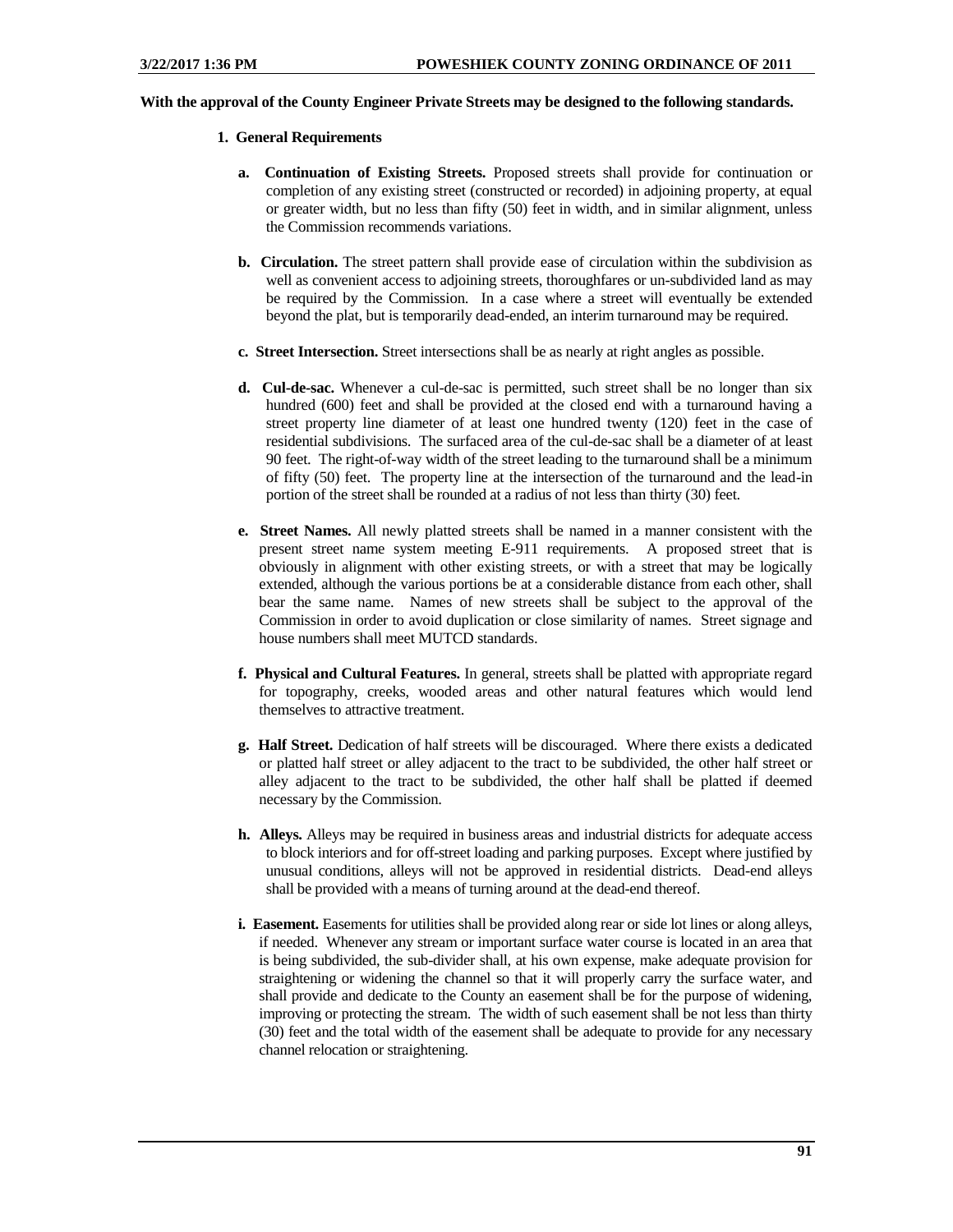**With the approval of the County Engineer Private Streets may be designed to the following standards.**

**1. General Requirements**

**a. Continuation of Existing Streets.** Proposed streets shall provide for continuation or completion of any existing street (constructed or recorded) in adjoining property, at equal or greater width, but no less than fifty (50) feet in width, and in similar alignment, unless the Commission recommends variations.

**b. Circulation.** The street pattern shall provide ease of circulation within the subdivision as well as convenient access to adjoining streets, thoroughfares or un-subdivided land as may be required by the Commission. In a case where a street will eventually be extended beyond the plat, but is temporarily dead-ended, an interim turnaround may be required.

**c. Street Intersection.** Street intersections shall be as nearly at right angles as possible.

**d. Cul-de-sac.** Whenever a cul-de-sac is permitted, such street shall be no longer than six hundred (600) feet and shall be provided at the closed end with a turnaround having a street property line diameter of at least one hundred twenty (120) feet in the case of residential subdivisions. The surfaced area of the cul-de-sac shall be a diameter of at least 90 feet. The right-of-way width of the street leading to the turnaround shall be a minimum of fifty (50) feet. The property line at the intersection of the turnaround and the lead-in portion of the street shall be rounded at a radius of not less than thirty (30) feet.

**e. Street Names.** All newly platted streets shall be named in a manner consistent with the present street name system meeting E-911 requirements. A proposed street that is obviously in alignment with other existing streets, or with a street that may be logically extended, although the various portions be at a considerable distance from each other, shall bear the same name. Names of new streets shall be subject to the approval of the Commission in order to avoid duplication or close similarity of names. Street signage and house numbers shall meet MUTCD standards.

**f. Physical and Cultural Features.** In general, streets shall be platted with appropriate regard for topography, creeks, wooded areas and other natural features which would lend themselves to attractive treatment.

**g. Half Street.** Dedication of half streets will be discouraged. Where there exists a dedicated or platted half street or alley adjacent to the tract to be subdivided, the other half street or alley adjacent to the tract to be subdivided, the other half shall be platted if deemed necessary by the Commission.

**h. Alleys.** Alleys may be required in business areas and industrial districts for adequate access to block interiors and for off-street loading and parking purposes. Except where justified by unusual conditions, alleys will not be approved in residential districts. Dead-end alleys shall be provided with a means of turning around at the dead-end thereof.

**i. Easement.** Easements for utilities shall be provided along rear or side lot lines or along alleys, if needed. Whenever any stream or important surface water course is located in an area that is being subdivided, the sub-divider shall, at his own expense, make adequate provision for straightening or widening the channel so that it will properly carry the surface water, and shall provide and dedicate to the County an easement shall be for the purpose of widening, improving or protecting the stream. The width of such easement shall be not less than thirty (30) feet and the total width of the easement shall be adequate to provide for any necessary channel relocation or straightening.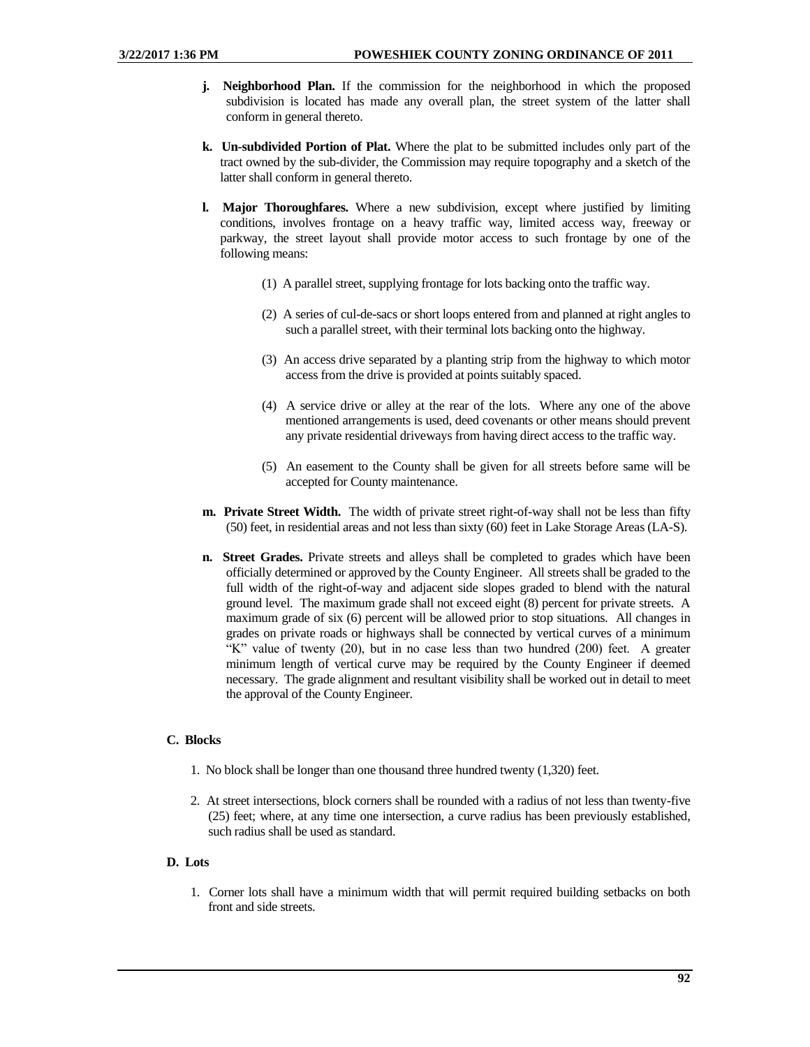j. **Neighborhood Plan.** If the commission for the neighborhood in which the proposed subdivision is located has made any overall plan, the street system of the latter shall conform in general thereto.

k. **Un-subdivided Portion of Plat.** Where the plat to be submitted includes only part of the tract owned by the sub-divider, the Commission may require topography and a sketch of the latter shall conform in general thereto.

l. **Major Thoroughfares.** Where a new subdivision, except where justified by limiting conditions, involves frontage on a heavy traffic way, limited access way, freeway or parkway, the street layout shall provide motor access to such frontage by one of the following means:

(1) A parallel street, supplying frontage for lots backing onto the traffic way.

(2) A series of cul-de-sacs or short loops entered from and planned at right angles to such a parallel street, with their terminal lots backing onto the highway.

(3) An access drive separated by a planting strip from the highway to which motor access from the drive is provided at points suitably spaced.

(4) A service drive or alley at the rear of the lots. Where any one of the above mentioned arrangements is used, deed covenants or other means should prevent any private residential driveways from having direct access to the traffic way.

(5) An easement to the County shall be given for all streets before same will be accepted for County maintenance.

m. **Private Street Width.** The width of private street right-of-way shall not be less than fifty (50) feet, in residential areas and not less than sixty (60) feet in Lake Storage Areas (LA-S).

n. **Street Grades.** Private streets and alleys shall be completed to grades which have been officially determined or approved by the County Engineer. All streets shall be graded to the full width of the right-of-way and adjacent side slopes graded to blend with the natural ground level. The maximum grade shall not exceed eight (8) percent for private streets. A maximum grade of six (6) percent will be allowed prior to stop situations. All changes in grades on private roads or highways shall be connected by vertical curves of a minimum "K" value of twenty (20), but in no case less than two hundred (200) feet. A greater minimum length of vertical curve may be required by the County Engineer if deemed necessary. The grade alignment and resultant visibility shall be worked out in detail to meet the approval of the County Engineer.

**C. Blocks**

1. No block shall be longer than one thousand three hundred twenty (1,320) feet.

2. At street intersections, block corners shall be rounded with a radius of not less than twenty-five (25) feet; where, at any time one intersection, a curve radius has been previously established, such radius shall be used as standard.

**D. Lots**

1. Corner lots shall have a minimum width that will permit required building setbacks on both front and side streets.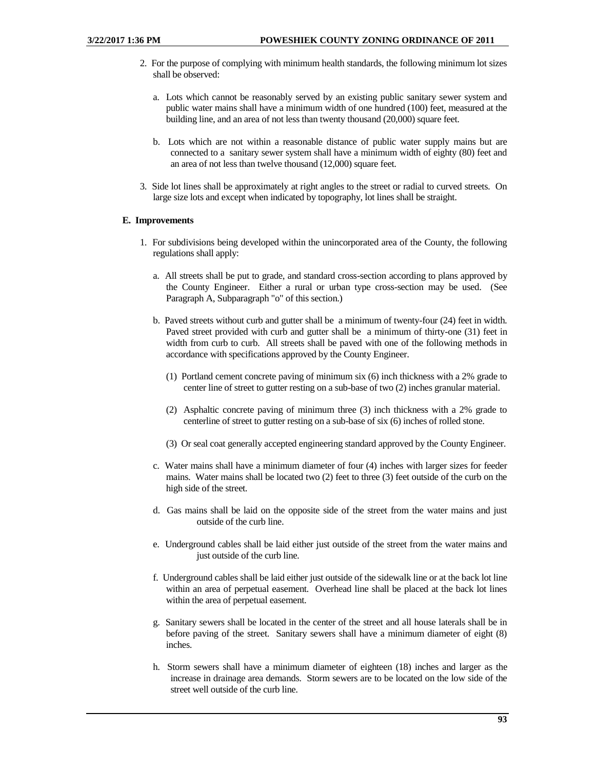2. For the purpose of complying with minimum health standards, the following minimum lot sizes shall be observed:

   a. Lots which cannot be reasonably served by an existing public sanitary sewer system and public water mains shall have a minimum width of one hundred (100) feet, measured at the building line, and an area of not less than twenty thousand (20,000) square feet.

   b. Lots which are not within a reasonable distance of public water supply mains but are connected to a sanitary sewer system shall have a minimum width of eighty (80) feet and an area of not less than twelve thousand (12,000) square feet.

3. Side lot lines shall be approximately at right angles to the street or radial to curved streets. On large size lots and except when indicated by topography, lot lines shall be straight.

**E. Improvements**

1. For subdivisions being developed within the unincorporated area of the County, the following regulations shall apply:

   a. All streets shall be put to grade, and standard cross-section according to plans approved by the County Engineer. Either a rural or urban type cross-section may be used. (See Paragraph A, Subparagraph "o" of this section.)

   b. Paved streets without curb and gutter shall be a minimum of twenty-four (24) feet in width. Paved street provided with curb and gutter shall be a minimum of thirty-one (31) feet in width from curb to curb. All streets shall be paved with one of the following methods in accordance with specifications approved by the County Engineer.

      (1) Portland cement concrete paving of minimum six (6) inch thickness with a 2% grade to center line of street to gutter resting on a sub-base of two (2) inches granular material.

      (2) Asphaltic concrete paving of minimum three (3) inch thickness with a 2% grade to centerline of street to gutter resting on a sub-base of six (6) inches of rolled stone.

      (3) Or seal coat generally accepted engineering standard approved by the County Engineer.

   c. Water mains shall have a minimum diameter of four (4) inches with larger sizes for feeder mains. Water mains shall be located two (2) feet to three (3) feet outside of the curb on the high side of the street.

   d. Gas mains shall be laid on the opposite side of the street from the water mains and just outside of the curb line.

   e. Underground cables shall be laid either just outside of the street from the water mains and just outside of the curb line.

   f. Underground cables shall be laid either just outside of the sidewalk line or at the back lot line within an area of perpetual easement. Overhead line shall be placed at the back lot lines within the area of perpetual easement.

   g. Sanitary sewers shall be located in the center of the street and all house laterals shall be in before paving of the street. Sanitary sewers shall have a minimum diameter of eight (8) inches.

   h. Storm sewers shall have a minimum diameter of eighteen (18) inches and larger as the increase in drainage area demands. Storm sewers are to be located on the low side of the street well outside of the curb line.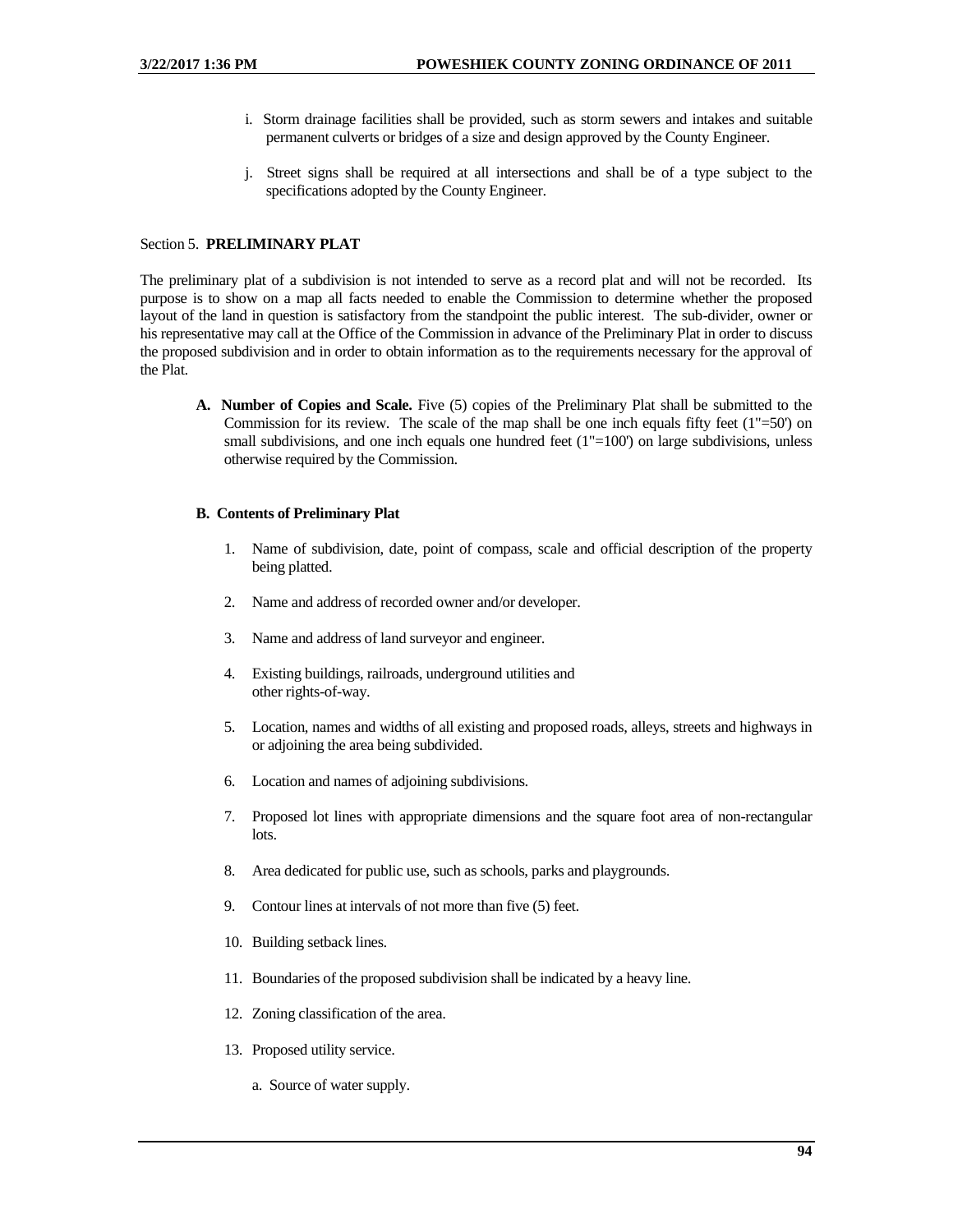i. Storm drainage facilities shall be provided, such as storm sewers and intakes and suitable permanent culverts or bridges of a size and design approved by the County Engineer.

j. Street signs shall be required at all intersections and shall be of a type subject to the specifications adopted by the County Engineer.

Section 5. **PRELIMINARY PLAT**

The preliminary plat of a subdivision is not intended to serve as a record plat and will not be recorded. Its purpose is to show on a map all facts needed to enable the Commission to determine whether the proposed layout of the land in question is satisfactory from the standpoint the public interest. The sub-divider, owner or his representative may call at the Office of the Commission in advance of the Preliminary Plat in order to discuss the proposed subdivision and in order to obtain information as to the requirements necessary for the approval of the Plat.

**A. Number of Copies and Scale.** Five (5) copies of the Preliminary Plat shall be submitted to the Commission for its review. The scale of the map shall be one inch equals fifty feet (1"=50') on small subdivisions, and one inch equals one hundred feet (1"=100') on large subdivisions, unless otherwise required by the Commission.

**B. Contents of Preliminary Plat**

1. Name of subdivision, date, point of compass, scale and official description of the property being platted.
2. Name and address of recorded owner and/or developer.
3. Name and address of land surveyor and engineer.
4. Existing buildings, railroads, underground utilities and other rights-of-way.
5. Location, names and widths of all existing and proposed roads, alleys, streets and highways in or adjoining the area being subdivided.
6. Location and names of adjoining subdivisions.
7. Proposed lot lines with appropriate dimensions and the square foot area of non-rectangular lots.
8. Area dedicated for public use, such as schools, parks and playgrounds.
9. Contour lines at intervals of not more than five (5) feet.
10. Building setback lines.
11. Boundaries of the proposed subdivision shall be indicated by a heavy line.
12. Zoning classification of the area.
13. Proposed utility service.

    a. Source of water supply.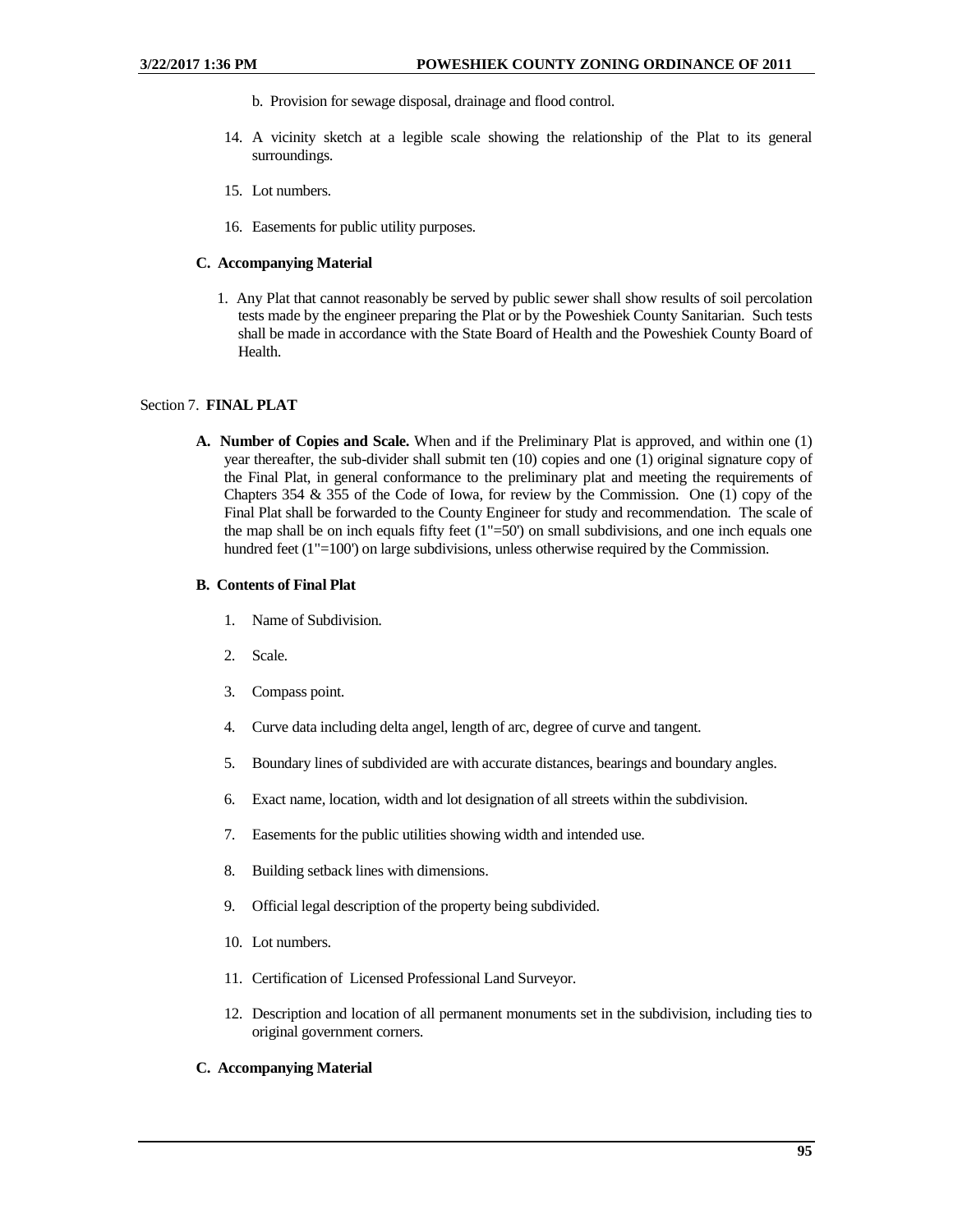b. Provision for sewage disposal, drainage and flood control.

14. A vicinity sketch at a legible scale showing the relationship of the Plat to its general surroundings.

15. Lot numbers.

16. Easements for public utility purposes.

**C. Accompanying Material**

1. Any Plat that cannot reasonably be served by public sewer shall show results of soil percolation tests made by the engineer preparing the Plat or by the Poweshiek County Sanitarian. Such tests shall be made in accordance with the State Board of Health and the Poweshiek County Board of Health.

Section 7. **FINAL PLAT**

**A. Number of Copies and Scale.** When and if the Preliminary Plat is approved, and within one (1) year thereafter, the sub-divider shall submit ten (10) copies and one (1) original signature copy of the Final Plat, in general conformance to the preliminary plat and meeting the requirements of Chapters 354 & 355 of the Code of Iowa, for review by the Commission. One (1) copy of the Final Plat shall be forwarded to the County Engineer for study and recommendation. The scale of the map shall be on inch equals fifty feet (1"=50') on small subdivisions, and one inch equals one hundred feet (1"=100') on large subdivisions, unless otherwise required by the Commission.

**B. Contents of Final Plat**

1. Name of Subdivision.

2. Scale.

3. Compass point.

4. Curve data including delta angel, length of arc, degree of curve and tangent.

5. Boundary lines of subdivided are with accurate distances, bearings and boundary angles.

6. Exact name, location, width and lot designation of all streets within the subdivision.

7. Easements for the public utilities showing width and intended use.

8. Building setback lines with dimensions.

9. Official legal description of the property being subdivided.

10. Lot numbers.

11. Certification of Licensed Professional Land Surveyor.

12. Description and location of all permanent monuments set in the subdivision, including ties to original government corners.

**C. Accompanying Material**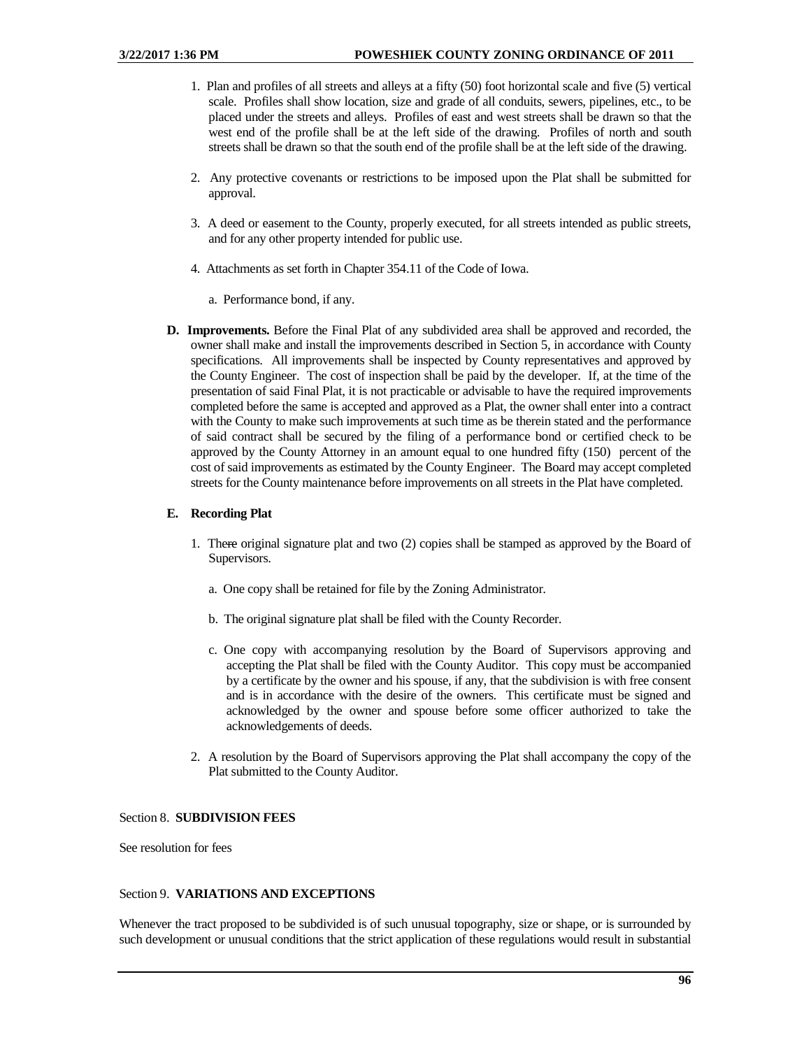1. Plan and profiles of all streets and alleys at a fifty (50) foot horizontal scale and five (5) vertical scale. Profiles shall show location, size and grade of all conduits, sewers, pipelines, etc., to be placed under the streets and alleys. Profiles of east and west streets shall be drawn so that the west end of the profile shall be at the left side of the drawing. Profiles of north and south streets shall be drawn so that the south end of the profile shall be at the left side of the drawing.

2. Any protective covenants or restrictions to be imposed upon the Plat shall be submitted for approval.

3. A deed or easement to the County, properly executed, for all streets intended as public streets, and for any other property intended for public use.

4. Attachments as set forth in Chapter 354.11 of the Code of Iowa.

   a. Performance bond, if any.

**D. Improvements.** Before the Final Plat of any subdivided area shall be approved and recorded, the owner shall make and install the improvements described in Section 5, in accordance with County specifications. All improvements shall be inspected by County representatives and approved by the County Engineer. The cost of inspection shall be paid by the developer. If, at the time of the presentation of said Final Plat, it is not practicable or advisable to have the required improvements completed before the same is accepted and approved as a Plat, the owner shall enter into a contract with the County to make such improvements at such time as be therein stated and the performance of said contract shall be secured by the filing of a performance bond or certified check to be approved by the County Attorney in an amount equal to one hundred fifty (150) percent of the cost of said improvements as estimated by the County Engineer. The Board may accept completed streets for the County maintenance before improvements on all streets in the Plat have completed.

**E. Recording Plat**

1. There original signature plat and two (2) copies shall be stamped as approved by the Board of Supervisors.

   a. One copy shall be retained for file by the Zoning Administrator.

   b. The original signature plat shall be filed with the County Recorder.

   c. One copy with accompanying resolution by the Board of Supervisors approving and accepting the Plat shall be filed with the County Auditor. This copy must be accompanied by a certificate by the owner and his spouse, if any, that the subdivision is with free consent and is in accordance with the desire of the owners. This certificate must be signed and acknowledged by the owner and spouse before some officer authorized to take the acknowledgements of deeds.

2. A resolution by the Board of Supervisors approving the Plat shall accompany the copy of the Plat submitted to the County Auditor.

## Section 8. **SUBDIVISION FEES**

See resolution for fees

## Section 9. **VARIATIONS AND EXCEPTIONS**

Whenever the tract proposed to be subdivided is of such unusual topography, size or shape, or is surrounded by such development or unusual conditions that the strict application of these regulations would result in substantial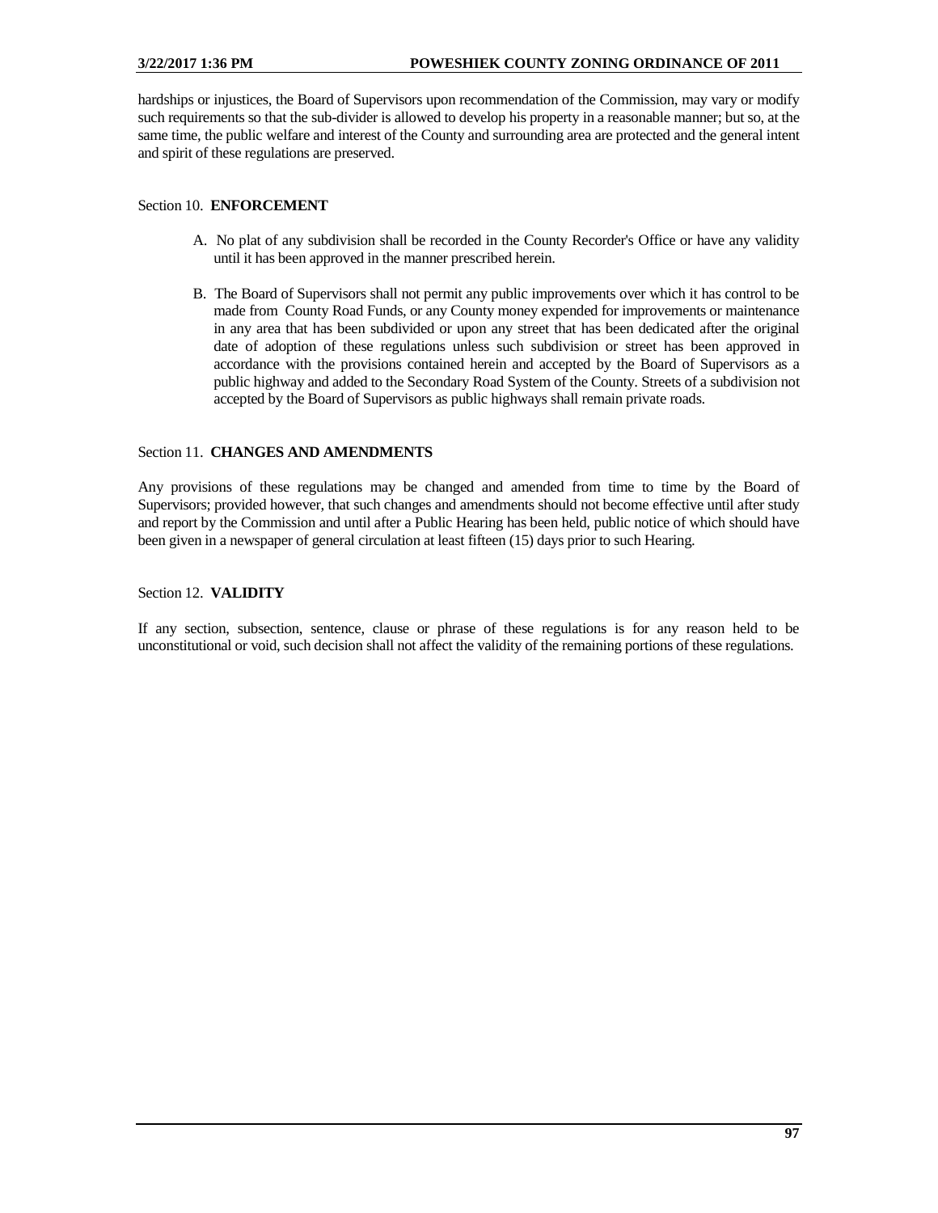hardships or injustices, the Board of Supervisors upon recommendation of the Commission, may vary or modify such requirements so that the sub-divider is allowed to develop his property in a reasonable manner; but so, at the same time, the public welfare and interest of the County and surrounding area are protected and the general intent and spirit of these regulations are preserved.

Section 10. **ENFORCEMENT**

A. No plat of any subdivision shall be recorded in the County Recorder's Office or have any validity until it has been approved in the manner prescribed herein.

B. The Board of Supervisors shall not permit any public improvements over which it has control to be made from County Road Funds, or any County money expended for improvements or maintenance in any area that has been subdivided or upon any street that has been dedicated after the original date of adoption of these regulations unless such subdivision or street has been approved in accordance with the provisions contained herein and accepted by the Board of Supervisors as a public highway and added to the Secondary Road System of the County. Streets of a subdivision not accepted by the Board of Supervisors as public highways shall remain private roads.

Section 11. **CHANGES AND AMENDMENTS**

Any provisions of these regulations may be changed and amended from time to time by the Board of Supervisors; provided however, that such changes and amendments should not become effective until after study and report by the Commission and until after a Public Hearing has been held, public notice of which should have been given in a newspaper of general circulation at least fifteen (15) days prior to such Hearing.

Section 12. **VALIDITY**

If any section, subsection, sentence, clause or phrase of these regulations is for any reason held to be unconstitutional or void, such decision shall not affect the validity of the remaining portions of these regulations.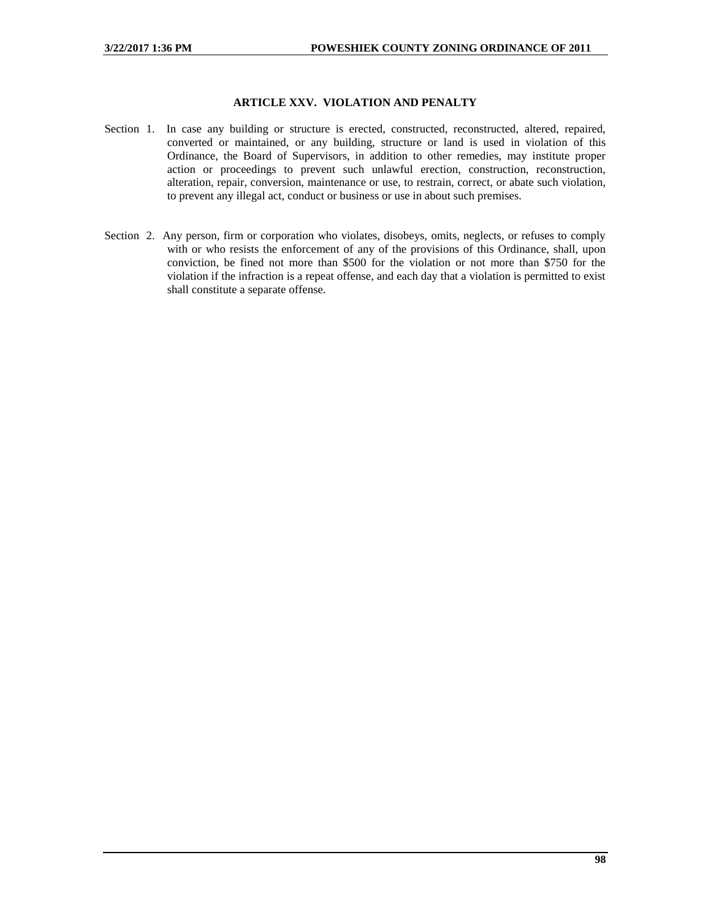## ARTICLE XXV. VIOLATION AND PENALTY

Section 1. In case any building or structure is erected, constructed, reconstructed, altered, repaired, converted or maintained, or any building, structure or land is used in violation of this Ordinance, the Board of Supervisors, in addition to other remedies, may institute proper action or proceedings to prevent such unlawful erection, construction, reconstruction, alteration, repair, conversion, maintenance or use, to restrain, correct, or abate such violation, to prevent any illegal act, conduct or business or use in about such premises.

Section 2. Any person, firm or corporation who violates, disobeys, omits, neglects, or refuses to comply with or who resists the enforcement of any of the provisions of this Ordinance, shall, upon conviction, be fined not more than $500 for the violation or not more than $750 for the violation if the infraction is a repeat offense, and each day that a violation is permitted to exist shall constitute a separate offense.